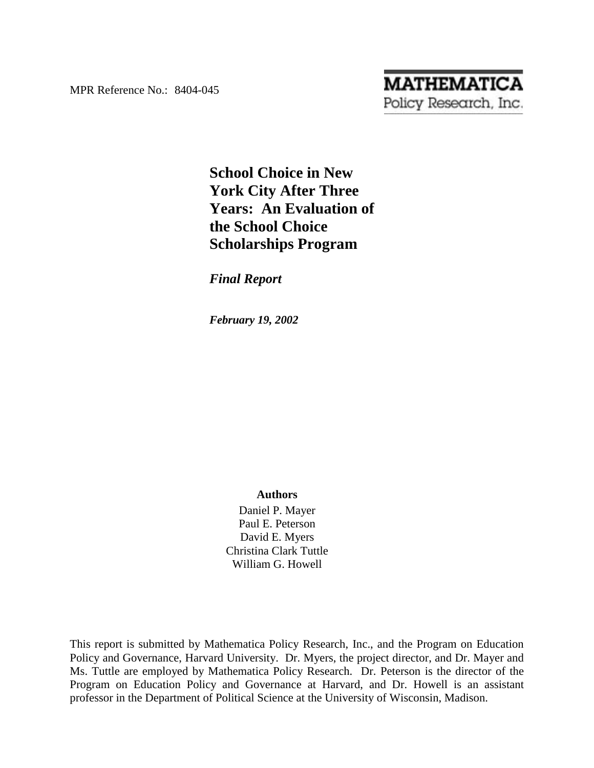MPR Reference No.: 8404-045

**MATHEMATICA**
Policy Research, Inc.

# School Choice in New York City After Three Years: An Evaluation of the School Choice Scholarships Program

***Final Report***

***February 19, 2002***

**Authors**

Daniel P. Mayer
Paul E. Peterson
David E. Myers
Christina Clark Tuttle
William G. Howell

This report is submitted by Mathematica Policy Research, Inc., and the Program on Education Policy and Governance, Harvard University. Dr. Myers, the project director, and Dr. Mayer and Ms. Tuttle are employed by Mathematica Policy Research. Dr. Peterson is the director of the Program on Education Policy and Governance at Harvard, and Dr. Howell is an assistant professor in the Department of Political Science at the University of Wisconsin, Madison.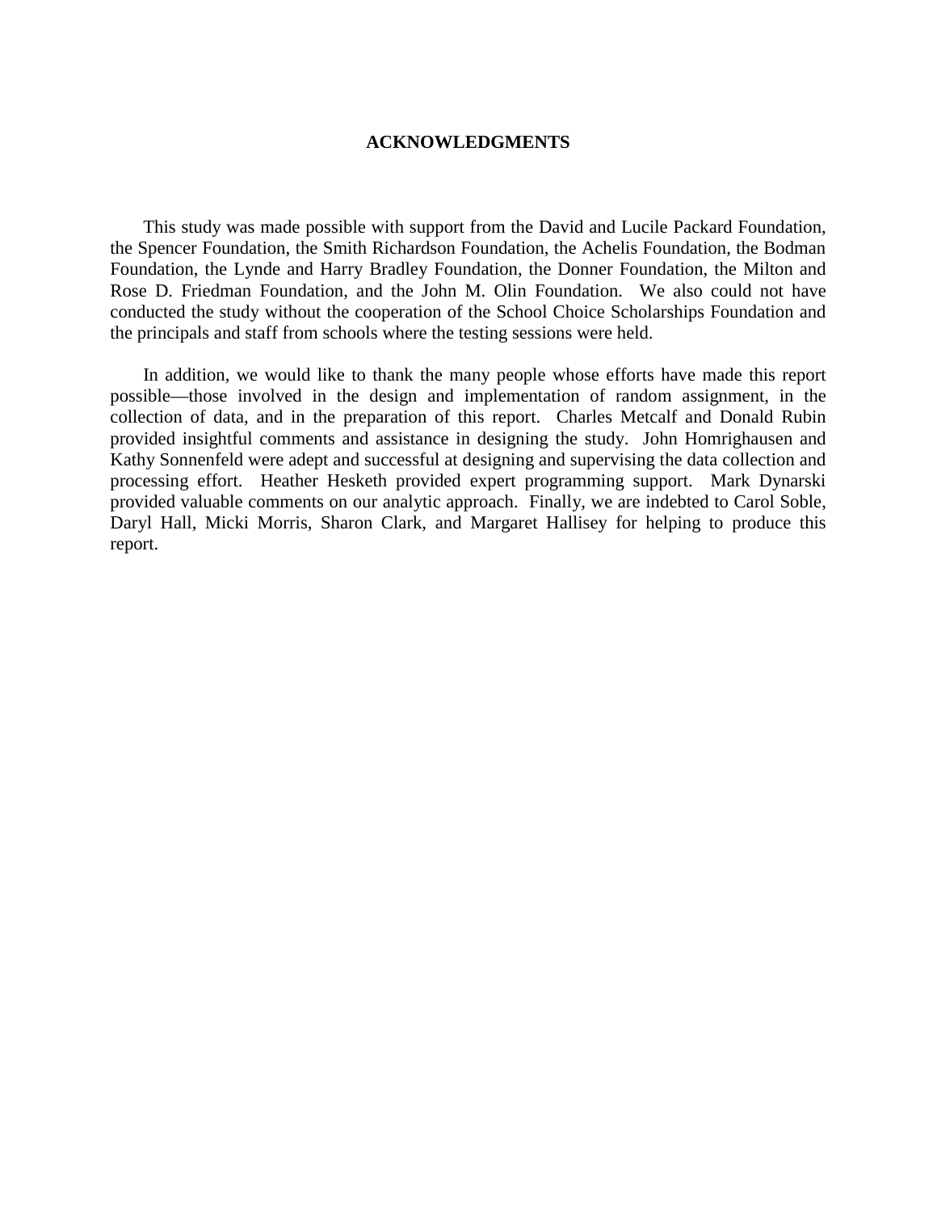## ACKNOWLEDGMENTS

This study was made possible with support from the David and Lucile Packard Foundation, the Spencer Foundation, the Smith Richardson Foundation, the Achelis Foundation, the Bodman Foundation, the Lynde and Harry Bradley Foundation, the Donner Foundation, the Milton and Rose D. Friedman Foundation, and the John M. Olin Foundation. We also could not have conducted the study without the cooperation of the School Choice Scholarships Foundation and the principals and staff from schools where the testing sessions were held.

In addition, we would like to thank the many people whose efforts have made this report possible—those involved in the design and implementation of random assignment, in the collection of data, and in the preparation of this report. Charles Metcalf and Donald Rubin provided insightful comments and assistance in designing the study. John Homrighausen and Kathy Sonnenfeld were adept and successful at designing and supervising the data collection and processing effort. Heather Hesketh provided expert programming support. Mark Dynarski provided valuable comments on our analytic approach. Finally, we are indebted to Carol Soble, Daryl Hall, Micki Morris, Sharon Clark, and Margaret Hallisey for helping to produce this report.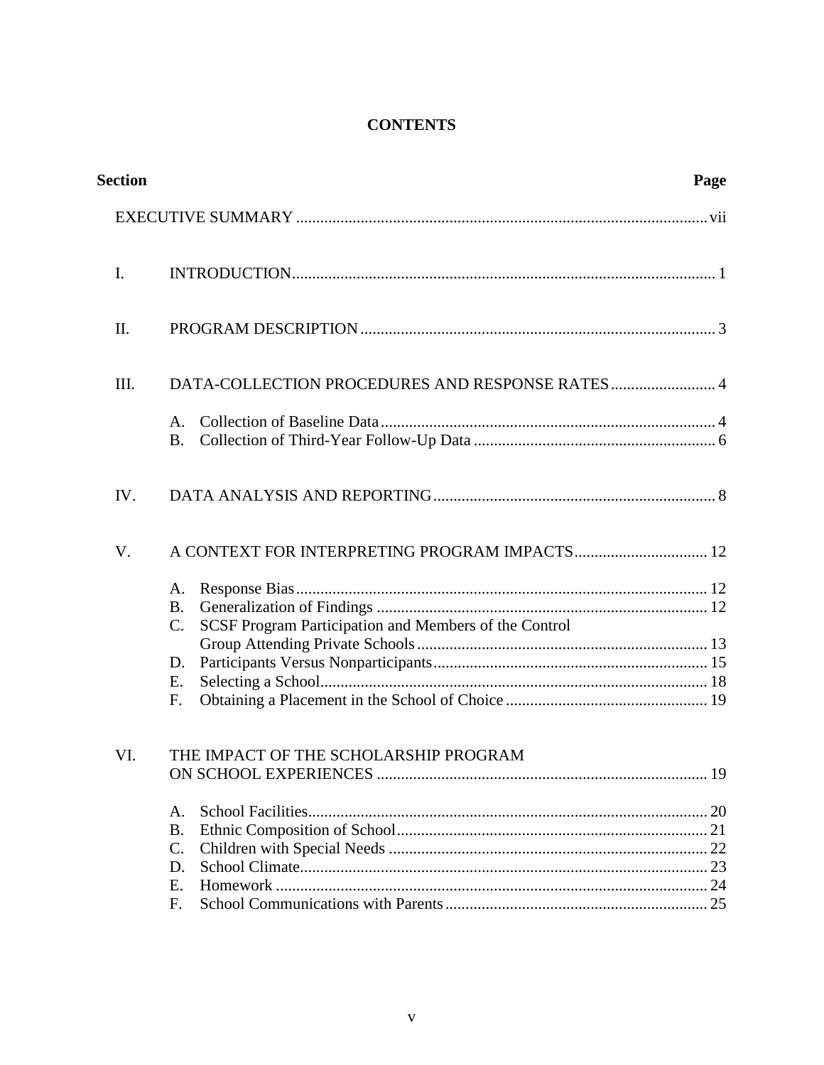# CONTENTS

| Section | | Page |
|---|---|---|
| | EXECUTIVE SUMMARY | vii |
| I. | INTRODUCTION | 1 |
| II. | PROGRAM DESCRIPTION | 3 |
| III. | DATA-COLLECTION PROCEDURES AND RESPONSE RATES | 4 |
| | A. Collection of Baseline Data | 4 |
| | B. Collection of Third-Year Follow-Up Data | 6 |
| IV. | DATA ANALYSIS AND REPORTING | 8 |
| V. | A CONTEXT FOR INTERPRETING PROGRAM IMPACTS | 12 |
| | A. Response Bias | 12 |
| | B. Generalization of Findings | 12 |
| | C. SCSF Program Participation and Members of the Control Group Attending Private Schools | 13 |
| | D. Participants Versus Nonparticipants | 15 |
| | E. Selecting a School | 18 |
| | F. Obtaining a Placement in the School of Choice | 19 |
| VI. | THE IMPACT OF THE SCHOLARSHIP PROGRAM ON SCHOOL EXPERIENCES | 19 |
| | A. School Facilities | 20 |
| | B. Ethnic Composition of School | 21 |
| | C. Children with Special Needs | 22 |
| | D. School Climate | 23 |
| | E. Homework | 24 |
| | F. School Communications with Parents | 25 |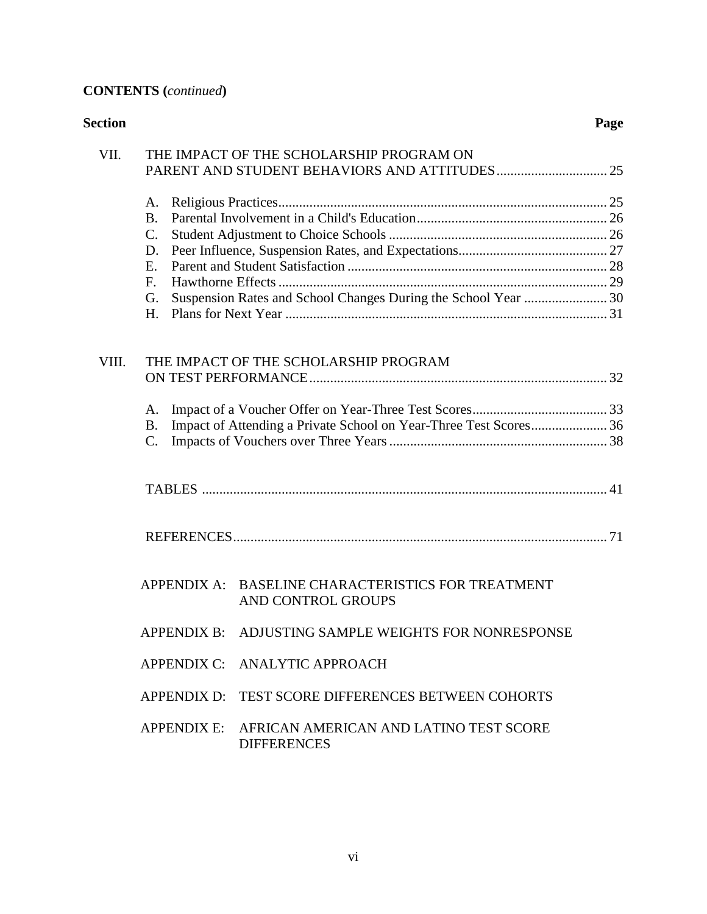**CONTENTS (*continued*)**

| Section | | Page |
|---|---|---|
| VII. | THE IMPACT OF THE SCHOLARSHIP PROGRAM ON PARENT AND STUDENT BEHAVIORS AND ATTITUDES | 25 |
| | A. Religious Practices | 25 |
| | B. Parental Involvement in a Child's Education | 26 |
| | C. Student Adjustment to Choice Schools | 26 |
| | D. Peer Influence, Suspension Rates, and Expectations | 27 |
| | E. Parent and Student Satisfaction | 28 |
| | F. Hawthorne Effects | 29 |
| | G. Suspension Rates and School Changes During the School Year | 30 |
| | H. Plans for Next Year | 31 |
| VIII. | THE IMPACT OF THE SCHOLARSHIP PROGRAM ON TEST PERFORMANCE | 32 |
| | A. Impact of a Voucher Offer on Year-Three Test Scores | 33 |
| | B. Impact of Attending a Private School on Year-Three Test Scores | 36 |
| | C. Impacts of Vouchers over Three Years | 38 |
| | TABLES | 41 |
| | REFERENCES | 71 |

APPENDIX A: BASELINE CHARACTERISTICS FOR TREATMENT AND CONTROL GROUPS

APPENDIX B: ADJUSTING SAMPLE WEIGHTS FOR NONRESPONSE

APPENDIX C: ANALYTIC APPROACH

APPENDIX D: TEST SCORE DIFFERENCES BETWEEN COHORTS

APPENDIX E: AFRICAN AMERICAN AND LATINO TEST SCORE DIFFERENCES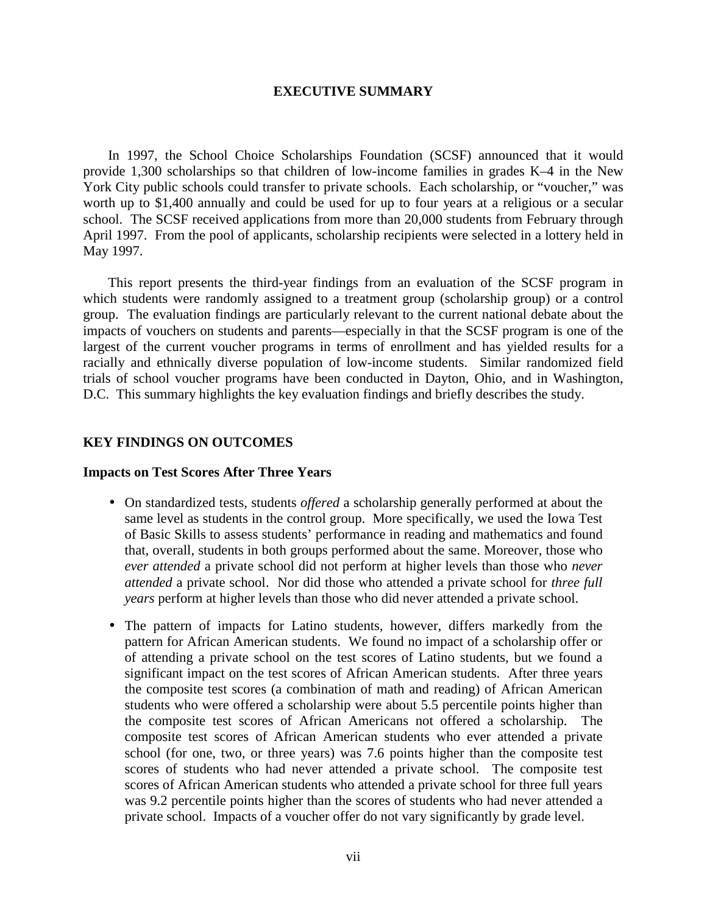# EXECUTIVE SUMMARY

In 1997, the School Choice Scholarships Foundation (SCSF) announced that it would provide 1,300 scholarships so that children of low-income families in grades K–4 in the New York City public schools could transfer to private schools. Each scholarship, or "voucher," was worth up to $1,400 annually and could be used for up to four years at a religious or a secular school. The SCSF received applications from more than 20,000 students from February through April 1997. From the pool of applicants, scholarship recipients were selected in a lottery held in May 1997.

This report presents the third-year findings from an evaluation of the SCSF program in which students were randomly assigned to a treatment group (scholarship group) or a control group. The evaluation findings are particularly relevant to the current national debate about the impacts of vouchers on students and parents—especially in that the SCSF program is one of the largest of the current voucher programs in terms of enrollment and has yielded results for a racially and ethnically diverse population of low-income students. Similar randomized field trials of school voucher programs have been conducted in Dayton, Ohio, and in Washington, D.C. This summary highlights the key evaluation findings and briefly describes the study.

## KEY FINDINGS ON OUTCOMES

### Impacts on Test Scores After Three Years

- On standardized tests, students *offered* a scholarship generally performed at about the same level as students in the control group. More specifically, we used the Iowa Test of Basic Skills to assess students' performance in reading and mathematics and found that, overall, students in both groups performed about the same. Moreover, those who *ever attended* a private school did not perform at higher levels than those who *never attended* a private school. Nor did those who attended a private school for *three full years* perform at higher levels than those who did never attended a private school.

- The pattern of impacts for Latino students, however, differs markedly from the pattern for African American students. We found no impact of a scholarship offer or of attending a private school on the test scores of Latino students, but we found a significant impact on the test scores of African American students. After three years the composite test scores (a combination of math and reading) of African American students who were offered a scholarship were about 5.5 percentile points higher than the composite test scores of African Americans not offered a scholarship. The composite test scores of African American students who ever attended a private school (for one, two, or three years) was 7.6 points higher than the composite test scores of students who had never attended a private school. The composite test scores of African American students who attended a private school for three full years was 9.2 percentile points higher than the scores of students who had never attended a private school. Impacts of a voucher offer do not vary significantly by grade level.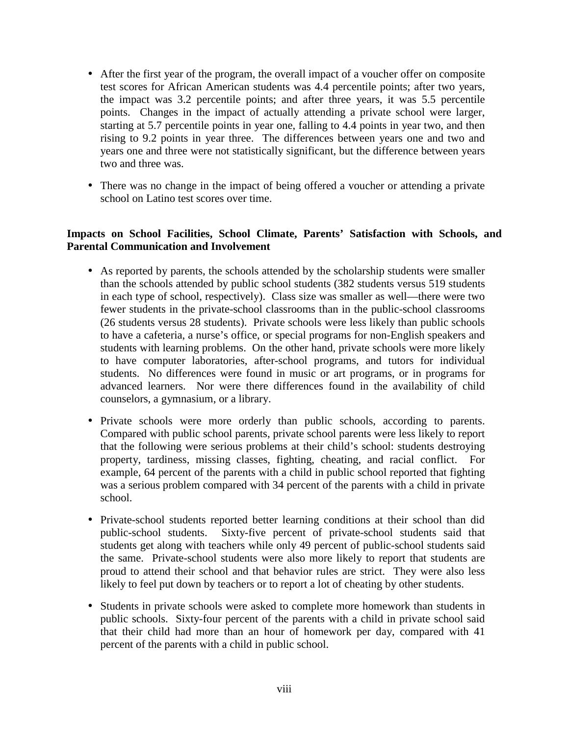- After the first year of the program, the overall impact of a voucher offer on composite test scores for African American students was 4.4 percentile points; after two years, the impact was 3.2 percentile points; and after three years, it was 5.5 percentile points. Changes in the impact of actually attending a private school were larger, starting at 5.7 percentile points in year one, falling to 4.4 points in year two, and then rising to 9.2 points in year three. The differences between years one and two and years one and three were not statistically significant, but the difference between years two and three was.

- There was no change in the impact of being offered a voucher or attending a private school on Latino test scores over time.

**Impacts on School Facilities, School Climate, Parents' Satisfaction with Schools, and Parental Communication and Involvement**

- As reported by parents, the schools attended by the scholarship students were smaller than the schools attended by public school students (382 students versus 519 students in each type of school, respectively). Class size was smaller as well—there were two fewer students in the private-school classrooms than in the public-school classrooms (26 students versus 28 students). Private schools were less likely than public schools to have a cafeteria, a nurse's office, or special programs for non-English speakers and students with learning problems. On the other hand, private schools were more likely to have computer laboratories, after-school programs, and tutors for individual students. No differences were found in music or art programs, or in programs for advanced learners. Nor were there differences found in the availability of child counselors, a gymnasium, or a library.

- Private schools were more orderly than public schools, according to parents. Compared with public school parents, private school parents were less likely to report that the following were serious problems at their child's school: students destroying property, tardiness, missing classes, fighting, cheating, and racial conflict. For example, 64 percent of the parents with a child in public school reported that fighting was a serious problem compared with 34 percent of the parents with a child in private school.

- Private-school students reported better learning conditions at their school than did public-school students. Sixty-five percent of private-school students said that students get along with teachers while only 49 percent of public-school students said the same. Private-school students were also more likely to report that students are proud to attend their school and that behavior rules are strict. They were also less likely to feel put down by teachers or to report a lot of cheating by other students.

- Students in private schools were asked to complete more homework than students in public schools. Sixty-four percent of the parents with a child in private school said that their child had more than an hour of homework per day, compared with 41 percent of the parents with a child in public school.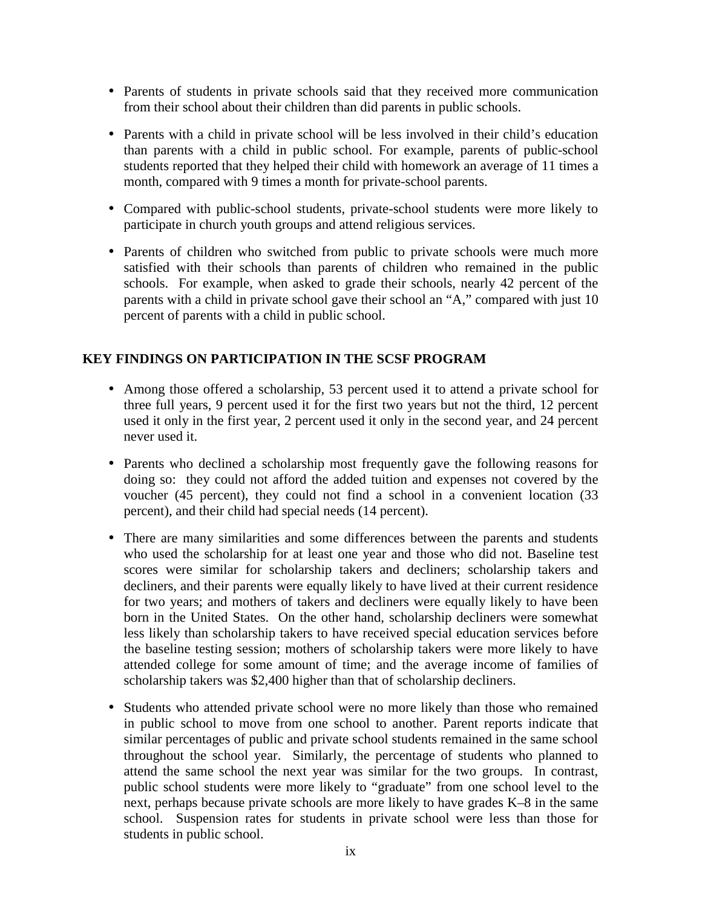- Parents of students in private schools said that they received more communication from their school about their children than did parents in public schools.
- Parents with a child in private school will be less involved in their child's education than parents with a child in public school. For example, parents of public-school students reported that they helped their child with homework an average of 11 times a month, compared with 9 times a month for private-school parents.
- Compared with public-school students, private-school students were more likely to participate in church youth groups and attend religious services.
- Parents of children who switched from public to private schools were much more satisfied with their schools than parents of children who remained in the public schools. For example, when asked to grade their schools, nearly 42 percent of the parents with a child in private school gave their school an "A," compared with just 10 percent of parents with a child in public school.

## KEY FINDINGS ON PARTICIPATION IN THE SCSF PROGRAM

- Among those offered a scholarship, 53 percent used it to attend a private school for three full years, 9 percent used it for the first two years but not the third, 12 percent used it only in the first year, 2 percent used it only in the second year, and 24 percent never used it.
- Parents who declined a scholarship most frequently gave the following reasons for doing so: they could not afford the added tuition and expenses not covered by the voucher (45 percent), they could not find a school in a convenient location (33 percent), and their child had special needs (14 percent).
- There are many similarities and some differences between the parents and students who used the scholarship for at least one year and those who did not. Baseline test scores were similar for scholarship takers and decliners; scholarship takers and decliners, and their parents were equally likely to have lived at their current residence for two years; and mothers of takers and decliners were equally likely to have been born in the United States. On the other hand, scholarship decliners were somewhat less likely than scholarship takers to have received special education services before the baseline testing session; mothers of scholarship takers were more likely to have attended college for some amount of time; and the average income of families of scholarship takers was $2,400 higher than that of scholarship decliners.
- Students who attended private school were no more likely than those who remained in public school to move from one school to another. Parent reports indicate that similar percentages of public and private school students remained in the same school throughout the school year. Similarly, the percentage of students who planned to attend the same school the next year was similar for the two groups. In contrast, public school students were more likely to "graduate" from one school level to the next, perhaps because private schools are more likely to have grades K–8 in the same school. Suspension rates for students in private school were less than those for students in public school.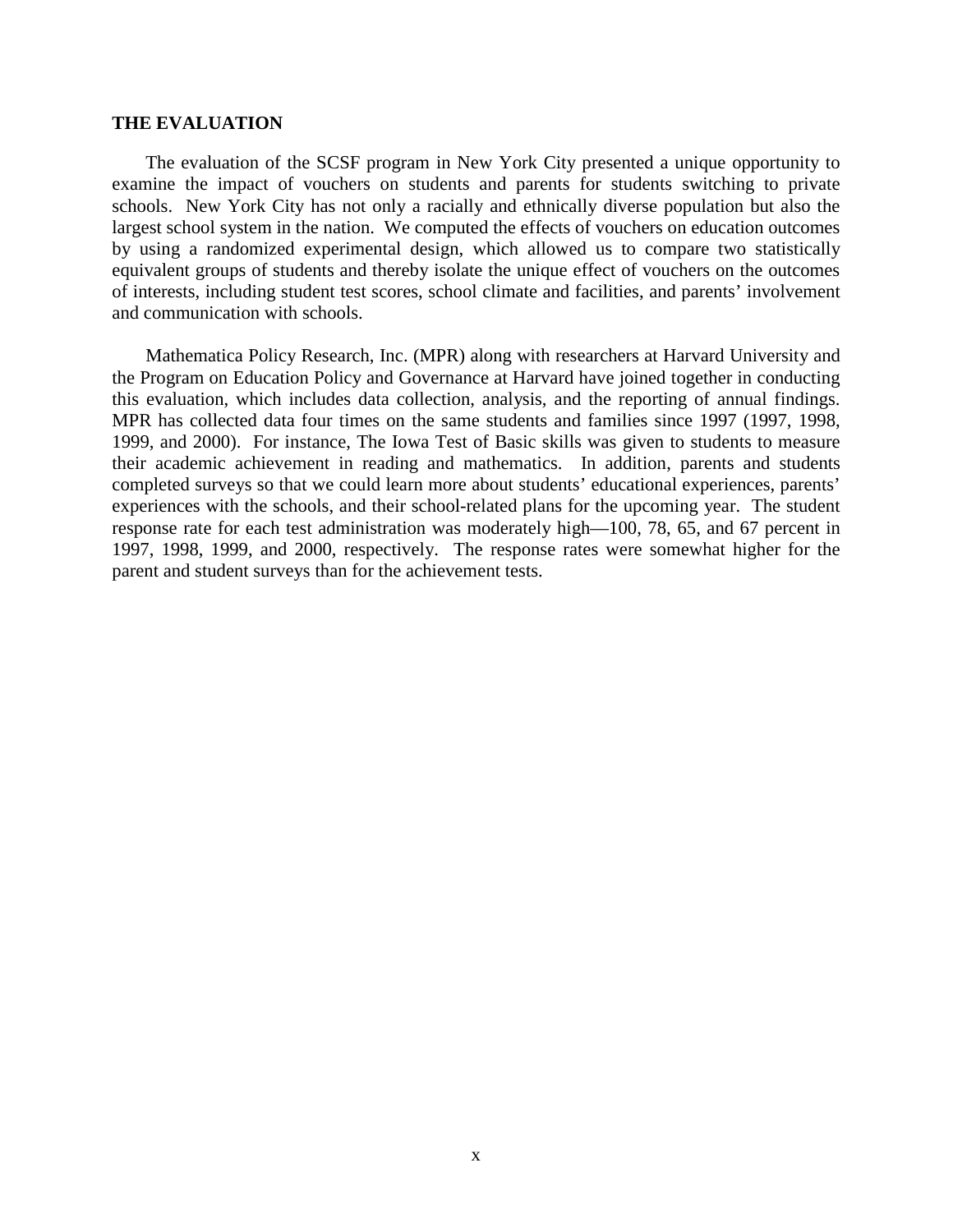### THE EVALUATION

The evaluation of the SCSF program in New York City presented a unique opportunity to examine the impact of vouchers on students and parents for students switching to private schools. New York City has not only a racially and ethnically diverse population but also the largest school system in the nation. We computed the effects of vouchers on education outcomes by using a randomized experimental design, which allowed us to compare two statistically equivalent groups of students and thereby isolate the unique effect of vouchers on the outcomes of interests, including student test scores, school climate and facilities, and parents' involvement and communication with schools.

Mathematica Policy Research, Inc. (MPR) along with researchers at Harvard University and the Program on Education Policy and Governance at Harvard have joined together in conducting this evaluation, which includes data collection, analysis, and the reporting of annual findings. MPR has collected data four times on the same students and families since 1997 (1997, 1998, 1999, and 2000). For instance, The Iowa Test of Basic skills was given to students to measure their academic achievement in reading and mathematics. In addition, parents and students completed surveys so that we could learn more about students' educational experiences, parents' experiences with the schools, and their school-related plans for the upcoming year. The student response rate for each test administration was moderately high—100, 78, 65, and 67 percent in 1997, 1998, 1999, and 2000, respectively. The response rates were somewhat higher for the parent and student surveys than for the achievement tests.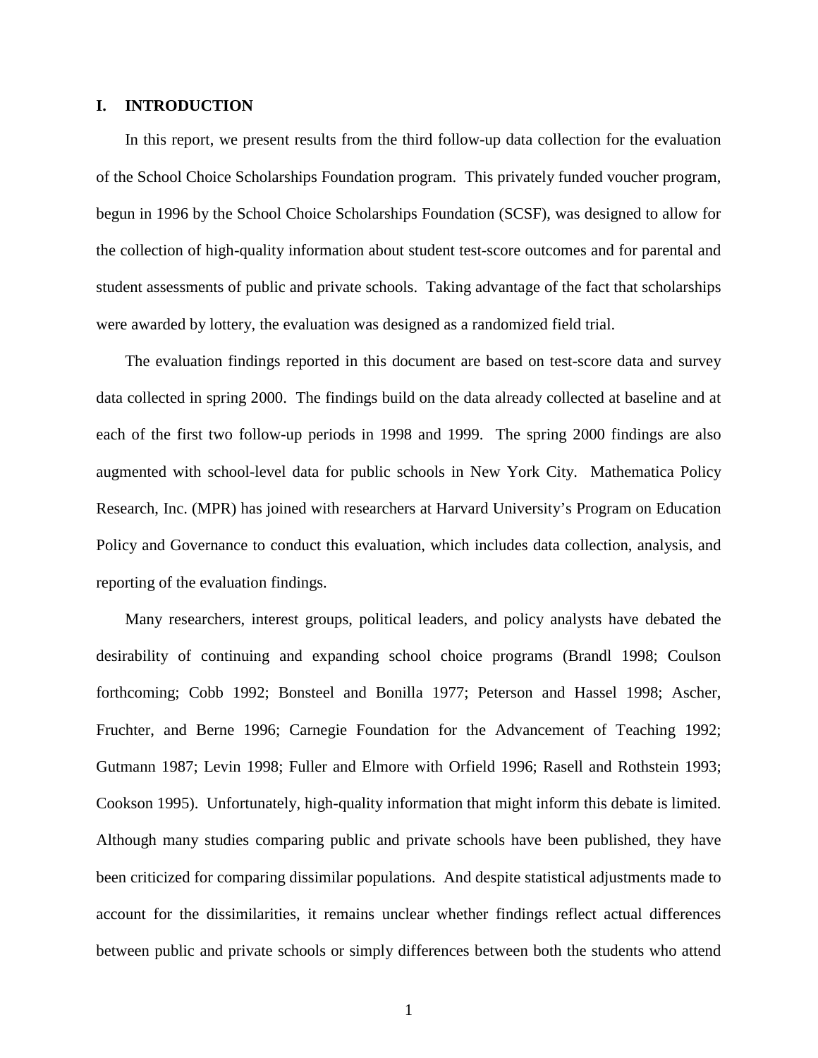## I. INTRODUCTION

In this report, we present results from the third follow-up data collection for the evaluation of the School Choice Scholarships Foundation program. This privately funded voucher program, begun in 1996 by the School Choice Scholarships Foundation (SCSF), was designed to allow for the collection of high-quality information about student test-score outcomes and for parental and student assessments of public and private schools. Taking advantage of the fact that scholarships were awarded by lottery, the evaluation was designed as a randomized field trial.

The evaluation findings reported in this document are based on test-score data and survey data collected in spring 2000. The findings build on the data already collected at baseline and at each of the first two follow-up periods in 1998 and 1999. The spring 2000 findings are also augmented with school-level data for public schools in New York City. Mathematica Policy Research, Inc. (MPR) has joined with researchers at Harvard University's Program on Education Policy and Governance to conduct this evaluation, which includes data collection, analysis, and reporting of the evaluation findings.

Many researchers, interest groups, political leaders, and policy analysts have debated the desirability of continuing and expanding school choice programs (Brandl 1998; Coulson forthcoming; Cobb 1992; Bonsteel and Bonilla 1977; Peterson and Hassel 1998; Ascher, Fruchter, and Berne 1996; Carnegie Foundation for the Advancement of Teaching 1992; Gutmann 1987; Levin 1998; Fuller and Elmore with Orfield 1996; Rasell and Rothstein 1993; Cookson 1995). Unfortunately, high-quality information that might inform this debate is limited. Although many studies comparing public and private schools have been published, they have been criticized for comparing dissimilar populations. And despite statistical adjustments made to account for the dissimilarities, it remains unclear whether findings reflect actual differences between public and private schools or simply differences between both the students who attend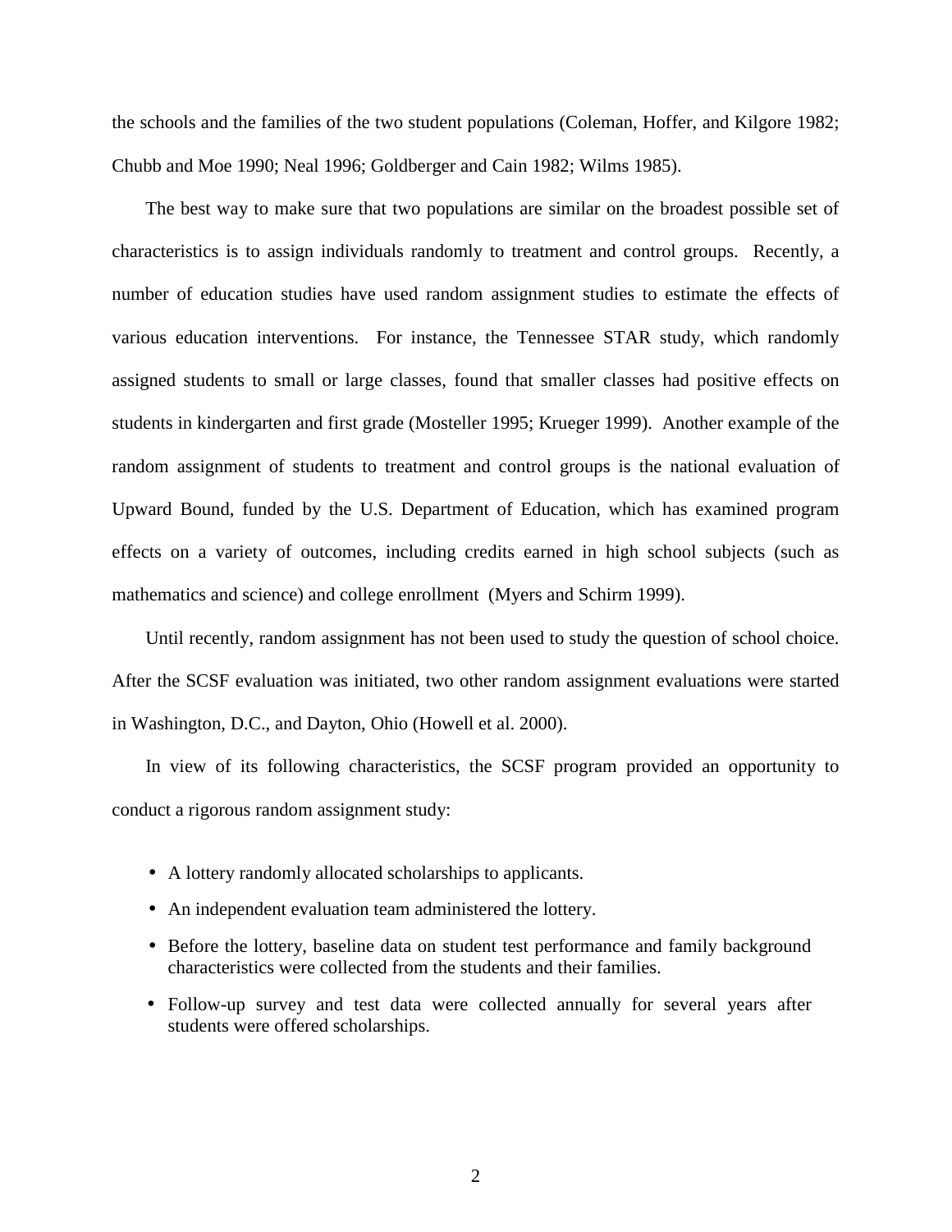the schools and the families of the two student populations (Coleman, Hoffer, and Kilgore 1982; Chubb and Moe 1990; Neal 1996; Goldberger and Cain 1982; Wilms 1985).

The best way to make sure that two populations are similar on the broadest possible set of characteristics is to assign individuals randomly to treatment and control groups. Recently, a number of education studies have used random assignment studies to estimate the effects of various education interventions. For instance, the Tennessee STAR study, which randomly assigned students to small or large classes, found that smaller classes had positive effects on students in kindergarten and first grade (Mosteller 1995; Krueger 1999). Another example of the random assignment of students to treatment and control groups is the national evaluation of Upward Bound, funded by the U.S. Department of Education, which has examined program effects on a variety of outcomes, including credits earned in high school subjects (such as mathematics and science) and college enrollment (Myers and Schirm 1999).

Until recently, random assignment has not been used to study the question of school choice. After the SCSF evaluation was initiated, two other random assignment evaluations were started in Washington, D.C., and Dayton, Ohio (Howell et al. 2000).

In view of its following characteristics, the SCSF program provided an opportunity to conduct a rigorous random assignment study:

- A lottery randomly allocated scholarships to applicants.
- An independent evaluation team administered the lottery.
- Before the lottery, baseline data on student test performance and family background characteristics were collected from the students and their families.
- Follow-up survey and test data were collected annually for several years after students were offered scholarships.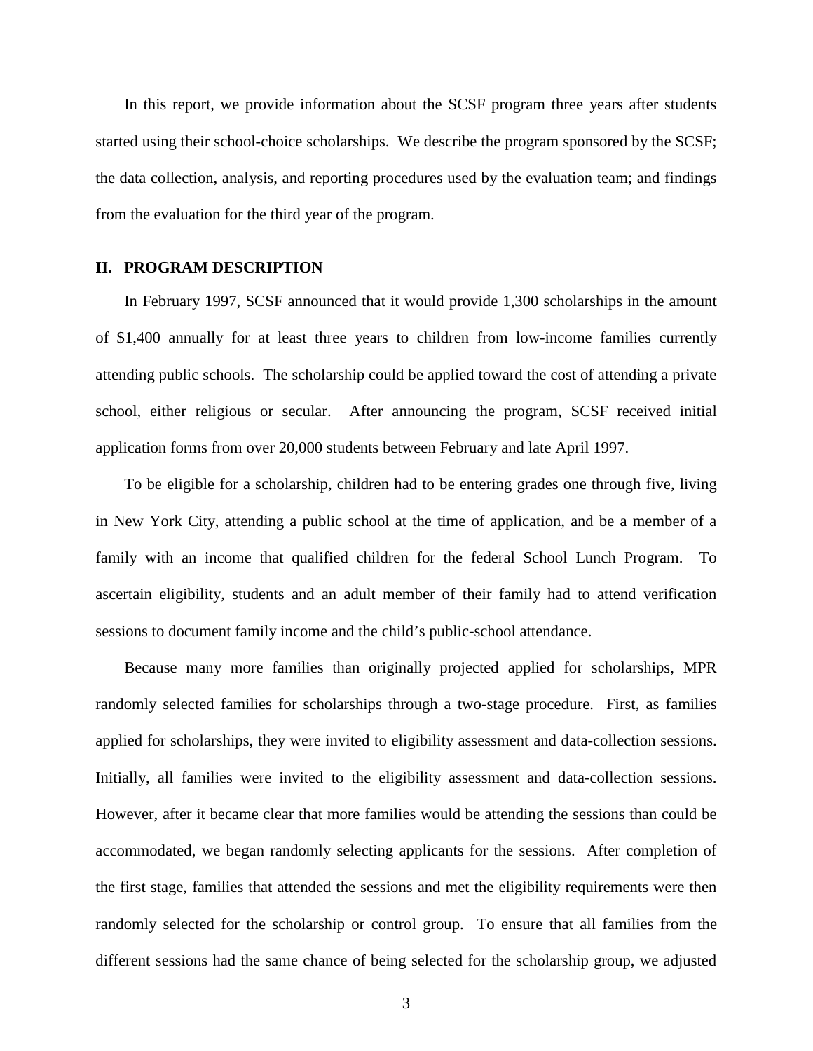In this report, we provide information about the SCSF program three years after students started using their school-choice scholarships. We describe the program sponsored by the SCSF; the data collection, analysis, and reporting procedures used by the evaluation team; and findings from the evaluation for the third year of the program.

## II. PROGRAM DESCRIPTION

In February 1997, SCSF announced that it would provide 1,300 scholarships in the amount of $1,400 annually for at least three years to children from low-income families currently attending public schools. The scholarship could be applied toward the cost of attending a private school, either religious or secular. After announcing the program, SCSF received initial application forms from over 20,000 students between February and late April 1997.

To be eligible for a scholarship, children had to be entering grades one through five, living in New York City, attending a public school at the time of application, and be a member of a family with an income that qualified children for the federal School Lunch Program. To ascertain eligibility, students and an adult member of their family had to attend verification sessions to document family income and the child's public-school attendance.

Because many more families than originally projected applied for scholarships, MPR randomly selected families for scholarships through a two-stage procedure. First, as families applied for scholarships, they were invited to eligibility assessment and data-collection sessions. Initially, all families were invited to the eligibility assessment and data-collection sessions. However, after it became clear that more families would be attending the sessions than could be accommodated, we began randomly selecting applicants for the sessions. After completion of the first stage, families that attended the sessions and met the eligibility requirements were then randomly selected for the scholarship or control group. To ensure that all families from the different sessions had the same chance of being selected for the scholarship group, we adjusted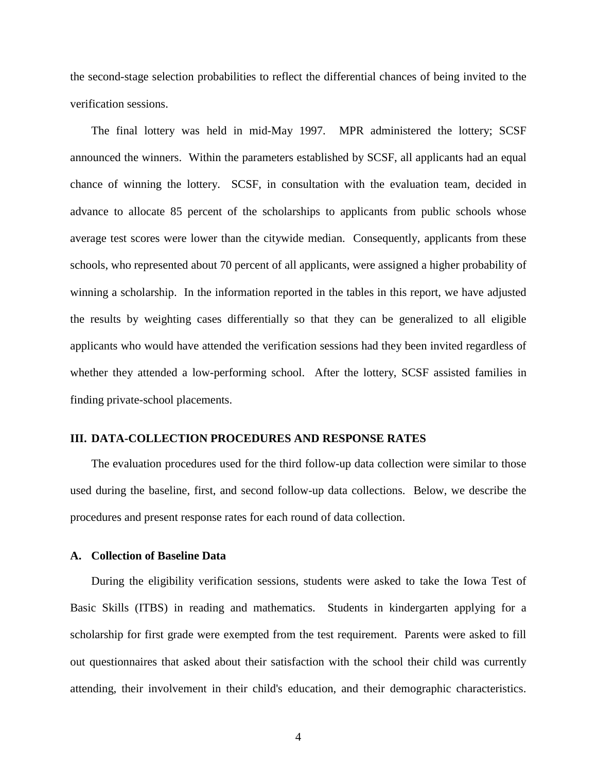the second-stage selection probabilities to reflect the differential chances of being invited to the verification sessions.

The final lottery was held in mid-May 1997. MPR administered the lottery; SCSF announced the winners. Within the parameters established by SCSF, all applicants had an equal chance of winning the lottery. SCSF, in consultation with the evaluation team, decided in advance to allocate 85 percent of the scholarships to applicants from public schools whose average test scores were lower than the citywide median. Consequently, applicants from these schools, who represented about 70 percent of all applicants, were assigned a higher probability of winning a scholarship. In the information reported in the tables in this report, we have adjusted the results by weighting cases differentially so that they can be generalized to all eligible applicants who would have attended the verification sessions had they been invited regardless of whether they attended a low-performing school. After the lottery, SCSF assisted families in finding private-school placements.

## III. DATA-COLLECTION PROCEDURES AND RESPONSE RATES

The evaluation procedures used for the third follow-up data collection were similar to those used during the baseline, first, and second follow-up data collections. Below, we describe the procedures and present response rates for each round of data collection.

### A. Collection of Baseline Data

During the eligibility verification sessions, students were asked to take the Iowa Test of Basic Skills (ITBS) in reading and mathematics. Students in kindergarten applying for a scholarship for first grade were exempted from the test requirement. Parents were asked to fill out questionnaires that asked about their satisfaction with the school their child was currently attending, their involvement in their child's education, and their demographic characteristics.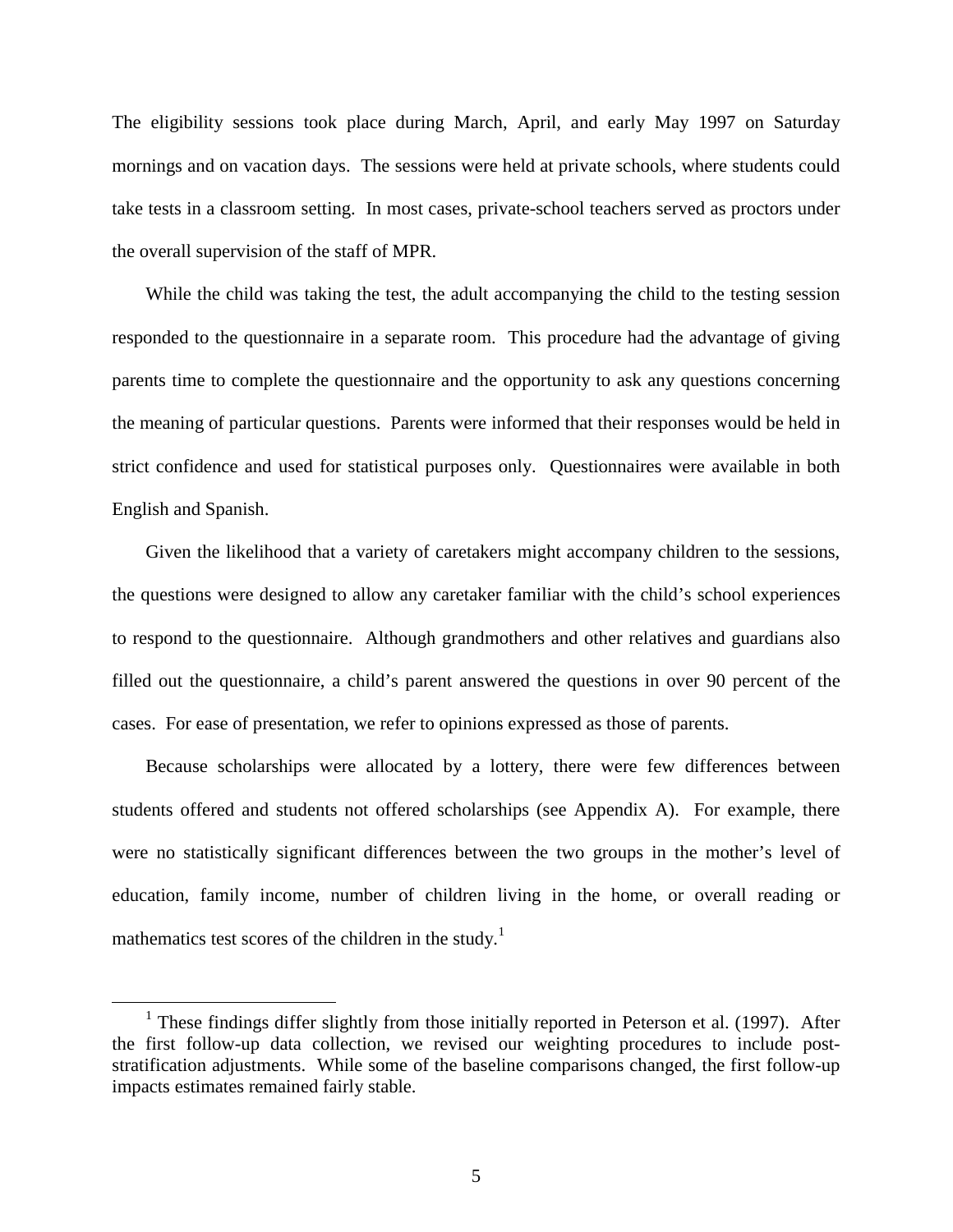The eligibility sessions took place during March, April, and early May 1997 on Saturday mornings and on vacation days. The sessions were held at private schools, where students could take tests in a classroom setting. In most cases, private-school teachers served as proctors under the overall supervision of the staff of MPR.

While the child was taking the test, the adult accompanying the child to the testing session responded to the questionnaire in a separate room. This procedure had the advantage of giving parents time to complete the questionnaire and the opportunity to ask any questions concerning the meaning of particular questions. Parents were informed that their responses would be held in strict confidence and used for statistical purposes only. Questionnaires were available in both English and Spanish.

Given the likelihood that a variety of caretakers might accompany children to the sessions, the questions were designed to allow any caretaker familiar with the child's school experiences to respond to the questionnaire. Although grandmothers and other relatives and guardians also filled out the questionnaire, a child's parent answered the questions in over 90 percent of the cases. For ease of presentation, we refer to opinions expressed as those of parents.

Because scholarships were allocated by a lottery, there were few differences between students offered and students not offered scholarships (see Appendix A). For example, there were no statistically significant differences between the two groups in the mother's level of education, family income, number of children living in the home, or overall reading or mathematics test scores of the children in the study.[1]

[1] These findings differ slightly from those initially reported in Peterson et al. (1997). After the first follow-up data collection, we revised our weighting procedures to include post-stratification adjustments. While some of the baseline comparisons changed, the first follow-up impacts estimates remained fairly stable.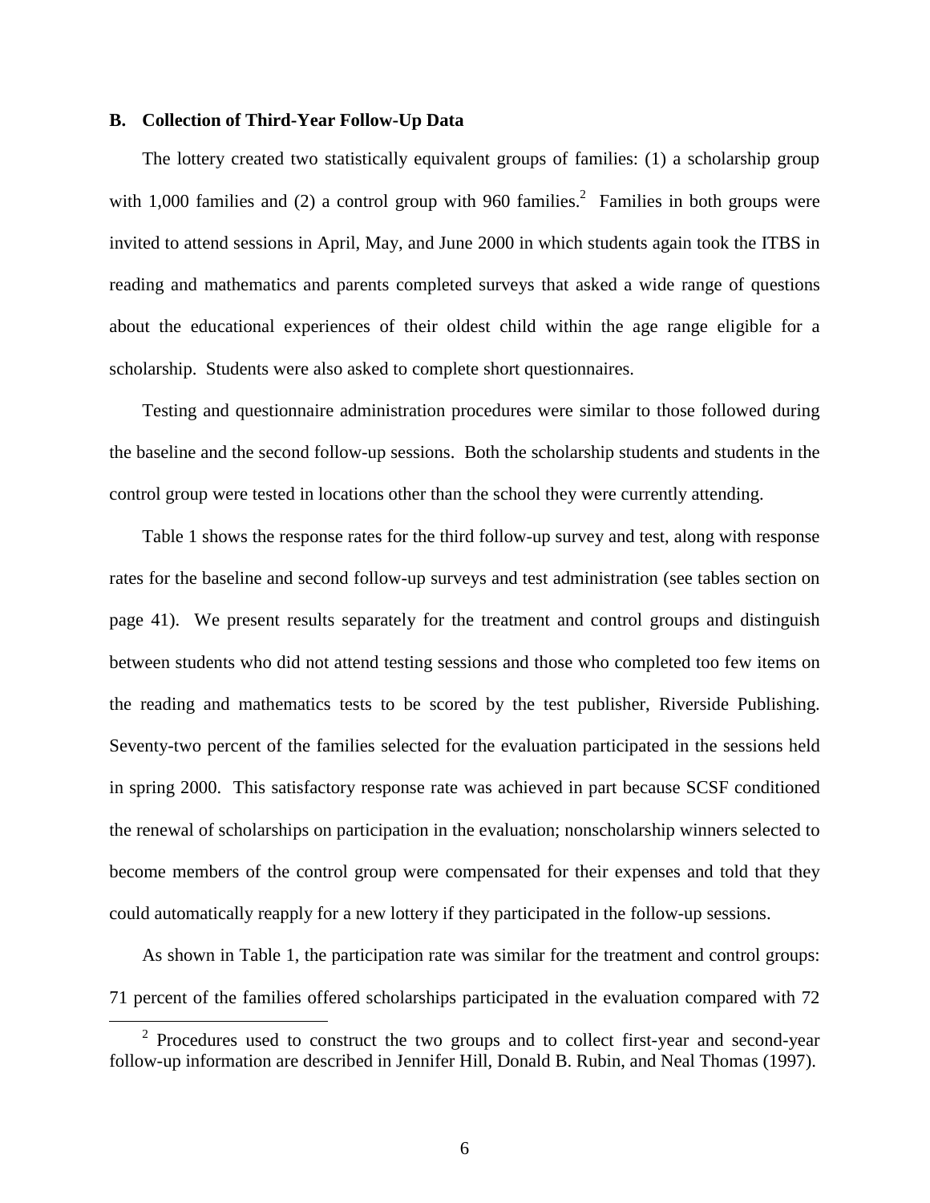### B. Collection of Third-Year Follow-Up Data

The lottery created two statistically equivalent groups of families: (1) a scholarship group with 1,000 families and (2) a control group with 960 families.[2] Families in both groups were invited to attend sessions in April, May, and June 2000 in which students again took the ITBS in reading and mathematics and parents completed surveys that asked a wide range of questions about the educational experiences of their oldest child within the age range eligible for a scholarship. Students were also asked to complete short questionnaires.

Testing and questionnaire administration procedures were similar to those followed during the baseline and the second follow-up sessions. Both the scholarship students and students in the control group were tested in locations other than the school they were currently attending.

Table 1 shows the response rates for the third follow-up survey and test, along with response rates for the baseline and second follow-up surveys and test administration (see tables section on page 41). We present results separately for the treatment and control groups and distinguish between students who did not attend testing sessions and those who completed too few items on the reading and mathematics tests to be scored by the test publisher, Riverside Publishing. Seventy-two percent of the families selected for the evaluation participated in the sessions held in spring 2000. This satisfactory response rate was achieved in part because SCSF conditioned the renewal of scholarships on participation in the evaluation; nonscholarship winners selected to become members of the control group were compensated for their expenses and told that they could automatically reapply for a new lottery if they participated in the follow-up sessions.

As shown in Table 1, the participation rate was similar for the treatment and control groups: 71 percent of the families offered scholarships participated in the evaluation compared with 72

[2] Procedures used to construct the two groups and to collect first-year and second-year follow-up information are described in Jennifer Hill, Donald B. Rubin, and Neal Thomas (1997).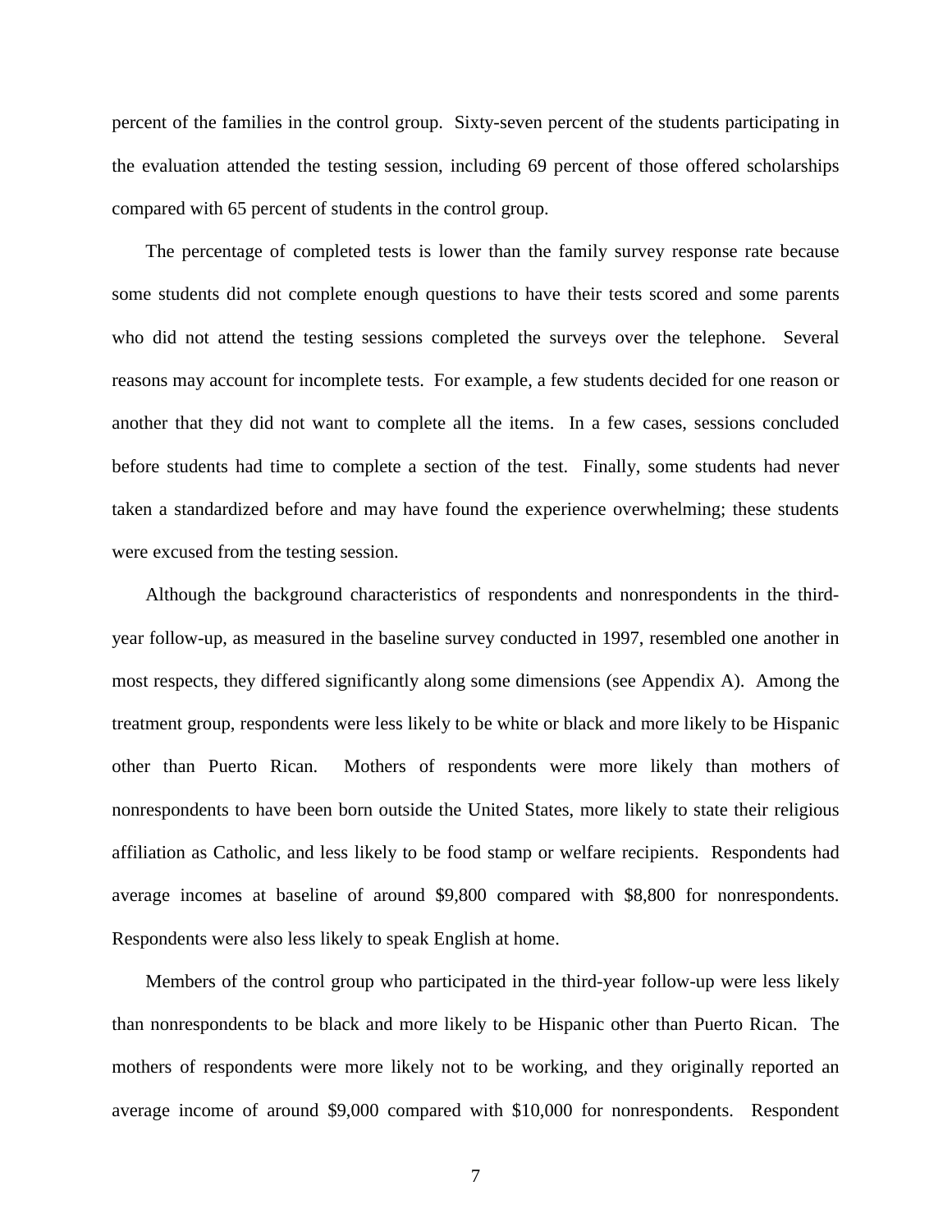percent of the families in the control group. Sixty-seven percent of the students participating in the evaluation attended the testing session, including 69 percent of those offered scholarships compared with 65 percent of students in the control group.

The percentage of completed tests is lower than the family survey response rate because some students did not complete enough questions to have their tests scored and some parents who did not attend the testing sessions completed the surveys over the telephone. Several reasons may account for incomplete tests. For example, a few students decided for one reason or another that they did not want to complete all the items. In a few cases, sessions concluded before students had time to complete a section of the test. Finally, some students had never taken a standardized before and may have found the experience overwhelming; these students were excused from the testing session.

Although the background characteristics of respondents and nonrespondents in the third-year follow-up, as measured in the baseline survey conducted in 1997, resembled one another in most respects, they differed significantly along some dimensions (see Appendix A). Among the treatment group, respondents were less likely to be white or black and more likely to be Hispanic other than Puerto Rican. Mothers of respondents were more likely than mothers of nonrespondents to have been born outside the United States, more likely to state their religious affiliation as Catholic, and less likely to be food stamp or welfare recipients. Respondents had average incomes at baseline of around $9,800 compared with $8,800 for nonrespondents. Respondents were also less likely to speak English at home.

Members of the control group who participated in the third-year follow-up were less likely than nonrespondents to be black and more likely to be Hispanic other than Puerto Rican. The mothers of respondents were more likely not to be working, and they originally reported an average income of around $9,000 compared with $10,000 for nonrespondents. Respondent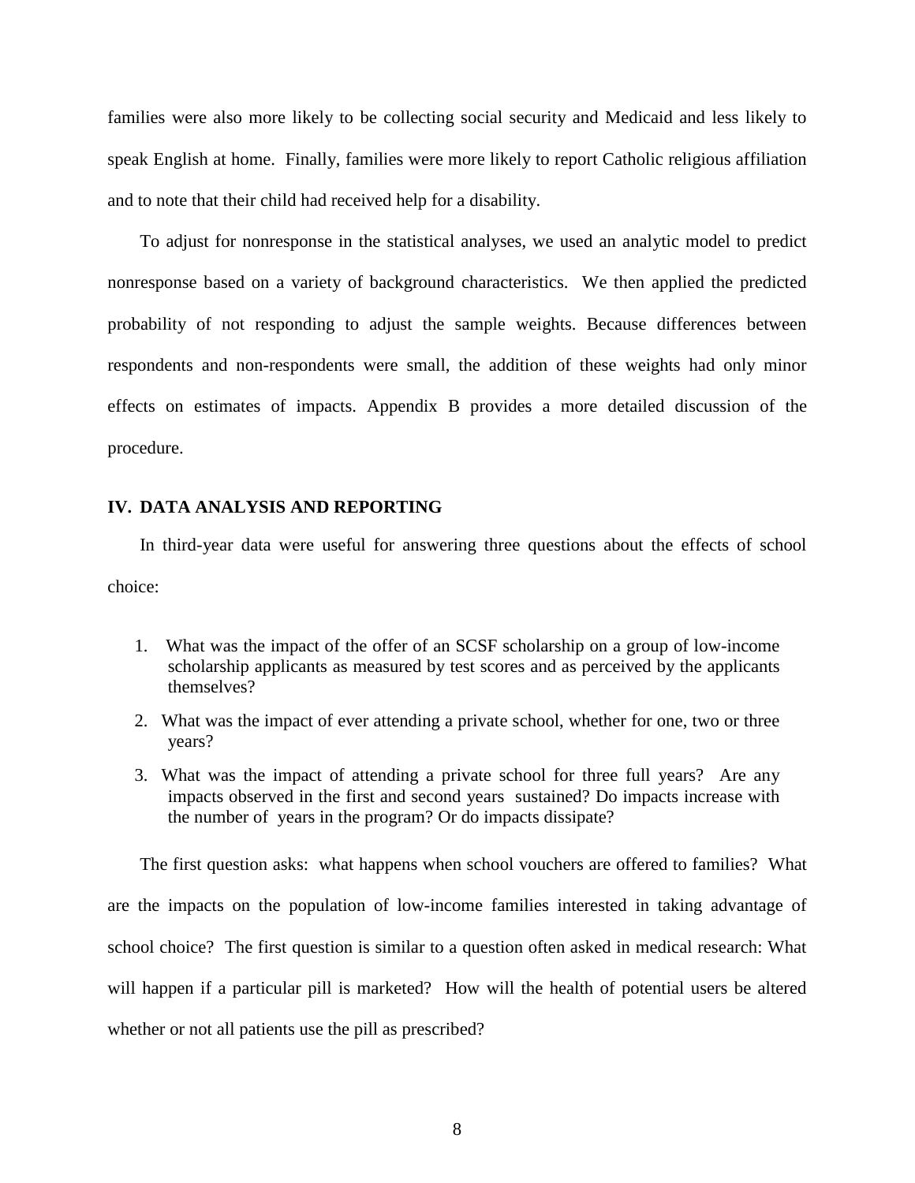families were also more likely to be collecting social security and Medicaid and less likely to speak English at home. Finally, families were more likely to report Catholic religious affiliation and to note that their child had received help for a disability.

To adjust for nonresponse in the statistical analyses, we used an analytic model to predict nonresponse based on a variety of background characteristics. We then applied the predicted probability of not responding to adjust the sample weights. Because differences between respondents and non-respondents were small, the addition of these weights had only minor effects on estimates of impacts. Appendix B provides a more detailed discussion of the procedure.

## IV. DATA ANALYSIS AND REPORTING

In third-year data were useful for answering three questions about the effects of school choice:

1. What was the impact of the offer of an SCSF scholarship on a group of low-income scholarship applicants as measured by test scores and as perceived by the applicants themselves?
2. What was the impact of ever attending a private school, whether for one, two or three years?
3. What was the impact of attending a private school for three full years? Are any impacts observed in the first and second years sustained? Do impacts increase with the number of years in the program? Or do impacts dissipate?

The first question asks: what happens when school vouchers are offered to families? What are the impacts on the population of low-income families interested in taking advantage of school choice? The first question is similar to a question often asked in medical research: What will happen if a particular pill is marketed? How will the health of potential users be altered whether or not all patients use the pill as prescribed?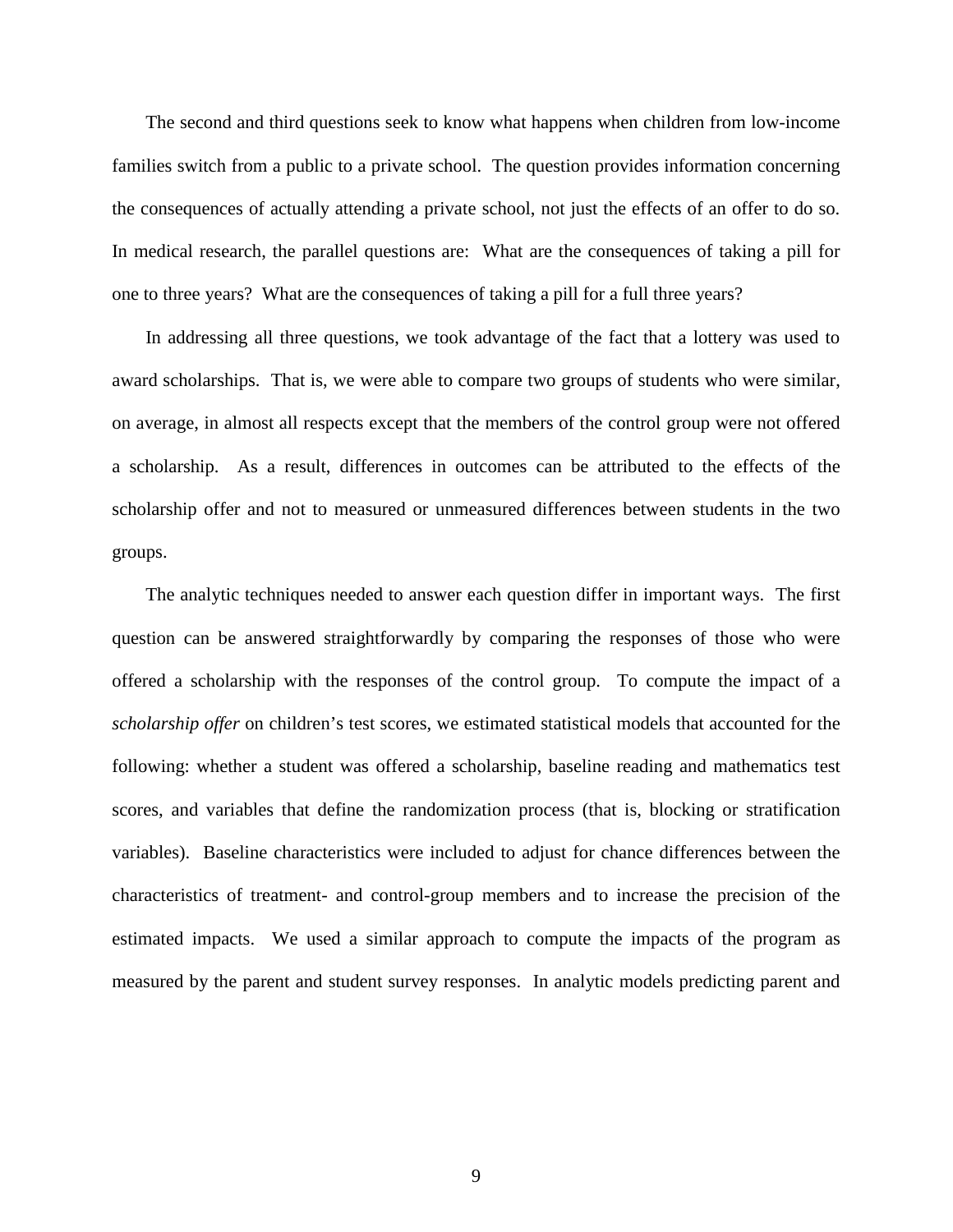The second and third questions seek to know what happens when children from low-income families switch from a public to a private school. The question provides information concerning the consequences of actually attending a private school, not just the effects of an offer to do so. In medical research, the parallel questions are: What are the consequences of taking a pill for one to three years? What are the consequences of taking a pill for a full three years?

In addressing all three questions, we took advantage of the fact that a lottery was used to award scholarships. That is, we were able to compare two groups of students who were similar, on average, in almost all respects except that the members of the control group were not offered a scholarship. As a result, differences in outcomes can be attributed to the effects of the scholarship offer and not to measured or unmeasured differences between students in the two groups.

The analytic techniques needed to answer each question differ in important ways. The first question can be answered straightforwardly by comparing the responses of those who were offered a scholarship with the responses of the control group. To compute the impact of a *scholarship offer* on children's test scores, we estimated statistical models that accounted for the following: whether a student was offered a scholarship, baseline reading and mathematics test scores, and variables that define the randomization process (that is, blocking or stratification variables). Baseline characteristics were included to adjust for chance differences between the characteristics of treatment- and control-group members and to increase the precision of the estimated impacts. We used a similar approach to compute the impacts of the program as measured by the parent and student survey responses. In analytic models predicting parent and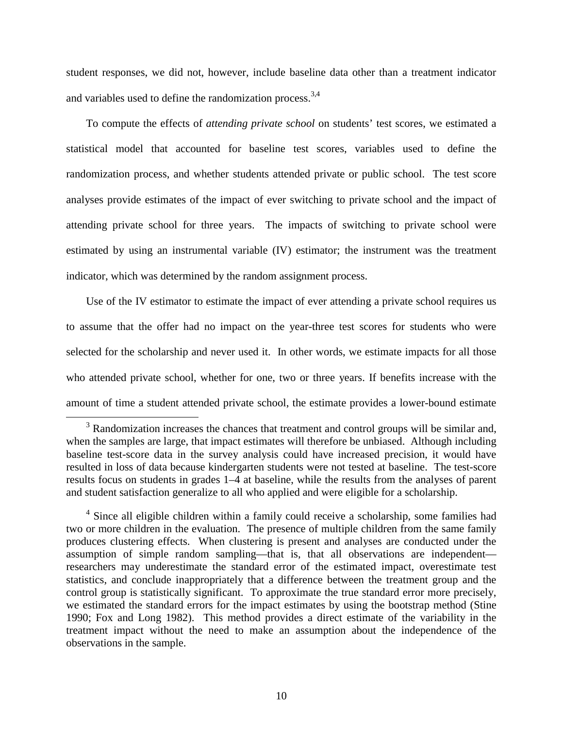student responses, we did not, however, include baseline data other than a treatment indicator and variables used to define the randomization process.[3,4]

To compute the effects of *attending private school* on students' test scores, we estimated a statistical model that accounted for baseline test scores, variables used to define the randomization process, and whether students attended private or public school. The test score analyses provide estimates of the impact of ever switching to private school and the impact of attending private school for three years. The impacts of switching to private school were estimated by using an instrumental variable (IV) estimator; the instrument was the treatment indicator, which was determined by the random assignment process.

Use of the IV estimator to estimate the impact of ever attending a private school requires us to assume that the offer had no impact on the year-three test scores for students who were selected for the scholarship and never used it. In other words, we estimate impacts for all those who attended private school, whether for one, two or three years. If benefits increase with the amount of time a student attended private school, the estimate provides a lower-bound estimate

---

[3] Randomization increases the chances that treatment and control groups will be similar and, when the samples are large, that impact estimates will therefore be unbiased. Although including baseline test-score data in the survey analysis could have increased precision, it would have resulted in loss of data because kindergarten students were not tested at baseline. The test-score results focus on students in grades 1–4 at baseline, while the results from the analyses of parent and student satisfaction generalize to all who applied and were eligible for a scholarship.

[4] Since all eligible children within a family could receive a scholarship, some families had two or more children in the evaluation. The presence of multiple children from the same family produces clustering effects. When clustering is present and analyses are conducted under the assumption of simple random sampling—that is, that all observations are independent—researchers may underestimate the standard error of the estimated impact, overestimate test statistics, and conclude inappropriately that a difference between the treatment group and the control group is statistically significant. To approximate the true standard error more precisely, we estimated the standard errors for the impact estimates by using the bootstrap method (Stine 1990; Fox and Long 1982). This method provides a direct estimate of the variability in the treatment impact without the need to make an assumption about the independence of the observations in the sample.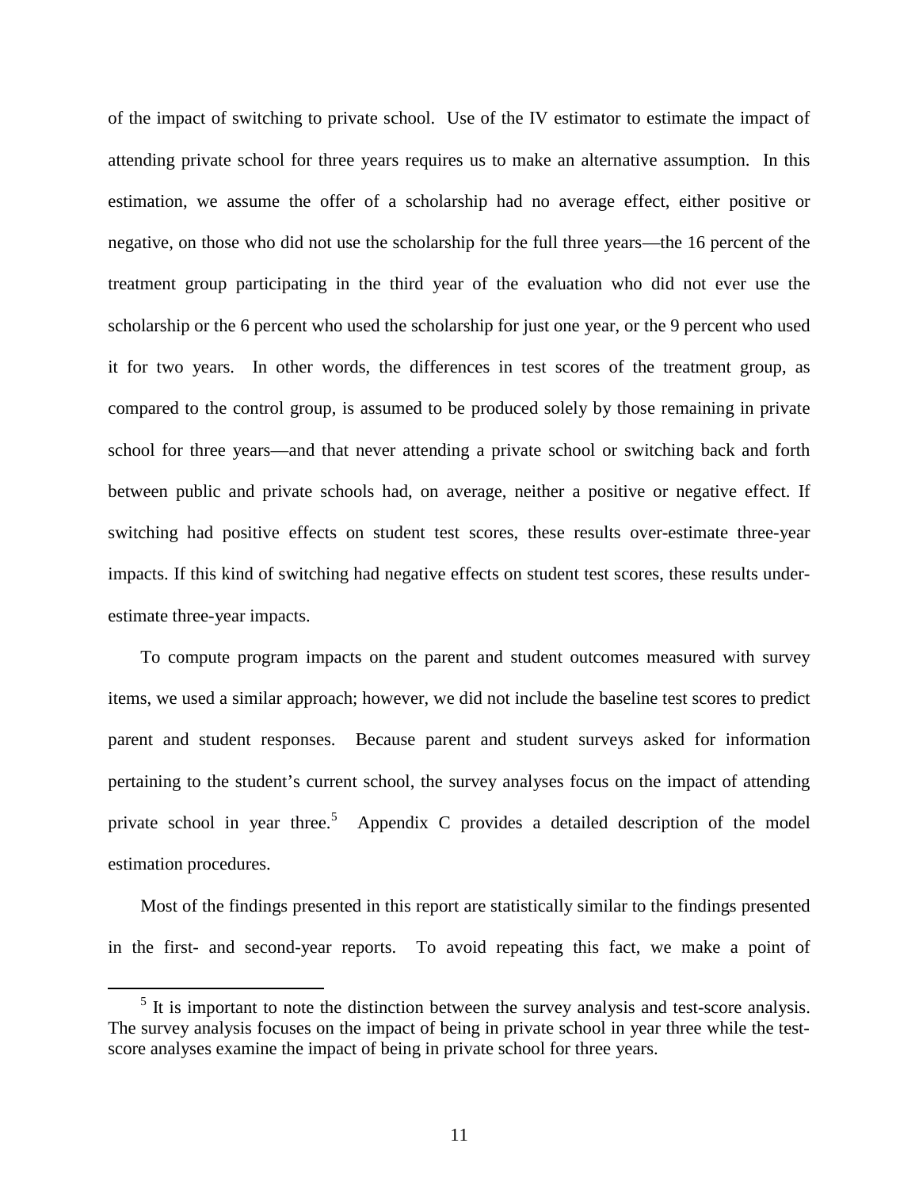of the impact of switching to private school. Use of the IV estimator to estimate the impact of attending private school for three years requires us to make an alternative assumption. In this estimation, we assume the offer of a scholarship had no average effect, either positive or negative, on those who did not use the scholarship for the full three years—the 16 percent of the treatment group participating in the third year of the evaluation who did not ever use the scholarship or the 6 percent who used the scholarship for just one year, or the 9 percent who used it for two years. In other words, the differences in test scores of the treatment group, as compared to the control group, is assumed to be produced solely by those remaining in private school for three years—and that never attending a private school or switching back and forth between public and private schools had, on average, neither a positive or negative effect. If switching had positive effects on student test scores, these results over-estimate three-year impacts. If this kind of switching had negative effects on student test scores, these results under-estimate three-year impacts.

To compute program impacts on the parent and student outcomes measured with survey items, we used a similar approach; however, we did not include the baseline test scores to predict parent and student responses. Because parent and student surveys asked for information pertaining to the student's current school, the survey analyses focus on the impact of attending private school in year three.[5] Appendix C provides a detailed description of the model estimation procedures.

Most of the findings presented in this report are statistically similar to the findings presented in the first- and second-year reports. To avoid repeating this fact, we make a point of

[5] It is important to note the distinction between the survey analysis and test-score analysis. The survey analysis focuses on the impact of being in private school in year three while the test-score analyses examine the impact of being in private school for three years.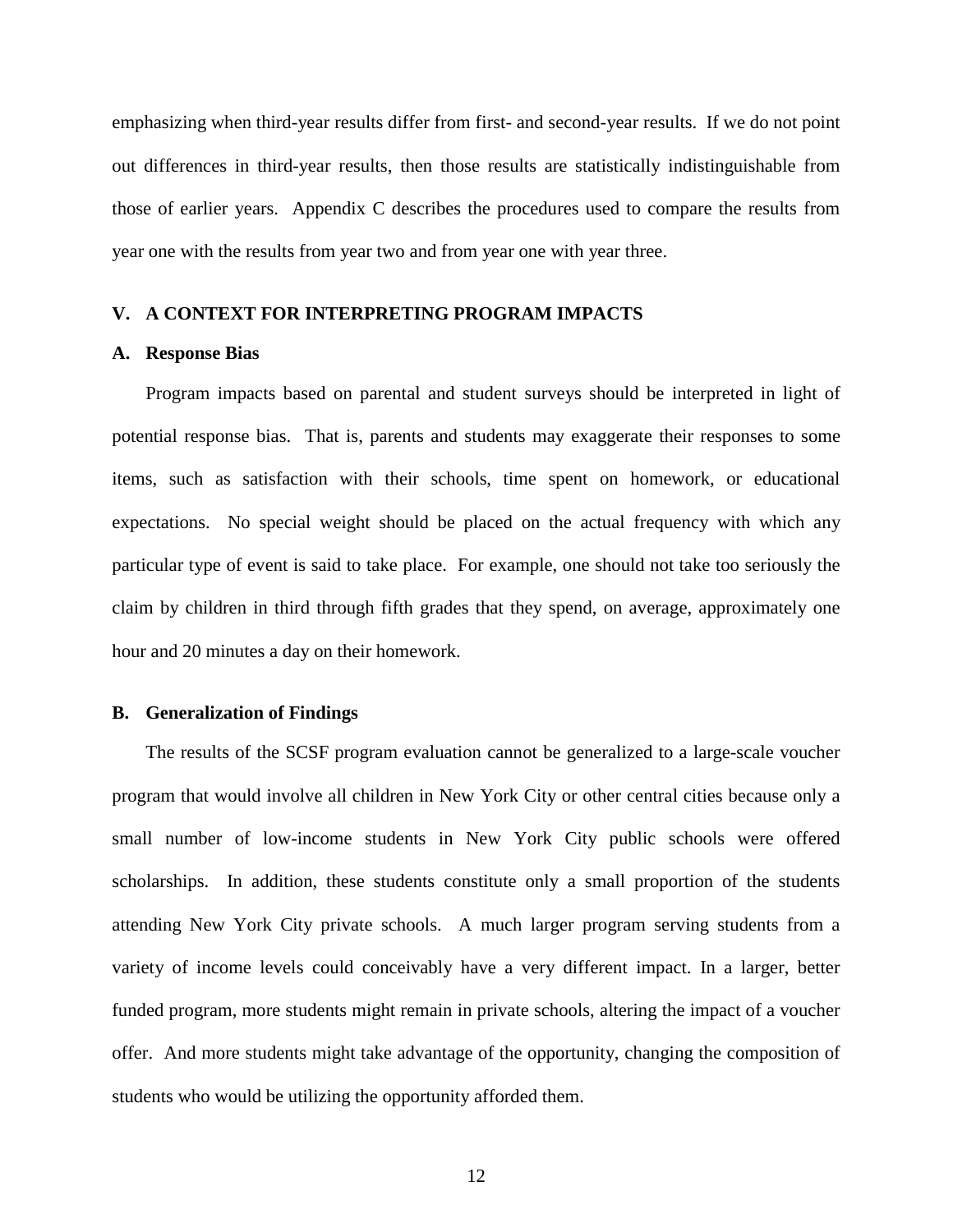emphasizing when third-year results differ from first- and second-year results. If we do not point out differences in third-year results, then those results are statistically indistinguishable from those of earlier years. Appendix C describes the procedures used to compare the results from year one with the results from year two and from year one with year three.

## V. A CONTEXT FOR INTERPRETING PROGRAM IMPACTS

### A. Response Bias

Program impacts based on parental and student surveys should be interpreted in light of potential response bias. That is, parents and students may exaggerate their responses to some items, such as satisfaction with their schools, time spent on homework, or educational expectations. No special weight should be placed on the actual frequency with which any particular type of event is said to take place. For example, one should not take too seriously the claim by children in third through fifth grades that they spend, on average, approximately one hour and 20 minutes a day on their homework.

### B. Generalization of Findings

The results of the SCSF program evaluation cannot be generalized to a large-scale voucher program that would involve all children in New York City or other central cities because only a small number of low-income students in New York City public schools were offered scholarships. In addition, these students constitute only a small proportion of the students attending New York City private schools. A much larger program serving students from a variety of income levels could conceivably have a very different impact. In a larger, better funded program, more students might remain in private schools, altering the impact of a voucher offer. And more students might take advantage of the opportunity, changing the composition of students who would be utilizing the opportunity afforded them.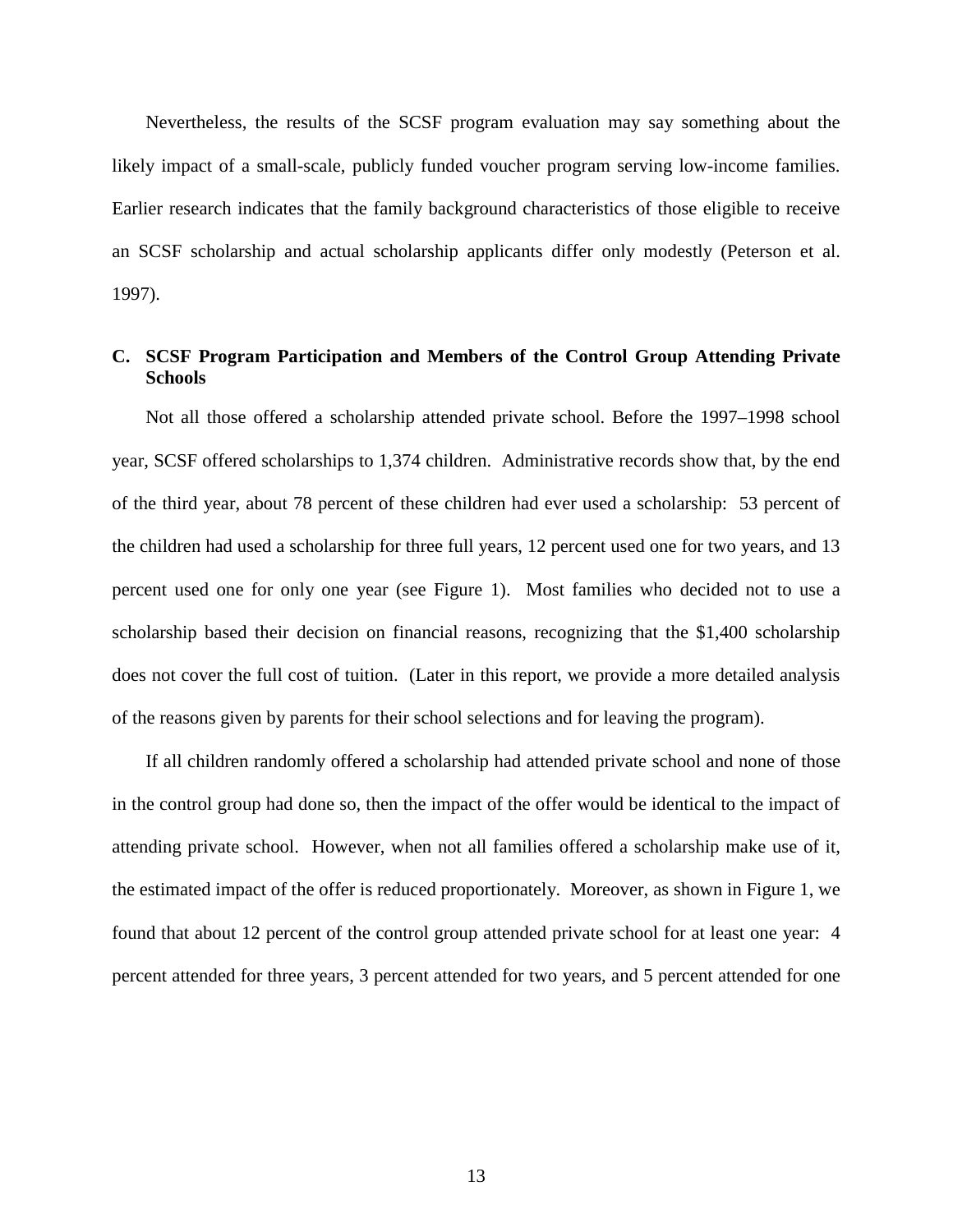Nevertheless, the results of the SCSF program evaluation may say something about the likely impact of a small-scale, publicly funded voucher program serving low-income families. Earlier research indicates that the family background characteristics of those eligible to receive an SCSF scholarship and actual scholarship applicants differ only modestly (Peterson et al. 1997).

### C. SCSF Program Participation and Members of the Control Group Attending Private Schools

Not all those offered a scholarship attended private school. Before the 1997–1998 school year, SCSF offered scholarships to 1,374 children. Administrative records show that, by the end of the third year, about 78 percent of these children had ever used a scholarship: 53 percent of the children had used a scholarship for three full years, 12 percent used one for two years, and 13 percent used one for only one year (see Figure 1). Most families who decided not to use a scholarship based their decision on financial reasons, recognizing that the $1,400 scholarship does not cover the full cost of tuition. (Later in this report, we provide a more detailed analysis of the reasons given by parents for their school selections and for leaving the program).

If all children randomly offered a scholarship had attended private school and none of those in the control group had done so, then the impact of the offer would be identical to the impact of attending private school. However, when not all families offered a scholarship make use of it, the estimated impact of the offer is reduced proportionately. Moreover, as shown in Figure 1, we found that about 12 percent of the control group attended private school for at least one year: 4 percent attended for three years, 3 percent attended for two years, and 5 percent attended for one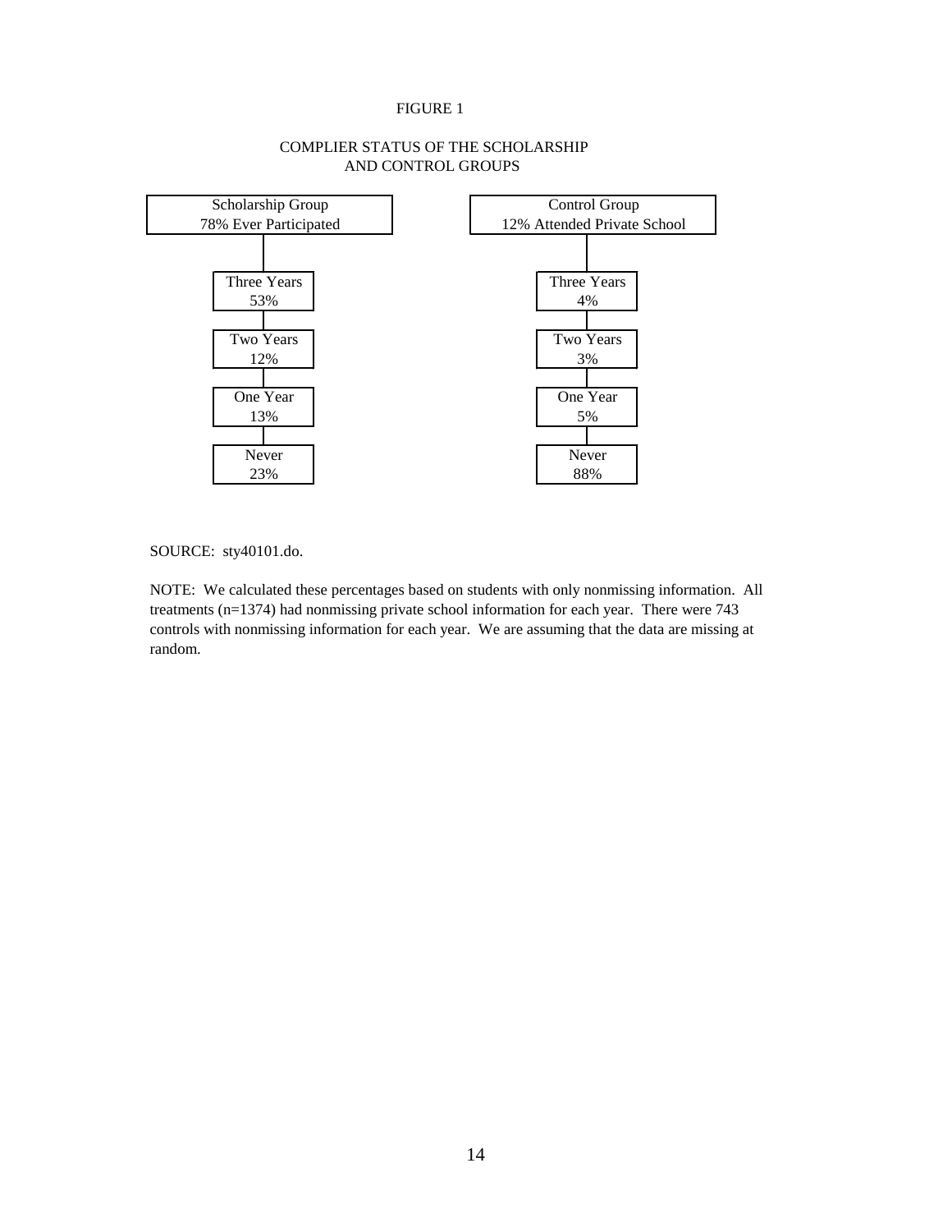FIGURE 1

COMPLIER STATUS OF THE SCHOLARSHIP AND CONTROL GROUPS

| Scholarship Group<br>78% Ever Participated | Control Group<br>12% Attended Private School |
|---|---|
| Three Years 53% | Three Years 4% |
| Two Years 12% | Two Years 3% |
| One Year 13% | One Year 5% |
| Never 23% | Never 88% |

SOURCE: sty40101.do.

NOTE: We calculated these percentages based on students with only nonmissing information. All treatments (n=1374) had nonmissing private school information for each year. There were 743 controls with nonmissing information for each year. We are assuming that the data are missing at random.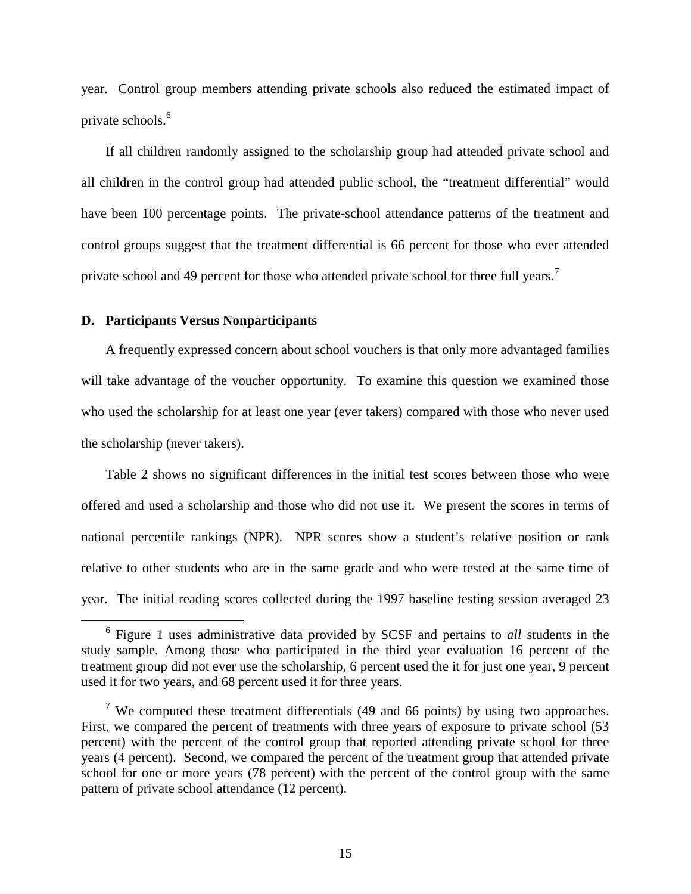year. Control group members attending private schools also reduced the estimated impact of private schools.[6]

If all children randomly assigned to the scholarship group had attended private school and all children in the control group had attended public school, the "treatment differential" would have been 100 percentage points. The private-school attendance patterns of the treatment and control groups suggest that the treatment differential is 66 percent for those who ever attended private school and 49 percent for those who attended private school for three full years.[7]

### D. Participants Versus Nonparticipants

A frequently expressed concern about school vouchers is that only more advantaged families will take advantage of the voucher opportunity. To examine this question we examined those who used the scholarship for at least one year (ever takers) compared with those who never used the scholarship (never takers).

Table 2 shows no significant differences in the initial test scores between those who were offered and used a scholarship and those who did not use it. We present the scores in terms of national percentile rankings (NPR). NPR scores show a student's relative position or rank relative to other students who are in the same grade and who were tested at the same time of year. The initial reading scores collected during the 1997 baseline testing session averaged 23

---

[6] Figure 1 uses administrative data provided by SCSF and pertains to *all* students in the study sample. Among those who participated in the third year evaluation 16 percent of the treatment group did not ever use the scholarship, 6 percent used the it for just one year, 9 percent used it for two years, and 68 percent used it for three years.

[7] We computed these treatment differentials (49 and 66 points) by using two approaches. First, we compared the percent of treatments with three years of exposure to private school (53 percent) with the percent of the control group that reported attending private school for three years (4 percent). Second, we compared the percent of the treatment group that attended private school for one or more years (78 percent) with the percent of the control group with the same pattern of private school attendance (12 percent).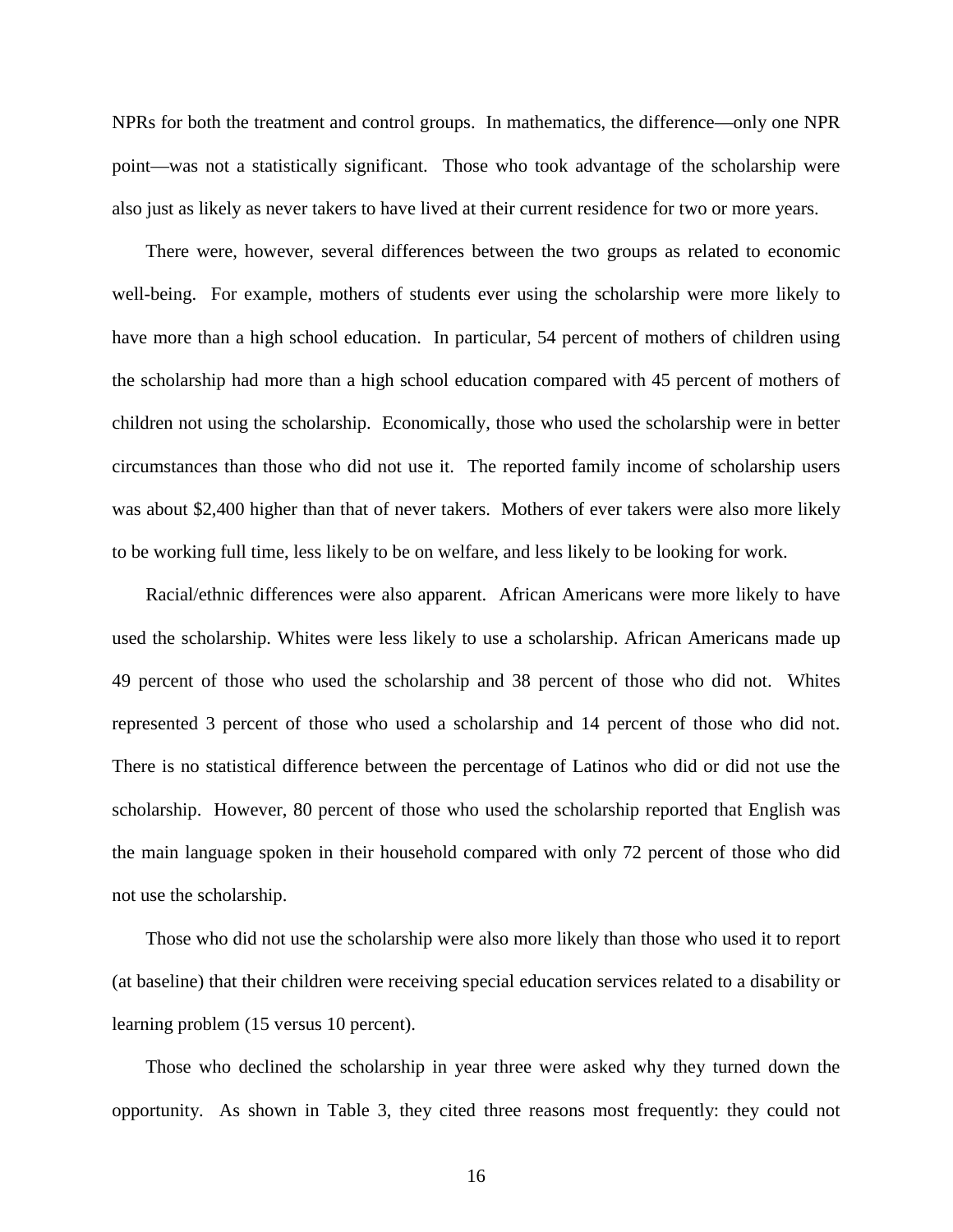NPRs for both the treatment and control groups. In mathematics, the difference—only one NPR point—was not a statistically significant. Those who took advantage of the scholarship were also just as likely as never takers to have lived at their current residence for two or more years.

There were, however, several differences between the two groups as related to economic well-being. For example, mothers of students ever using the scholarship were more likely to have more than a high school education. In particular, 54 percent of mothers of children using the scholarship had more than a high school education compared with 45 percent of mothers of children not using the scholarship. Economically, those who used the scholarship were in better circumstances than those who did not use it. The reported family income of scholarship users was about $2,400 higher than that of never takers. Mothers of ever takers were also more likely to be working full time, less likely to be on welfare, and less likely to be looking for work.

Racial/ethnic differences were also apparent. African Americans were more likely to have used the scholarship. Whites were less likely to use a scholarship. African Americans made up 49 percent of those who used the scholarship and 38 percent of those who did not. Whites represented 3 percent of those who used a scholarship and 14 percent of those who did not. There is no statistical difference between the percentage of Latinos who did or did not use the scholarship. However, 80 percent of those who used the scholarship reported that English was the main language spoken in their household compared with only 72 percent of those who did not use the scholarship.

Those who did not use the scholarship were also more likely than those who used it to report (at baseline) that their children were receiving special education services related to a disability or learning problem (15 versus 10 percent).

Those who declined the scholarship in year three were asked why they turned down the opportunity. As shown in Table 3, they cited three reasons most frequently: they could not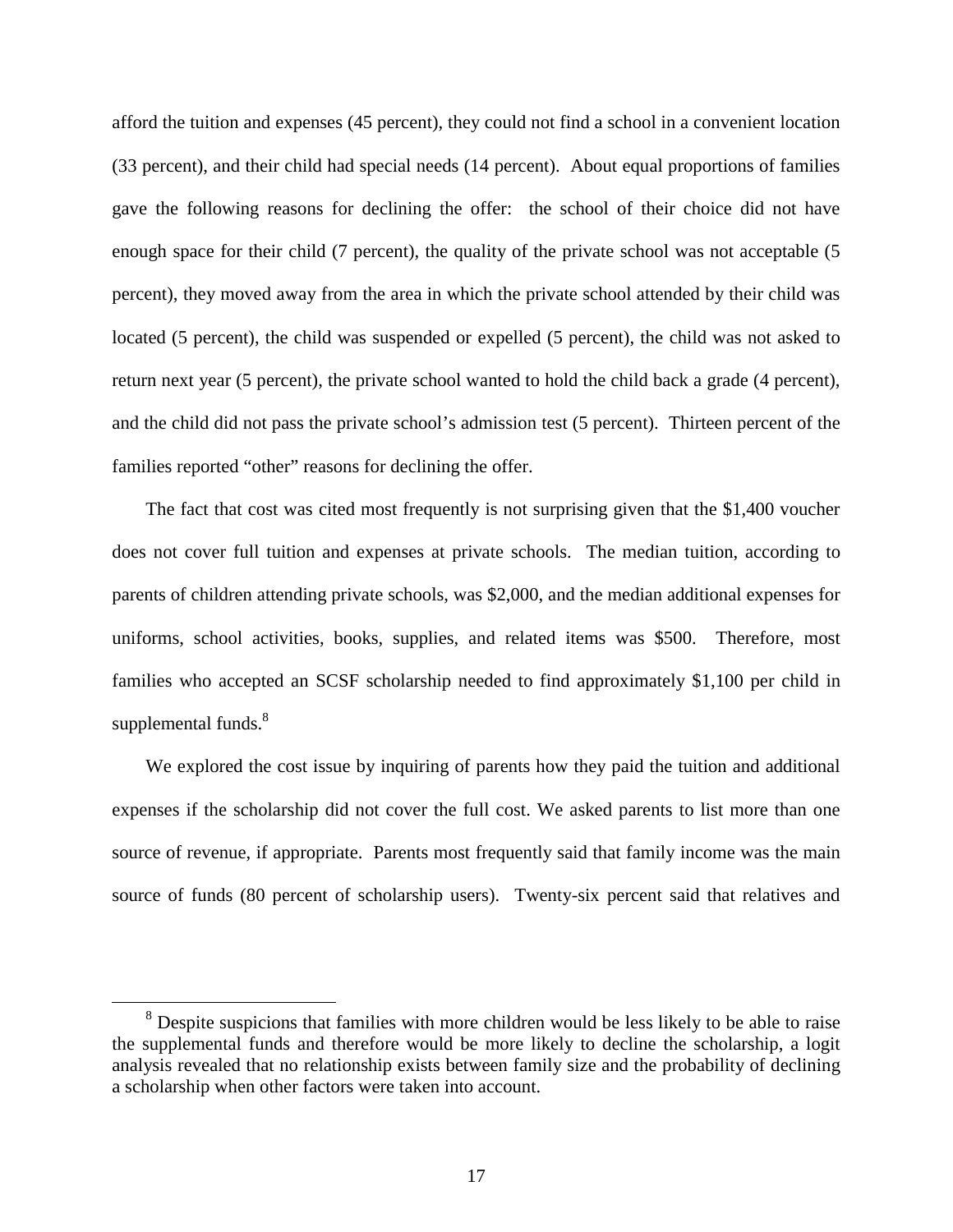afford the tuition and expenses (45 percent), they could not find a school in a convenient location (33 percent), and their child had special needs (14 percent). About equal proportions of families gave the following reasons for declining the offer: the school of their choice did not have enough space for their child (7 percent), the quality of the private school was not acceptable (5 percent), they moved away from the area in which the private school attended by their child was located (5 percent), the child was suspended or expelled (5 percent), the child was not asked to return next year (5 percent), the private school wanted to hold the child back a grade (4 percent), and the child did not pass the private school's admission test (5 percent). Thirteen percent of the families reported "other" reasons for declining the offer.

The fact that cost was cited most frequently is not surprising given that the $1,400 voucher does not cover full tuition and expenses at private schools. The median tuition, according to parents of children attending private schools, was $2,000, and the median additional expenses for uniforms, school activities, books, supplies, and related items was $500. Therefore, most families who accepted an SCSF scholarship needed to find approximately $1,100 per child in supplemental funds.[8]

We explored the cost issue by inquiring of parents how they paid the tuition and additional expenses if the scholarship did not cover the full cost. We asked parents to list more than one source of revenue, if appropriate. Parents most frequently said that family income was the main source of funds (80 percent of scholarship users). Twenty-six percent said that relatives and

[8] Despite suspicions that families with more children would be less likely to be able to raise the supplemental funds and therefore would be more likely to decline the scholarship, a logit analysis revealed that no relationship exists between family size and the probability of declining a scholarship when other factors were taken into account.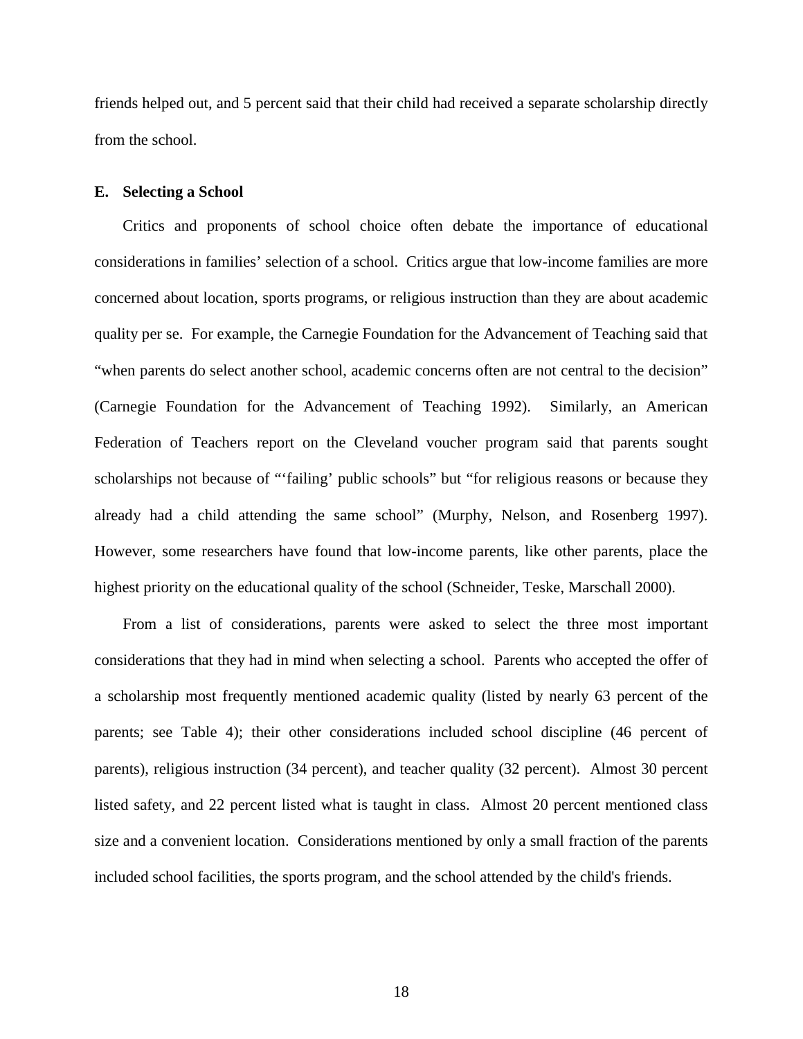friends helped out, and 5 percent said that their child had received a separate scholarship directly from the school.

### E. Selecting a School

Critics and proponents of school choice often debate the importance of educational considerations in families' selection of a school. Critics argue that low-income families are more concerned about location, sports programs, or religious instruction than they are about academic quality per se. For example, the Carnegie Foundation for the Advancement of Teaching said that "when parents do select another school, academic concerns often are not central to the decision" (Carnegie Foundation for the Advancement of Teaching 1992). Similarly, an American Federation of Teachers report on the Cleveland voucher program said that parents sought scholarships not because of "'failing' public schools" but "for religious reasons or because they already had a child attending the same school" (Murphy, Nelson, and Rosenberg 1997). However, some researchers have found that low-income parents, like other parents, place the highest priority on the educational quality of the school (Schneider, Teske, Marschall 2000).

From a list of considerations, parents were asked to select the three most important considerations that they had in mind when selecting a school. Parents who accepted the offer of a scholarship most frequently mentioned academic quality (listed by nearly 63 percent of the parents; see Table 4); their other considerations included school discipline (46 percent of parents), religious instruction (34 percent), and teacher quality (32 percent). Almost 30 percent listed safety, and 22 percent listed what is taught in class. Almost 20 percent mentioned class size and a convenient location. Considerations mentioned by only a small fraction of the parents included school facilities, the sports program, and the school attended by the child's friends.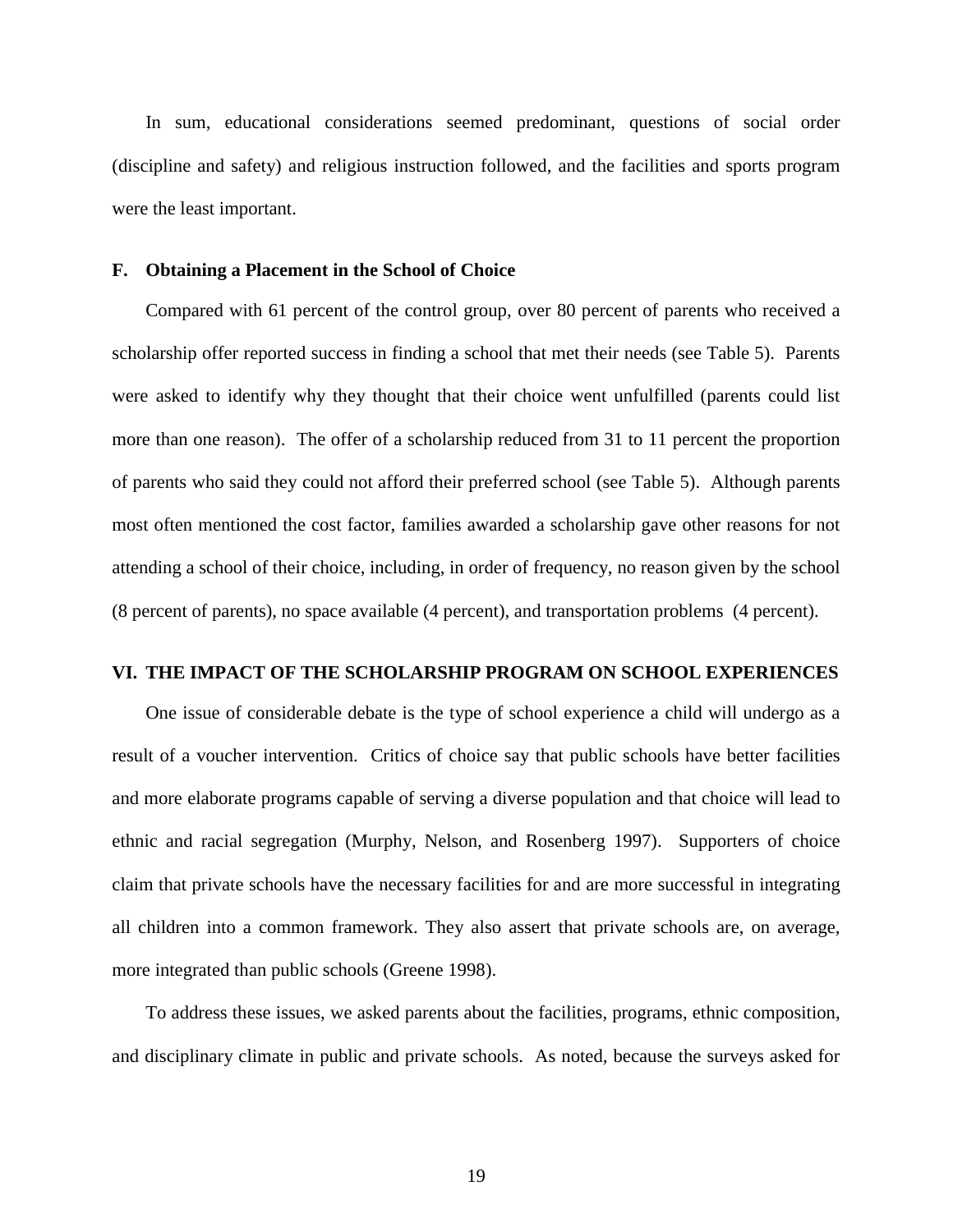In sum, educational considerations seemed predominant, questions of social order (discipline and safety) and religious instruction followed, and the facilities and sports program were the least important.

### F. Obtaining a Placement in the School of Choice

Compared with 61 percent of the control group, over 80 percent of parents who received a scholarship offer reported success in finding a school that met their needs (see Table 5). Parents were asked to identify why they thought that their choice went unfulfilled (parents could list more than one reason). The offer of a scholarship reduced from 31 to 11 percent the proportion of parents who said they could not afford their preferred school (see Table 5). Although parents most often mentioned the cost factor, families awarded a scholarship gave other reasons for not attending a school of their choice, including, in order of frequency, no reason given by the school (8 percent of parents), no space available (4 percent), and transportation problems (4 percent).

## VI. THE IMPACT OF THE SCHOLARSHIP PROGRAM ON SCHOOL EXPERIENCES

One issue of considerable debate is the type of school experience a child will undergo as a result of a voucher intervention. Critics of choice say that public schools have better facilities and more elaborate programs capable of serving a diverse population and that choice will lead to ethnic and racial segregation (Murphy, Nelson, and Rosenberg 1997). Supporters of choice claim that private schools have the necessary facilities for and are more successful in integrating all children into a common framework. They also assert that private schools are, on average, more integrated than public schools (Greene 1998).

To address these issues, we asked parents about the facilities, programs, ethnic composition, and disciplinary climate in public and private schools. As noted, because the surveys asked for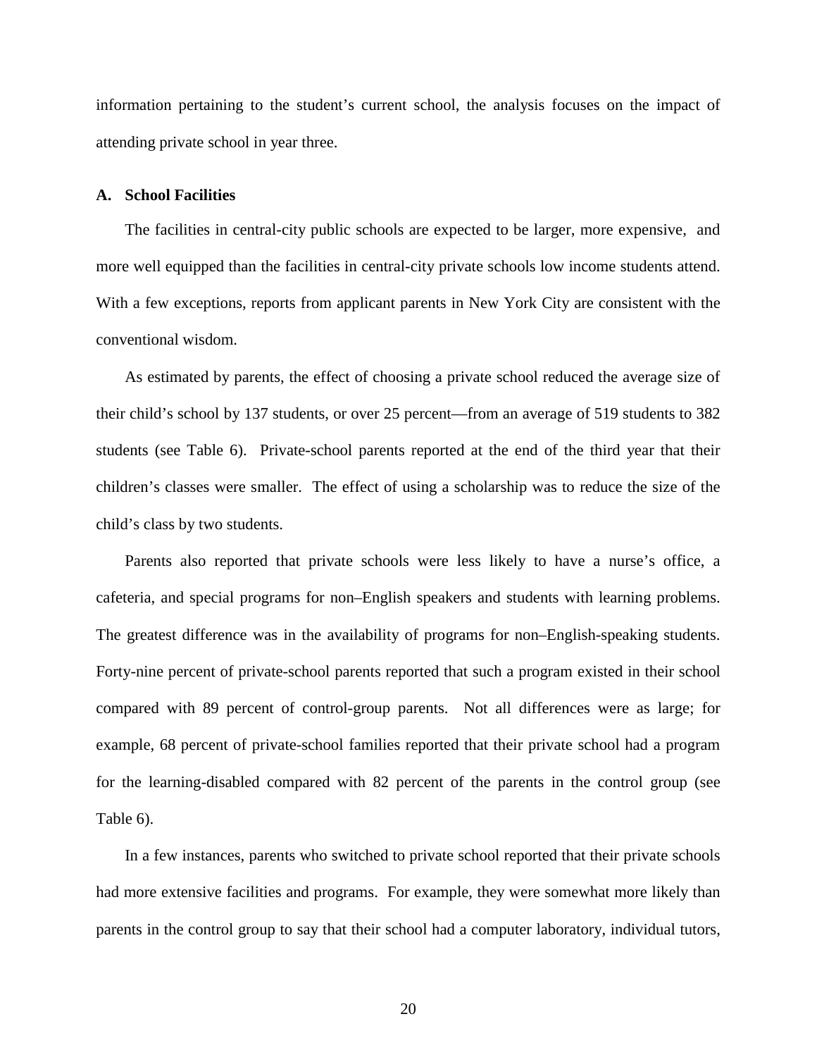information pertaining to the student's current school, the analysis focuses on the impact of attending private school in year three.

**A. School Facilities**

The facilities in central-city public schools are expected to be larger, more expensive, and more well equipped than the facilities in central-city private schools low income students attend. With a few exceptions, reports from applicant parents in New York City are consistent with the conventional wisdom.

As estimated by parents, the effect of choosing a private school reduced the average size of their child's school by 137 students, or over 25 percent—from an average of 519 students to 382 students (see Table 6). Private-school parents reported at the end of the third year that their children's classes were smaller. The effect of using a scholarship was to reduce the size of the child's class by two students.

Parents also reported that private schools were less likely to have a nurse's office, a cafeteria, and special programs for non–English speakers and students with learning problems. The greatest difference was in the availability of programs for non–English-speaking students. Forty-nine percent of private-school parents reported that such a program existed in their school compared with 89 percent of control-group parents. Not all differences were as large; for example, 68 percent of private-school families reported that their private school had a program for the learning-disabled compared with 82 percent of the parents in the control group (see Table 6).

In a few instances, parents who switched to private school reported that their private schools had more extensive facilities and programs. For example, they were somewhat more likely than parents in the control group to say that their school had a computer laboratory, individual tutors,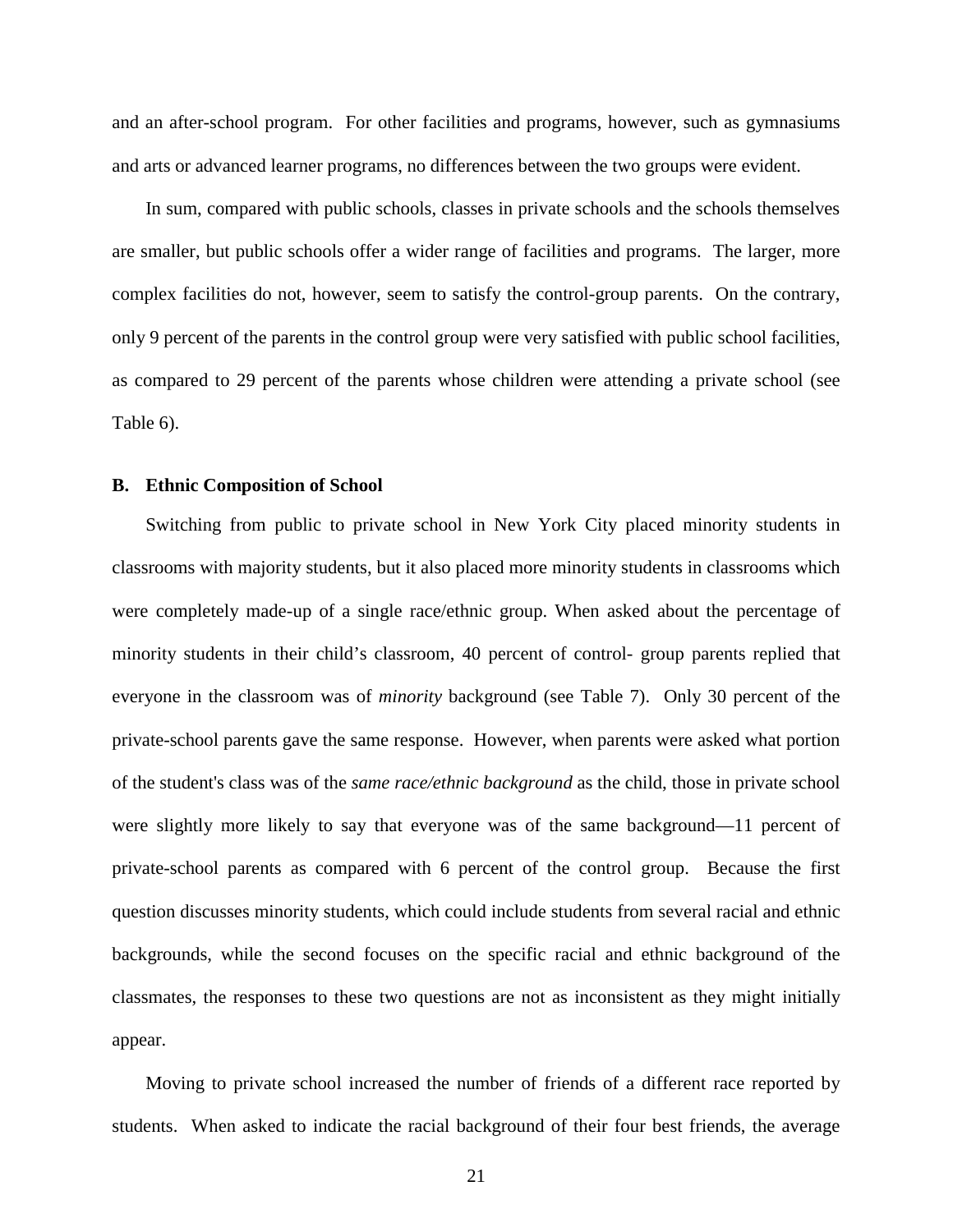and an after-school program. For other facilities and programs, however, such as gymnasiums and arts or advanced learner programs, no differences between the two groups were evident.

In sum, compared with public schools, classes in private schools and the schools themselves are smaller, but public schools offer a wider range of facilities and programs. The larger, more complex facilities do not, however, seem to satisfy the control-group parents. On the contrary, only 9 percent of the parents in the control group were very satisfied with public school facilities, as compared to 29 percent of the parents whose children were attending a private school (see Table 6).

### B. Ethnic Composition of School

Switching from public to private school in New York City placed minority students in classrooms with majority students, but it also placed more minority students in classrooms which were completely made-up of a single race/ethnic group. When asked about the percentage of minority students in their child's classroom, 40 percent of control- group parents replied that everyone in the classroom was of *minority* background (see Table 7). Only 30 percent of the private-school parents gave the same response. However, when parents were asked what portion of the student's class was of the *same race/ethnic background* as the child, those in private school were slightly more likely to say that everyone was of the same background—11 percent of private-school parents as compared with 6 percent of the control group. Because the first question discusses minority students, which could include students from several racial and ethnic backgrounds, while the second focuses on the specific racial and ethnic background of the classmates, the responses to these two questions are not as inconsistent as they might initially appear.

Moving to private school increased the number of friends of a different race reported by students. When asked to indicate the racial background of their four best friends, the average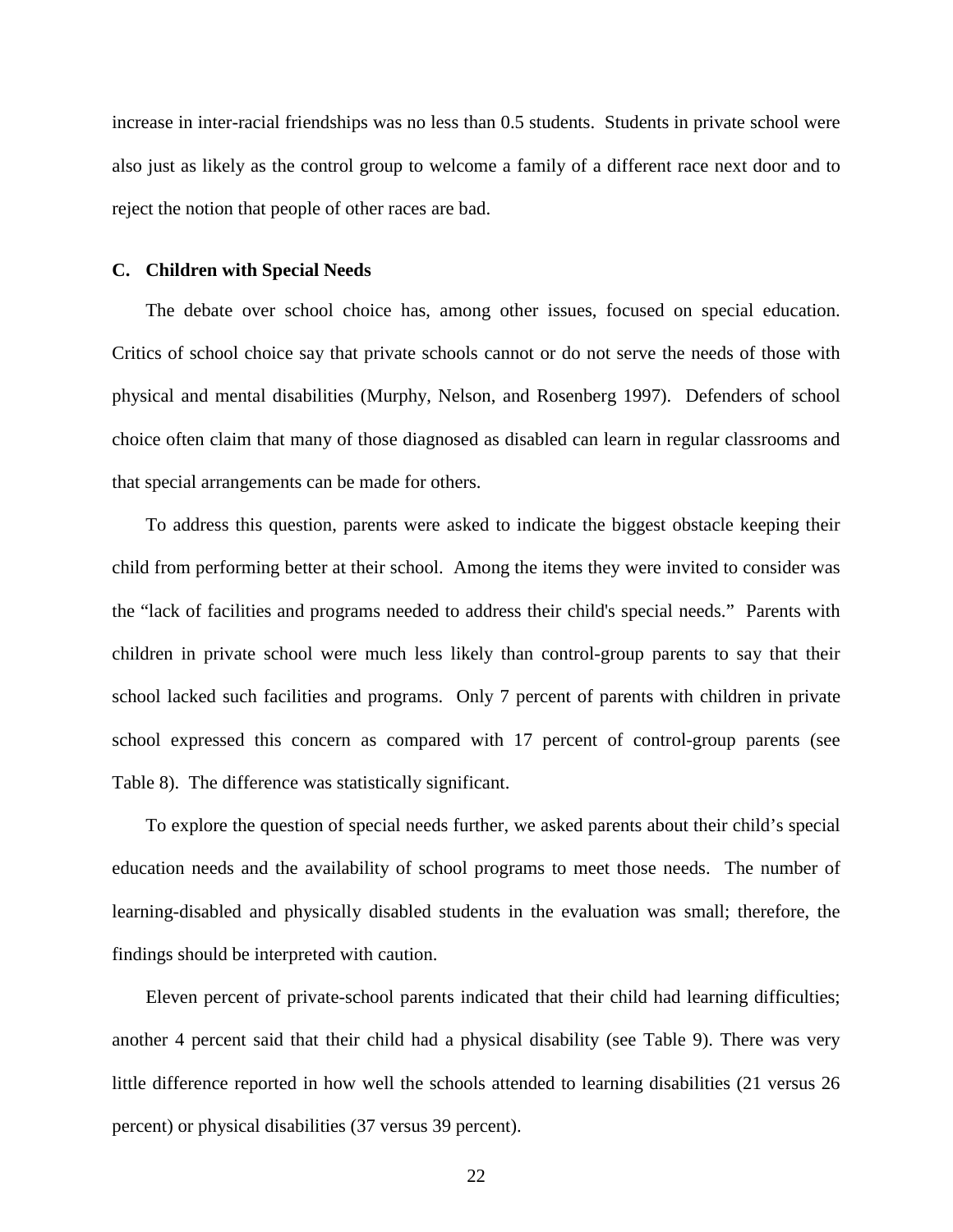increase in inter-racial friendships was no less than 0.5 students. Students in private school were also just as likely as the control group to welcome a family of a different race next door and to reject the notion that people of other races are bad.

### C. Children with Special Needs

The debate over school choice has, among other issues, focused on special education. Critics of school choice say that private schools cannot or do not serve the needs of those with physical and mental disabilities (Murphy, Nelson, and Rosenberg 1997). Defenders of school choice often claim that many of those diagnosed as disabled can learn in regular classrooms and that special arrangements can be made for others.

To address this question, parents were asked to indicate the biggest obstacle keeping their child from performing better at their school. Among the items they were invited to consider was the "lack of facilities and programs needed to address their child's special needs." Parents with children in private school were much less likely than control-group parents to say that their school lacked such facilities and programs. Only 7 percent of parents with children in private school expressed this concern as compared with 17 percent of control-group parents (see Table 8). The difference was statistically significant.

To explore the question of special needs further, we asked parents about their child's special education needs and the availability of school programs to meet those needs. The number of learning-disabled and physically disabled students in the evaluation was small; therefore, the findings should be interpreted with caution.

Eleven percent of private-school parents indicated that their child had learning difficulties; another 4 percent said that their child had a physical disability (see Table 9). There was very little difference reported in how well the schools attended to learning disabilities (21 versus 26 percent) or physical disabilities (37 versus 39 percent).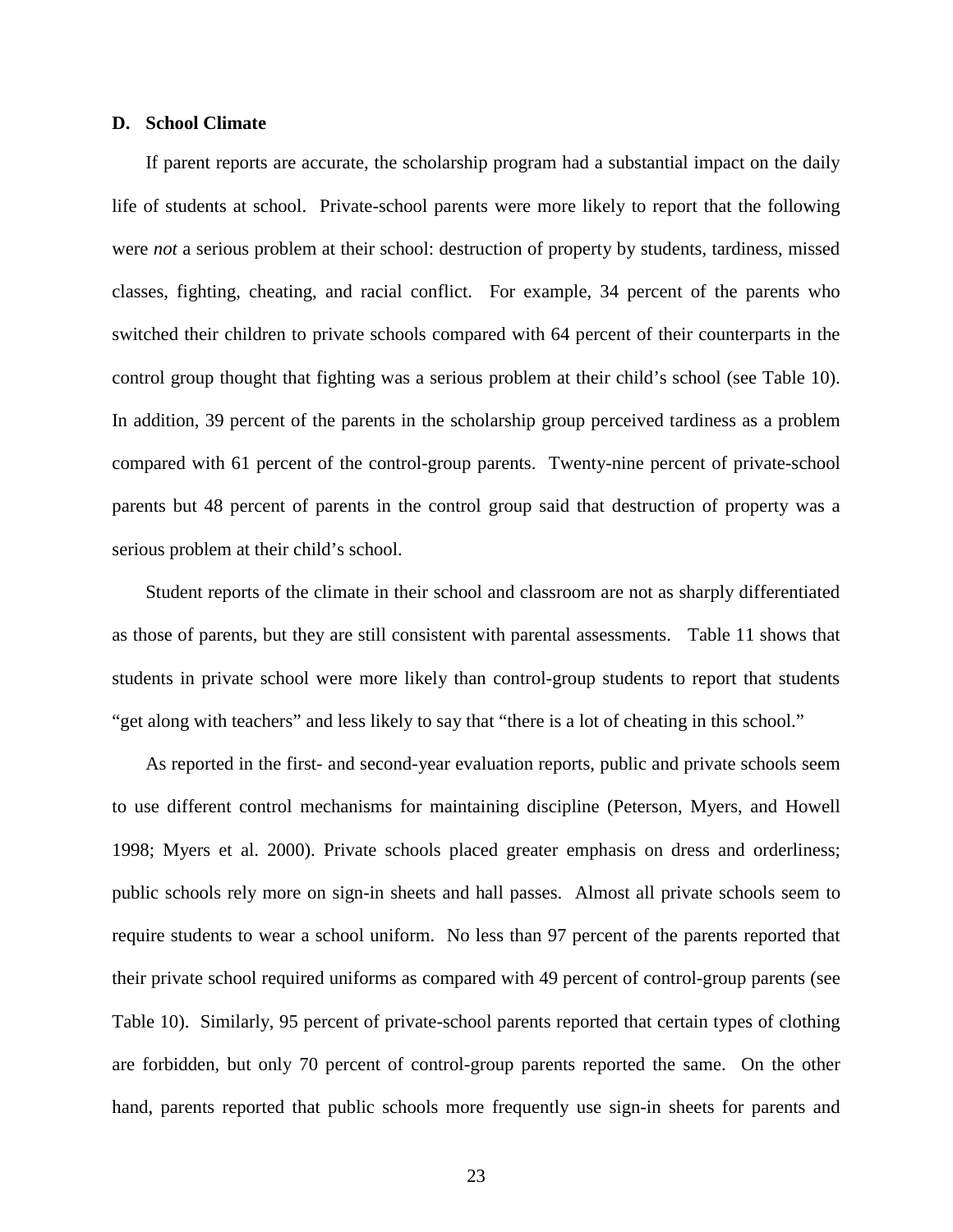### D. School Climate

If parent reports are accurate, the scholarship program had a substantial impact on the daily life of students at school. Private-school parents were more likely to report that the following were *not* a serious problem at their school: destruction of property by students, tardiness, missed classes, fighting, cheating, and racial conflict. For example, 34 percent of the parents who switched their children to private schools compared with 64 percent of their counterparts in the control group thought that fighting was a serious problem at their child's school (see Table 10). In addition, 39 percent of the parents in the scholarship group perceived tardiness as a problem compared with 61 percent of the control-group parents. Twenty-nine percent of private-school parents but 48 percent of parents in the control group said that destruction of property was a serious problem at their child's school.

Student reports of the climate in their school and classroom are not as sharply differentiated as those of parents, but they are still consistent with parental assessments. Table 11 shows that students in private school were more likely than control-group students to report that students "get along with teachers" and less likely to say that "there is a lot of cheating in this school."

As reported in the first- and second-year evaluation reports, public and private schools seem to use different control mechanisms for maintaining discipline (Peterson, Myers, and Howell 1998; Myers et al. 2000). Private schools placed greater emphasis on dress and orderliness; public schools rely more on sign-in sheets and hall passes. Almost all private schools seem to require students to wear a school uniform. No less than 97 percent of the parents reported that their private school required uniforms as compared with 49 percent of control-group parents (see Table 10). Similarly, 95 percent of private-school parents reported that certain types of clothing are forbidden, but only 70 percent of control-group parents reported the same. On the other hand, parents reported that public schools more frequently use sign-in sheets for parents and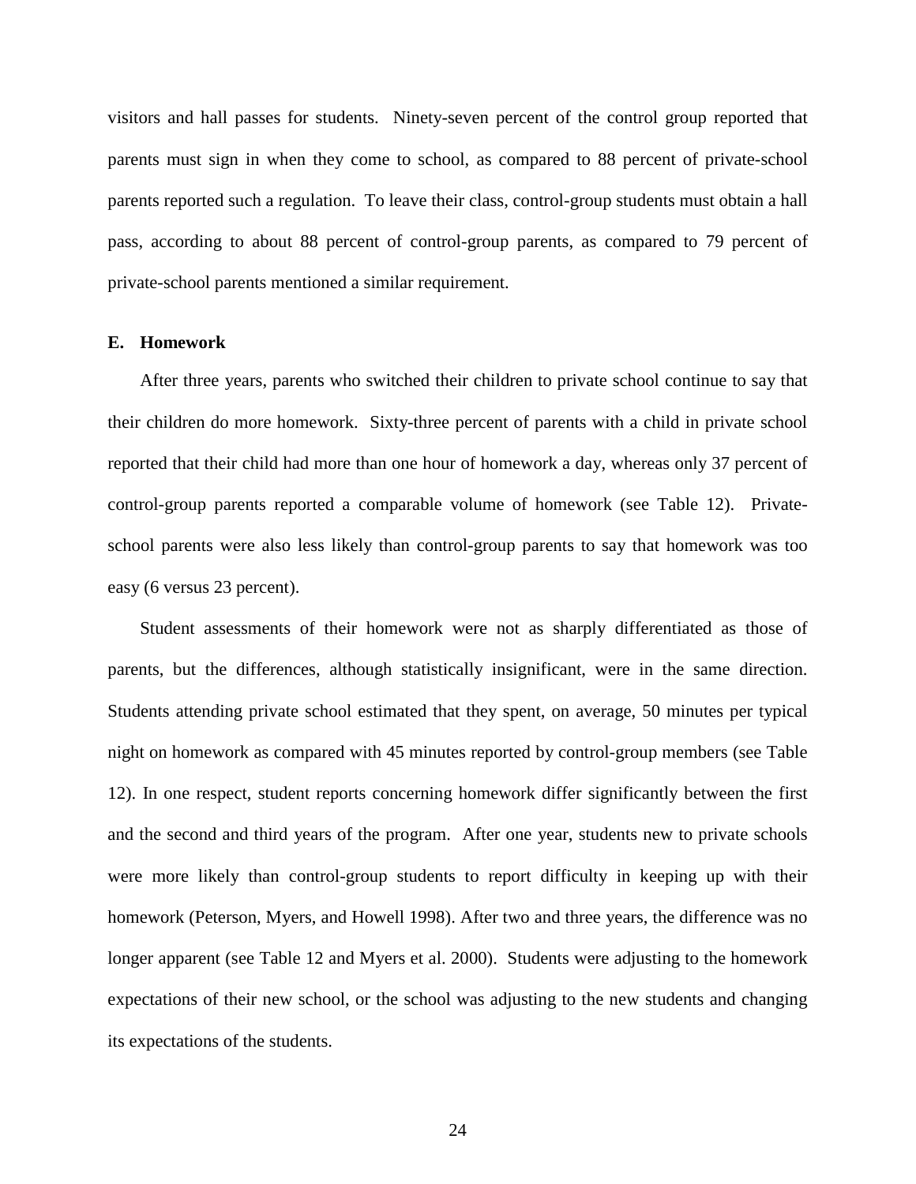visitors and hall passes for students. Ninety-seven percent of the control group reported that parents must sign in when they come to school, as compared to 88 percent of private-school parents reported such a regulation. To leave their class, control-group students must obtain a hall pass, according to about 88 percent of control-group parents, as compared to 79 percent of private-school parents mentioned a similar requirement.

### E. Homework

After three years, parents who switched their children to private school continue to say that their children do more homework. Sixty-three percent of parents with a child in private school reported that their child had more than one hour of homework a day, whereas only 37 percent of control-group parents reported a comparable volume of homework (see Table 12). Private-school parents were also less likely than control-group parents to say that homework was too easy (6 versus 23 percent).

Student assessments of their homework were not as sharply differentiated as those of parents, but the differences, although statistically insignificant, were in the same direction. Students attending private school estimated that they spent, on average, 50 minutes per typical night on homework as compared with 45 minutes reported by control-group members (see Table 12). In one respect, student reports concerning homework differ significantly between the first and the second and third years of the program. After one year, students new to private schools were more likely than control-group students to report difficulty in keeping up with their homework (Peterson, Myers, and Howell 1998). After two and three years, the difference was no longer apparent (see Table 12 and Myers et al. 2000). Students were adjusting to the homework expectations of their new school, or the school was adjusting to the new students and changing its expectations of the students.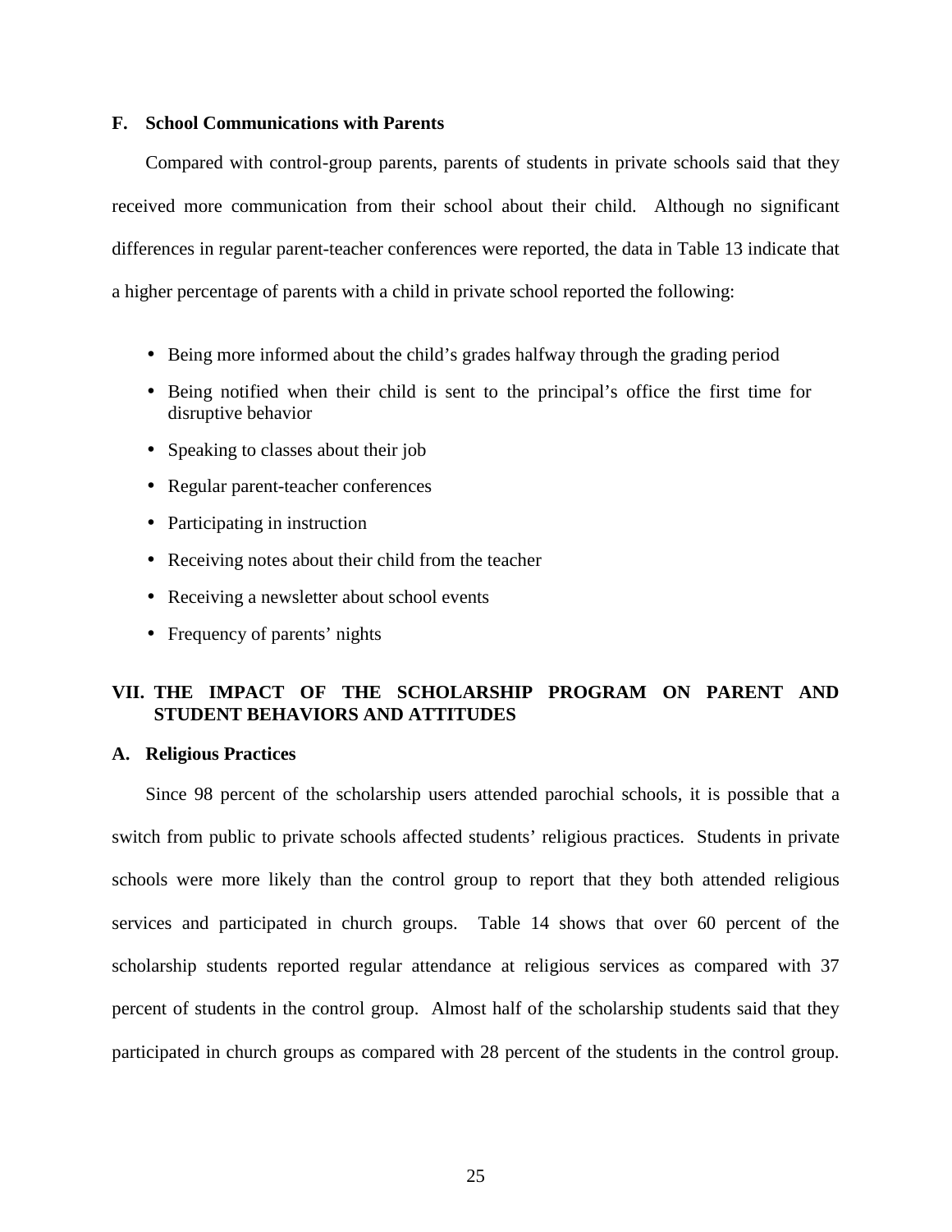### F. School Communications with Parents

Compared with control-group parents, parents of students in private schools said that they received more communication from their school about their child. Although no significant differences in regular parent-teacher conferences were reported, the data in Table 13 indicate that a higher percentage of parents with a child in private school reported the following:

- Being more informed about the child's grades halfway through the grading period
- Being notified when their child is sent to the principal's office the first time for disruptive behavior
- Speaking to classes about their job
- Regular parent-teacher conferences
- Participating in instruction
- Receiving notes about their child from the teacher
- Receiving a newsletter about school events
- Frequency of parents' nights

## VII. THE IMPACT OF THE SCHOLARSHIP PROGRAM ON PARENT AND STUDENT BEHAVIORS AND ATTITUDES

### A. Religious Practices

Since 98 percent of the scholarship users attended parochial schools, it is possible that a switch from public to private schools affected students' religious practices. Students in private schools were more likely than the control group to report that they both attended religious services and participated in church groups. Table 14 shows that over 60 percent of the scholarship students reported regular attendance at religious services as compared with 37 percent of students in the control group. Almost half of the scholarship students said that they participated in church groups as compared with 28 percent of the students in the control group.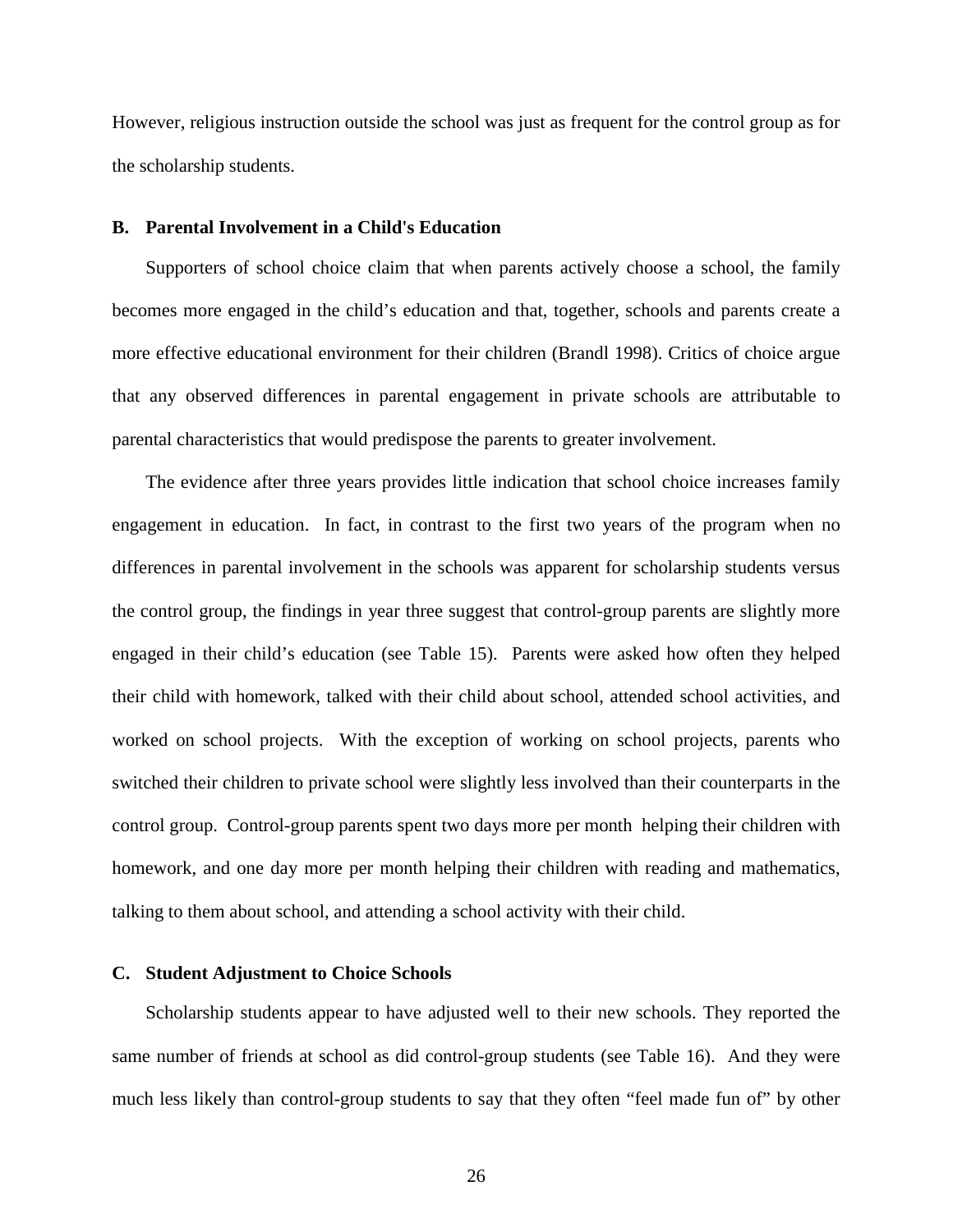However, religious instruction outside the school was just as frequent for the control group as for the scholarship students.

### B. Parental Involvement in a Child's Education

Supporters of school choice claim that when parents actively choose a school, the family becomes more engaged in the child's education and that, together, schools and parents create a more effective educational environment for their children (Brandl 1998). Critics of choice argue that any observed differences in parental engagement in private schools are attributable to parental characteristics that would predispose the parents to greater involvement.

The evidence after three years provides little indication that school choice increases family engagement in education. In fact, in contrast to the first two years of the program when no differences in parental involvement in the schools was apparent for scholarship students versus the control group, the findings in year three suggest that control-group parents are slightly more engaged in their child's education (see Table 15). Parents were asked how often they helped their child with homework, talked with their child about school, attended school activities, and worked on school projects. With the exception of working on school projects, parents who switched their children to private school were slightly less involved than their counterparts in the control group. Control-group parents spent two days more per month helping their children with homework, and one day more per month helping their children with reading and mathematics, talking to them about school, and attending a school activity with their child.

### C. Student Adjustment to Choice Schools

Scholarship students appear to have adjusted well to their new schools. They reported the same number of friends at school as did control-group students (see Table 16). And they were much less likely than control-group students to say that they often "feel made fun of" by other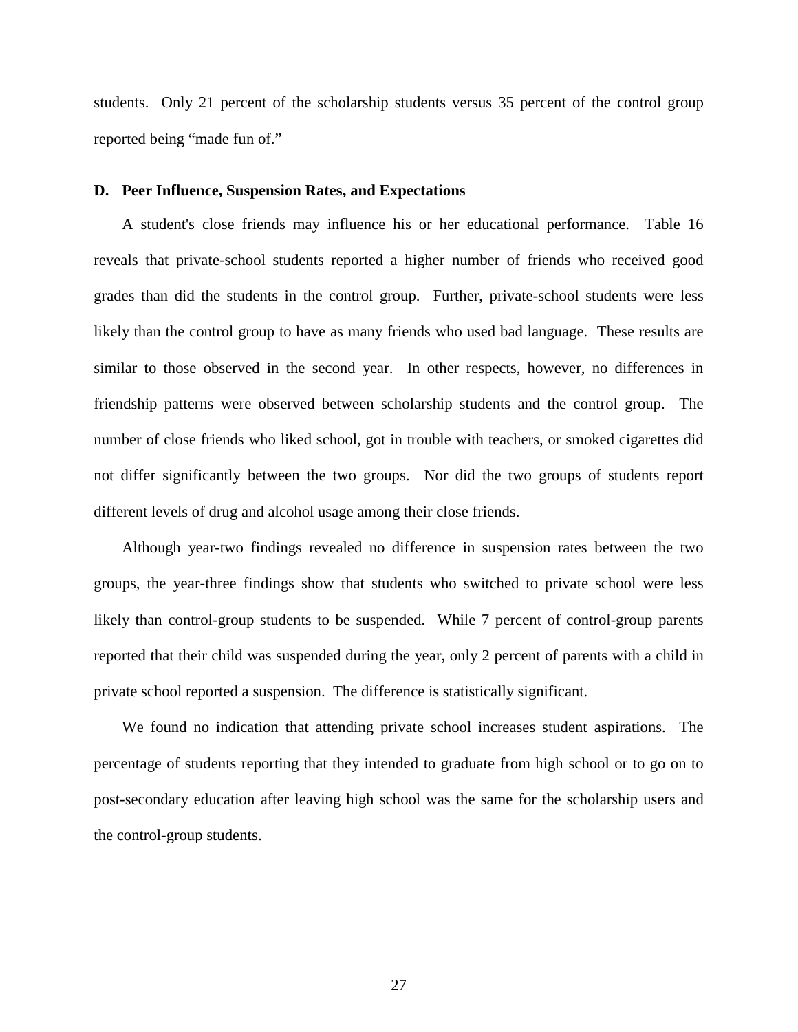students. Only 21 percent of the scholarship students versus 35 percent of the control group reported being "made fun of."

### D. Peer Influence, Suspension Rates, and Expectations

A student's close friends may influence his or her educational performance. Table 16 reveals that private-school students reported a higher number of friends who received good grades than did the students in the control group. Further, private-school students were less likely than the control group to have as many friends who used bad language. These results are similar to those observed in the second year. In other respects, however, no differences in friendship patterns were observed between scholarship students and the control group. The number of close friends who liked school, got in trouble with teachers, or smoked cigarettes did not differ significantly between the two groups. Nor did the two groups of students report different levels of drug and alcohol usage among their close friends.

Although year-two findings revealed no difference in suspension rates between the two groups, the year-three findings show that students who switched to private school were less likely than control-group students to be suspended. While 7 percent of control-group parents reported that their child was suspended during the year, only 2 percent of parents with a child in private school reported a suspension. The difference is statistically significant.

We found no indication that attending private school increases student aspirations. The percentage of students reporting that they intended to graduate from high school or to go on to post-secondary education after leaving high school was the same for the scholarship users and the control-group students.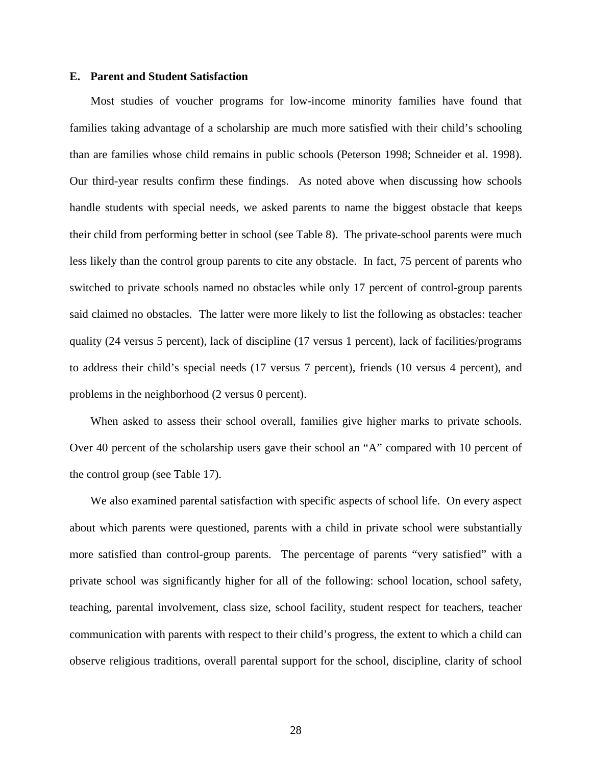### E. Parent and Student Satisfaction

Most studies of voucher programs for low-income minority families have found that families taking advantage of a scholarship are much more satisfied with their child's schooling than are families whose child remains in public schools (Peterson 1998; Schneider et al. 1998). Our third-year results confirm these findings. As noted above when discussing how schools handle students with special needs, we asked parents to name the biggest obstacle that keeps their child from performing better in school (see Table 8). The private-school parents were much less likely than the control group parents to cite any obstacle. In fact, 75 percent of parents who switched to private schools named no obstacles while only 17 percent of control-group parents said claimed no obstacles. The latter were more likely to list the following as obstacles: teacher quality (24 versus 5 percent), lack of discipline (17 versus 1 percent), lack of facilities/programs to address their child's special needs (17 versus 7 percent), friends (10 versus 4 percent), and problems in the neighborhood (2 versus 0 percent).

When asked to assess their school overall, families give higher marks to private schools. Over 40 percent of the scholarship users gave their school an "A" compared with 10 percent of the control group (see Table 17).

We also examined parental satisfaction with specific aspects of school life. On every aspect about which parents were questioned, parents with a child in private school were substantially more satisfied than control-group parents. The percentage of parents "very satisfied" with a private school was significantly higher for all of the following: school location, school safety, teaching, parental involvement, class size, school facility, student respect for teachers, teacher communication with parents with respect to their child's progress, the extent to which a child can observe religious traditions, overall parental support for the school, discipline, clarity of school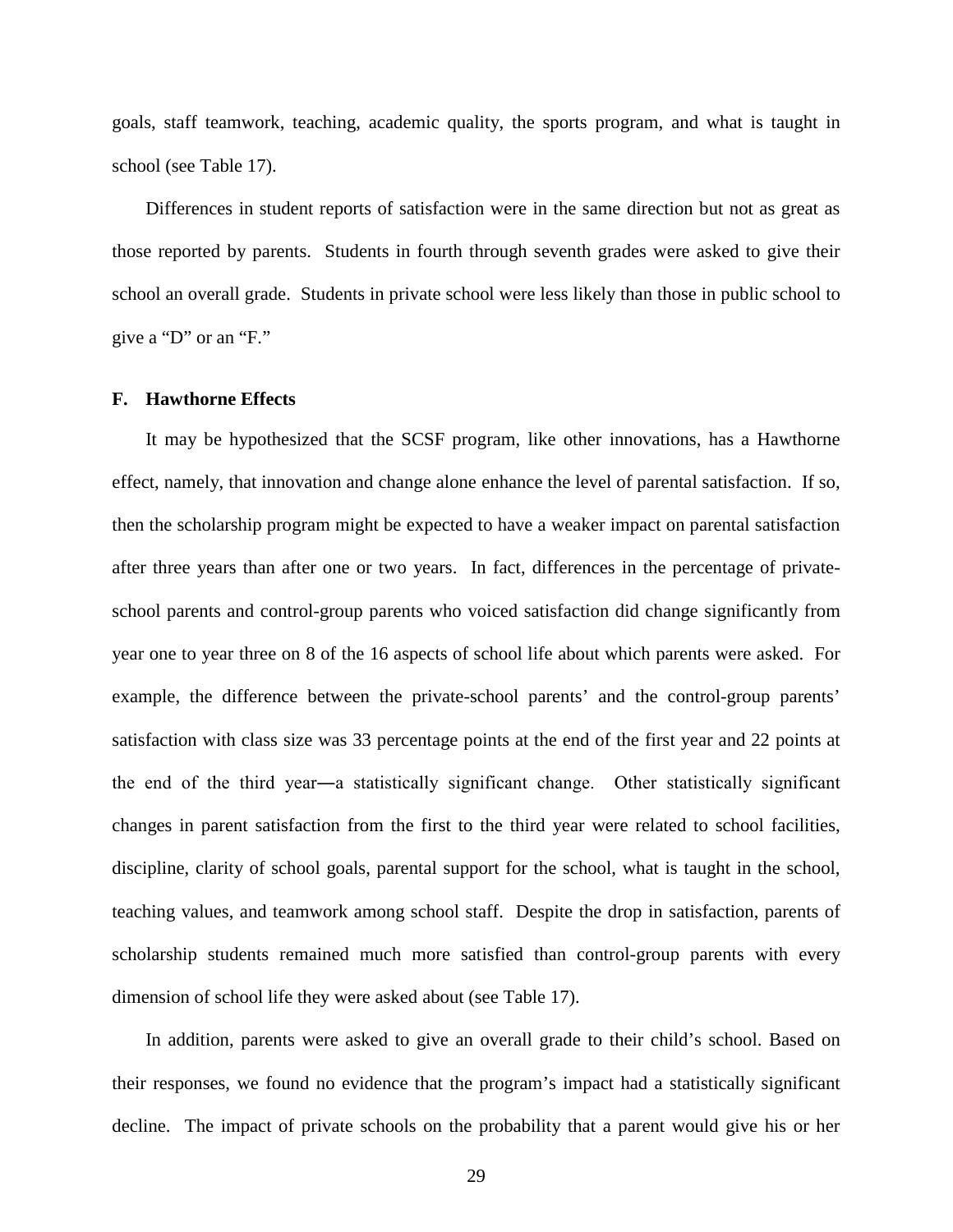goals, staff teamwork, teaching, academic quality, the sports program, and what is taught in school (see Table 17).

Differences in student reports of satisfaction were in the same direction but not as great as those reported by parents. Students in fourth through seventh grades were asked to give their school an overall grade. Students in private school were less likely than those in public school to give a "D" or an "F."

### F. Hawthorne Effects

It may be hypothesized that the SCSF program, like other innovations, has a Hawthorne effect, namely, that innovation and change alone enhance the level of parental satisfaction. If so, then the scholarship program might be expected to have a weaker impact on parental satisfaction after three years than after one or two years. In fact, differences in the percentage of private-school parents and control-group parents who voiced satisfaction did change significantly from year one to year three on 8 of the 16 aspects of school life about which parents were asked. For example, the difference between the private-school parents' and the control-group parents' satisfaction with class size was 33 percentage points at the end of the first year and 22 points at the end of the third year—a statistically significant change. Other statistically significant changes in parent satisfaction from the first to the third year were related to school facilities, discipline, clarity of school goals, parental support for the school, what is taught in the school, teaching values, and teamwork among school staff. Despite the drop in satisfaction, parents of scholarship students remained much more satisfied than control-group parents with every dimension of school life they were asked about (see Table 17).

In addition, parents were asked to give an overall grade to their child's school. Based on their responses, we found no evidence that the program's impact had a statistically significant decline. The impact of private schools on the probability that a parent would give his or her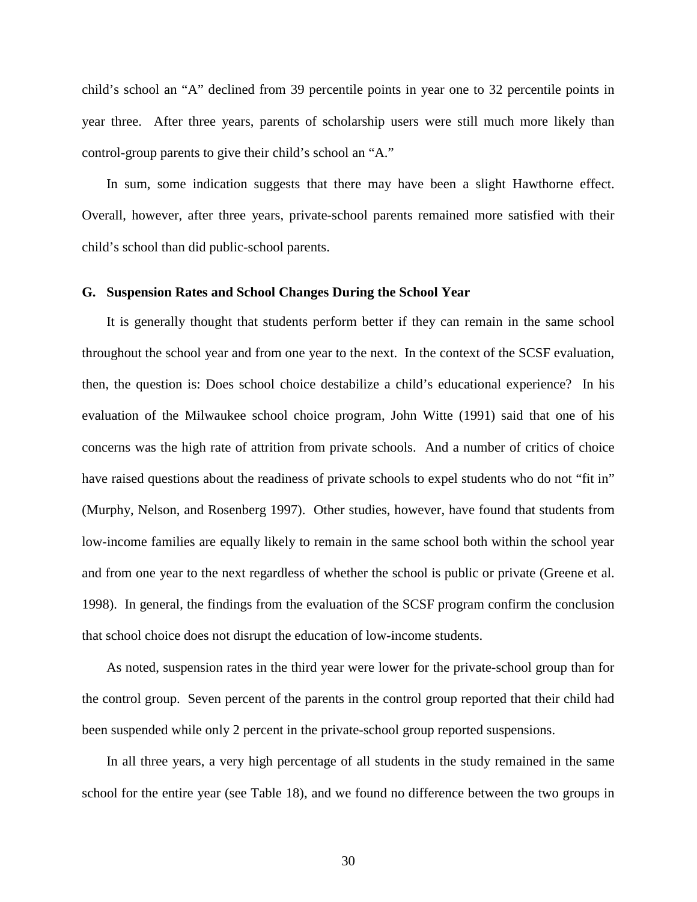child's school an "A" declined from 39 percentile points in year one to 32 percentile points in year three. After three years, parents of scholarship users were still much more likely than control-group parents to give their child's school an "A."

In sum, some indication suggests that there may have been a slight Hawthorne effect. Overall, however, after three years, private-school parents remained more satisfied with their child's school than did public-school parents.

### G. Suspension Rates and School Changes During the School Year

It is generally thought that students perform better if they can remain in the same school throughout the school year and from one year to the next. In the context of the SCSF evaluation, then, the question is: Does school choice destabilize a child's educational experience? In his evaluation of the Milwaukee school choice program, John Witte (1991) said that one of his concerns was the high rate of attrition from private schools. And a number of critics of choice have raised questions about the readiness of private schools to expel students who do not "fit in" (Murphy, Nelson, and Rosenberg 1997). Other studies, however, have found that students from low-income families are equally likely to remain in the same school both within the school year and from one year to the next regardless of whether the school is public or private (Greene et al. 1998). In general, the findings from the evaluation of the SCSF program confirm the conclusion that school choice does not disrupt the education of low-income students.

As noted, suspension rates in the third year were lower for the private-school group than for the control group. Seven percent of the parents in the control group reported that their child had been suspended while only 2 percent in the private-school group reported suspensions.

In all three years, a very high percentage of all students in the study remained in the same school for the entire year (see Table 18), and we found no difference between the two groups in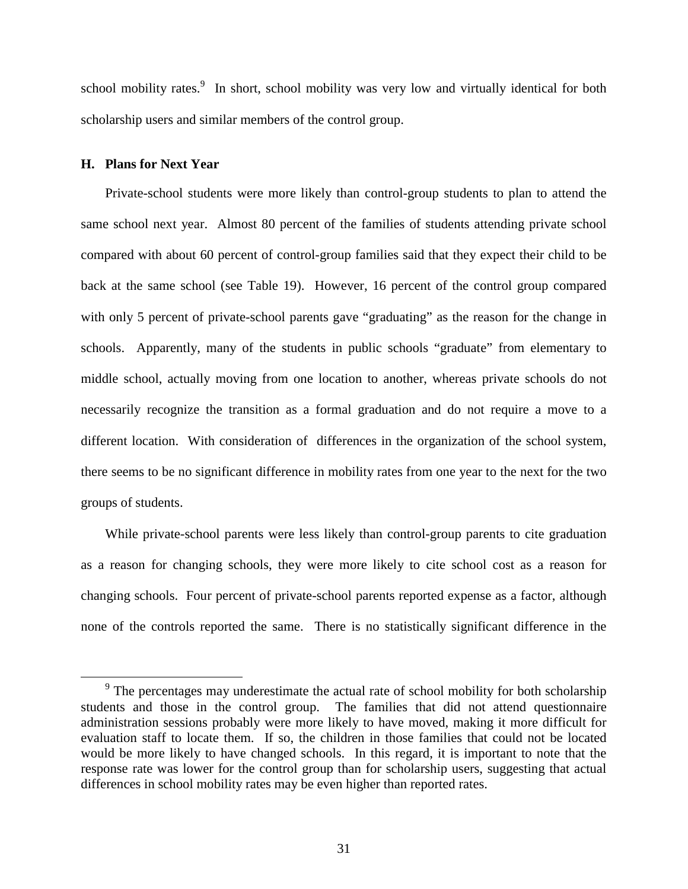school mobility rates.[9] In short, school mobility was very low and virtually identical for both scholarship users and similar members of the control group.

### H. Plans for Next Year

Private-school students were more likely than control-group students to plan to attend the same school next year. Almost 80 percent of the families of students attending private school compared with about 60 percent of control-group families said that they expect their child to be back at the same school (see Table 19). However, 16 percent of the control group compared with only 5 percent of private-school parents gave "graduating" as the reason for the change in schools. Apparently, many of the students in public schools "graduate" from elementary to middle school, actually moving from one location to another, whereas private schools do not necessarily recognize the transition as a formal graduation and do not require a move to a different location. With consideration of differences in the organization of the school system, there seems to be no significant difference in mobility rates from one year to the next for the two groups of students.

While private-school parents were less likely than control-group parents to cite graduation as a reason for changing schools, they were more likely to cite school cost as a reason for changing schools. Four percent of private-school parents reported expense as a factor, although none of the controls reported the same. There is no statistically significant difference in the

---

[9] The percentages may underestimate the actual rate of school mobility for both scholarship students and those in the control group. The families that did not attend questionnaire administration sessions probably were more likely to have moved, making it more difficult for evaluation staff to locate them. If so, the children in those families that could not be located would be more likely to have changed schools. In this regard, it is important to note that the response rate was lower for the control group than for scholarship users, suggesting that actual differences in school mobility rates may be even higher than reported rates.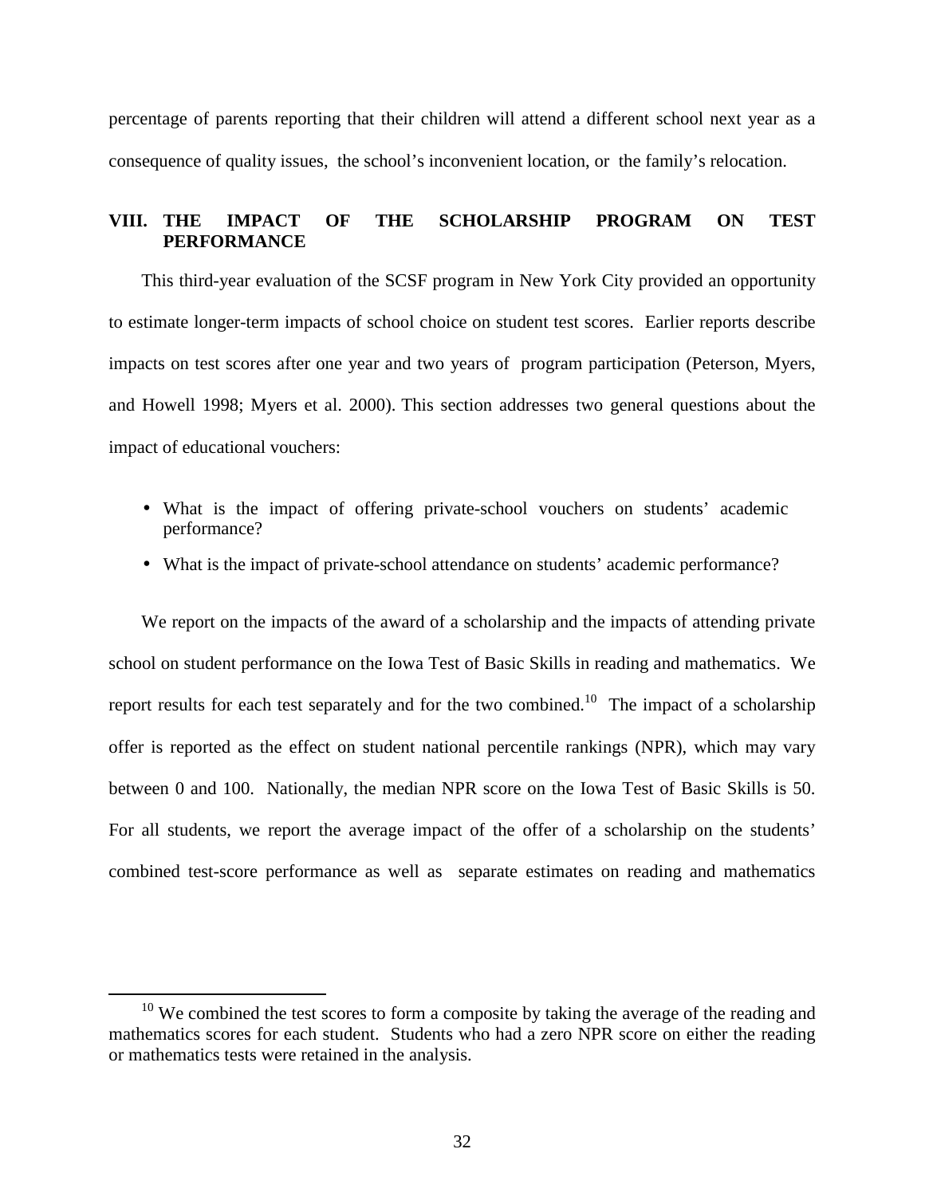percentage of parents reporting that their children will attend a different school next year as a consequence of quality issues, the school's inconvenient location, or the family's relocation.

## VIII. THE IMPACT OF THE SCHOLARSHIP PROGRAM ON TEST PERFORMANCE

This third-year evaluation of the SCSF program in New York City provided an opportunity to estimate longer-term impacts of school choice on student test scores. Earlier reports describe impacts on test scores after one year and two years of program participation (Peterson, Myers, and Howell 1998; Myers et al. 2000). This section addresses two general questions about the impact of educational vouchers:

- What is the impact of offering private-school vouchers on students' academic performance?
- What is the impact of private-school attendance on students' academic performance?

We report on the impacts of the award of a scholarship and the impacts of attending private school on student performance on the Iowa Test of Basic Skills in reading and mathematics. We report results for each test separately and for the two combined.[10] The impact of a scholarship offer is reported as the effect on student national percentile rankings (NPR), which may vary between 0 and 100. Nationally, the median NPR score on the Iowa Test of Basic Skills is 50. For all students, we report the average impact of the offer of a scholarship on the students' combined test-score performance as well as separate estimates on reading and mathematics

[10] We combined the test scores to form a composite by taking the average of the reading and mathematics scores for each student. Students who had a zero NPR score on either the reading or mathematics tests were retained in the analysis.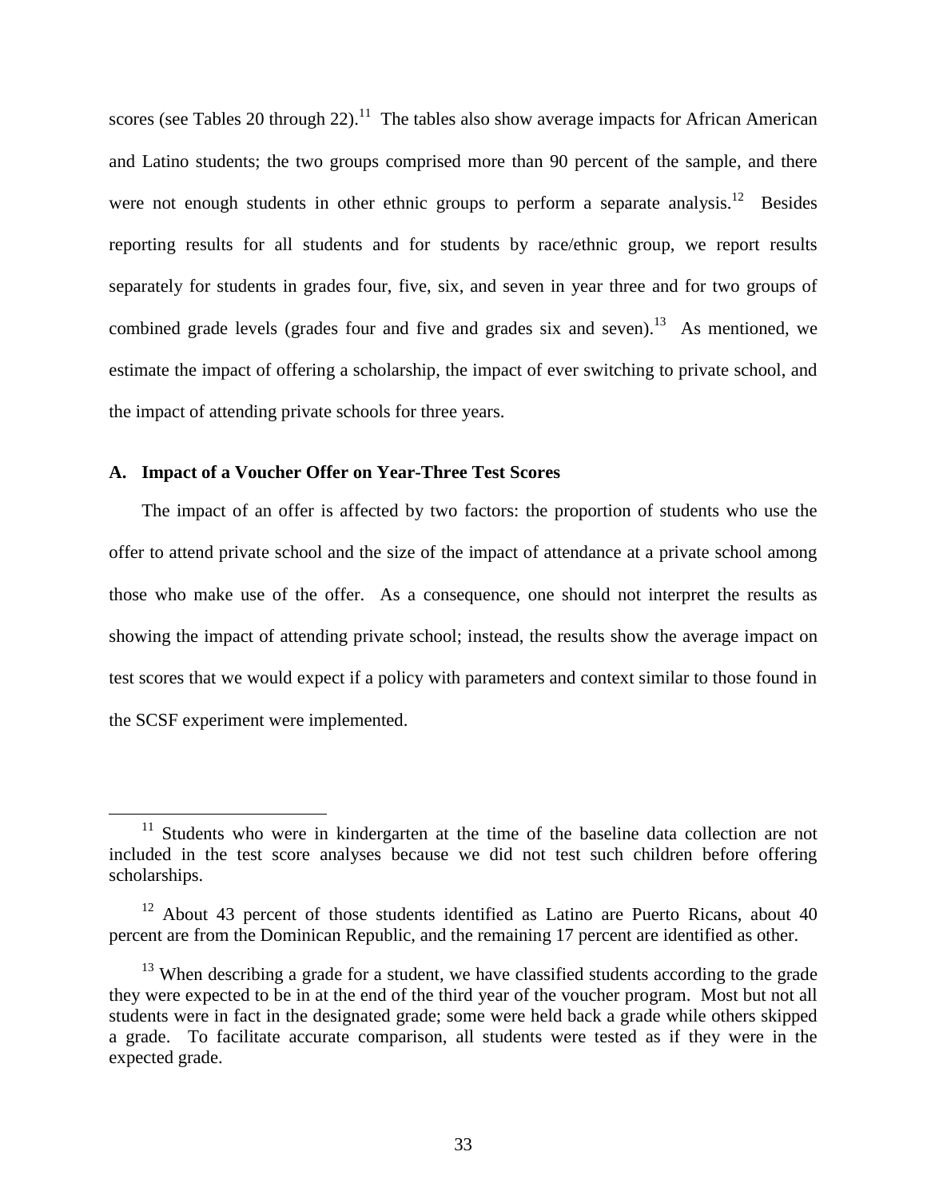scores (see Tables 20 through 22).[11] The tables also show average impacts for African American and Latino students; the two groups comprised more than 90 percent of the sample, and there were not enough students in other ethnic groups to perform a separate analysis.[12] Besides reporting results for all students and for students by race/ethnic group, we report results separately for students in grades four, five, six, and seven in year three and for two groups of combined grade levels (grades four and five and grades six and seven).[13] As mentioned, we estimate the impact of offering a scholarship, the impact of ever switching to private school, and the impact of attending private schools for three years.

### A. Impact of a Voucher Offer on Year-Three Test Scores

The impact of an offer is affected by two factors: the proportion of students who use the offer to attend private school and the size of the impact of attendance at a private school among those who make use of the offer. As a consequence, one should not interpret the results as showing the impact of attending private school; instead, the results show the average impact on test scores that we would expect if a policy with parameters and context similar to those found in the SCSF experiment were implemented.

---

[11] Students who were in kindergarten at the time of the baseline data collection are not included in the test score analyses because we did not test such children before offering scholarships.

[12] About 43 percent of those students identified as Latino are Puerto Ricans, about 40 percent are from the Dominican Republic, and the remaining 17 percent are identified as other.

[13] When describing a grade for a student, we have classified students according to the grade they were expected to be in at the end of the third year of the voucher program. Most but not all students were in fact in the designated grade; some were held back a grade while others skipped a grade. To facilitate accurate comparison, all students were tested as if they were in the expected grade.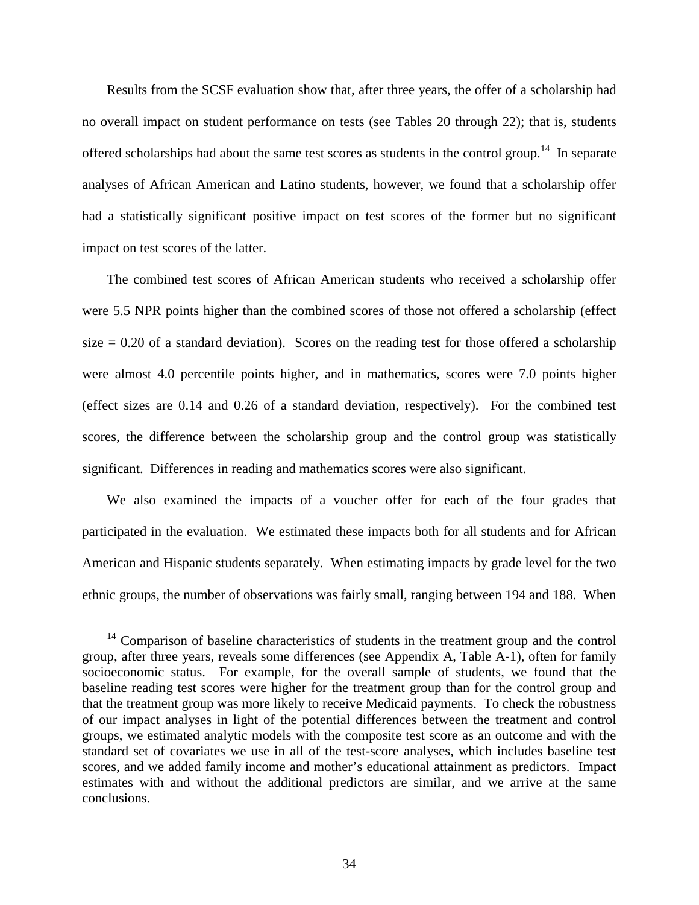Results from the SCSF evaluation show that, after three years, the offer of a scholarship had no overall impact on student performance on tests (see Tables 20 through 22); that is, students offered scholarships had about the same test scores as students in the control group.[14] In separate analyses of African American and Latino students, however, we found that a scholarship offer had a statistically significant positive impact on test scores of the former but no significant impact on test scores of the latter.

The combined test scores of African American students who received a scholarship offer were 5.5 NPR points higher than the combined scores of those not offered a scholarship (effect size = 0.20 of a standard deviation). Scores on the reading test for those offered a scholarship were almost 4.0 percentile points higher, and in mathematics, scores were 7.0 points higher (effect sizes are 0.14 and 0.26 of a standard deviation, respectively). For the combined test scores, the difference between the scholarship group and the control group was statistically significant. Differences in reading and mathematics scores were also significant.

We also examined the impacts of a voucher offer for each of the four grades that participated in the evaluation. We estimated these impacts both for all students and for African American and Hispanic students separately. When estimating impacts by grade level for the two ethnic groups, the number of observations was fairly small, ranging between 194 and 188. When

[14] Comparison of baseline characteristics of students in the treatment group and the control group, after three years, reveals some differences (see Appendix A, Table A-1), often for family socioeconomic status. For example, for the overall sample of students, we found that the baseline reading test scores were higher for the treatment group than for the control group and that the treatment group was more likely to receive Medicaid payments. To check the robustness of our impact analyses in light of the potential differences between the treatment and control groups, we estimated analytic models with the composite test score as an outcome and with the standard set of covariates we use in all of the test-score analyses, which includes baseline test scores, and we added family income and mother's educational attainment as predictors. Impact estimates with and without the additional predictors are similar, and we arrive at the same conclusions.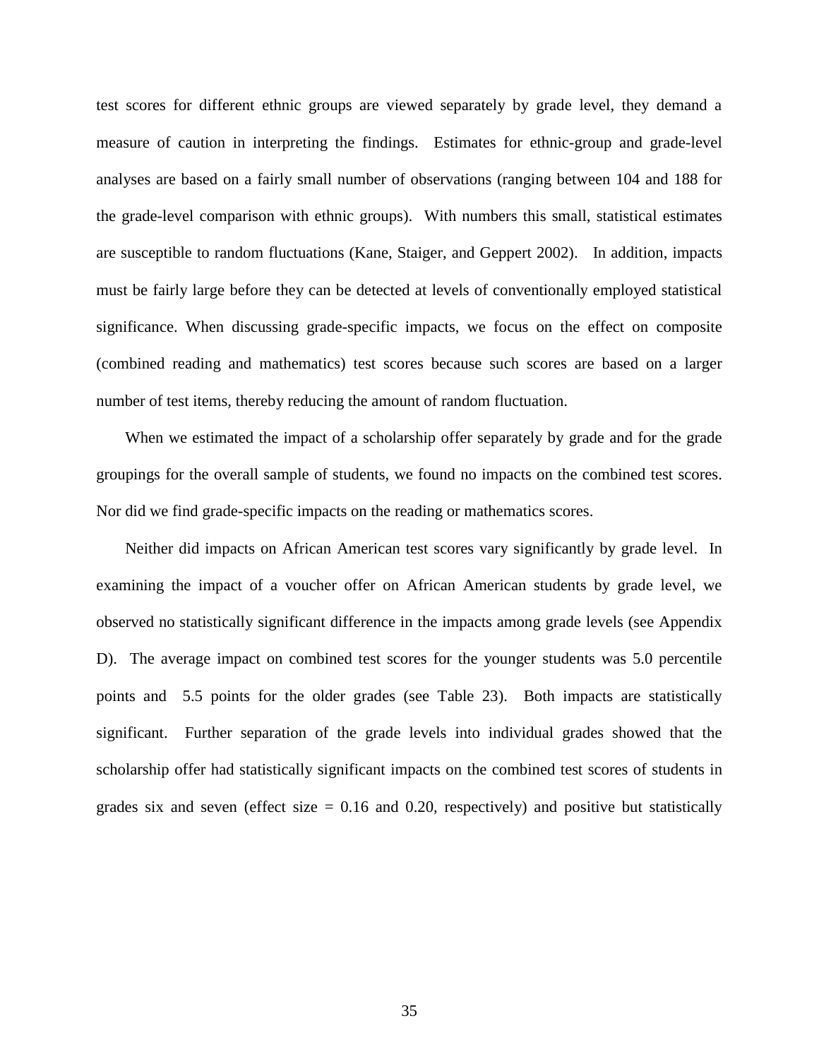test scores for different ethnic groups are viewed separately by grade level, they demand a measure of caution in interpreting the findings. Estimates for ethnic-group and grade-level analyses are based on a fairly small number of observations (ranging between 104 and 188 for the grade-level comparison with ethnic groups). With numbers this small, statistical estimates are susceptible to random fluctuations (Kane, Staiger, and Geppert 2002). In addition, impacts must be fairly large before they can be detected at levels of conventionally employed statistical significance. When discussing grade-specific impacts, we focus on the effect on composite (combined reading and mathematics) test scores because such scores are based on a larger number of test items, thereby reducing the amount of random fluctuation.

When we estimated the impact of a scholarship offer separately by grade and for the grade groupings for the overall sample of students, we found no impacts on the combined test scores. Nor did we find grade-specific impacts on the reading or mathematics scores.

Neither did impacts on African American test scores vary significantly by grade level. In examining the impact of a voucher offer on African American students by grade level, we observed no statistically significant difference in the impacts among grade levels (see Appendix D). The average impact on combined test scores for the younger students was 5.0 percentile points and 5.5 points for the older grades (see Table 23). Both impacts are statistically significant. Further separation of the grade levels into individual grades showed that the scholarship offer had statistically significant impacts on the combined test scores of students in grades six and seven (effect size = 0.16 and 0.20, respectively) and positive but statistically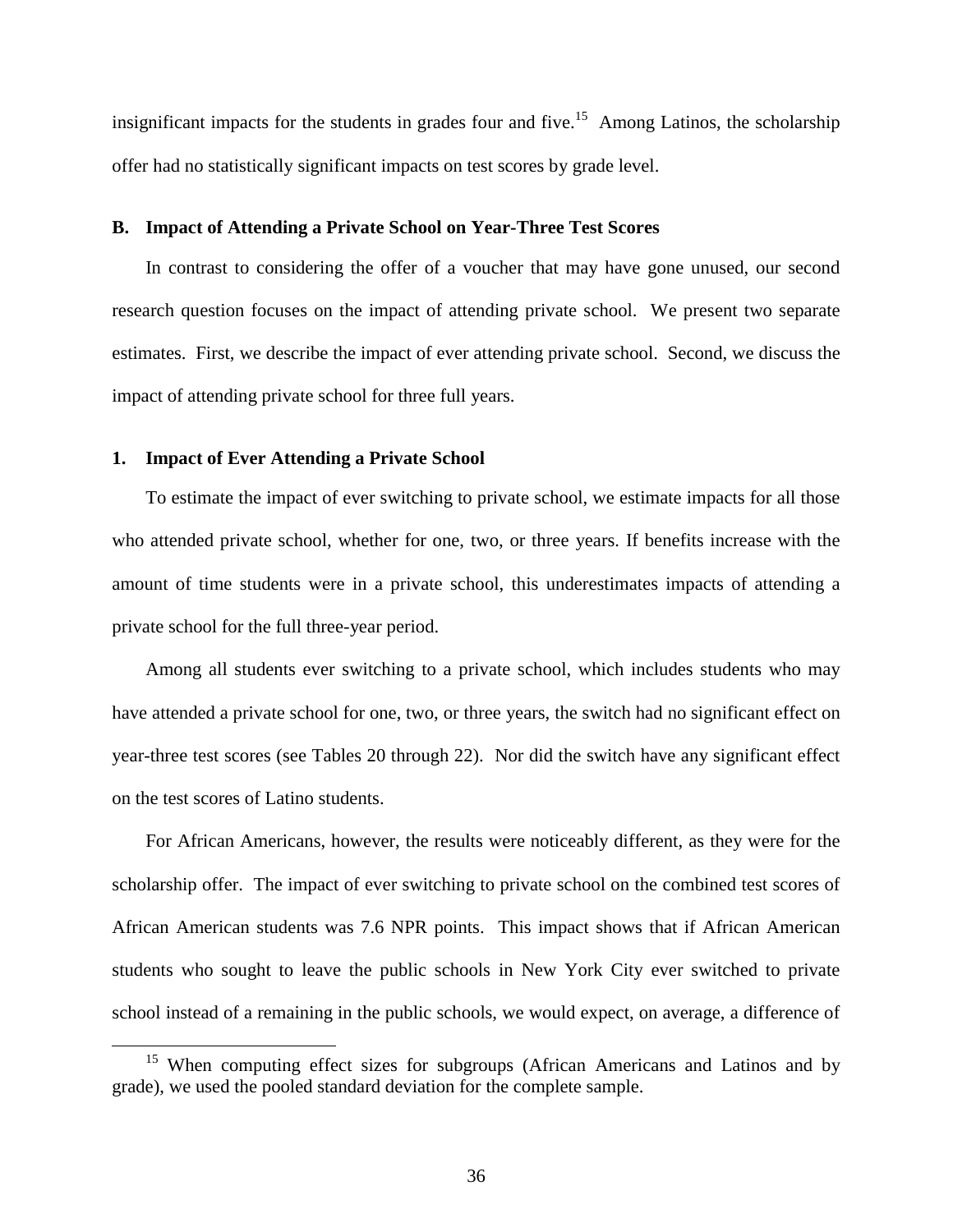insignificant impacts for the students in grades four and five.[15] Among Latinos, the scholarship offer had no statistically significant impacts on test scores by grade level.

### B. Impact of Attending a Private School on Year-Three Test Scores

In contrast to considering the offer of a voucher that may have gone unused, our second research question focuses on the impact of attending private school. We present two separate estimates. First, we describe the impact of ever attending private school. Second, we discuss the impact of attending private school for three full years.

#### 1. Impact of Ever Attending a Private School

To estimate the impact of ever switching to private school, we estimate impacts for all those who attended private school, whether for one, two, or three years. If benefits increase with the amount of time students were in a private school, this underestimates impacts of attending a private school for the full three-year period.

Among all students ever switching to a private school, which includes students who may have attended a private school for one, two, or three years, the switch had no significant effect on year-three test scores (see Tables 20 through 22). Nor did the switch have any significant effect on the test scores of Latino students.

For African Americans, however, the results were noticeably different, as they were for the scholarship offer. The impact of ever switching to private school on the combined test scores of African American students was 7.6 NPR points. This impact shows that if African American students who sought to leave the public schools in New York City ever switched to private school instead of a remaining in the public schools, we would expect, on average, a difference of

[15] When computing effect sizes for subgroups (African Americans and Latinos and by grade), we used the pooled standard deviation for the complete sample.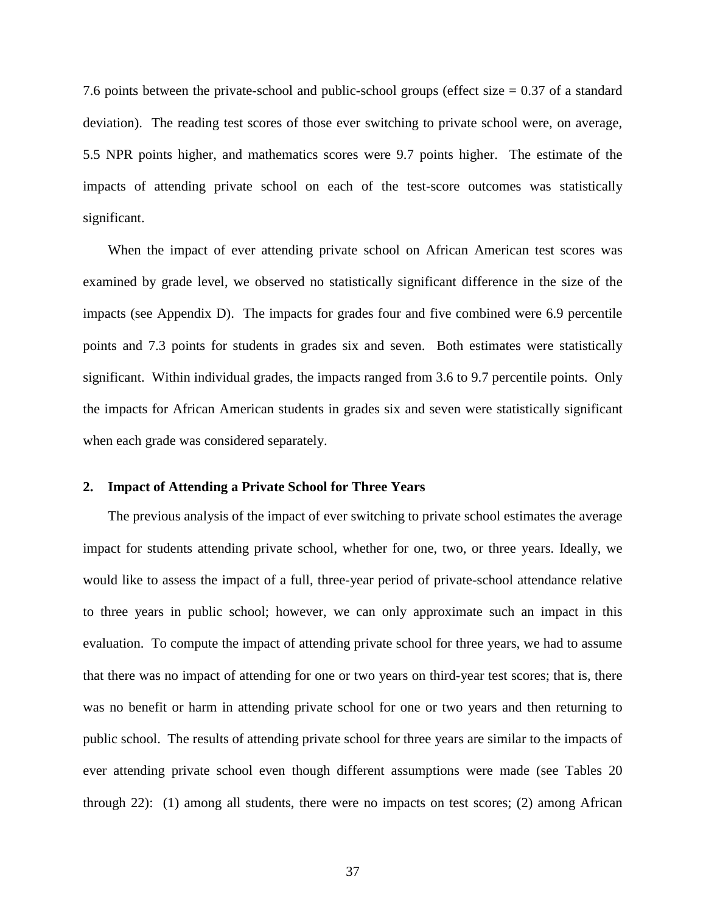7.6 points between the private-school and public-school groups (effect size = 0.37 of a standard deviation). The reading test scores of those ever switching to private school were, on average, 5.5 NPR points higher, and mathematics scores were 9.7 points higher. The estimate of the impacts of attending private school on each of the test-score outcomes was statistically significant.

When the impact of ever attending private school on African American test scores was examined by grade level, we observed no statistically significant difference in the size of the impacts (see Appendix D). The impacts for grades four and five combined were 6.9 percentile points and 7.3 points for students in grades six and seven. Both estimates were statistically significant. Within individual grades, the impacts ranged from 3.6 to 9.7 percentile points. Only the impacts for African American students in grades six and seven were statistically significant when each grade was considered separately.

### 2. Impact of Attending a Private School for Three Years

The previous analysis of the impact of ever switching to private school estimates the average impact for students attending private school, whether for one, two, or three years. Ideally, we would like to assess the impact of a full, three-year period of private-school attendance relative to three years in public school; however, we can only approximate such an impact in this evaluation. To compute the impact of attending private school for three years, we had to assume that there was no impact of attending for one or two years on third-year test scores; that is, there was no benefit or harm in attending private school for one or two years and then returning to public school. The results of attending private school for three years are similar to the impacts of ever attending private school even though different assumptions were made (see Tables 20 through 22): (1) among all students, there were no impacts on test scores; (2) among African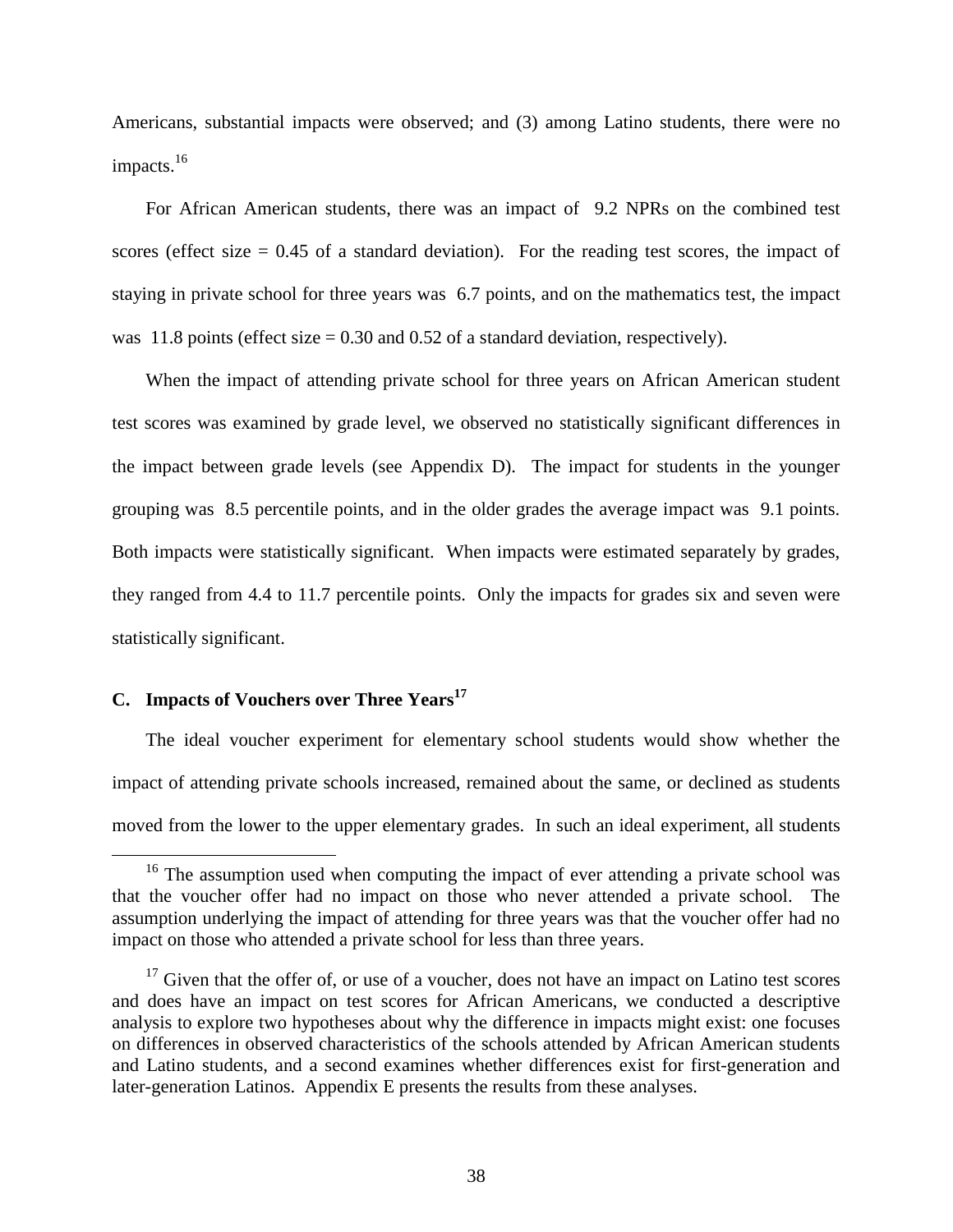Americans, substantial impacts were observed; and (3) among Latino students, there were no impacts.[16]

For African American students, there was an impact of 9.2 NPRs on the combined test scores (effect size = 0.45 of a standard deviation). For the reading test scores, the impact of staying in private school for three years was 6.7 points, and on the mathematics test, the impact was 11.8 points (effect size = 0.30 and 0.52 of a standard deviation, respectively).

When the impact of attending private school for three years on African American student test scores was examined by grade level, we observed no statistically significant differences in the impact between grade levels (see Appendix D). The impact for students in the younger grouping was 8.5 percentile points, and in the older grades the average impact was 9.1 points. Both impacts were statistically significant. When impacts were estimated separately by grades, they ranged from 4.4 to 11.7 percentile points. Only the impacts for grades six and seven were statistically significant.

## C. Impacts of Vouchers over Three Years[17]

The ideal voucher experiment for elementary school students would show whether the impact of attending private schools increased, remained about the same, or declined as students moved from the lower to the upper elementary grades. In such an ideal experiment, all students

---

[16] The assumption used when computing the impact of ever attending a private school was that the voucher offer had no impact on those who never attended a private school. The assumption underlying the impact of attending for three years was that the voucher offer had no impact on those who attended a private school for less than three years.

[17] Given that the offer of, or use of a voucher, does not have an impact on Latino test scores and does have an impact on test scores for African Americans, we conducted a descriptive analysis to explore two hypotheses about why the difference in impacts might exist: one focuses on differences in observed characteristics of the schools attended by African American students and Latino students, and a second examines whether differences exist for first-generation and later-generation Latinos. Appendix E presents the results from these analyses.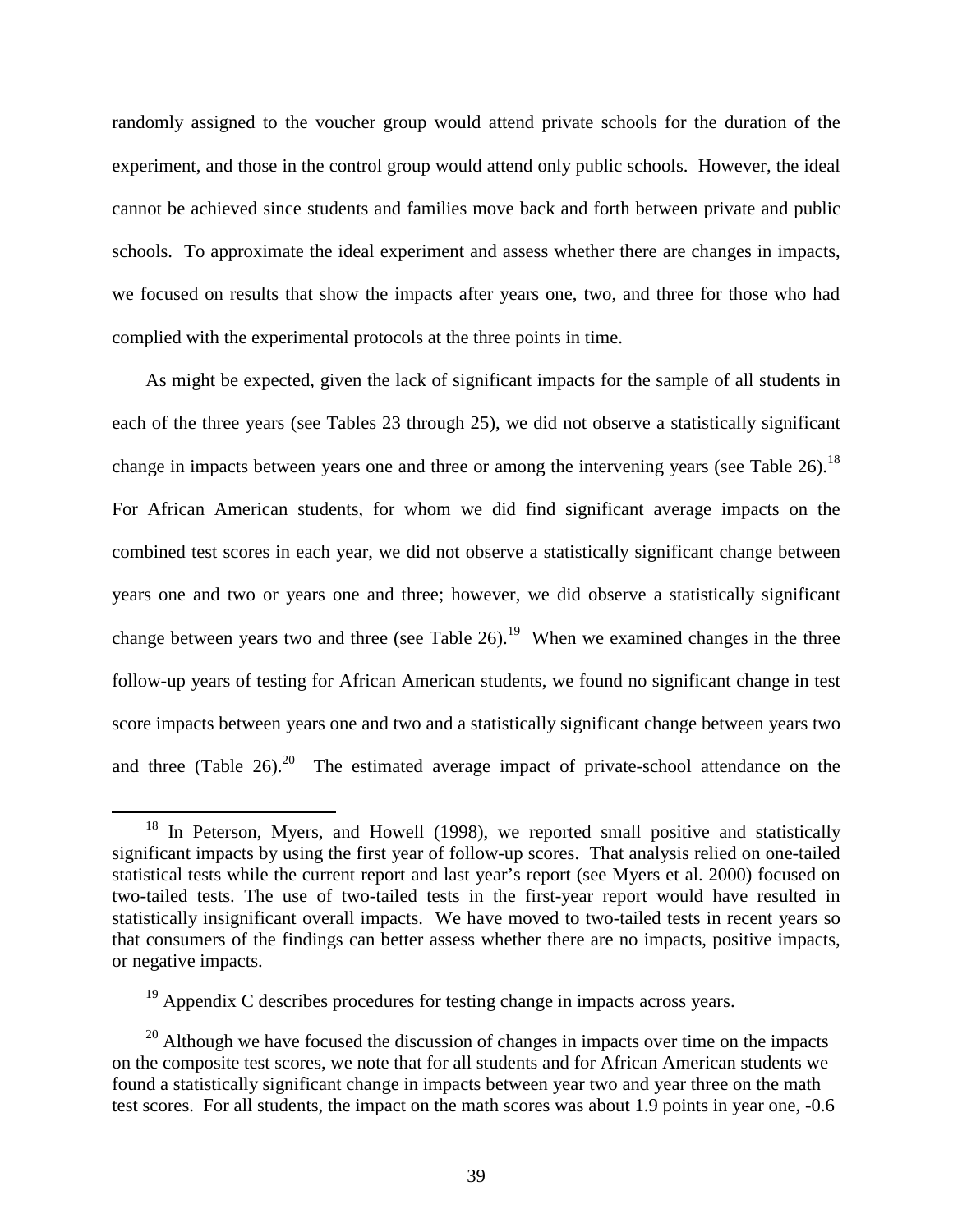randomly assigned to the voucher group would attend private schools for the duration of the experiment, and those in the control group would attend only public schools. However, the ideal cannot be achieved since students and families move back and forth between private and public schools. To approximate the ideal experiment and assess whether there are changes in impacts, we focused on results that show the impacts after years one, two, and three for those who had complied with the experimental protocols at the three points in time.

As might be expected, given the lack of significant impacts for the sample of all students in each of the three years (see Tables 23 through 25), we did not observe a statistically significant change in impacts between years one and three or among the intervening years (see Table 26).[18] For African American students, for whom we did find significant average impacts on the combined test scores in each year, we did not observe a statistically significant change between years one and two or years one and three; however, we did observe a statistically significant change between years two and three (see Table 26).[19] When we examined changes in the three follow-up years of testing for African American students, we found no significant change in test score impacts between years one and two and a statistically significant change between years two and three (Table 26).[20] The estimated average impact of private-school attendance on the

---

[18] In Peterson, Myers, and Howell (1998), we reported small positive and statistically significant impacts by using the first year of follow-up scores. That analysis relied on one-tailed statistical tests while the current report and last year's report (see Myers et al. 2000) focused on two-tailed tests. The use of two-tailed tests in the first-year report would have resulted in statistically insignificant overall impacts. We have moved to two-tailed tests in recent years so that consumers of the findings can better assess whether there are no impacts, positive impacts, or negative impacts.

[19] Appendix C describes procedures for testing change in impacts across years.

[20] Although we have focused the discussion of changes in impacts over time on the impacts on the composite test scores, we note that for all students and for African American students we found a statistically significant change in impacts between year two and year three on the math test scores. For all students, the impact on the math scores was about 1.9 points in year one, -0.6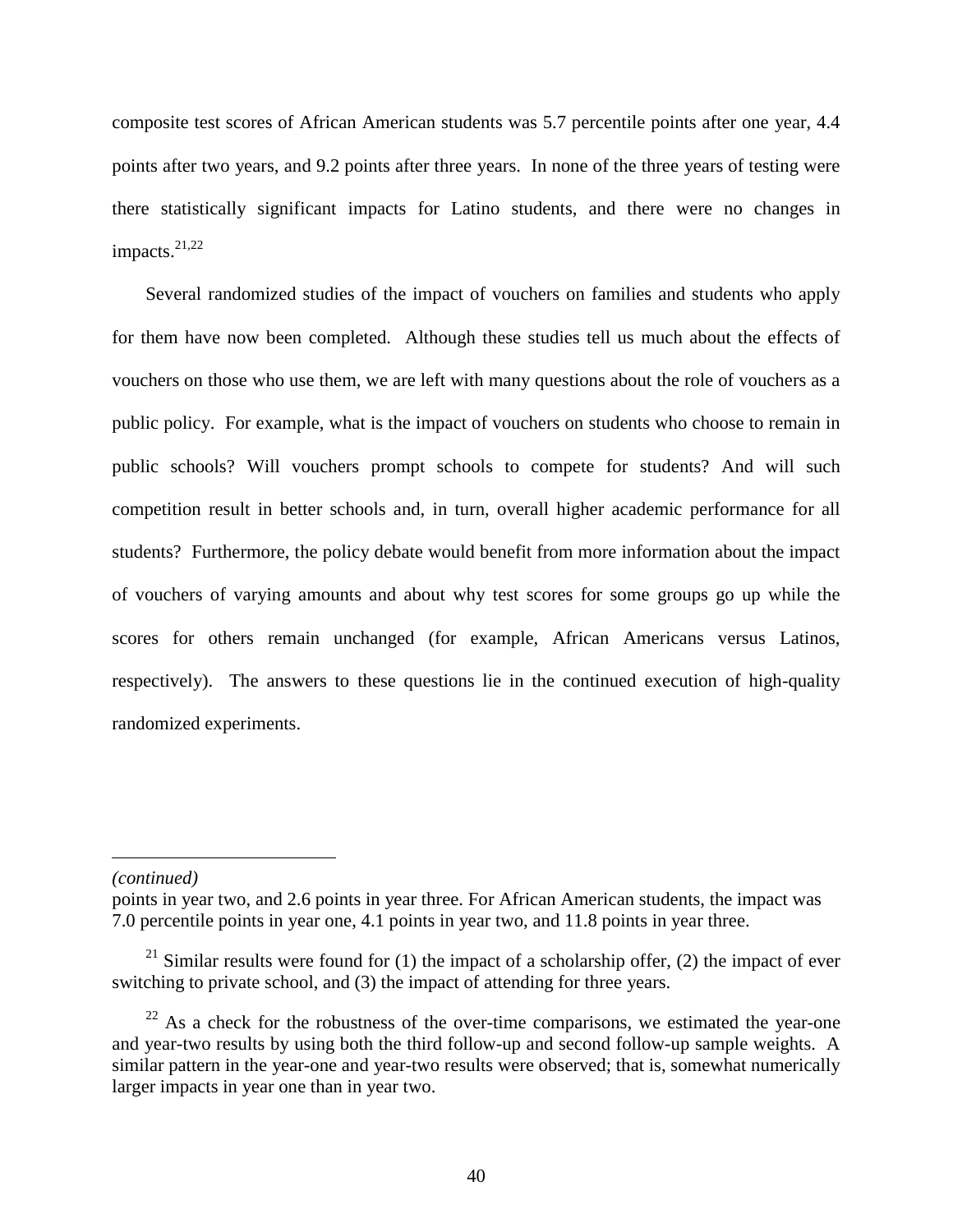composite test scores of African American students was 5.7 percentile points after one year, 4.4 points after two years, and 9.2 points after three years. In none of the three years of testing were there statistically significant impacts for Latino students, and there were no changes in impacts.[21,22]

Several randomized studies of the impact of vouchers on families and students who apply for them have now been completed. Although these studies tell us much about the effects of vouchers on those who use them, we are left with many questions about the role of vouchers as a public policy. For example, what is the impact of vouchers on students who choose to remain in public schools? Will vouchers prompt schools to compete for students? And will such competition result in better schools and, in turn, overall higher academic performance for all students? Furthermore, the policy debate would benefit from more information about the impact of vouchers of varying amounts and about why test scores for some groups go up while the scores for others remain unchanged (for example, African Americans versus Latinos, respectively). The answers to these questions lie in the continued execution of high-quality randomized experiments.

---

*(continued)*

points in year two, and 2.6 points in year three. For African American students, the impact was 7.0 percentile points in year one, 4.1 points in year two, and 11.8 points in year three.

[21] Similar results were found for (1) the impact of a scholarship offer, (2) the impact of ever switching to private school, and (3) the impact of attending for three years.

[22] As a check for the robustness of the over-time comparisons, we estimated the year-one and year-two results by using both the third follow-up and second follow-up sample weights. A similar pattern in the year-one and year-two results were observed; that is, somewhat numerically larger impacts in year one than in year two.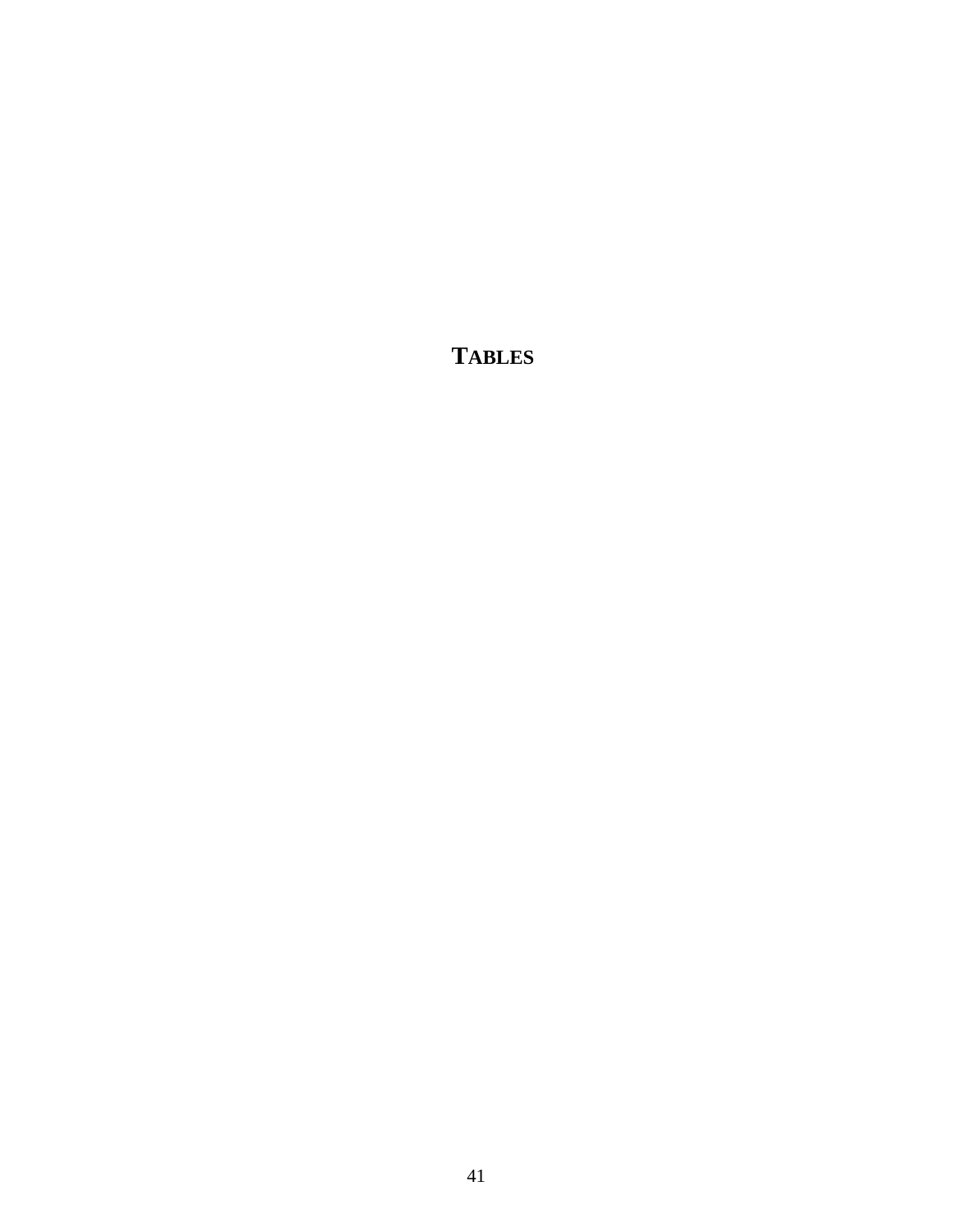# TABLES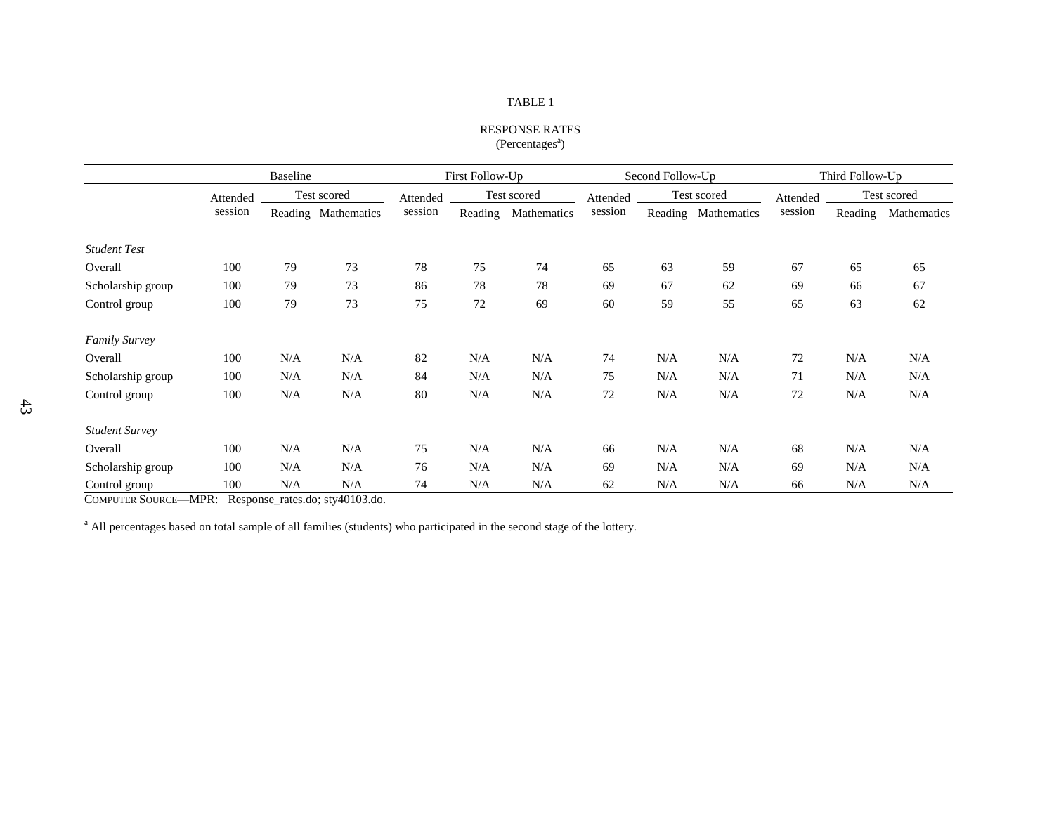TABLE 1

RESPONSE RATES
(Percentages[a])

| | Baseline | | | First Follow-Up | | | Second Follow-Up | | | Third Follow-Up | | |
|---|---|---|---|---|---|---|---|---|---|---|---|---|
| | Attended session | Test scored | | Attended session | Test scored | | Attended session | Test scored | | Attended session | Test scored | |
| | | Reading | Mathematics | | Reading | Mathematics | | Reading | Mathematics | | Reading | Mathematics |
| *Student Test* | | | | | | | | | | | | |
| Overall | 100 | 79 | 73 | 78 | 75 | 74 | 65 | 63 | 59 | 67 | 65 | 65 |
| Scholarship group | 100 | 79 | 73 | 86 | 78 | 78 | 69 | 67 | 62 | 69 | 66 | 67 |
| Control group | 100 | 79 | 73 | 75 | 72 | 69 | 60 | 59 | 55 | 65 | 63 | 62 |
| *Family Survey* | | | | | | | | | | | | |
| Overall | 100 | N/A | N/A | 82 | N/A | N/A | 74 | N/A | N/A | 72 | N/A | N/A |
| Scholarship group | 100 | N/A | N/A | 84 | N/A | N/A | 75 | N/A | N/A | 71 | N/A | N/A |
| Control group | 100 | N/A | N/A | 80 | N/A | N/A | 72 | N/A | N/A | 72 | N/A | N/A |
| *Student Survey* | | | | | | | | | | | | |
| Overall | 100 | N/A | N/A | 75 | N/A | N/A | 66 | N/A | N/A | 68 | N/A | N/A |
| Scholarship group | 100 | N/A | N/A | 76 | N/A | N/A | 69 | N/A | N/A | 69 | N/A | N/A |
| Control group | 100 | N/A | N/A | 74 | N/A | N/A | 62 | N/A | N/A | 66 | N/A | N/A |

COMPUTER SOURCE—MPR: Response_rates.do; sty40103.do.

[a] All percentages based on total sample of all families (students) who participated in the second stage of the lottery.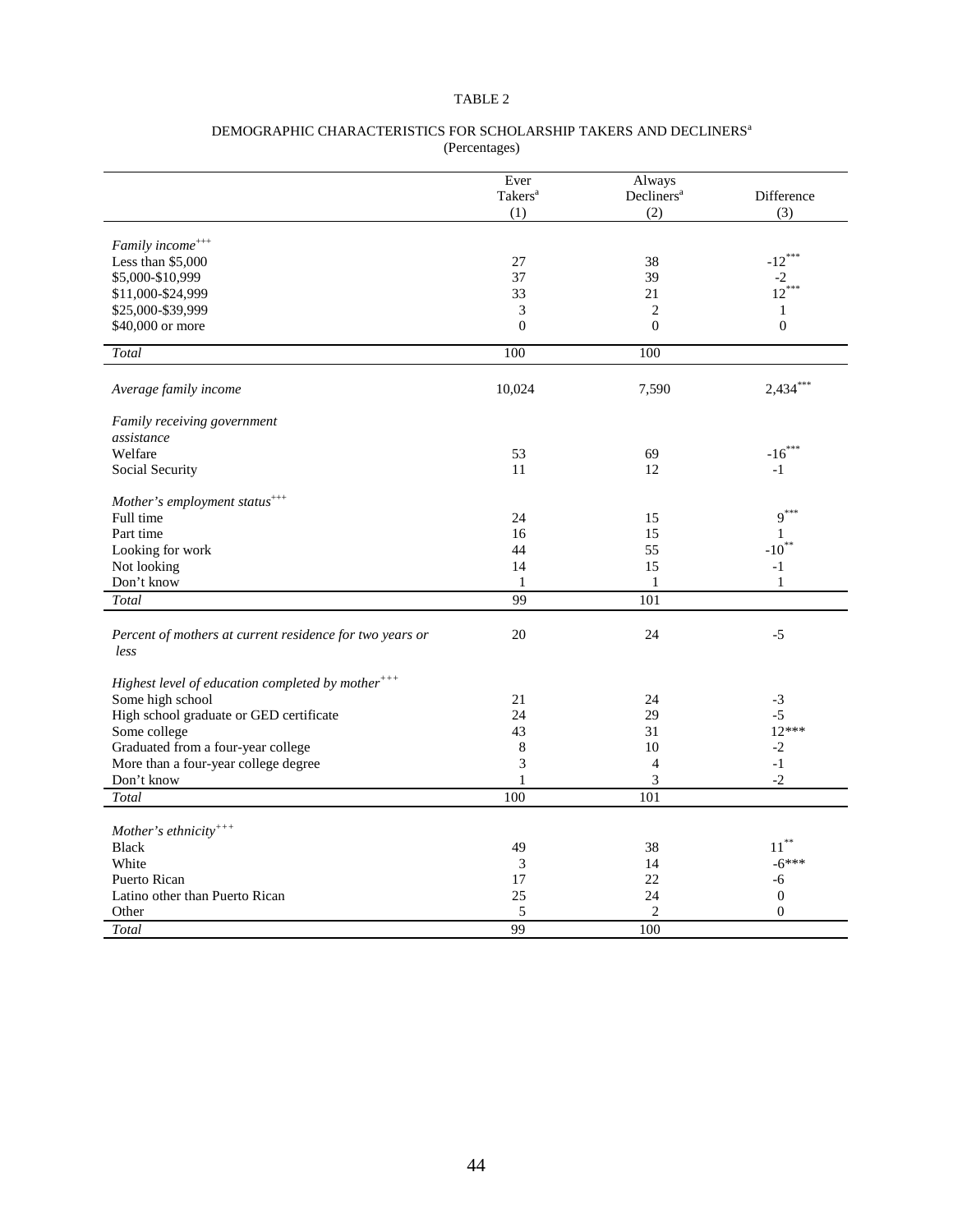TABLE 2

DEMOGRAPHIC CHARACTERISTICS FOR SCHOLARSHIP TAKERS AND DECLINERS[a]
(Percentages)

| | Ever Takers[a] (1) | Always Decliners[a] (2) | Difference (3) |
|---|---|---|---|
| *Family income*+++ | | | |
| Less than $5,000 | 27 | 38 | -12*** |
| $5,000-$10,999 | 37 | 39 | -2 |
| $11,000-$24,999 | 33 | 21 | 12*** |
| $25,000-$39,999 | 3 | 2 | 1 |
| $40,000 or more | 0 | 0 | 0 |
| *Total* | 100 | 100 | |
| *Average family income* | 10,024 | 7,590 | 2,434*** |
| *Family receiving government assistance* | | | |
| Welfare | 53 | 69 | -16*** |
| Social Security | 11 | 12 | -1 |
| *Mother's employment status*+++ | | | |
| Full time | 24 | 15 | 9*** |
| Part time | 16 | 15 | 1 |
| Looking for work | 44 | 55 | -10** |
| Not looking | 14 | 15 | -1 |
| Don't know | 1 | 1 | 1 |
| *Total* | 99 | 101 | |
| *Percent of mothers at current residence for two years or less* | 20 | 24 | -5 |
| *Highest level of education completed by mother*+++ | | | |
| Some high school | 21 | 24 | -3 |
| High school graduate or GED certificate | 24 | 29 | -5 |
| Some college | 43 | 31 | 12*** |
| Graduated from a four-year college | 8 | 10 | -2 |
| More than a four-year college degree | 3 | 4 | -1 |
| Don't know | 1 | 3 | -2 |
| *Total* | 100 | 101 | |
| *Mother's ethnicity*+++ | | | |
| Black | 49 | 38 | 11** |
| White | 3 | 14 | -6*** |
| Puerto Rican | 17 | 22 | -6 |
| Latino other than Puerto Rican | 25 | 24 | 0 |
| Other | 5 | 2 | 0 |
| *Total* | 99 | 100 | |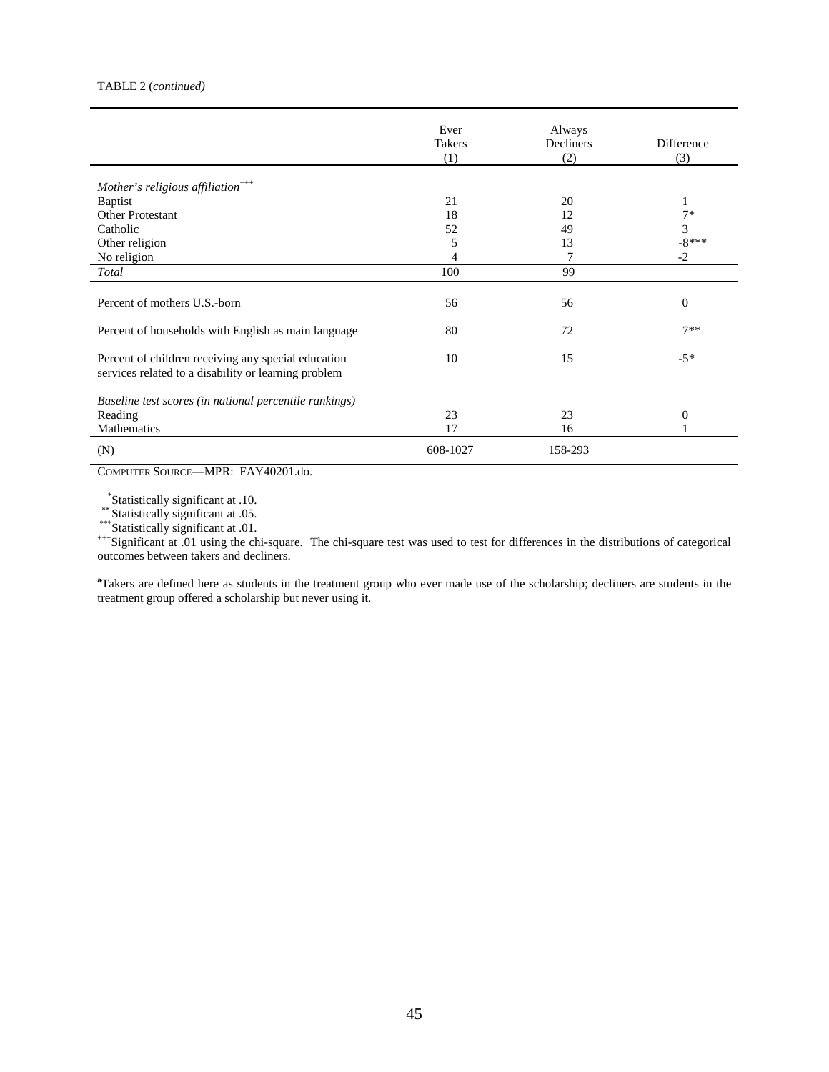TABLE 2 (*continued*)

| | Ever Takers (1) | Always Decliners (2) | Difference (3) |
|---|---|---|---|
| *Mother's religious affiliation*[+++] | | | |
| Baptist | 21 | 20 | 1 |
| Other Protestant | 18 | 12 | 7* |
| Catholic | 52 | 49 | 3 |
| Other religion | 5 | 13 | -8*** |
| No religion | 4 | 7 | -2 |
| *Total* | 100 | 99 | |
| Percent of mothers U.S.-born | 56 | 56 | 0 |
| Percent of households with English as main language | 80 | 72 | 7** |
| Percent of children receiving any special education services related to a disability or learning problem | 10 | 15 | -5* |
| *Baseline test scores (in national percentile rankings)* | | | |
| Reading | 23 | 23 | 0 |
| Mathematics | 17 | 16 | 1 |
| (N) | 608-1027 | 158-293 | |

COMPUTER SOURCE—MPR: FAY40201.do.

*Statistically significant at .10.
**Statistically significant at .05.
***Statistically significant at .01.
+++Significant at .01 using the chi-square. The chi-square test was used to test for differences in the distributions of categorical outcomes between takers and decliners.

[a]Takers are defined here as students in the treatment group who ever made use of the scholarship; decliners are students in the treatment group offered a scholarship but never using it.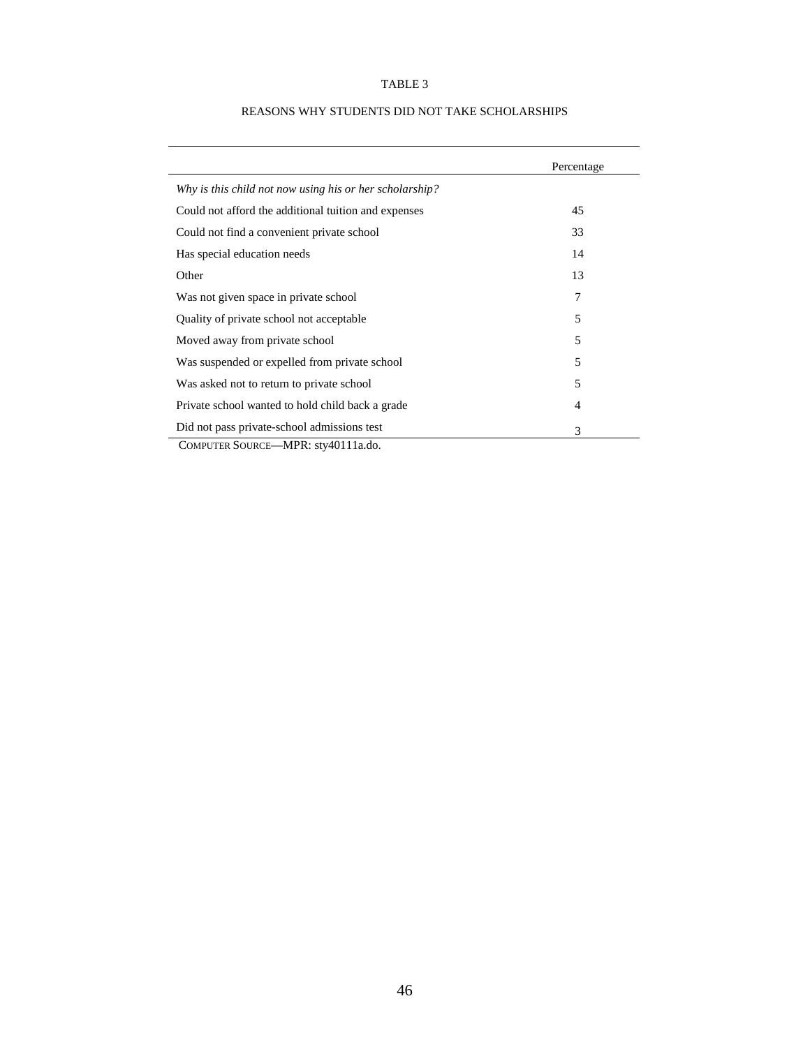TABLE 3

REASONS WHY STUDENTS DID NOT TAKE SCHOLARSHIPS

| | Percentage |
|---|---|
| *Why is this child not now using his or her scholarship?* | |
| Could not afford the additional tuition and expenses | 45 |
| Could not find a convenient private school | 33 |
| Has special education needs | 14 |
| Other | 13 |
| Was not given space in private school | 7 |
| Quality of private school not acceptable | 5 |
| Moved away from private school | 5 |
| Was suspended or expelled from private school | 5 |
| Was asked not to return to private school | 5 |
| Private school wanted to hold child back a grade | 4 |
| Did not pass private-school admissions test | 3 |

COMPUTER SOURCE—MPR: sty40111a.do.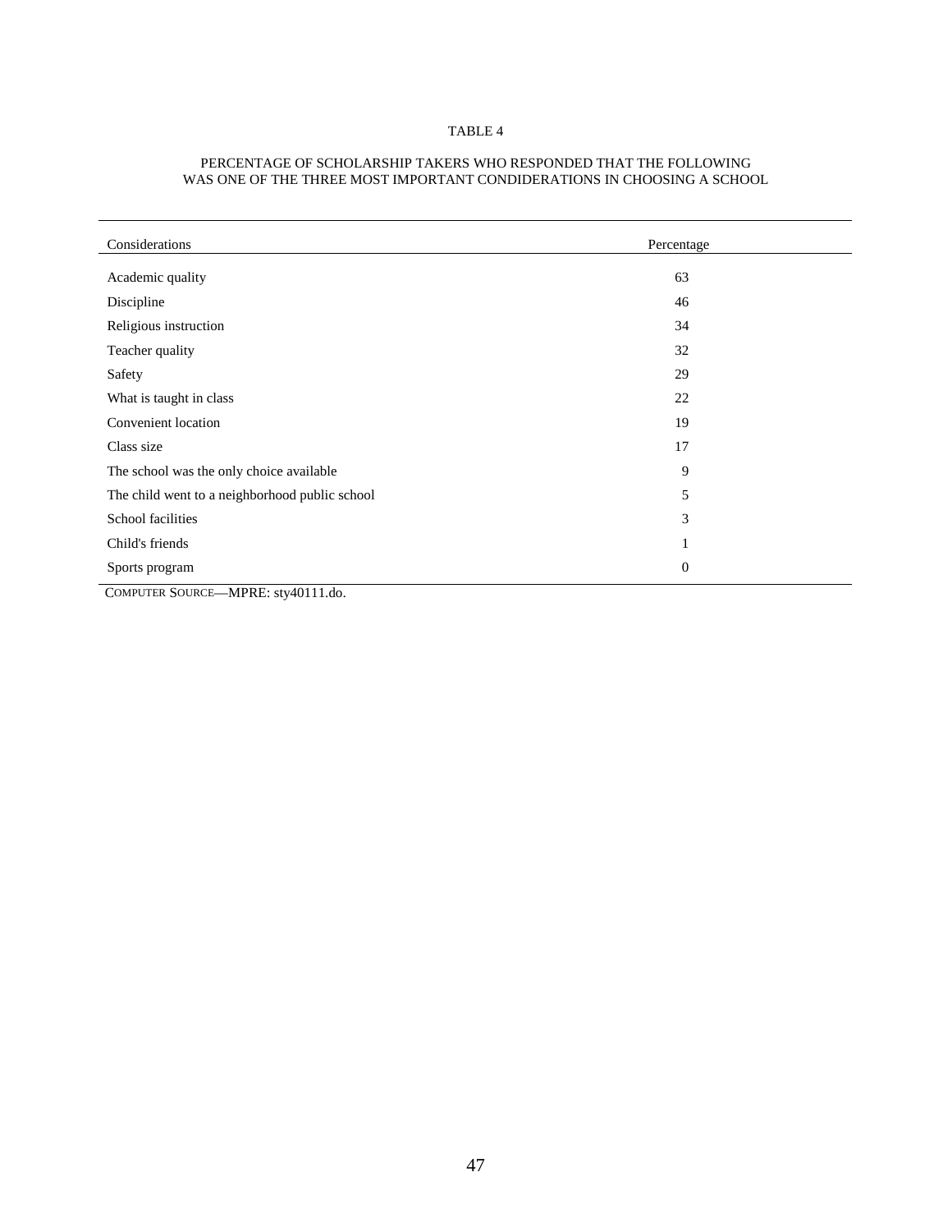TABLE 4

PERCENTAGE OF SCHOLARSHIP TAKERS WHO RESPONDED THAT THE FOLLOWING WAS ONE OF THE THREE MOST IMPORTANT CONDIDERATIONS IN CHOOSING A SCHOOL

| Considerations | Percentage |
|---|---|
| Academic quality | 63 |
| Discipline | 46 |
| Religious instruction | 34 |
| Teacher quality | 32 |
| Safety | 29 |
| What is taught in class | 22 |
| Convenient location | 19 |
| Class size | 17 |
| The school was the only choice available | 9 |
| The child went to a neighborhood public school | 5 |
| School facilities | 3 |
| Child's friends | 1 |
| Sports program | 0 |

COMPUTER SOURCE—MPRE: sty40111.do.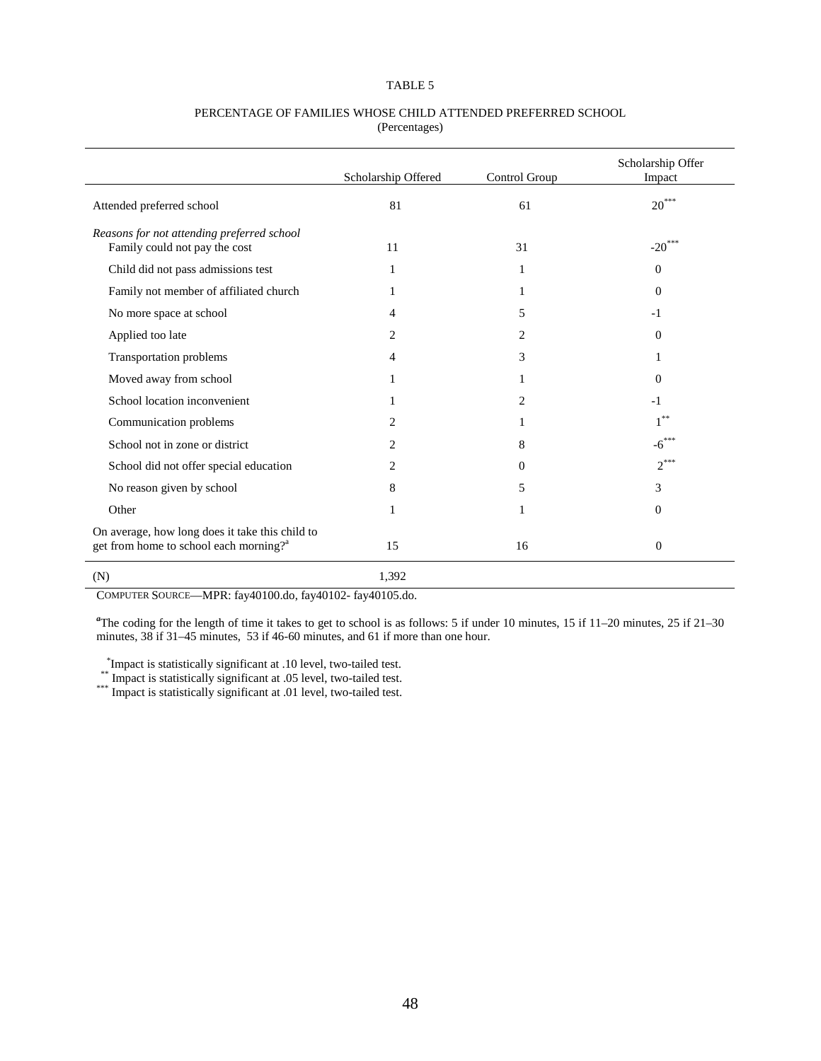TABLE 5

PERCENTAGE OF FAMILIES WHOSE CHILD ATTENDED PREFERRED SCHOOL
(Percentages)

| | Scholarship Offered | Control Group | Scholarship Offer Impact |
|---|---|---|---|
| Attended preferred school | 81 | 61 | 20*** |
| *Reasons for not attending preferred school* | | | |
| Family could not pay the cost | 11 | 31 | -20*** |
| Child did not pass admissions test | 1 | 1 | 0 |
| Family not member of affiliated church | 1 | 1 | 0 |
| No more space at school | 4 | 5 | -1 |
| Applied too late | 2 | 2 | 0 |
| Transportation problems | 4 | 3 | 1 |
| Moved away from school | 1 | 1 | 0 |
| School location inconvenient | 1 | 2 | -1 |
| Communication problems | 2 | 1 | 1** |
| School not in zone or district | 2 | 8 | -6*** |
| School did not offer special education | 2 | 0 | 2*** |
| No reason given by school | 8 | 5 | 3 |
| Other | 1 | 1 | 0 |
| On average, how long does it take this child to get from home to school each morning?[a] | 15 | 16 | 0 |
| (N) | 1,392 | | |

COMPUTER SOURCE—MPR: fay40100.do, fay40102- fay40105.do.

[a]The coding for the length of time it takes to get to school is as follows: 5 if under 10 minutes, 15 if 11–20 minutes, 25 if 21–30 minutes, 38 if 31–45 minutes, 53 if 46-60 minutes, and 61 if more than one hour.

*Impact is statistically significant at .10 level, two-tailed test.
** Impact is statistically significant at .05 level, two-tailed test.
*** Impact is statistically significant at .01 level, two-tailed test.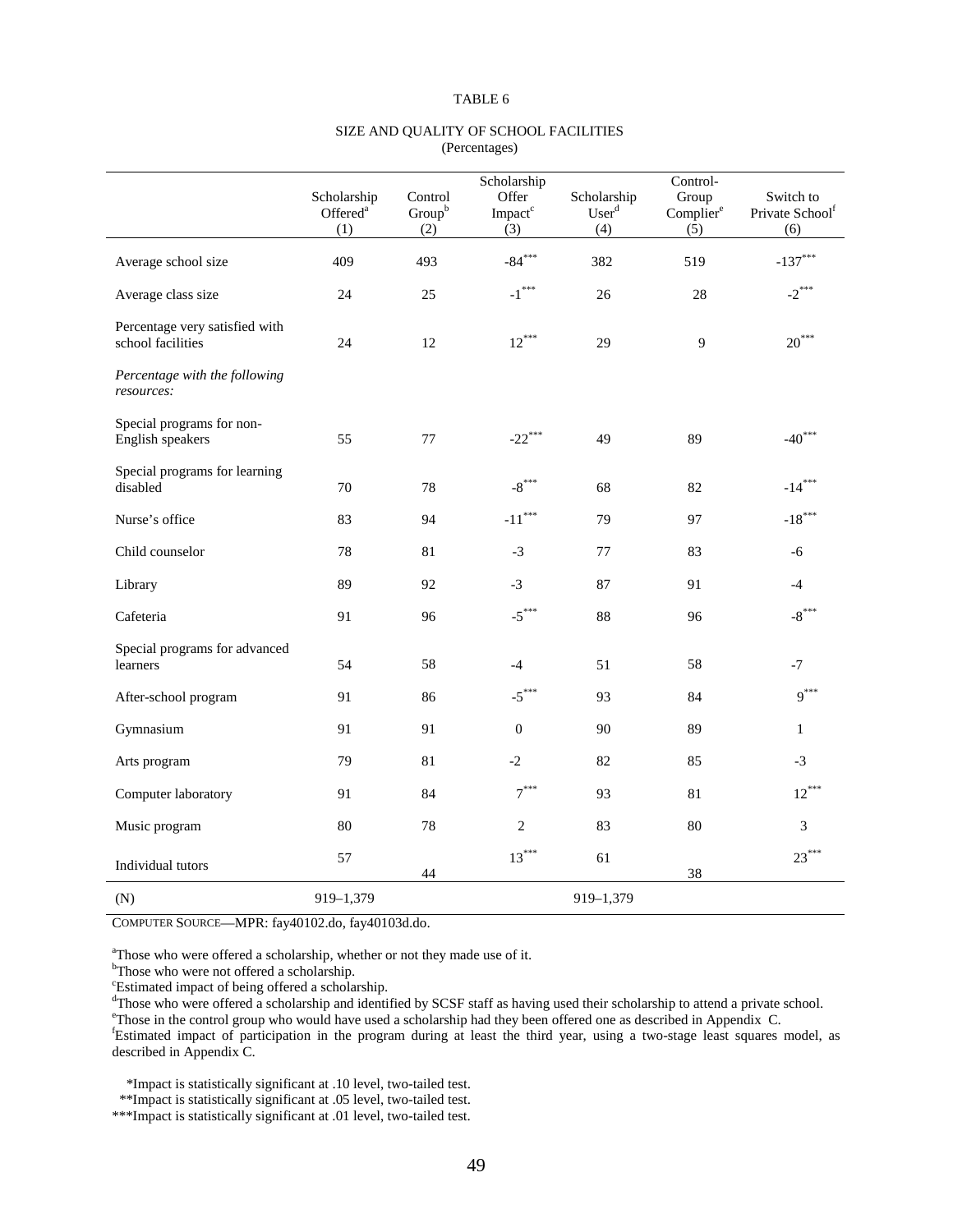TABLE 6

SIZE AND QUALITY OF SCHOOL FACILITIES
(Percentages)

| | Scholarship Offered[a] (1) | Control Group[b] (2) | Scholarship Offer Impact[c] (3) | Scholarship User[d] (4) | Control-Group Complier[e] (5) | Switch to Private School[f] (6) |
|---|---|---|---|---|---|---|
| Average school size | 409 | 493 | -84*** | 382 | 519 | -137*** |
| Average class size | 24 | 25 | -1*** | 26 | 28 | -2*** |
| Percentage very satisfied with school facilities | 24 | 12 | 12*** | 29 | 9 | 20*** |
| *Percentage with the following resources:* | | | | | | |
| Special programs for non-English speakers | 55 | 77 | -22*** | 49 | 89 | -40*** |
| Special programs for learning disabled | 70 | 78 | -8*** | 68 | 82 | -14*** |
| Nurse's office | 83 | 94 | -11*** | 79 | 97 | -18*** |
| Child counselor | 78 | 81 | -3 | 77 | 83 | -6 |
| Library | 89 | 92 | -3 | 87 | 91 | -4 |
| Cafeteria | 91 | 96 | -5*** | 88 | 96 | -8*** |
| Special programs for advanced learners | 54 | 58 | -4 | 51 | 58 | -7 |
| After-school program | 91 | 86 | -5*** | 93 | 84 | 9*** |
| Gymnasium | 91 | 91 | 0 | 90 | 89 | 1 |
| Arts program | 79 | 81 | -2 | 82 | 85 | -3 |
| Computer laboratory | 91 | 84 | 7*** | 93 | 81 | 12*** |
| Music program | 80 | 78 | 2 | 83 | 80 | 3 |
| Individual tutors | 57 | 44 | 13*** | 61 | 38 | 23*** |
| (N) | 919–1,379 | | | 919–1,379 | | |

COMPUTER SOURCE—MPR: fay40102.do, fay40103d.do.

[a]Those who were offered a scholarship, whether or not they made use of it.
[b]Those who were not offered a scholarship.
[c]Estimated impact of being offered a scholarship.
[d]Those who were offered a scholarship and identified by SCSF staff as having used their scholarship to attend a private school.
[e]Those in the control group who would have used a scholarship had they been offered one as described in Appendix C.
[f]Estimated impact of participation in the program during at least the third year, using a two-stage least squares model, as described in Appendix C.

*Impact is statistically significant at .10 level, two-tailed test.
**Impact is statistically significant at .05 level, two-tailed test.
***Impact is statistically significant at .01 level, two-tailed test.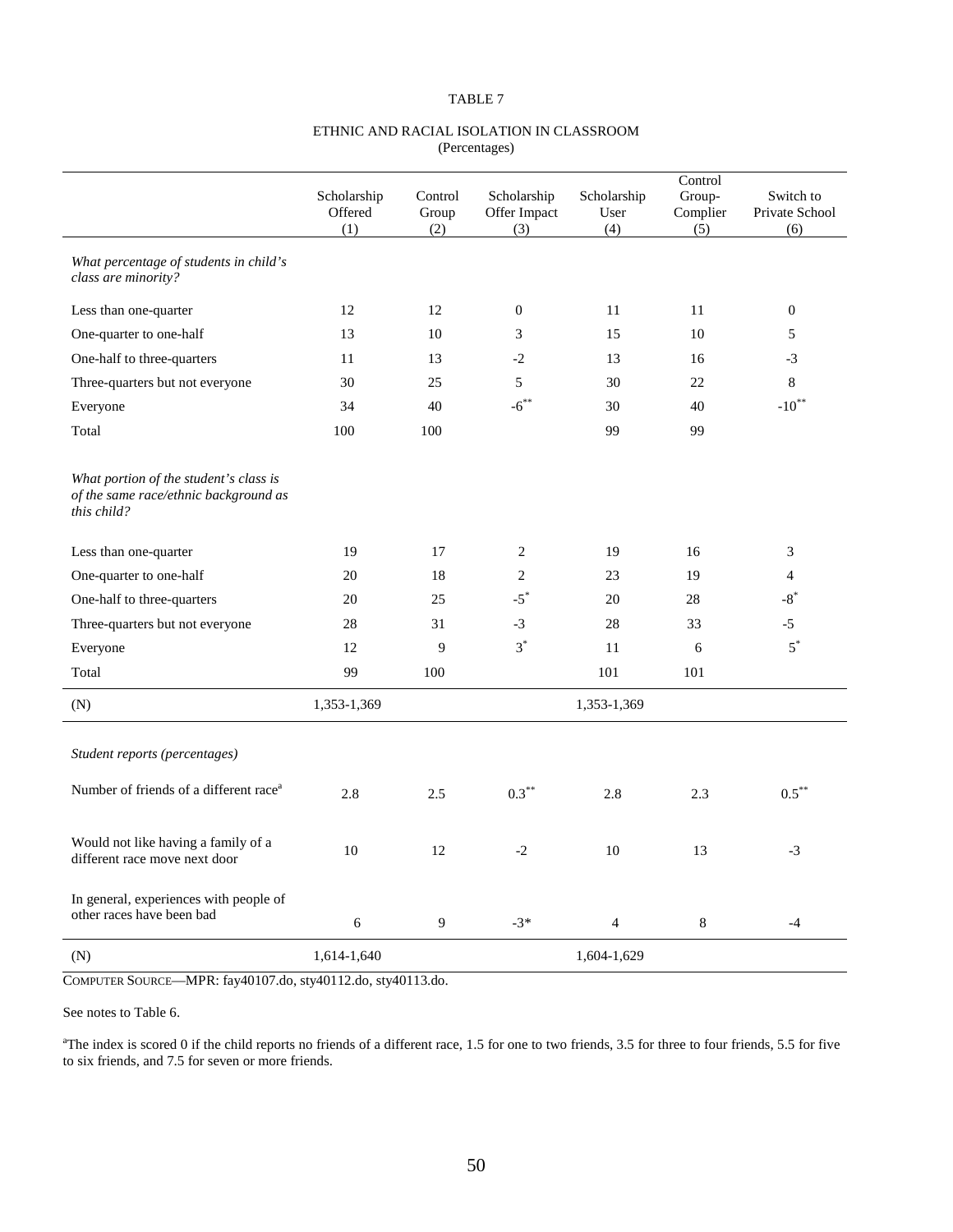TABLE 7

ETHNIC AND RACIAL ISOLATION IN CLASSROOM
(Percentages)

| | Scholarship Offered (1) | Control Group (2) | Scholarship Offer Impact (3) | Scholarship User (4) | Control Group-Complier (5) | Switch to Private School (6) |
|---|---|---|---|---|---|---|
| *What percentage of students in child's class are minority?* | | | | | | |
| Less than one-quarter | 12 | 12 | 0 | 11 | 11 | 0 |
| One-quarter to one-half | 13 | 10 | 3 | 15 | 10 | 5 |
| One-half to three-quarters | 11 | 13 | -2 | 13 | 16 | -3 |
| Three-quarters but not everyone | 30 | 25 | 5 | 30 | 22 | 8 |
| Everyone | 34 | 40 | -6** | 30 | 40 | -10** |
| Total | 100 | 100 | | 99 | 99 | |
| *What portion of the student's class is of the same race/ethnic background as this child?* | | | | | | |
| Less than one-quarter | 19 | 17 | 2 | 19 | 16 | 3 |
| One-quarter to one-half | 20 | 18 | 2 | 23 | 19 | 4 |
| One-half to three-quarters | 20 | 25 | -5* | 20 | 28 | -8* |
| Three-quarters but not everyone | 28 | 31 | -3 | 28 | 33 | -5 |
| Everyone | 12 | 9 | 3* | 11 | 6 | 5* |
| Total | 99 | 100 | | 101 | 101 | |
| (N) | 1,353-1,369 | | | 1,353-1,369 | | |
| *Student reports (percentages)* | | | | | | |
| Number of friends of a different race[a] | 2.8 | 2.5 | 0.3** | 2.8 | 2.3 | 0.5** |
| Would not like having a family of a different race move next door | 10 | 12 | -2 | 10 | 13 | -3 |
| In general, experiences with people of other races have been bad | 6 | 9 | -3* | 4 | 8 | -4 |
| (N) | 1,614-1,640 | | | 1,604-1,629 | | |

COMPUTER SOURCE—MPR: fay40107.do, sty40112.do, sty40113.do.

See notes to Table 6.

[a]The index is scored 0 if the child reports no friends of a different race, 1.5 for one to two friends, 3.5 for three to four friends, 5.5 for five to six friends, and 7.5 for seven or more friends.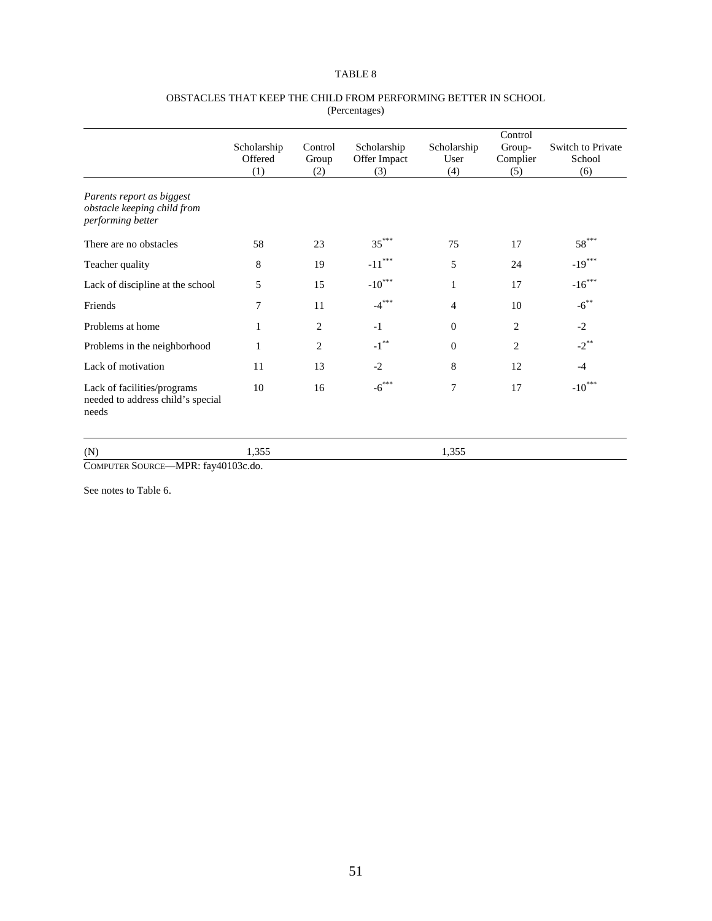TABLE 8

OBSTACLES THAT KEEP THE CHILD FROM PERFORMING BETTER IN SCHOOL
(Percentages)

| | Scholarship Offered (1) | Control Group (2) | Scholarship Offer Impact (3) | Scholarship User (4) | Control Group-Complier (5) | Switch to Private School (6) |
|---|---|---|---|---|---|---|
| *Parents report as biggest obstacle keeping child from performing better* | | | | | | |
| There are no obstacles | 58 | 23 | 35*** | 75 | 17 | 58*** |
| Teacher quality | 8 | 19 | -11*** | 5 | 24 | -19*** |
| Lack of discipline at the school | 5 | 15 | -10*** | 1 | 17 | -16*** |
| Friends | 7 | 11 | -4*** | 4 | 10 | -6** |
| Problems at home | 1 | 2 | -1 | 0 | 2 | -2 |
| Problems in the neighborhood | 1 | 2 | -1** | 0 | 2 | -2** |
| Lack of motivation | 11 | 13 | -2 | 8 | 12 | -4 |
| Lack of facilities/programs needed to address child's special needs | 10 | 16 | -6*** | 7 | 17 | -10*** |
| (N) | 1,355 | | | 1,355 | | |

COMPUTER SOURCE—MPR: fay40103c.do.

See notes to Table 6.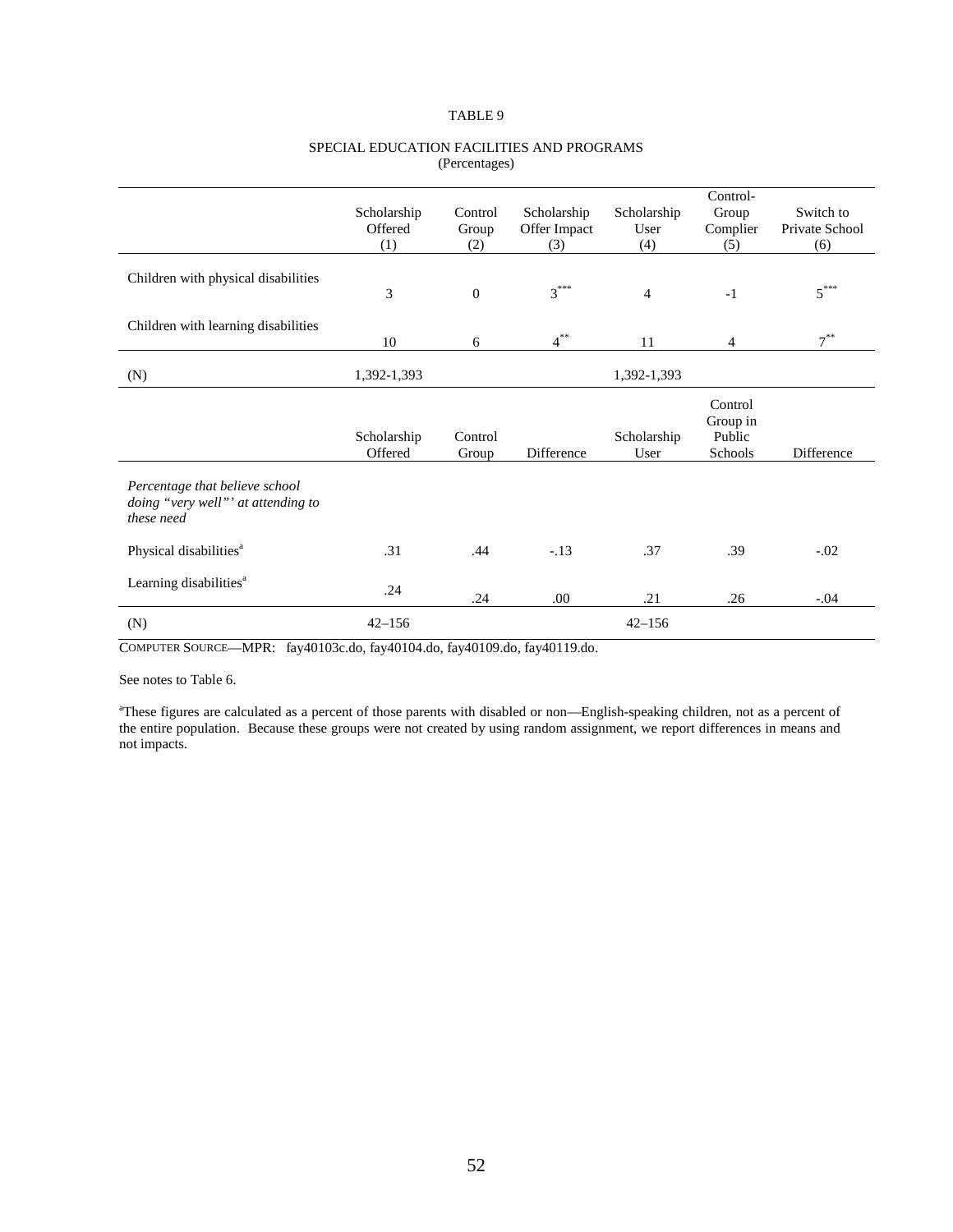TABLE 9

SPECIAL EDUCATION FACILITIES AND PROGRAMS
(Percentages)

| | Scholarship Offered (1) | Control Group (2) | Scholarship Offer Impact (3) | Scholarship User (4) | Control-Group Complier (5) | Switch to Private School (6) |
|---|---|---|---|---|---|---|
| Children with physical disabilities | 3 | 0 | 3*** | 4 | -1 | 5*** |
| Children with learning disabilities | 10 | 6 | 4** | 11 | 4 | 7** |
| (N) | 1,392-1,393 | | | 1,392-1,393 | | |

| | Scholarship Offered | Control Group | Difference | Scholarship User | Control Group in Public Schools | Difference |
|---|---|---|---|---|---|---|
| *Percentage that believe school doing "very well"' at attending to these need* | | | | | | |
| Physical disabilities[a] | .31 | .44 | -.13 | .37 | .39 | -.02 |
| Learning disabilities[a] | .24 | .24 | .00 | .21 | .26 | -.04 |
| (N) | 42–156 | | | 42–156 | | |

COMPUTER SOURCE—MPR: fay40103c.do, fay40104.do, fay40109.do, fay40119.do.

See notes to Table 6.

[a]These figures are calculated as a percent of those parents with disabled or non—English-speaking children, not as a percent of the entire population. Because these groups were not created by using random assignment, we report differences in means and not impacts.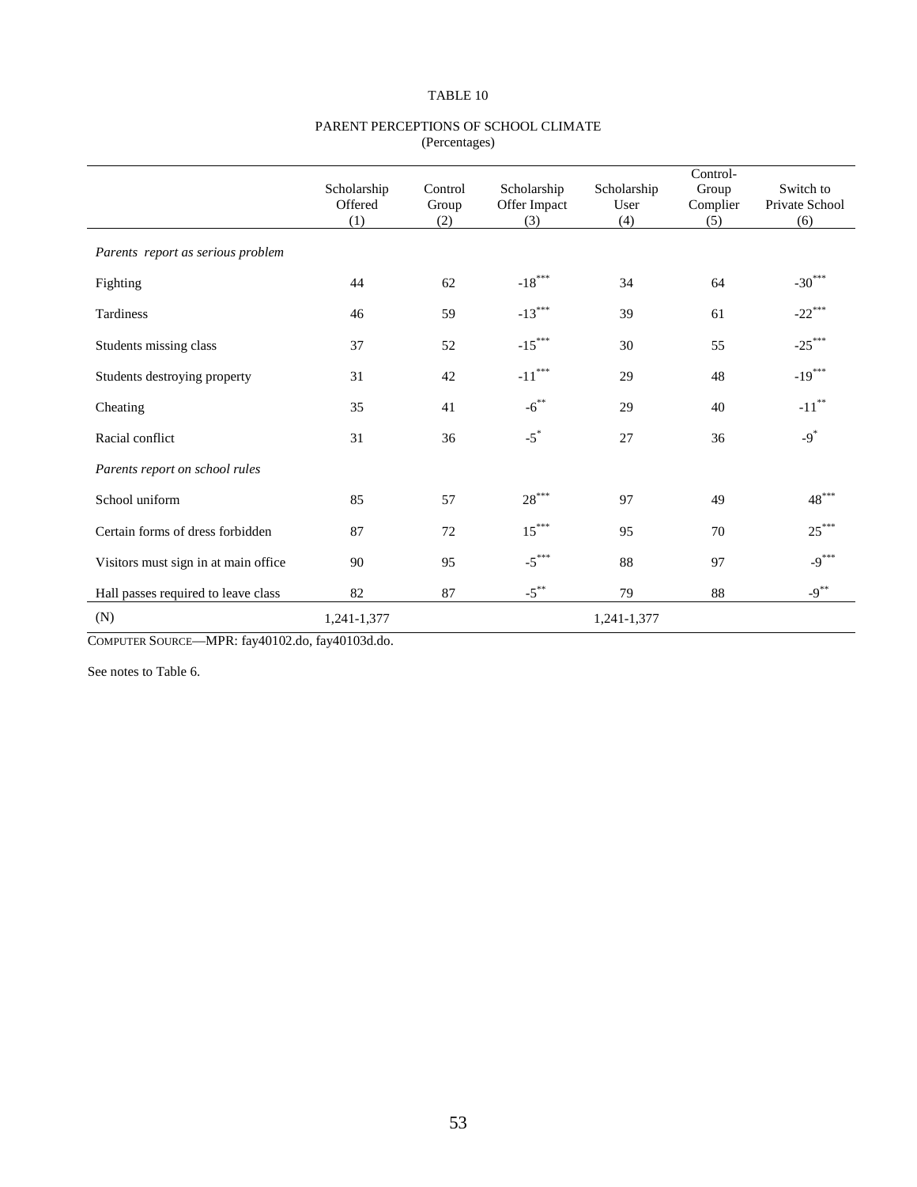TABLE 10

PARENT PERCEPTIONS OF SCHOOL CLIMATE
(Percentages)

| | Scholarship Offered (1) | Control Group (2) | Scholarship Offer Impact (3) | Scholarship User (4) | Control-Group Complier (5) | Switch to Private School (6) |
|---|---|---|---|---|---|---|
| *Parents report as serious problem* | | | | | | |
| Fighting | 44 | 62 | -18*** | 34 | 64 | -30*** |
| Tardiness | 46 | 59 | -13*** | 39 | 61 | -22*** |
| Students missing class | 37 | 52 | -15*** | 30 | 55 | -25*** |
| Students destroying property | 31 | 42 | -11*** | 29 | 48 | -19*** |
| Cheating | 35 | 41 | -6** | 29 | 40 | -11** |
| Racial conflict | 31 | 36 | -5* | 27 | 36 | -9* |
| *Parents report on school rules* | | | | | | |
| School uniform | 85 | 57 | 28*** | 97 | 49 | 48*** |
| Certain forms of dress forbidden | 87 | 72 | 15*** | 95 | 70 | 25*** |
| Visitors must sign in at main office | 90 | 95 | -5*** | 88 | 97 | -9*** |
| Hall passes required to leave class | 82 | 87 | -5** | 79 | 88 | -9** |
| (N) | 1,241-1,377 | | | 1,241-1,377 | | |

COMPUTER SOURCE—MPR: fay40102.do, fay40103d.do.

See notes to Table 6.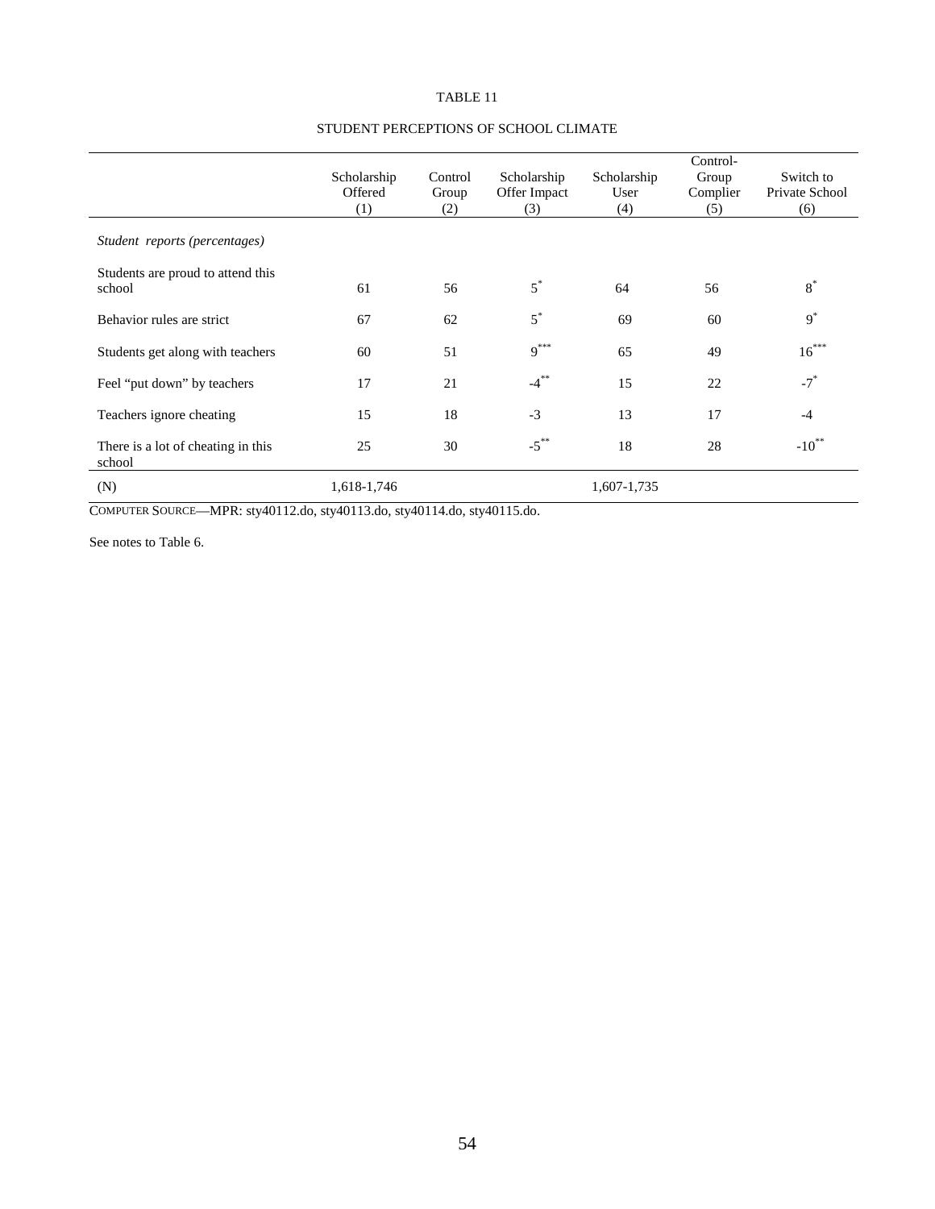TABLE 11

STUDENT PERCEPTIONS OF SCHOOL CLIMATE

| | Scholarship Offered (1) | Control Group (2) | Scholarship Offer Impact (3) | Scholarship User (4) | Control-Group Complier (5) | Switch to Private School (6) |
|---|---|---|---|---|---|---|
| *Student reports (percentages)* | | | | | | |
| Students are proud to attend this school | 61 | 56 | 5* | 64 | 56 | 8* |
| Behavior rules are strict | 67 | 62 | 5* | 69 | 60 | 9* |
| Students get along with teachers | 60 | 51 | 9*** | 65 | 49 | 16*** |
| Feel "put down" by teachers | 17 | 21 | -4** | 15 | 22 | -7* |
| Teachers ignore cheating | 15 | 18 | -3 | 13 | 17 | -4 |
| There is a lot of cheating in this school | 25 | 30 | -5** | 18 | 28 | -10** |
| (N) | 1,618-1,746 | | | 1,607-1,735 | | |

COMPUTER SOURCE—MPR: sty40112.do, sty40113.do, sty40114.do, sty40115.do.

See notes to Table 6.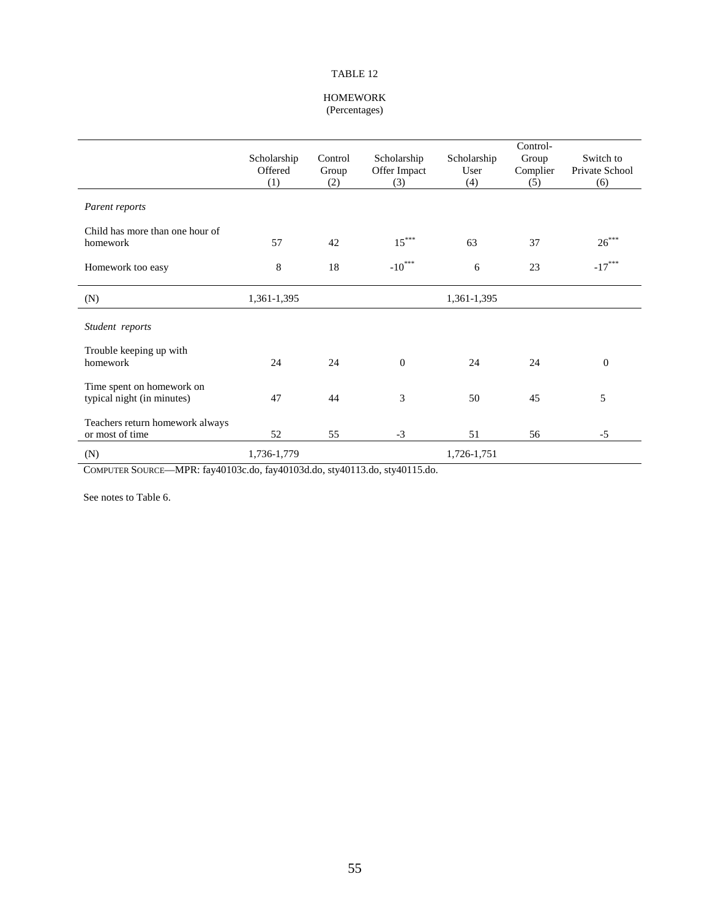TABLE 12

HOMEWORK
(Percentages)

| | Scholarship Offered (1) | Control Group (2) | Scholarship Offer Impact (3) | Scholarship User (4) | Control-Group Complier (5) | Switch to Private School (6) |
|---|---|---|---|---|---|---|
| *Parent reports* | | | | | | |
| Child has more than one hour of homework | 57 | 42 | 15*** | 63 | 37 | 26*** |
| Homework too easy | 8 | 18 | -10*** | 6 | 23 | -17*** |
| (N) | 1,361-1,395 | | | 1,361-1,395 | | |
| *Student reports* | | | | | | |
| Trouble keeping up with homework | 24 | 24 | 0 | 24 | 24 | 0 |
| Time spent on homework on typical night (in minutes) | 47 | 44 | 3 | 50 | 45 | 5 |
| Teachers return homework always or most of time | 52 | 55 | -3 | 51 | 56 | -5 |
| (N) | 1,736-1,779 | | | 1,726-1,751 | | |

COMPUTER SOURCE—MPR: fay40103c.do, fay40103d.do, sty40113.do, sty40115.do.

See notes to Table 6.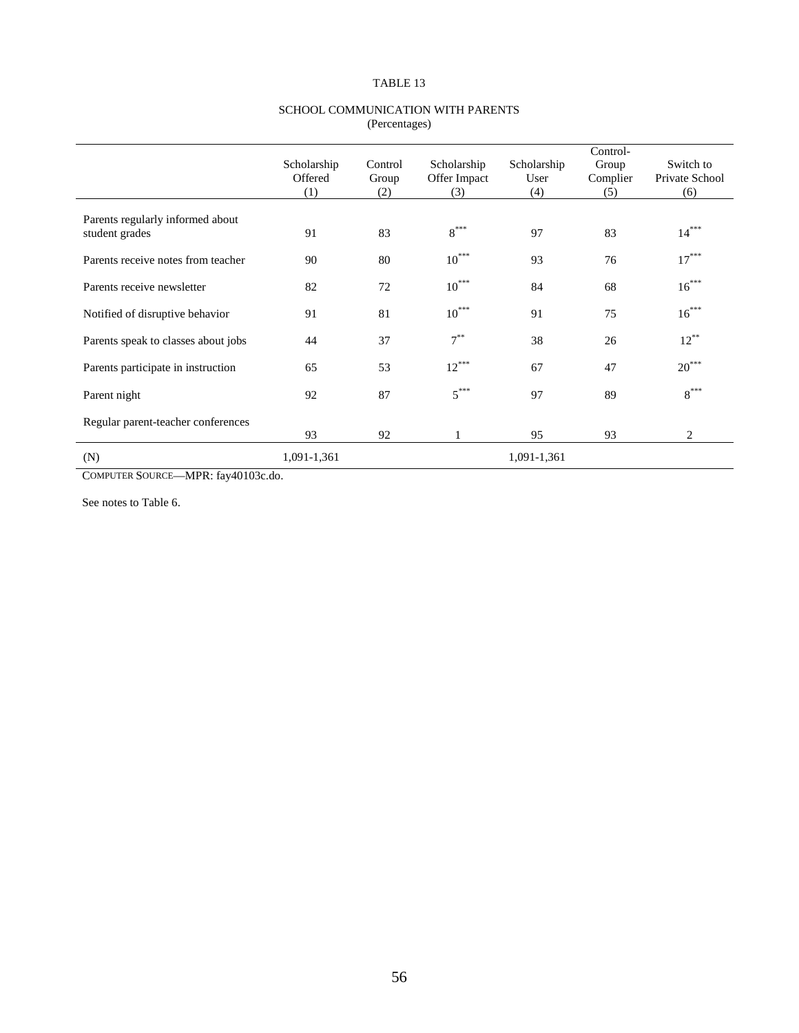TABLE 13

SCHOOL COMMUNICATION WITH PARENTS
(Percentages)

| | Scholarship Offered (1) | Control Group (2) | Scholarship Offer Impact (3) | Scholarship User (4) | Control-Group Complier (5) | Switch to Private School (6) |
|---|---|---|---|---|---|---|
| Parents regularly informed about student grades | 91 | 83 | 8*** | 97 | 83 | 14*** |
| Parents receive notes from teacher | 90 | 80 | 10*** | 93 | 76 | 17*** |
| Parents receive newsletter | 82 | 72 | 10*** | 84 | 68 | 16*** |
| Notified of disruptive behavior | 91 | 81 | 10*** | 91 | 75 | 16*** |
| Parents speak to classes about jobs | 44 | 37 | 7** | 38 | 26 | 12** |
| Parents participate in instruction | 65 | 53 | 12*** | 67 | 47 | 20*** |
| Parent night | 92 | 87 | 5*** | 97 | 89 | 8*** |
| Regular parent-teacher conferences | 93 | 92 | 1 | 95 | 93 | 2 |
| (N) | 1,091-1,361 | | | 1,091-1,361 | | |

COMPUTER SOURCE—MPR: fay40103c.do.

See notes to Table 6.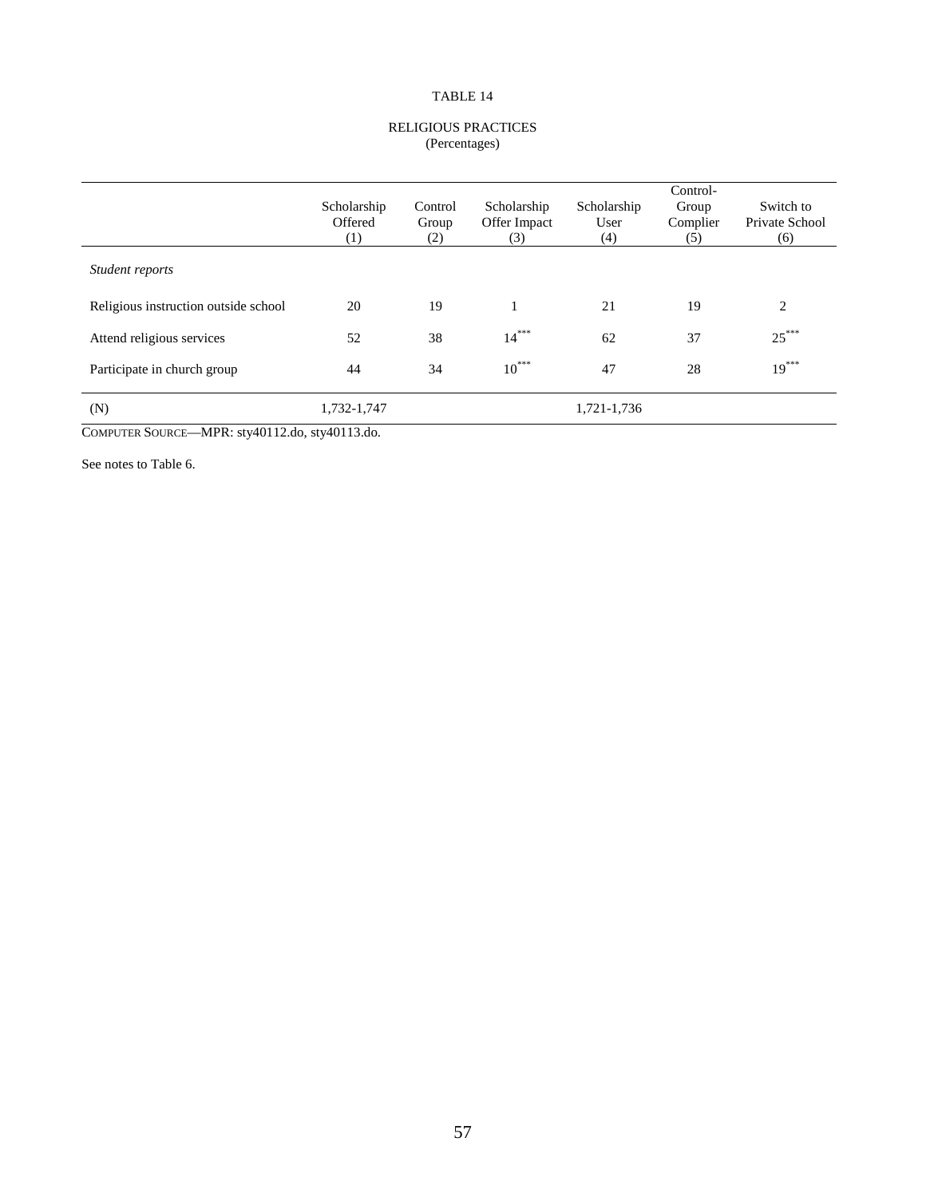TABLE 14

RELIGIOUS PRACTICES
(Percentages)

| | Scholarship Offered (1) | Control Group (2) | Scholarship Offer Impact (3) | Scholarship User (4) | Control-Group Complier (5) | Switch to Private School (6) |
|---|---|---|---|---|---|---|
| *Student reports* | | | | | | |
| Religious instruction outside school | 20 | 19 | 1 | 21 | 19 | 2 |
| Attend religious services | 52 | 38 | $14^{***}$ | 62 | 37 | $25^{***}$ |
| Participate in church group | 44 | 34 | $10^{***}$ | 47 | 28 | $19^{***}$ |
| (N) | 1,732-1,747 | | | 1,721-1,736 | | |

COMPUTER SOURCE—MPR: sty40112.do, sty40113.do.

See notes to Table 6.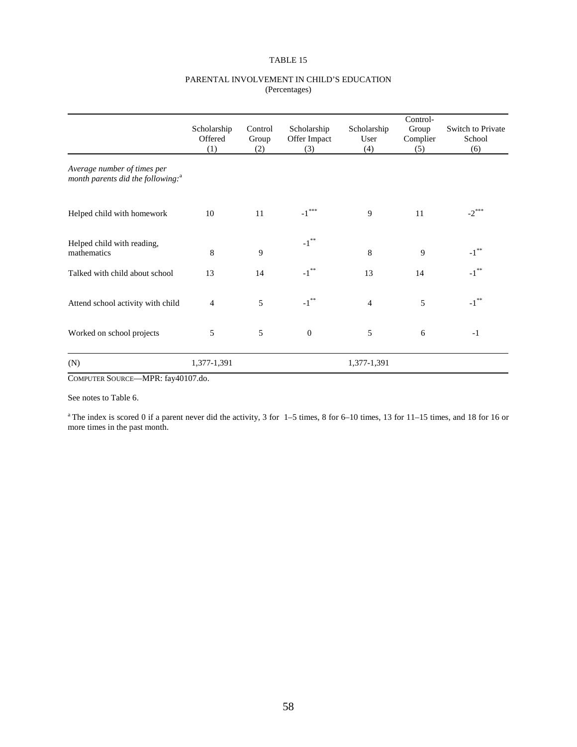TABLE 15

PARENTAL INVOLVEMENT IN CHILD'S EDUCATION
(Percentages)

| | Scholarship Offered (1) | Control Group (2) | Scholarship Offer Impact (3) | Scholarship User (4) | Control-Group Complier (5) | Switch to Private School (6) |
|---|---|---|---|---|---|---|
| *Average number of times per month parents did the following:*[a] | | | | | | |
| Helped child with homework | 10 | 11 | -1*** | 9 | 11 | -2*** |
| Helped child with reading, mathematics | 8 | 9 | -1** | 8 | 9 | -1** |
| Talked with child about school | 13 | 14 | -1** | 13 | 14 | -1** |
| Attend school activity with child | 4 | 5 | -1** | 4 | 5 | -1** |
| Worked on school projects | 5 | 5 | 0 | 5 | 6 | -1 |
| (N) | 1,377-1,391 | | | 1,377-1,391 | | |

COMPUTER SOURCE—MPR: fay40107.do.

See notes to Table 6.

[a] The index is scored 0 if a parent never did the activity, 3 for 1–5 times, 8 for 6–10 times, 13 for 11–15 times, and 18 for 16 or more times in the past month.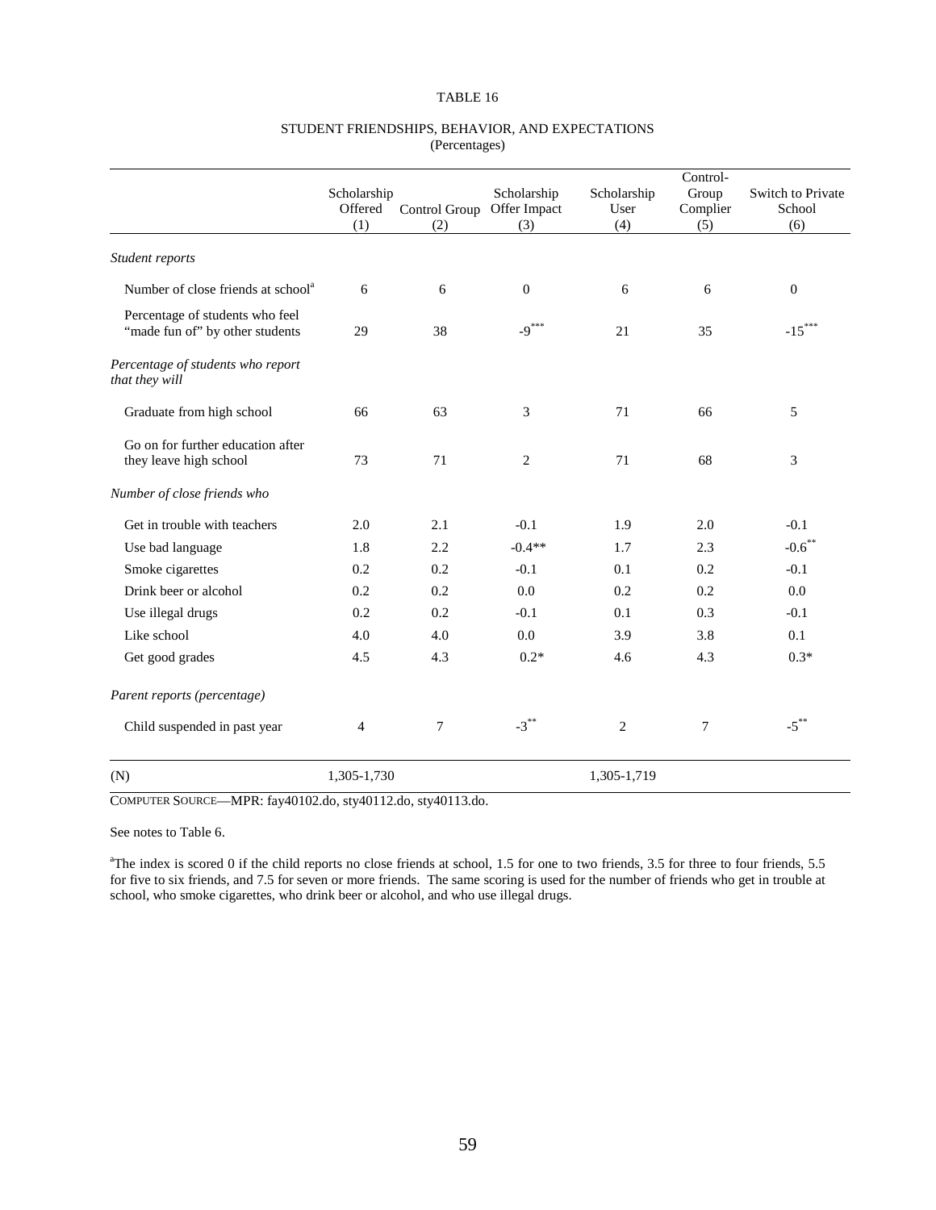TABLE 16

STUDENT FRIENDSHIPS, BEHAVIOR, AND EXPECTATIONS
(Percentages)

| | Scholarship Offered (1) | Control Group (2) | Scholarship Offer Impact (3) | Scholarship User (4) | Control-Group Complier (5) | Switch to Private School (6) |
|---|---|---|---|---|---|---|
| *Student reports* | | | | | | |
| Number of close friends at school[a] | 6 | 6 | 0 | 6 | 6 | 0 |
| Percentage of students who feel "made fun of" by other students | 29 | 38 | -9*** | 21 | 35 | -15*** |
| *Percentage of students who report that they will* | | | | | | |
| Graduate from high school | 66 | 63 | 3 | 71 | 66 | 5 |
| Go on for further education after they leave high school | 73 | 71 | 2 | 71 | 68 | 3 |
| *Number of close friends who* | | | | | | |
| Get in trouble with teachers | 2.0 | 2.1 | -0.1 | 1.9 | 2.0 | -0.1 |
| Use bad language | 1.8 | 2.2 | -0.4** | 1.7 | 2.3 | -0.6** |
| Smoke cigarettes | 0.2 | 0.2 | -0.1 | 0.1 | 0.2 | -0.1 |
| Drink beer or alcohol | 0.2 | 0.2 | 0.0 | 0.2 | 0.2 | 0.0 |
| Use illegal drugs | 0.2 | 0.2 | -0.1 | 0.1 | 0.3 | -0.1 |
| Like school | 4.0 | 4.0 | 0.0 | 3.9 | 3.8 | 0.1 |
| Get good grades | 4.5 | 4.3 | 0.2* | 4.6 | 4.3 | 0.3* |
| *Parent reports (percentage)* | | | | | | |
| Child suspended in past year | 4 | 7 | -3** | 2 | 7 | -5** |
| (N) | 1,305-1,730 | | | 1,305-1,719 | | |

COMPUTER SOURCE—MPR: fay40102.do, sty40112.do, sty40113.do.

See notes to Table 6.

[a]The index is scored 0 if the child reports no close friends at school, 1.5 for one to two friends, 3.5 for three to four friends, 5.5 for five to six friends, and 7.5 for seven or more friends. The same scoring is used for the number of friends who get in trouble at school, who smoke cigarettes, who drink beer or alcohol, and who use illegal drugs.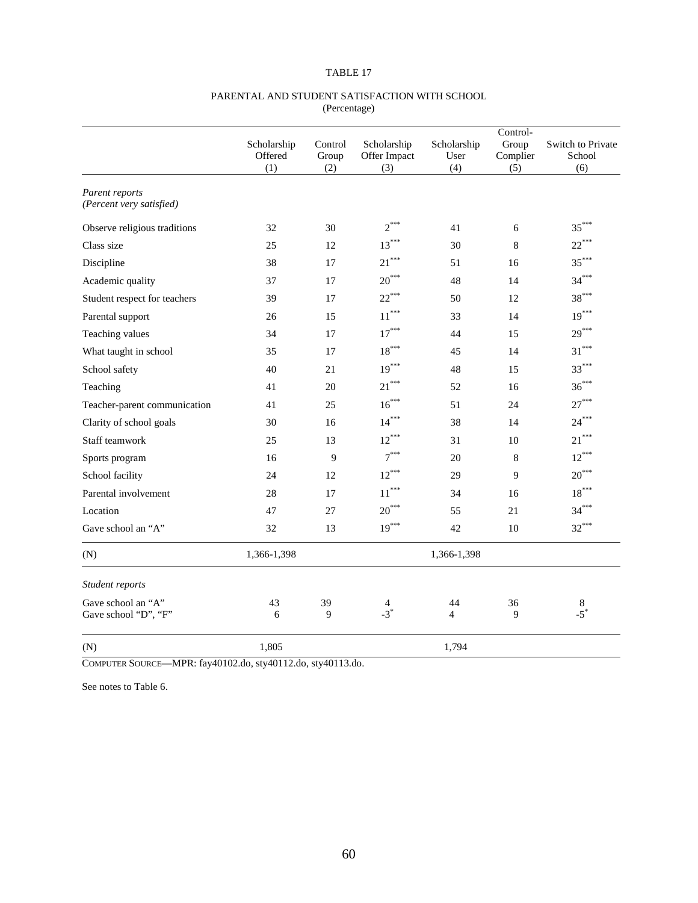TABLE 17

PARENTAL AND STUDENT SATISFACTION WITH SCHOOL
(Percentage)

| | Scholarship Offered (1) | Control Group (2) | Scholarship Offer Impact (3) | Scholarship User (4) | Control-Group Complier (5) | Switch to Private School (6) |
|---|---|---|---|---|---|---|
| *Parent reports (Percent very satisfied)* | | | | | | |
| Observe religious traditions | 32 | 30 | 2*** | 41 | 6 | 35*** |
| Class size | 25 | 12 | 13*** | 30 | 8 | 22*** |
| Discipline | 38 | 17 | 21*** | 51 | 16 | 35*** |
| Academic quality | 37 | 17 | 20*** | 48 | 14 | 34*** |
| Student respect for teachers | 39 | 17 | 22*** | 50 | 12 | 38*** |
| Parental support | 26 | 15 | 11*** | 33 | 14 | 19*** |
| Teaching values | 34 | 17 | 17*** | 44 | 15 | 29*** |
| What taught in school | 35 | 17 | 18*** | 45 | 14 | 31*** |
| School safety | 40 | 21 | 19*** | 48 | 15 | 33*** |
| Teaching | 41 | 20 | 21*** | 52 | 16 | 36*** |
| Teacher-parent communication | 41 | 25 | 16*** | 51 | 24 | 27*** |
| Clarity of school goals | 30 | 16 | 14*** | 38 | 14 | 24*** |
| Staff teamwork | 25 | 13 | 12*** | 31 | 10 | 21*** |
| Sports program | 16 | 9 | 7*** | 20 | 8 | 12*** |
| School facility | 24 | 12 | 12*** | 29 | 9 | 20*** |
| Parental involvement | 28 | 17 | 11*** | 34 | 16 | 18*** |
| Location | 47 | 27 | 20*** | 55 | 21 | 34*** |
| Gave school an "A" | 32 | 13 | 19*** | 42 | 10 | 32*** |
| (N) | 1,366-1,398 | | | 1,366-1,398 | | |
| *Student reports* | | | | | | |
| Gave school an "A" | 43 | 39 | 4 | 44 | 36 | 8 |
| Gave school "D", "F" | 6 | 9 | -3* | 4 | 9 | -5* |
| (N) | 1,805 | | | 1,794 | | |

COMPUTER SOURCE—MPR: fay40102.do, sty40112.do, sty40113.do.

See notes to Table 6.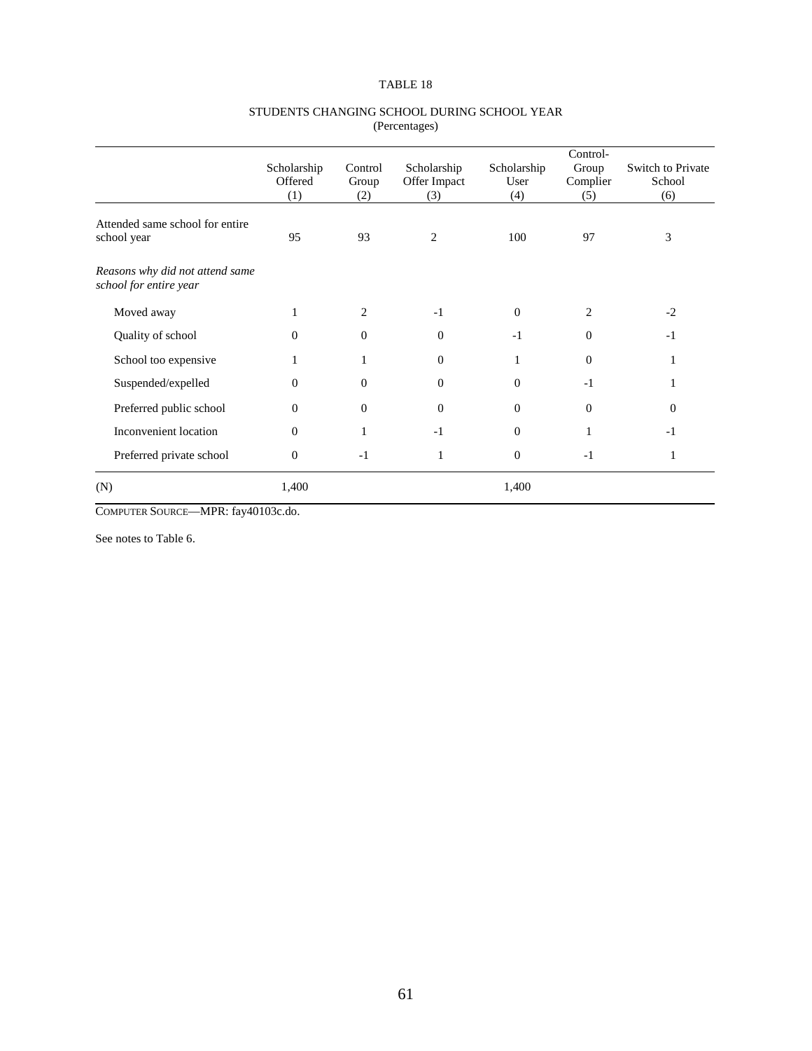TABLE 18

STUDENTS CHANGING SCHOOL DURING SCHOOL YEAR
(Percentages)

| | Scholarship Offered (1) | Control Group (2) | Scholarship Offer Impact (3) | Scholarship User (4) | Control-Group Complier (5) | Switch to Private School (6) |
|---|---|---|---|---|---|---|
| Attended same school for entire school year | 95 | 93 | 2 | 100 | 97 | 3 |
| *Reasons why did not attend same school for entire year* | | | | | | |
| Moved away | 1 | 2 | -1 | 0 | 2 | -2 |
| Quality of school | 0 | 0 | 0 | -1 | 0 | -1 |
| School too expensive | 1 | 1 | 0 | 1 | 0 | 1 |
| Suspended/expelled | 0 | 0 | 0 | 0 | -1 | 1 |
| Preferred public school | 0 | 0 | 0 | 0 | 0 | 0 |
| Inconvenient location | 0 | 1 | -1 | 0 | 1 | -1 |
| Preferred private school | 0 | -1 | 1 | 0 | -1 | 1 |
| (N) | 1,400 | | | 1,400 | | |

COMPUTER SOURCE—MPR: fay40103c.do.

See notes to Table 6.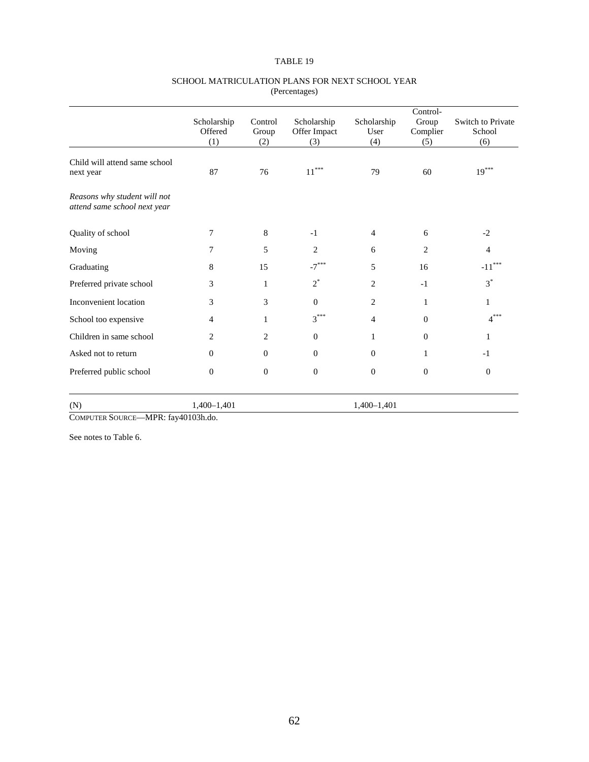TABLE 19

SCHOOL MATRICULATION PLANS FOR NEXT SCHOOL YEAR
(Percentages)

| | Scholarship Offered (1) | Control Group (2) | Scholarship Offer Impact (3) | Scholarship User (4) | Control-Group Complier (5) | Switch to Private School (6) |
|---|---|---|---|---|---|---|
| Child will attend same school next year | 87 | 76 | 11*** | 79 | 60 | 19*** |
| *Reasons why student will not attend same school next year* | | | | | | |
| Quality of school | 7 | 8 | -1 | 4 | 6 | -2 |
| Moving | 7 | 5 | 2 | 6 | 2 | 4 |
| Graduating | 8 | 15 | -7*** | 5 | 16 | -11*** |
| Preferred private school | 3 | 1 | 2* | 2 | -1 | 3* |
| Inconvenient location | 3 | 3 | 0 | 2 | 1 | 1 |
| School too expensive | 4 | 1 | 3*** | 4 | 0 | 4*** |
| Children in same school | 2 | 2 | 0 | 1 | 0 | 1 |
| Asked not to return | 0 | 0 | 0 | 0 | 1 | -1 |
| Preferred public school | 0 | 0 | 0 | 0 | 0 | 0 |
| (N) | 1,400–1,401 | | | 1,400–1,401 | | |

COMPUTER SOURCE—MPR: fay40103h.do.

See notes to Table 6.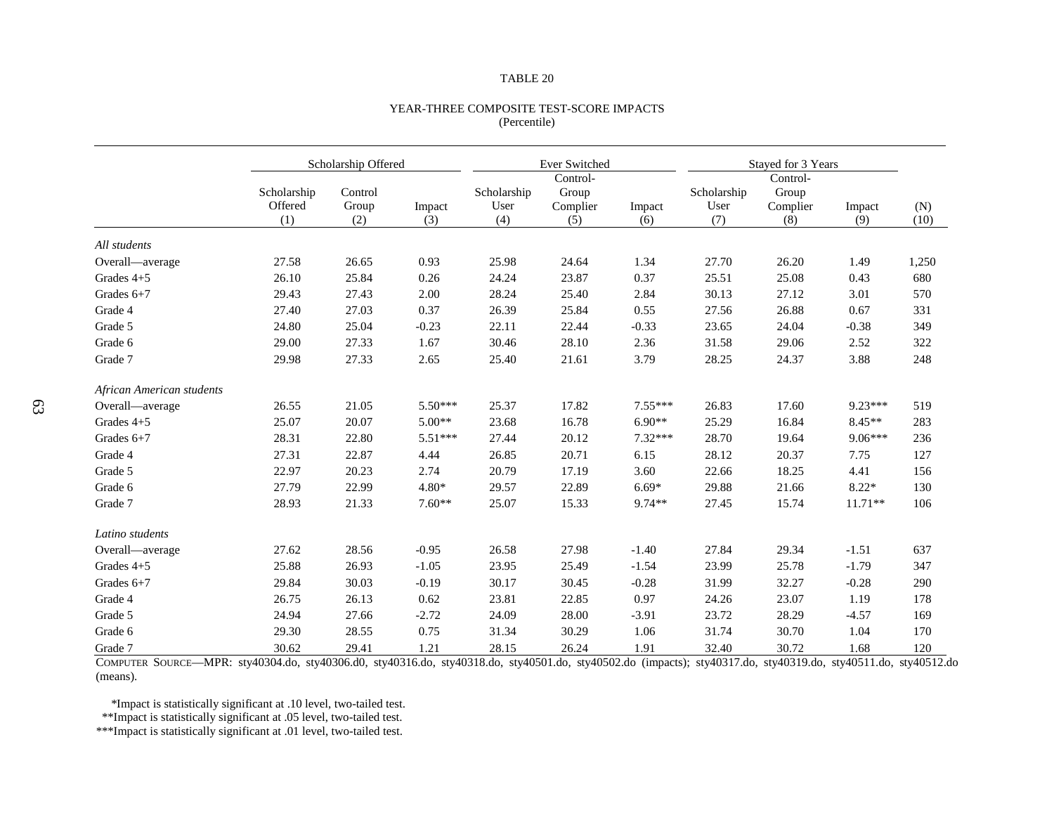TABLE 20

YEAR-THREE COMPOSITE TEST-SCORE IMPACTS
(Percentile)

| | Scholarship Offered | | | Ever Switched | | | Stayed for 3 Years | | | |
|---|---|---|---|---|---|---|---|---|---|---|
| | Scholarship Offered (1) | Control Group (2) | Impact (3) | Scholarship User (4) | Control-Group Complier (5) | Impact (6) | Scholarship User (7) | Control-Group Complier (8) | Impact (9) | (N) (10) |
| *All students* | | | | | | | | | | |
| Overall—average | 27.58 | 26.65 | 0.93 | 25.98 | 24.64 | 1.34 | 27.70 | 26.20 | 1.49 | 1,250 |
| Grades 4+5 | 26.10 | 25.84 | 0.26 | 24.24 | 23.87 | 0.37 | 25.51 | 25.08 | 0.43 | 680 |
| Grades 6+7 | 29.43 | 27.43 | 2.00 | 28.24 | 25.40 | 2.84 | 30.13 | 27.12 | 3.01 | 570 |
| Grade 4 | 27.40 | 27.03 | 0.37 | 26.39 | 25.84 | 0.55 | 27.56 | 26.88 | 0.67 | 331 |
| Grade 5 | 24.80 | 25.04 | -0.23 | 22.11 | 22.44 | -0.33 | 23.65 | 24.04 | -0.38 | 349 |
| Grade 6 | 29.00 | 27.33 | 1.67 | 30.46 | 28.10 | 2.36 | 31.58 | 29.06 | 2.52 | 322 |
| Grade 7 | 29.98 | 27.33 | 2.65 | 25.40 | 21.61 | 3.79 | 28.25 | 24.37 | 3.88 | 248 |
| *African American students* | | | | | | | | | | |
| Overall—average | 26.55 | 21.05 | 5.50*** | 25.37 | 17.82 | 7.55*** | 26.83 | 17.60 | 9.23*** | 519 |
| Grades 4+5 | 25.07 | 20.07 | 5.00** | 23.68 | 16.78 | 6.90** | 25.29 | 16.84 | 8.45** | 283 |
| Grades 6+7 | 28.31 | 22.80 | 5.51*** | 27.44 | 20.12 | 7.32*** | 28.70 | 19.64 | 9.06*** | 236 |
| Grade 4 | 27.31 | 22.87 | 4.44 | 26.85 | 20.71 | 6.15 | 28.12 | 20.37 | 7.75 | 127 |
| Grade 5 | 22.97 | 20.23 | 2.74 | 20.79 | 17.19 | 3.60 | 22.66 | 18.25 | 4.41 | 156 |
| Grade 6 | 27.79 | 22.99 | 4.80* | 29.57 | 22.89 | 6.69* | 29.88 | 21.66 | 8.22* | 130 |
| Grade 7 | 28.93 | 21.33 | 7.60** | 25.07 | 15.33 | 9.74** | 27.45 | 15.74 | 11.71** | 106 |
| *Latino students* | | | | | | | | | | |
| Overall—average | 27.62 | 28.56 | -0.95 | 26.58 | 27.98 | -1.40 | 27.84 | 29.34 | -1.51 | 637 |
| Grades 4+5 | 25.88 | 26.93 | -1.05 | 23.95 | 25.49 | -1.54 | 23.99 | 25.78 | -1.79 | 347 |
| Grades 6+7 | 29.84 | 30.03 | -0.19 | 30.17 | 30.45 | -0.28 | 31.99 | 32.27 | -0.28 | 290 |
| Grade 4 | 26.75 | 26.13 | 0.62 | 23.81 | 22.85 | 0.97 | 24.26 | 23.07 | 1.19 | 178 |
| Grade 5 | 24.94 | 27.66 | -2.72 | 24.09 | 28.00 | -3.91 | 23.72 | 28.29 | -4.57 | 169 |
| Grade 6 | 29.30 | 28.55 | 0.75 | 31.34 | 30.29 | 1.06 | 31.74 | 30.70 | 1.04 | 170 |
| Grade 7 | 30.62 | 29.41 | 1.21 | 28.15 | 26.24 | 1.91 | 32.40 | 30.72 | 1.68 | 120 |

COMPUTER SOURCE—MPR: sty40304.do, sty40306.d0, sty40316.do, sty40318.do, sty40501.do, sty40502.do (impacts); sty40317.do, sty40319.do, sty40511.do, sty40512.do (means).

*Impact is statistically significant at .10 level, two-tailed test.
**Impact is statistically significant at .05 level, two-tailed test.
***Impact is statistically significant at .01 level, two-tailed test.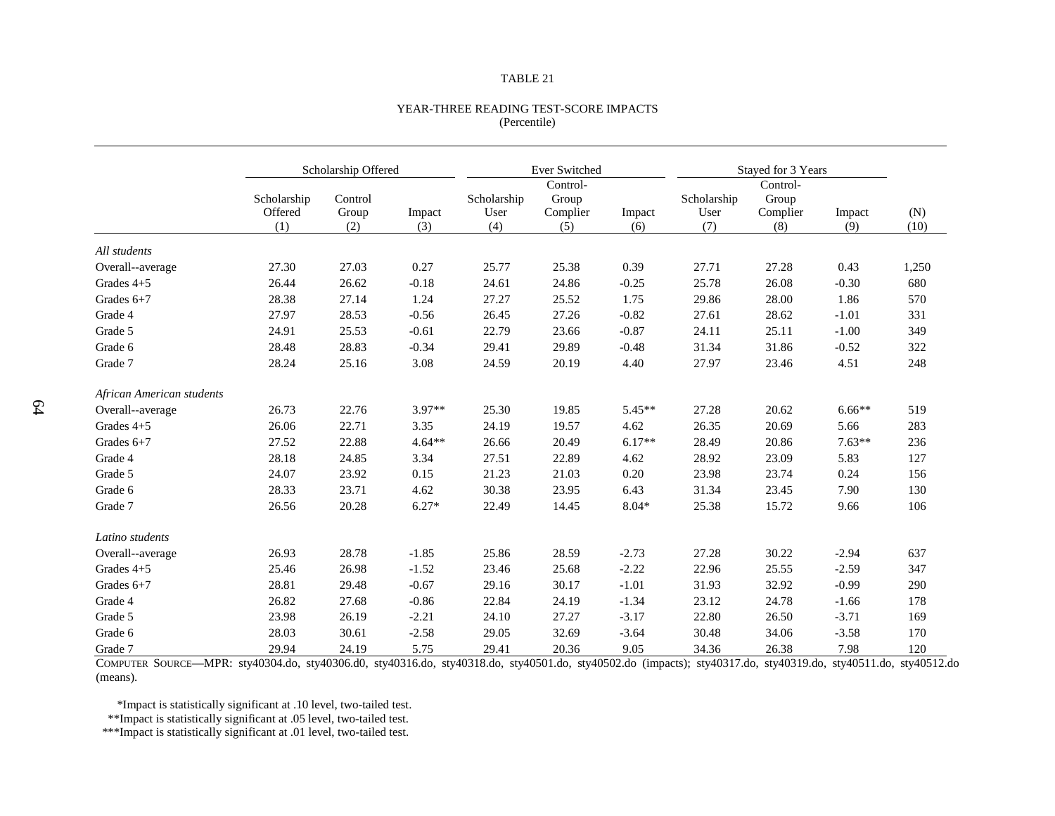TABLE 21

YEAR-THREE READING TEST-SCORE IMPACTS
(Percentile)

| | Scholarship Offered | | | Ever Switched | | | Stayed for 3 Years | | | |
|---|---|---|---|---|---|---|---|---|---|---|
| | Scholarship Offered (1) | Control Group (2) | Impact (3) | Scholarship User (4) | Control-Group Complier (5) | Impact (6) | Scholarship User (7) | Control-Group Complier (8) | Impact (9) | (N) (10) |
| *All students* | | | | | | | | | | |
| Overall--average | 27.30 | 27.03 | 0.27 | 25.77 | 25.38 | 0.39 | 27.71 | 27.28 | 0.43 | 1,250 |
| Grades 4+5 | 26.44 | 26.62 | -0.18 | 24.61 | 24.86 | -0.25 | 25.78 | 26.08 | -0.30 | 680 |
| Grades 6+7 | 28.38 | 27.14 | 1.24 | 27.27 | 25.52 | 1.75 | 29.86 | 28.00 | 1.86 | 570 |
| Grade 4 | 27.97 | 28.53 | -0.56 | 26.45 | 27.26 | -0.82 | 27.61 | 28.62 | -1.01 | 331 |
| Grade 5 | 24.91 | 25.53 | -0.61 | 22.79 | 23.66 | -0.87 | 24.11 | 25.11 | -1.00 | 349 |
| Grade 6 | 28.48 | 28.83 | -0.34 | 29.41 | 29.89 | -0.48 | 31.34 | 31.86 | -0.52 | 322 |
| Grade 7 | 28.24 | 25.16 | 3.08 | 24.59 | 20.19 | 4.40 | 27.97 | 23.46 | 4.51 | 248 |
| *African American students* | | | | | | | | | | |
| Overall--average | 26.73 | 22.76 | 3.97** | 25.30 | 19.85 | 5.45** | 27.28 | 20.62 | 6.66** | 519 |
| Grades 4+5 | 26.06 | 22.71 | 3.35 | 24.19 | 19.57 | 4.62 | 26.35 | 20.69 | 5.66 | 283 |
| Grades 6+7 | 27.52 | 22.88 | 4.64** | 26.66 | 20.49 | 6.17** | 28.49 | 20.86 | 7.63** | 236 |
| Grade 4 | 28.18 | 24.85 | 3.34 | 27.51 | 22.89 | 4.62 | 28.92 | 23.09 | 5.83 | 127 |
| Grade 5 | 24.07 | 23.92 | 0.15 | 21.23 | 21.03 | 0.20 | 23.98 | 23.74 | 0.24 | 156 |
| Grade 6 | 28.33 | 23.71 | 4.62 | 30.38 | 23.95 | 6.43 | 31.34 | 23.45 | 7.90 | 130 |
| Grade 7 | 26.56 | 20.28 | 6.27* | 22.49 | 14.45 | 8.04* | 25.38 | 15.72 | 9.66 | 106 |
| *Latino students* | | | | | | | | | | |
| Overall--average | 26.93 | 28.78 | -1.85 | 25.86 | 28.59 | -2.73 | 27.28 | 30.22 | -2.94 | 637 |
| Grades 4+5 | 25.46 | 26.98 | -1.52 | 23.46 | 25.68 | -2.22 | 22.96 | 25.55 | -2.59 | 347 |
| Grades 6+7 | 28.81 | 29.48 | -0.67 | 29.16 | 30.17 | -1.01 | 31.93 | 32.92 | -0.99 | 290 |
| Grade 4 | 26.82 | 27.68 | -0.86 | 22.84 | 24.19 | -1.34 | 23.12 | 24.78 | -1.66 | 178 |
| Grade 5 | 23.98 | 26.19 | -2.21 | 24.10 | 27.27 | -3.17 | 22.80 | 26.50 | -3.71 | 169 |
| Grade 6 | 28.03 | 30.61 | -2.58 | 29.05 | 32.69 | -3.64 | 30.48 | 34.06 | -3.58 | 170 |
| Grade 7 | 29.94 | 24.19 | 5.75 | 29.41 | 20.36 | 9.05 | 34.36 | 26.38 | 7.98 | 120 |

COMPUTER SOURCE—MPR: sty40304.do, sty40306.d0, sty40316.do, sty40318.do, sty40501.do, sty40502.do (impacts); sty40317.do, sty40319.do, sty40511.do, sty40512.do (means).

*Impact is statistically significant at .10 level, two-tailed test.

**Impact is statistically significant at .05 level, two-tailed test.

***Impact is statistically significant at .01 level, two-tailed test.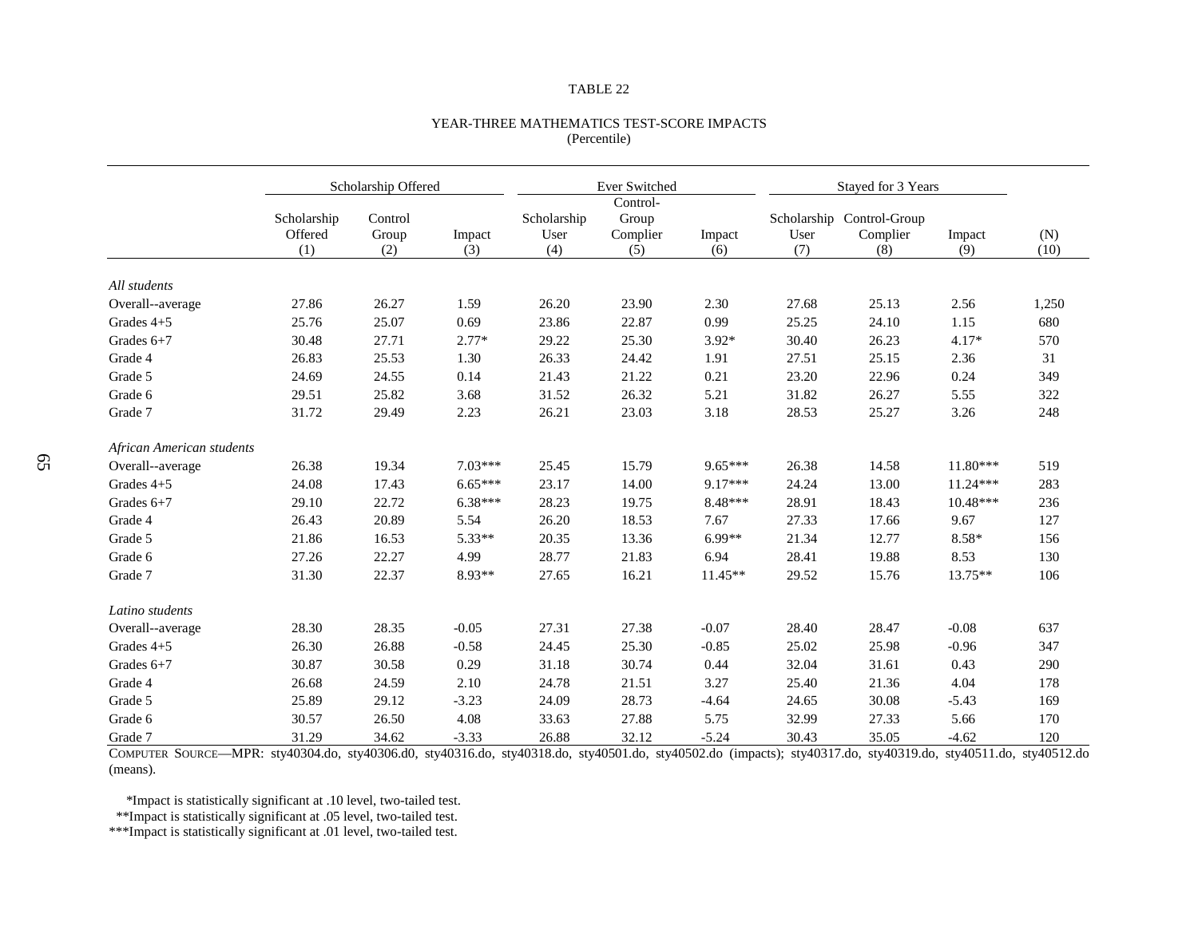TABLE 22

YEAR-THREE MATHEMATICS TEST-SCORE IMPACTS
(Percentile)

| | Scholarship Offered | | | Ever Switched | | | Stayed for 3 Years | | | |
|---|---|---|---|---|---|---|---|---|---|---|
| | Scholarship Offered (1) | Control Group (2) | Impact (3) | Scholarship User (4) | Control-Group Complier (5) | Impact (6) | Scholarship User (7) | Control-Group Complier (8) | Impact (9) | (N) (10) |
| *All students* | | | | | | | | | | |
| Overall--average | 27.86 | 26.27 | 1.59 | 26.20 | 23.90 | 2.30 | 27.68 | 25.13 | 2.56 | 1,250 |
| Grades 4+5 | 25.76 | 25.07 | 0.69 | 23.86 | 22.87 | 0.99 | 25.25 | 24.10 | 1.15 | 680 |
| Grades 6+7 | 30.48 | 27.71 | 2.77* | 29.22 | 25.30 | 3.92* | 30.40 | 26.23 | 4.17* | 570 |
| Grade 4 | 26.83 | 25.53 | 1.30 | 26.33 | 24.42 | 1.91 | 27.51 | 25.15 | 2.36 | 31 |
| Grade 5 | 24.69 | 24.55 | 0.14 | 21.43 | 21.22 | 0.21 | 23.20 | 22.96 | 0.24 | 349 |
| Grade 6 | 29.51 | 25.82 | 3.68 | 31.52 | 26.32 | 5.21 | 31.82 | 26.27 | 5.55 | 322 |
| Grade 7 | 31.72 | 29.49 | 2.23 | 26.21 | 23.03 | 3.18 | 28.53 | 25.27 | 3.26 | 248 |
| *African American students* | | | | | | | | | | |
| Overall--average | 26.38 | 19.34 | 7.03*** | 25.45 | 15.79 | 9.65*** | 26.38 | 14.58 | 11.80*** | 519 |
| Grades 4+5 | 24.08 | 17.43 | 6.65*** | 23.17 | 14.00 | 9.17*** | 24.24 | 13.00 | 11.24*** | 283 |
| Grades 6+7 | 29.10 | 22.72 | 6.38*** | 28.23 | 19.75 | 8.48*** | 28.91 | 18.43 | 10.48*** | 236 |
| Grade 4 | 26.43 | 20.89 | 5.54 | 26.20 | 18.53 | 7.67 | 27.33 | 17.66 | 9.67 | 127 |
| Grade 5 | 21.86 | 16.53 | 5.33** | 20.35 | 13.36 | 6.99** | 21.34 | 12.77 | 8.58* | 156 |
| Grade 6 | 27.26 | 22.27 | 4.99 | 28.77 | 21.83 | 6.94 | 28.41 | 19.88 | 8.53 | 130 |
| Grade 7 | 31.30 | 22.37 | 8.93** | 27.65 | 16.21 | 11.45** | 29.52 | 15.76 | 13.75** | 106 |
| *Latino students* | | | | | | | | | | |
| Overall--average | 28.30 | 28.35 | -0.05 | 27.31 | 27.38 | -0.07 | 28.40 | 28.47 | -0.08 | 637 |
| Grades 4+5 | 26.30 | 26.88 | -0.58 | 24.45 | 25.30 | -0.85 | 25.02 | 25.98 | -0.96 | 347 |
| Grades 6+7 | 30.87 | 30.58 | 0.29 | 31.18 | 30.74 | 0.44 | 32.04 | 31.61 | 0.43 | 290 |
| Grade 4 | 26.68 | 24.59 | 2.10 | 24.78 | 21.51 | 3.27 | 25.40 | 21.36 | 4.04 | 178 |
| Grade 5 | 25.89 | 29.12 | -3.23 | 24.09 | 28.73 | -4.64 | 24.65 | 30.08 | -5.43 | 169 |
| Grade 6 | 30.57 | 26.50 | 4.08 | 33.63 | 27.88 | 5.75 | 32.99 | 27.33 | 5.66 | 170 |
| Grade 7 | 31.29 | 34.62 | -3.33 | 26.88 | 32.12 | -5.24 | 30.43 | 35.05 | -4.62 | 120 |

COMPUTER SOURCE—MPR: sty40304.do, sty40306.d0, sty40316.do, sty40318.do, sty40501.do, sty40502.do (impacts); sty40317.do, sty40319.do, sty40511.do, sty40512.do (means).

*Impact is statistically significant at .10 level, two-tailed test.
**Impact is statistically significant at .05 level, two-tailed test.
***Impact is statistically significant at .01 level, two-tailed test.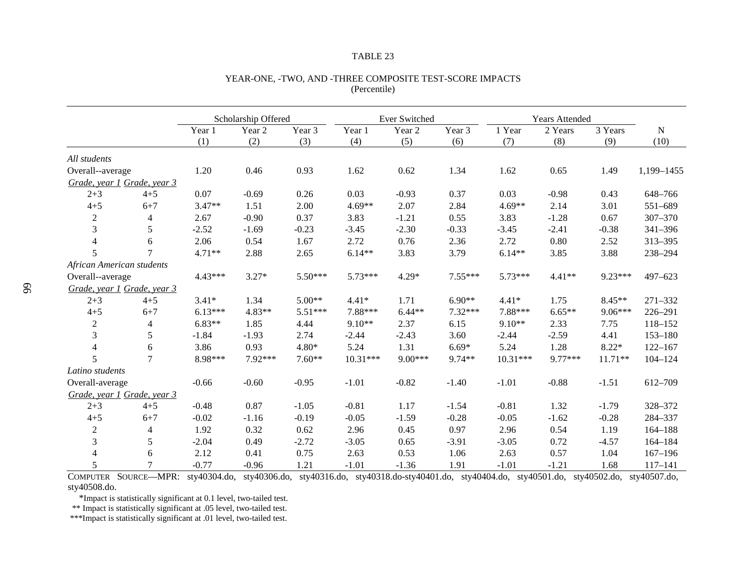TABLE 23

YEAR-ONE, -TWO, AND -THREE COMPOSITE TEST-SCORE IMPACTS
(Percentile)

| | | Scholarship Offered | | | Ever Switched | | | Years Attended | | | |
|---|---|---|---|---|---|---|---|---|---|---|---|
| | | Year 1 (1) | Year 2 (2) | Year 3 (3) | Year 1 (4) | Year 2 (5) | Year 3 (6) | 1 Year (7) | 2 Years (8) | 3 Years (9) | N (10) |
| *All students* | | | | | | | | | | | |
| Overall--average | | 1.20 | 0.46 | 0.93 | 1.62 | 0.62 | 1.34 | 1.62 | 0.65 | 1.49 | 1,199–1455 |
| *Grade, year 1* | *Grade, year 3* | | | | | | | | | | |
| 2+3 | 4+5 | 0.07 | -0.69 | 0.26 | 0.03 | -0.93 | 0.37 | 0.03 | -0.98 | 0.43 | 648–766 |
| 4+5 | 6+7 | 3.47** | 1.51 | 2.00 | 4.69** | 2.07 | 2.84 | 4.69** | 2.14 | 3.01 | 551–689 |
| 2 | 4 | 2.67 | -0.90 | 0.37 | 3.83 | -1.21 | 0.55 | 3.83 | -1.28 | 0.67 | 307–370 |
| 3 | 5 | -2.52 | -1.69 | -0.23 | -3.45 | -2.30 | -0.33 | -3.45 | -2.41 | -0.38 | 341–396 |
| 4 | 6 | 2.06 | 0.54 | 1.67 | 2.72 | 0.76 | 2.36 | 2.72 | 0.80 | 2.52 | 313–395 |
| 5 | 7 | 4.71** | 2.88 | 2.65 | 6.14** | 3.83 | 3.79 | 6.14** | 3.85 | 3.88 | 238–294 |
| *African American students* | | | | | | | | | | | |
| Overall--average | | 4.43*** | 3.27* | 5.50*** | 5.73*** | 4.29* | 7.55*** | 5.73*** | 4.41** | 9.23*** | 497–623 |
| *Grade, year 1* | *Grade, year 3* | | | | | | | | | | |
| 2+3 | 4+5 | 3.41* | 1.34 | 5.00** | 4.41* | 1.71 | 6.90** | 4.41* | 1.75 | 8.45** | 271–332 |
| 4+5 | 6+7 | 6.13*** | 4.83** | 5.51*** | 7.88*** | 6.44** | 7.32*** | 7.88*** | 6.65** | 9.06*** | 226–291 |
| 2 | 4 | 6.83** | 1.85 | 4.44 | 9.10** | 2.37 | 6.15 | 9.10** | 2.33 | 7.75 | 118–152 |
| 3 | 5 | -1.84 | -1.93 | 2.74 | -2.44 | -2.43 | 3.60 | -2.44 | -2.59 | 4.41 | 153–180 |
| 4 | 6 | 3.86 | 0.93 | 4.80* | 5.24 | 1.31 | 6.69* | 5.24 | 1.28 | 8.22* | 122–167 |
| 5 | 7 | 8.98*** | 7.92*** | 7.60** | 10.31*** | 9.00*** | 9.74** | 10.31*** | 9.77*** | 11.71** | 104–124 |
| *Latino students* | | | | | | | | | | | |
| Overall-average | | -0.66 | -0.60 | -0.95 | -1.01 | -0.82 | -1.40 | -1.01 | -0.88 | -1.51 | 612–709 |
| *Grade, year 1* | *Grade, year 3* | | | | | | | | | | |
| 2+3 | 4+5 | -0.48 | 0.87 | -1.05 | -0.81 | 1.17 | -1.54 | -0.81 | 1.32 | -1.79 | 328–372 |
| 4+5 | 6+7 | -0.02 | -1.16 | -0.19 | -0.05 | -1.59 | -0.28 | -0.05 | -1.62 | -0.28 | 284–337 |
| 2 | 4 | 1.92 | 0.32 | 0.62 | 2.96 | 0.45 | 0.97 | 2.96 | 0.54 | 1.19 | 164–188 |
| 3 | 5 | -2.04 | 0.49 | -2.72 | -3.05 | 0.65 | -3.91 | -3.05 | 0.72 | -4.57 | 164–184 |
| 4 | 6 | 2.12 | 0.41 | 0.75 | 2.63 | 0.53 | 1.06 | 2.63 | 0.57 | 1.04 | 167–196 |
| 5 | 7 | -0.77 | -0.96 | 1.21 | -1.01 | -1.36 | 1.91 | -1.01 | -1.21 | 1.68 | 117–141 |

COMPUTER SOURCE—MPR: sty40304.do, sty40306.do, sty40316.do, sty40318.do-sty40401.do, sty40404.do, sty40501.do, sty40502.do, sty40507.do, sty40508.do.

*Impact is statistically significant at 0.1 level, two-tailed test.

** Impact is statistically significant at .05 level, two-tailed test.

***Impact is statistically significant at .01 level, two-tailed test.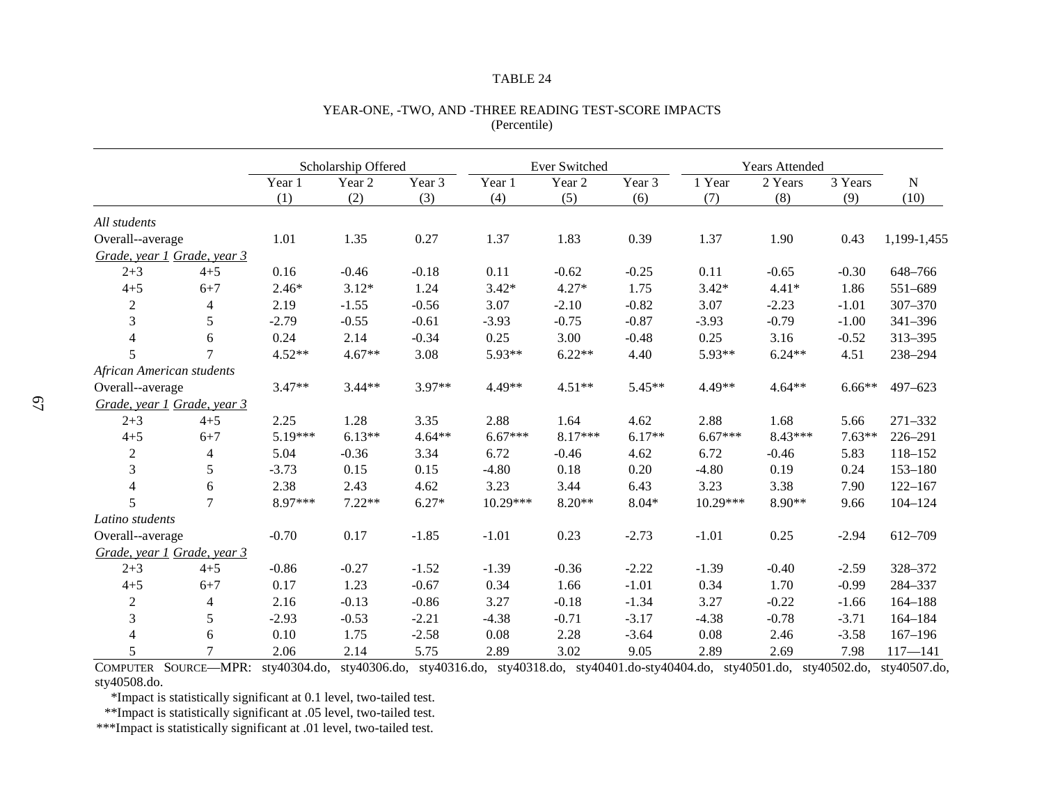TABLE 24

YEAR-ONE, -TWO, AND -THREE READING TEST-SCORE IMPACTS
(Percentile)

| | | Scholarship Offered | | | Ever Switched | | | Years Attended | | | |
|---|---|---|---|---|---|---|---|---|---|---|---|
| | | Year 1 (1) | Year 2 (2) | Year 3 (3) | Year 1 (4) | Year 2 (5) | Year 3 (6) | 1 Year (7) | 2 Years (8) | 3 Years (9) | N (10) |
| *All students* | | | | | | | | | | | |
| Overall--average | | 1.01 | 1.35 | 0.27 | 1.37 | 1.83 | 0.39 | 1.37 | 1.90 | 0.43 | 1,199-1,455 |
| *Grade, year 1* | *Grade, year 3* | | | | | | | | | | |
| 2+3 | 4+5 | 0.16 | -0.46 | -0.18 | 0.11 | -0.62 | -0.25 | 0.11 | -0.65 | -0.30 | 648–766 |
| 4+5 | 6+7 | 2.46* | 3.12* | 1.24 | 3.42* | 4.27* | 1.75 | 3.42* | 4.41* | 1.86 | 551–689 |
| 2 | 4 | 2.19 | -1.55 | -0.56 | 3.07 | -2.10 | -0.82 | 3.07 | -2.23 | -1.01 | 307–370 |
| 3 | 5 | -2.79 | -0.55 | -0.61 | -3.93 | -0.75 | -0.87 | -3.93 | -0.79 | -1.00 | 341–396 |
| 4 | 6 | 0.24 | 2.14 | -0.34 | 0.25 | 3.00 | -0.48 | 0.25 | 3.16 | -0.52 | 313–395 |
| 5 | 7 | 4.52** | 4.67** | 3.08 | 5.93** | 6.22** | 4.40 | 5.93** | 6.24** | 4.51 | 238–294 |
| *African American students* | | | | | | | | | | | |
| Overall--average | | 3.47** | 3.44** | 3.97** | 4.49** | 4.51** | 5.45** | 4.49** | 4.64** | 6.66** | 497–623 |
| *Grade, year 1* | *Grade, year 3* | | | | | | | | | | |
| 2+3 | 4+5 | 2.25 | 1.28 | 3.35 | 2.88 | 1.64 | 4.62 | 2.88 | 1.68 | 5.66 | 271–332 |
| 4+5 | 6+7 | 5.19*** | 6.13** | 4.64** | 6.67*** | 8.17*** | 6.17** | 6.67*** | 8.43*** | 7.63** | 226–291 |
| 2 | 4 | 5.04 | -0.36 | 3.34 | 6.72 | -0.46 | 4.62 | 6.72 | -0.46 | 5.83 | 118–152 |
| 3 | 5 | -3.73 | 0.15 | 0.15 | -4.80 | 0.18 | 0.20 | -4.80 | 0.19 | 0.24 | 153–180 |
| 4 | 6 | 2.38 | 2.43 | 4.62 | 3.23 | 3.44 | 6.43 | 3.23 | 3.38 | 7.90 | 122–167 |
| 5 | 7 | 8.97*** | 7.22** | 6.27* | 10.29*** | 8.20** | 8.04* | 10.29*** | 8.90** | 9.66 | 104–124 |
| *Latino students* | | | | | | | | | | | |
| Overall--average | | -0.70 | 0.17 | -1.85 | -1.01 | 0.23 | -2.73 | -1.01 | 0.25 | -2.94 | 612–709 |
| *Grade, year 1* | *Grade, year 3* | | | | | | | | | | |
| 2+3 | 4+5 | -0.86 | -0.27 | -1.52 | -1.39 | -0.36 | -2.22 | -1.39 | -0.40 | -2.59 | 328–372 |
| 4+5 | 6+7 | 0.17 | 1.23 | -0.67 | 0.34 | 1.66 | -1.01 | 0.34 | 1.70 | -0.99 | 284–337 |
| 2 | 4 | 2.16 | -0.13 | -0.86 | 3.27 | -0.18 | -1.34 | 3.27 | -0.22 | -1.66 | 164–188 |
| 3 | 5 | -2.93 | -0.53 | -2.21 | -4.38 | -0.71 | -3.17 | -4.38 | -0.78 | -3.71 | 164–184 |
| 4 | 6 | 0.10 | 1.75 | -2.58 | 0.08 | 2.28 | -3.64 | 0.08 | 2.46 | -3.58 | 167–196 |
| 5 | 7 | 2.06 | 2.14 | 5.75 | 2.89 | 3.02 | 9.05 | 2.89 | 2.69 | 7.98 | 117—141 |

COMPUTER SOURCE—MPR: sty40304.do, sty40306.do, sty40316.do, sty40318.do, sty40401.do-sty40404.do, sty40501.do, sty40502.do, sty40507.do, sty40508.do.

*Impact is statistically significant at 0.1 level, two-tailed test.

**Impact is statistically significant at .05 level, two-tailed test.

***Impact is statistically significant at .01 level, two-tailed test.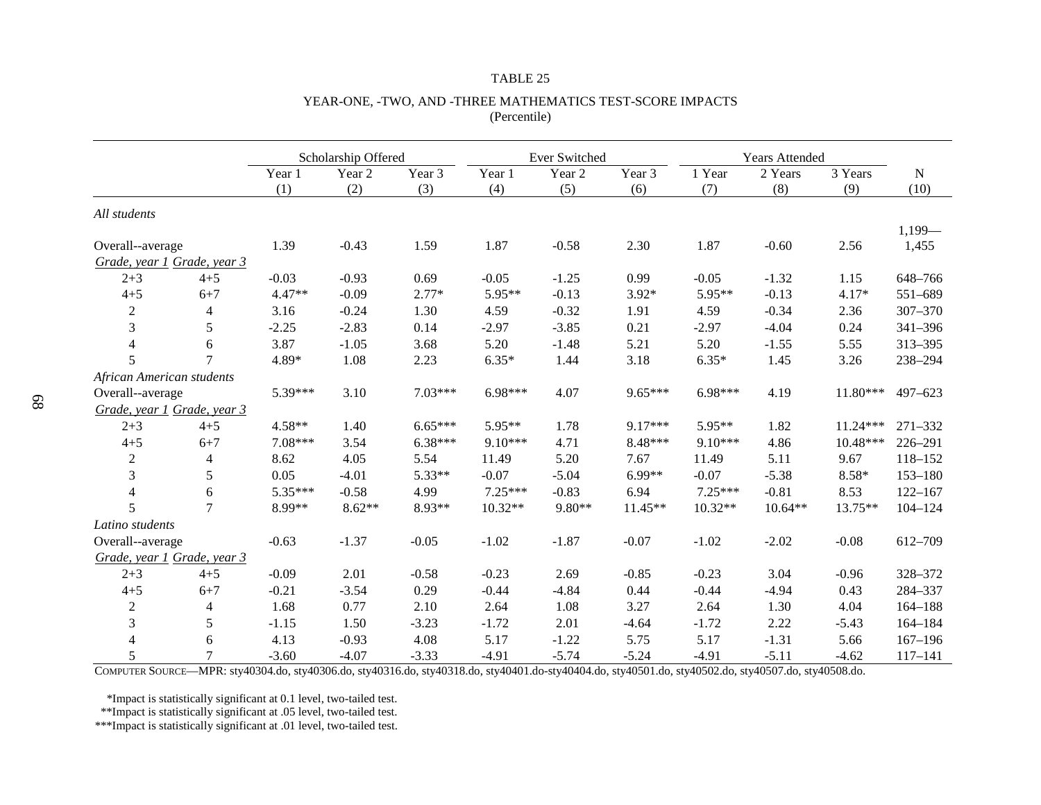TABLE 25

YEAR-ONE, -TWO, AND -THREE MATHEMATICS TEST-SCORE IMPACTS
(Percentile)

| | | Scholarship Offered | | | Ever Switched | | | Years Attended | | | |
|---|---|---|---|---|---|---|---|---|---|---|---|
| | | Year 1<br>(1) | Year 2<br>(2) | Year 3<br>(3) | Year 1<br>(4) | Year 2<br>(5) | Year 3<br>(6) | 1 Year<br>(7) | 2 Years<br>(8) | 3 Years<br>(9) | N<br>(10) |
| *All students* | | | | | | | | | | | |
| Overall--average | | 1.39 | -0.43 | 1.59 | 1.87 | -0.58 | 2.30 | 1.87 | -0.60 | 2.56 | 1,199—1,455 |
| _Grade, year 1_ | _Grade, year 3_ | | | | | | | | | | |
| 2+3 | 4+5 | -0.03 | -0.93 | 0.69 | -0.05 | -1.25 | 0.99 | -0.05 | -1.32 | 1.15 | 648–766 |
| 4+5 | 6+7 | 4.47** | -0.09 | 2.77* | 5.95** | -0.13 | 3.92* | 5.95** | -0.13 | 4.17* | 551–689 |
| 2 | 4 | 3.16 | -0.24 | 1.30 | 4.59 | -0.32 | 1.91 | 4.59 | -0.34 | 2.36 | 307–370 |
| 3 | 5 | -2.25 | -2.83 | 0.14 | -2.97 | -3.85 | 0.21 | -2.97 | -4.04 | 0.24 | 341–396 |
| 4 | 6 | 3.87 | -1.05 | 3.68 | 5.20 | -1.48 | 5.21 | 5.20 | -1.55 | 5.55 | 313–395 |
| 5 | 7 | 4.89* | 1.08 | 2.23 | 6.35* | 1.44 | 3.18 | 6.35* | 1.45 | 3.26 | 238–294 |
| *African American students* | | | | | | | | | | | |
| Overall--average | | 5.39*** | 3.10 | 7.03*** | 6.98*** | 4.07 | 9.65*** | 6.98*** | 4.19 | 11.80*** | 497–623 |
| _Grade, year 1_ | _Grade, year 3_ | | | | | | | | | | |
| 2+3 | 4+5 | 4.58** | 1.40 | 6.65*** | 5.95** | 1.78 | 9.17*** | 5.95** | 1.82 | 11.24*** | 271–332 |
| 4+5 | 6+7 | 7.08*** | 3.54 | 6.38*** | 9.10*** | 4.71 | 8.48*** | 9.10*** | 4.86 | 10.48*** | 226–291 |
| 2 | 4 | 8.62 | 4.05 | 5.54 | 11.49 | 5.20 | 7.67 | 11.49 | 5.11 | 9.67 | 118–152 |
| 3 | 5 | 0.05 | -4.01 | 5.33** | -0.07 | -5.04 | 6.99** | -0.07 | -5.38 | 8.58* | 153–180 |
| 4 | 6 | 5.35*** | -0.58 | 4.99 | 7.25*** | -0.83 | 6.94 | 7.25*** | -0.81 | 8.53 | 122–167 |
| 5 | 7 | 8.99** | 8.62** | 8.93** | 10.32** | 9.80** | 11.45** | 10.32** | 10.64** | 13.75** | 104–124 |
| *Latino students* | | | | | | | | | | | |
| Overall--average | | -0.63 | -1.37 | -0.05 | -1.02 | -1.87 | -0.07 | -1.02 | -2.02 | -0.08 | 612–709 |
| _Grade, year 1_ | _Grade, year 3_ | | | | | | | | | | |
| 2+3 | 4+5 | -0.09 | 2.01 | -0.58 | -0.23 | 2.69 | -0.85 | -0.23 | 3.04 | -0.96 | 328–372 |
| 4+5 | 6+7 | -0.21 | -3.54 | 0.29 | -0.44 | -4.84 | 0.44 | -0.44 | -4.94 | 0.43 | 284–337 |
| 2 | 4 | 1.68 | 0.77 | 2.10 | 2.64 | 1.08 | 3.27 | 2.64 | 1.30 | 4.04 | 164–188 |
| 3 | 5 | -1.15 | 1.50 | -3.23 | -1.72 | 2.01 | -4.64 | -1.72 | 2.22 | -5.43 | 164–184 |
| 4 | 6 | 4.13 | -0.93 | 4.08 | 5.17 | -1.22 | 5.75 | 5.17 | -1.31 | 5.66 | 167–196 |
| 5 | 7 | -3.60 | -4.07 | -3.33 | -4.91 | -5.74 | -5.24 | -4.91 | -5.11 | -4.62 | 117–141 |

COMPUTER SOURCE—MPR: sty40304.do, sty40306.do, sty40316.do, sty40318.do, sty40401.do-sty40404.do, sty40501.do, sty40502.do, sty40507.do, sty40508.do.

*Impact is statistically significant at 0.1 level, two-tailed test.
**Impact is statistically significant at .05 level, two-tailed test.
***Impact is statistically significant at .01 level, two-tailed test.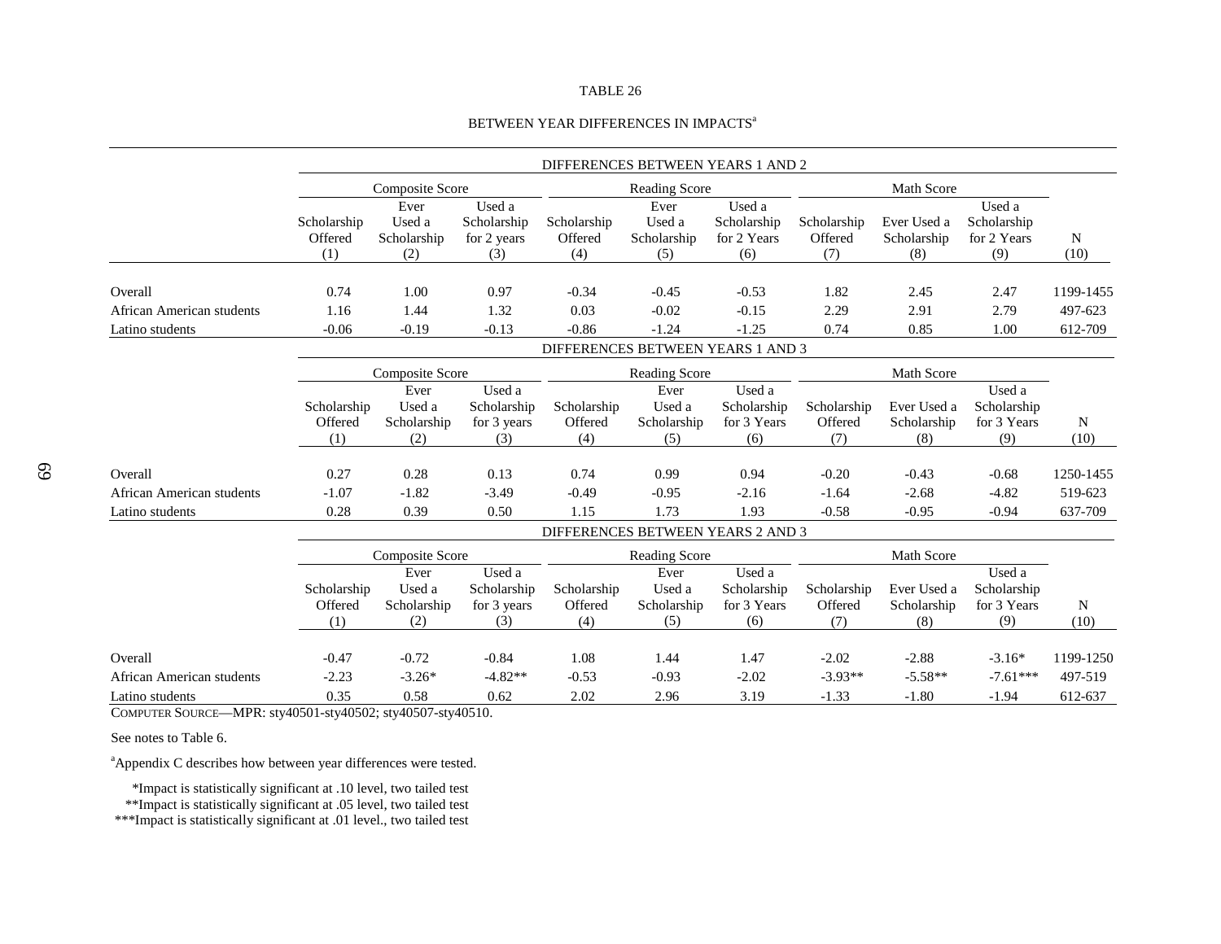TABLE 26

BETWEEN YEAR DIFFERENCES IN IMPACTS[a]

| | DIFFERENCES BETWEEN YEARS 1 AND 2 | | | | | | | | | |
|---|---|---|---|---|---|---|---|---|---|---|
| | Composite Score | | | Reading Score | | | Math Score | | | |
| | Scholarship Offered (1) | Ever Used a Scholarship (2) | Used a Scholarship for 2 years (3) | Scholarship Offered (4) | Ever Used a Scholarship (5) | Used a Scholarship for 2 Years (6) | Scholarship Offered (7) | Ever Used a Scholarship (8) | Used a Scholarship for 2 Years (9) | N (10) |
| Overall | 0.74 | 1.00 | 0.97 | -0.34 | -0.45 | -0.53 | 1.82 | 2.45 | 2.47 | 1199-1455 |
| African American students | 1.16 | 1.44 | 1.32 | 0.03 | -0.02 | -0.15 | 2.29 | 2.91 | 2.79 | 497-623 |
| Latino students | -0.06 | -0.19 | -0.13 | -0.86 | -1.24 | -1.25 | 0.74 | 0.85 | 1.00 | 612-709 |
| | **DIFFERENCES BETWEEN YEARS 1 AND 3** | | | | | | | | | |
| | Composite Score | | | Reading Score | | | Math Score | | | |
| | Scholarship Offered (1) | Ever Used a Scholarship (2) | Used a Scholarship for 3 years (3) | Scholarship Offered (4) | Ever Used a Scholarship (5) | Used a Scholarship for 3 Years (6) | Scholarship Offered (7) | Ever Used a Scholarship (8) | Used a Scholarship for 3 Years (9) | N (10) |
| Overall | 0.27 | 0.28 | 0.13 | 0.74 | 0.99 | 0.94 | -0.20 | -0.43 | -0.68 | 1250-1455 |
| African American students | -1.07 | -1.82 | -3.49 | -0.49 | -0.95 | -2.16 | -1.64 | -2.68 | -4.82 | 519-623 |
| Latino students | 0.28 | 0.39 | 0.50 | 1.15 | 1.73 | 1.93 | -0.58 | -0.95 | -0.94 | 637-709 |
| | **DIFFERENCES BETWEEN YEARS 2 AND 3** | | | | | | | | | |
| | Composite Score | | | Reading Score | | | Math Score | | | |
| | Scholarship Offered (1) | Ever Used a Scholarship (2) | Used a Scholarship for 3 years (3) | Scholarship Offered (4) | Ever Used a Scholarship (5) | Used a Scholarship for 3 Years (6) | Scholarship Offered (7) | Ever Used a Scholarship (8) | Used a Scholarship for 3 Years (9) | N (10) |
| Overall | -0.47 | -0.72 | -0.84 | 1.08 | 1.44 | 1.47 | -2.02 | -2.88 | -3.16* | 1199-1250 |
| African American students | -2.23 | -3.26* | -4.82** | -0.53 | -0.93 | -2.02 | -3.93** | -5.58** | -7.61*** | 497-519 |
| Latino students | 0.35 | 0.58 | 0.62 | 2.02 | 2.96 | 3.19 | -1.33 | -1.80 | -1.94 | 612-637 |

COMPUTER SOURCE—MPR: sty40501-sty40502; sty40507-sty40510.

See notes to Table 6.

[a]Appendix C describes how between year differences were tested.

*Impact is statistically significant at .10 level, two tailed test
**Impact is statistically significant at .05 level, two tailed test
***Impact is statistically significant at .01 level., two tailed test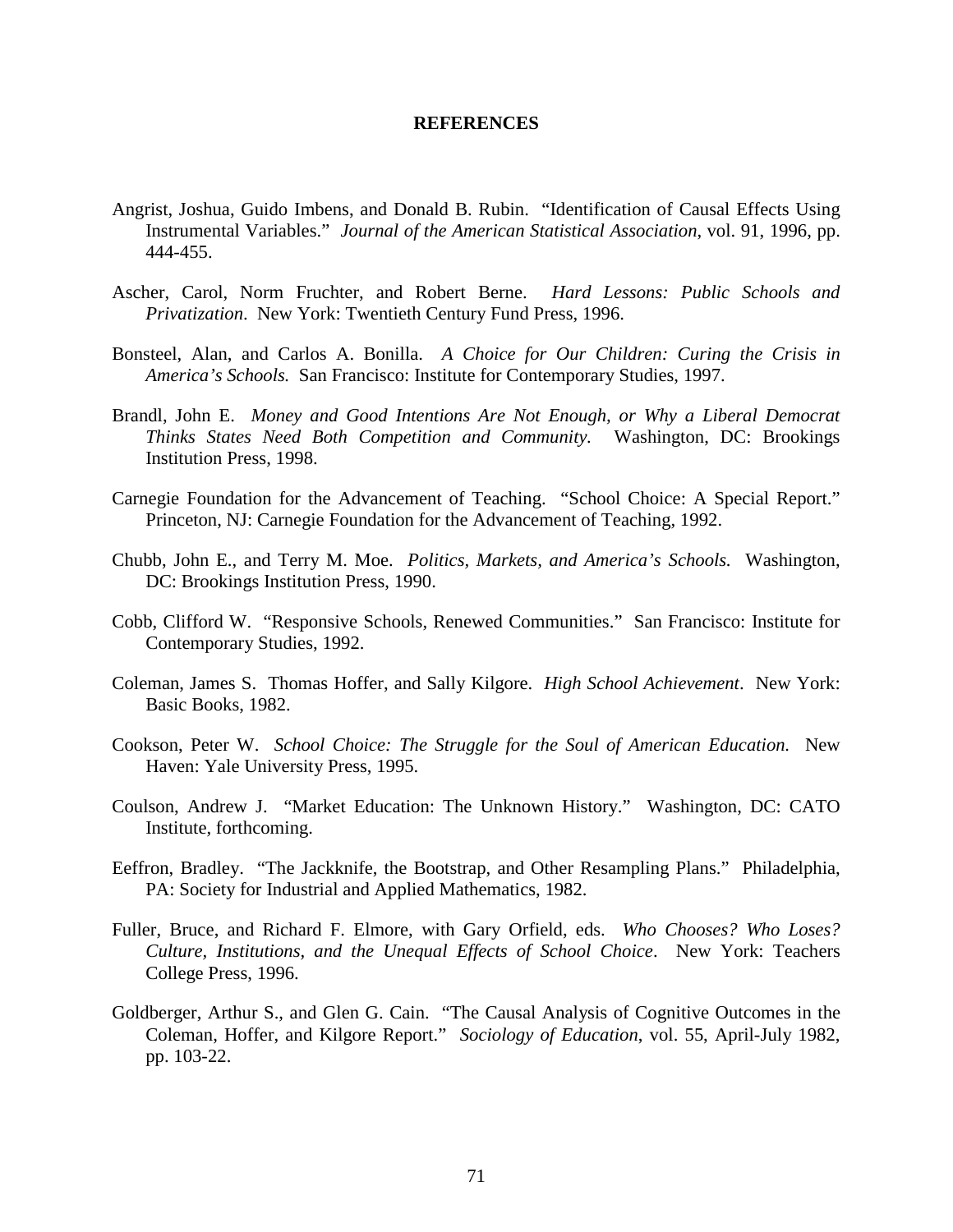# REFERENCES

Angrist, Joshua, Guido Imbens, and Donald B. Rubin. "Identification of Causal Effects Using Instrumental Variables." *Journal of the American Statistical Association*, vol. 91, 1996, pp. 444-455.

Ascher, Carol, Norm Fruchter, and Robert Berne. *Hard Lessons: Public Schools and Privatization*. New York: Twentieth Century Fund Press, 1996.

Bonsteel, Alan, and Carlos A. Bonilla. *A Choice for Our Children: Curing the Crisis in America's Schools.* San Francisco: Institute for Contemporary Studies, 1997.

Brandl, John E. *Money and Good Intentions Are Not Enough, or Why a Liberal Democrat Thinks States Need Both Competition and Community.* Washington, DC: Brookings Institution Press, 1998.

Carnegie Foundation for the Advancement of Teaching. "School Choice: A Special Report." Princeton, NJ: Carnegie Foundation for the Advancement of Teaching, 1992.

Chubb, John E., and Terry M. Moe. *Politics, Markets, and America's Schools.* Washington, DC: Brookings Institution Press, 1990.

Cobb, Clifford W. "Responsive Schools, Renewed Communities." San Francisco: Institute for Contemporary Studies, 1992.

Coleman, James S. Thomas Hoffer, and Sally Kilgore. *High School Achievement*. New York: Basic Books, 1982.

Cookson, Peter W. *School Choice: The Struggle for the Soul of American Education.* New Haven: Yale University Press, 1995.

Coulson, Andrew J. "Market Education: The Unknown History." Washington, DC: CATO Institute, forthcoming.

Eeffron, Bradley. "The Jackknife, the Bootstrap, and Other Resampling Plans." Philadelphia, PA: Society for Industrial and Applied Mathematics, 1982.

Fuller, Bruce, and Richard F. Elmore, with Gary Orfield, eds. *Who Chooses? Who Loses? Culture, Institutions, and the Unequal Effects of School Choice*. New York: Teachers College Press, 1996.

Goldberger, Arthur S., and Glen G. Cain. "The Causal Analysis of Cognitive Outcomes in the Coleman, Hoffer, and Kilgore Report." *Sociology of Education*, vol. 55, April-July 1982, pp. 103-22.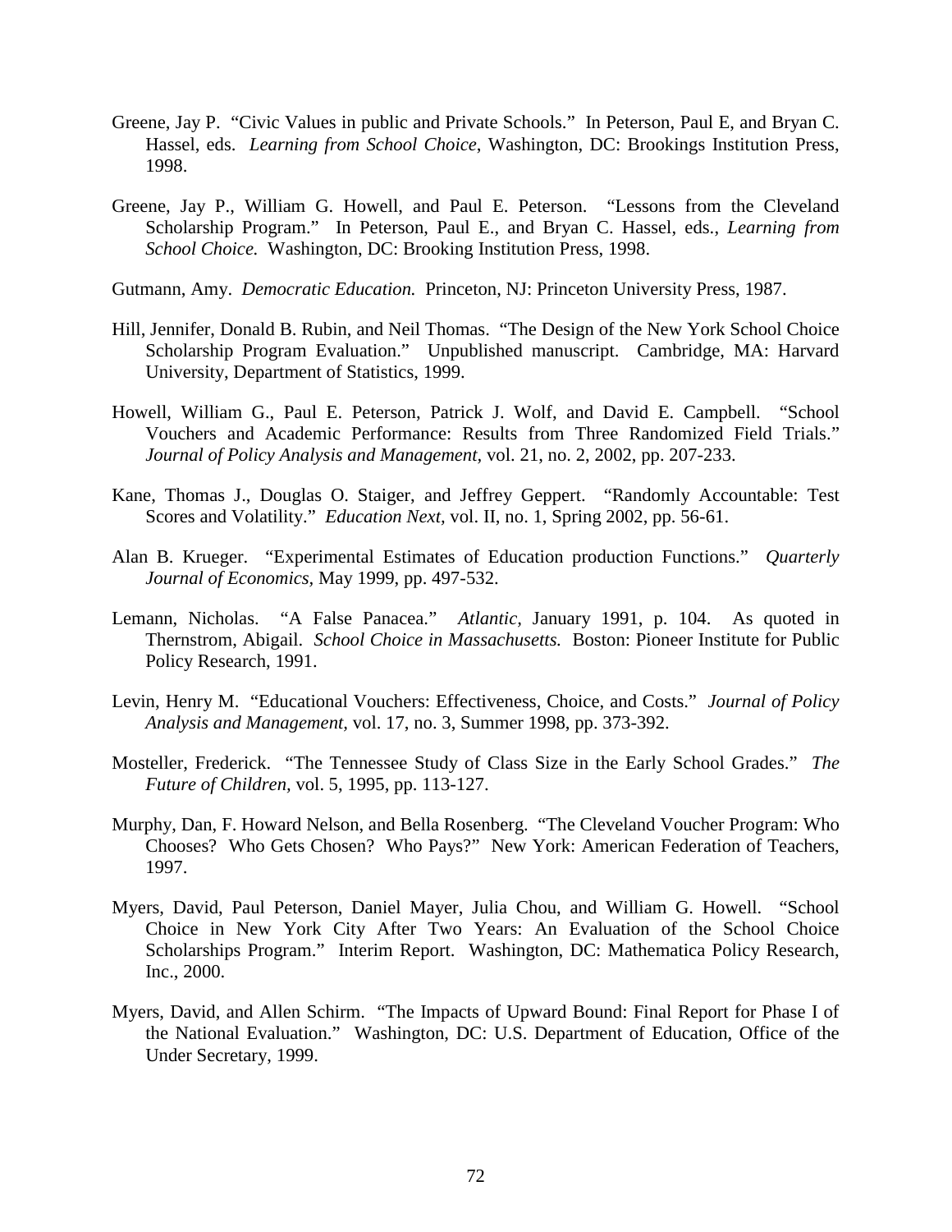Greene, Jay P. "Civic Values in public and Private Schools." In Peterson, Paul E, and Bryan C. Hassel, eds. *Learning from School Choice*, Washington, DC: Brookings Institution Press, 1998.

Greene, Jay P., William G. Howell, and Paul E. Peterson. "Lessons from the Cleveland Scholarship Program." In Peterson, Paul E., and Bryan C. Hassel, eds., *Learning from School Choice.* Washington, DC: Brooking Institution Press, 1998.

Gutmann, Amy. *Democratic Education.* Princeton, NJ: Princeton University Press, 1987.

Hill, Jennifer, Donald B. Rubin, and Neil Thomas. "The Design of the New York School Choice Scholarship Program Evaluation." Unpublished manuscript. Cambridge, MA: Harvard University, Department of Statistics, 1999.

Howell, William G., Paul E. Peterson, Patrick J. Wolf, and David E. Campbell. "School Vouchers and Academic Performance: Results from Three Randomized Field Trials." *Journal of Policy Analysis and Management,* vol. 21, no. 2, 2002, pp. 207-233.

Kane, Thomas J., Douglas O. Staiger, and Jeffrey Geppert. "Randomly Accountable: Test Scores and Volatility." *Education Next,* vol. II, no. 1, Spring 2002, pp. 56-61.

Alan B. Krueger. "Experimental Estimates of Education production Functions." *Quarterly Journal of Economics,* May 1999, pp. 497-532.

Lemann, Nicholas. "A False Panacea." *Atlantic,* January 1991, p. 104. As quoted in Thernstrom, Abigail. *School Choice in Massachusetts.* Boston: Pioneer Institute for Public Policy Research, 1991.

Levin, Henry M. "Educational Vouchers: Effectiveness, Choice, and Costs." *Journal of Policy Analysis and Management,* vol. 17, no. 3, Summer 1998, pp. 373-392.

Mosteller, Frederick. "The Tennessee Study of Class Size in the Early School Grades." *The Future of Children,* vol. 5, 1995, pp. 113-127.

Murphy, Dan, F. Howard Nelson, and Bella Rosenberg. "The Cleveland Voucher Program: Who Chooses? Who Gets Chosen? Who Pays?" New York: American Federation of Teachers, 1997.

Myers, David, Paul Peterson, Daniel Mayer, Julia Chou, and William G. Howell. "School Choice in New York City After Two Years: An Evaluation of the School Choice Scholarships Program." Interim Report. Washington, DC: Mathematica Policy Research, Inc., 2000.

Myers, David, and Allen Schirm. "The Impacts of Upward Bound: Final Report for Phase I of the National Evaluation." Washington, DC: U.S. Department of Education, Office of the Under Secretary, 1999.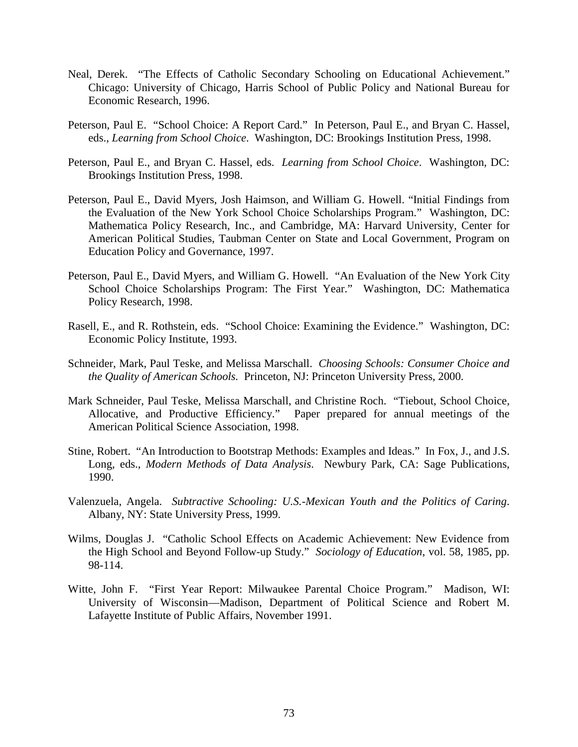Neal, Derek. "The Effects of Catholic Secondary Schooling on Educational Achievement." Chicago: University of Chicago, Harris School of Public Policy and National Bureau for Economic Research, 1996.

Peterson, Paul E. "School Choice: A Report Card." In Peterson, Paul E., and Bryan C. Hassel, eds., *Learning from School Choice*. Washington, DC: Brookings Institution Press, 1998.

Peterson, Paul E., and Bryan C. Hassel, eds. *Learning from School Choice*. Washington, DC: Brookings Institution Press, 1998.

Peterson, Paul E., David Myers, Josh Haimson, and William G. Howell. "Initial Findings from the Evaluation of the New York School Choice Scholarships Program." Washington, DC: Mathematica Policy Research, Inc., and Cambridge, MA: Harvard University, Center for American Political Studies, Taubman Center on State and Local Government, Program on Education Policy and Governance, 1997.

Peterson, Paul E., David Myers, and William G. Howell. "An Evaluation of the New York City School Choice Scholarships Program: The First Year." Washington, DC: Mathematica Policy Research, 1998.

Rasell, E., and R. Rothstein, eds. "School Choice: Examining the Evidence." Washington, DC: Economic Policy Institute, 1993.

Schneider, Mark, Paul Teske, and Melissa Marschall. *Choosing Schools: Consumer Choice and the Quality of American Schools.* Princeton, NJ: Princeton University Press, 2000.

Mark Schneider, Paul Teske, Melissa Marschall, and Christine Roch. "Tiebout, School Choice, Allocative, and Productive Efficiency." Paper prepared for annual meetings of the American Political Science Association, 1998.

Stine, Robert. "An Introduction to Bootstrap Methods: Examples and Ideas." In Fox, J., and J.S. Long, eds., *Modern Methods of Data Analysis*. Newbury Park, CA: Sage Publications, 1990.

Valenzuela, Angela. *Subtractive Schooling: U.S.-Mexican Youth and the Politics of Caring*. Albany, NY: State University Press, 1999.

Wilms, Douglas J. "Catholic School Effects on Academic Achievement: New Evidence from the High School and Beyond Follow-up Study." *Sociology of Education*, vol. 58, 1985, pp. 98-114.

Witte, John F. "First Year Report: Milwaukee Parental Choice Program." Madison, WI: University of Wisconsin—Madison, Department of Political Science and Robert M. Lafayette Institute of Public Affairs, November 1991.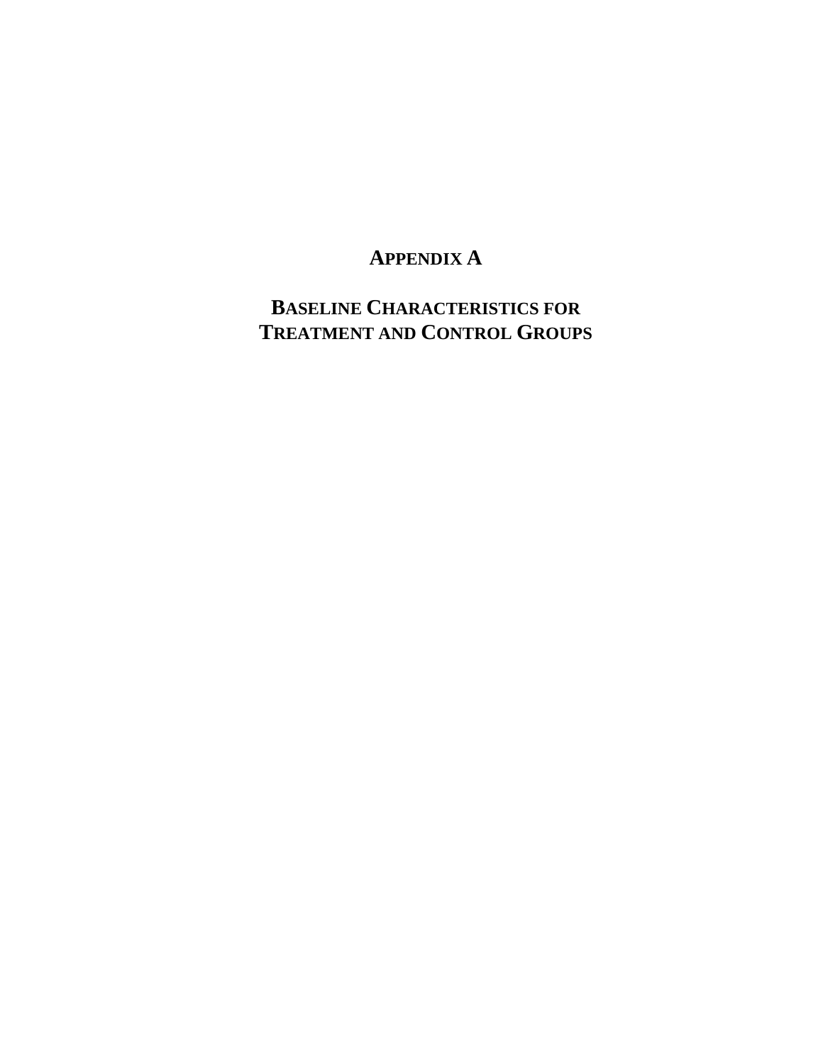# APPENDIX A

## BASELINE CHARACTERISTICS FOR TREATMENT AND CONTROL GROUPS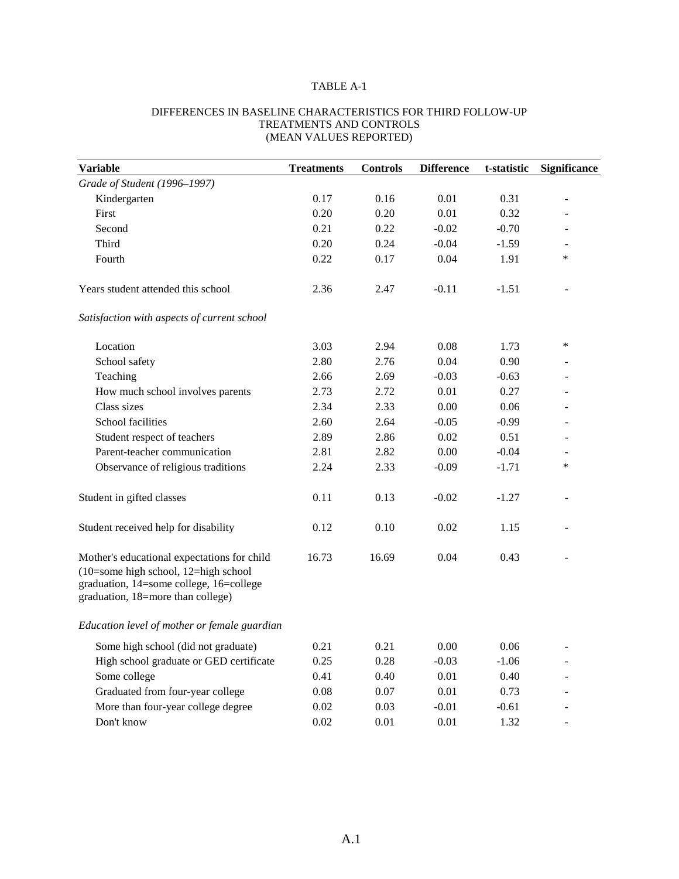TABLE A-1

DIFFERENCES IN BASELINE CHARACTERISTICS FOR THIRD FOLLOW-UP TREATMENTS AND CONTROLS (MEAN VALUES REPORTED)

| Variable | Treatments | Controls | Difference | t-statistic | Significance |
|---|---|---|---|---|---|
| *Grade of Student (1996–1997)* | | | | | |
| Kindergarten | 0.17 | 0.16 | 0.01 | 0.31 | - |
| First | 0.20 | 0.20 | 0.01 | 0.32 | - |
| Second | 0.21 | 0.22 | -0.02 | -0.70 | - |
| Third | 0.20 | 0.24 | -0.04 | -1.59 | - |
| Fourth | 0.22 | 0.17 | 0.04 | 1.91 | * |
| Years student attended this school | 2.36 | 2.47 | -0.11 | -1.51 | - |
| *Satisfaction with aspects of current school* | | | | | |
| Location | 3.03 | 2.94 | 0.08 | 1.73 | * |
| School safety | 2.80 | 2.76 | 0.04 | 0.90 | - |
| Teaching | 2.66 | 2.69 | -0.03 | -0.63 | - |
| How much school involves parents | 2.73 | 2.72 | 0.01 | 0.27 | - |
| Class sizes | 2.34 | 2.33 | 0.00 | 0.06 | - |
| School facilities | 2.60 | 2.64 | -0.05 | -0.99 | - |
| Student respect of teachers | 2.89 | 2.86 | 0.02 | 0.51 | - |
| Parent-teacher communication | 2.81 | 2.82 | 0.00 | -0.04 | - |
| Observance of religious traditions | 2.24 | 2.33 | -0.09 | -1.71 | * |
| Student in gifted classes | 0.11 | 0.13 | -0.02 | -1.27 | - |
| Student received help for disability | 0.12 | 0.10 | 0.02 | 1.15 | - |
| Mother's educational expectations for child (10=some high school, 12=high school graduation, 14=some college, 16=college graduation, 18=more than college) | 16.73 | 16.69 | 0.04 | 0.43 | - |
| *Education level of mother or female guardian* | | | | | |
| Some high school (did not graduate) | 0.21 | 0.21 | 0.00 | 0.06 | - |
| High school graduate or GED certificate | 0.25 | 0.28 | -0.03 | -1.06 | - |
| Some college | 0.41 | 0.40 | 0.01 | 0.40 | - |
| Graduated from four-year college | 0.08 | 0.07 | 0.01 | 0.73 | - |
| More than four-year college degree | 0.02 | 0.03 | -0.01 | -0.61 | - |
| Don't know | 0.02 | 0.01 | 0.01 | 1.32 | - |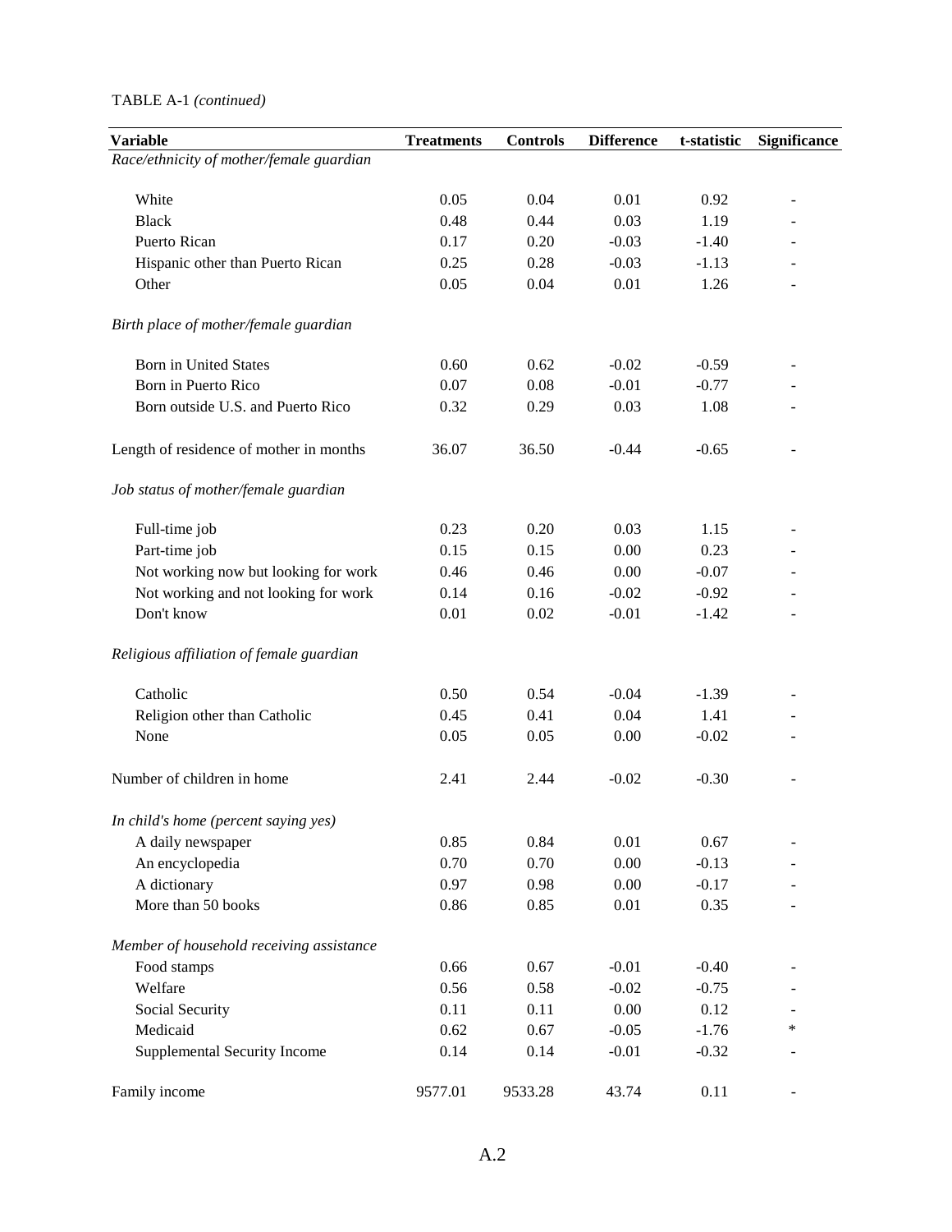TABLE A-1 *(continued)*

| Variable | Treatments | Controls | Difference | t-statistic | Significance |
|---|---|---|---|---|---|
| *Race/ethnicity of mother/female guardian* | | | | | |
| White | 0.05 | 0.04 | 0.01 | 0.92 | - |
| Black | 0.48 | 0.44 | 0.03 | 1.19 | - |
| Puerto Rican | 0.17 | 0.20 | -0.03 | -1.40 | - |
| Hispanic other than Puerto Rican | 0.25 | 0.28 | -0.03 | -1.13 | - |
| Other | 0.05 | 0.04 | 0.01 | 1.26 | - |
| *Birth place of mother/female guardian* | | | | | |
| Born in United States | 0.60 | 0.62 | -0.02 | -0.59 | - |
| Born in Puerto Rico | 0.07 | 0.08 | -0.01 | -0.77 | - |
| Born outside U.S. and Puerto Rico | 0.32 | 0.29 | 0.03 | 1.08 | - |
| Length of residence of mother in months | 36.07 | 36.50 | -0.44 | -0.65 | - |
| *Job status of mother/female guardian* | | | | | |
| Full-time job | 0.23 | 0.20 | 0.03 | 1.15 | - |
| Part-time job | 0.15 | 0.15 | 0.00 | 0.23 | - |
| Not working now but looking for work | 0.46 | 0.46 | 0.00 | -0.07 | - |
| Not working and not looking for work | 0.14 | 0.16 | -0.02 | -0.92 | - |
| Don't know | 0.01 | 0.02 | -0.01 | -1.42 | - |
| *Religious affiliation of female guardian* | | | | | |
| Catholic | 0.50 | 0.54 | -0.04 | -1.39 | - |
| Religion other than Catholic | 0.45 | 0.41 | 0.04 | 1.41 | - |
| None | 0.05 | 0.05 | 0.00 | -0.02 | - |
| Number of children in home | 2.41 | 2.44 | -0.02 | -0.30 | - |
| *In child's home (percent saying yes)* | | | | | |
| A daily newspaper | 0.85 | 0.84 | 0.01 | 0.67 | - |
| An encyclopedia | 0.70 | 0.70 | 0.00 | -0.13 | - |
| A dictionary | 0.97 | 0.98 | 0.00 | -0.17 | - |
| More than 50 books | 0.86 | 0.85 | 0.01 | 0.35 | - |
| *Member of household receiving assistance* | | | | | |
| Food stamps | 0.66 | 0.67 | -0.01 | -0.40 | - |
| Welfare | 0.56 | 0.58 | -0.02 | -0.75 | - |
| Social Security | 0.11 | 0.11 | 0.00 | 0.12 | - |
| Medicaid | 0.62 | 0.67 | -0.05 | -1.76 | * |
| Supplemental Security Income | 0.14 | 0.14 | -0.01 | -0.32 | - |
| Family income | 9577.01 | 9533.28 | 43.74 | 0.11 | - |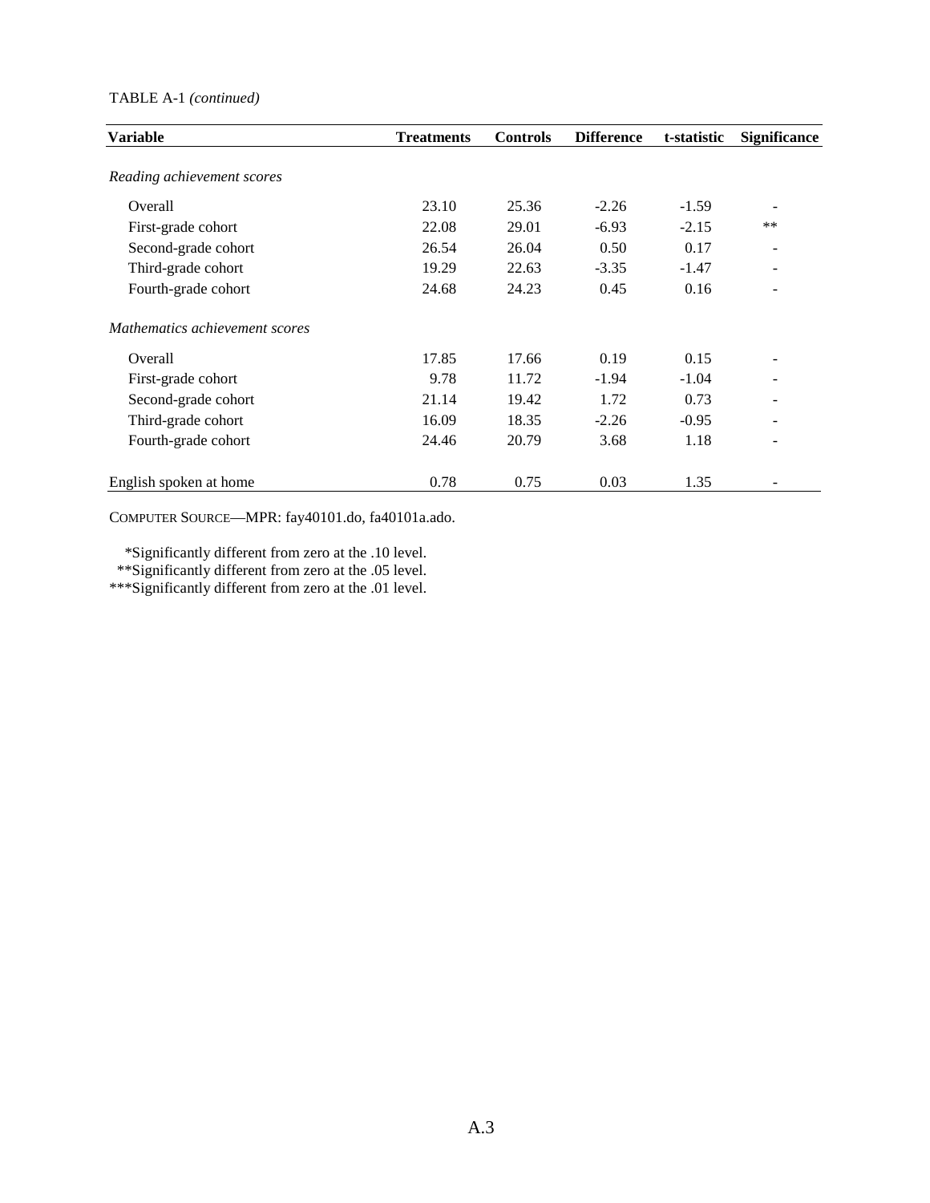TABLE A-1 *(continued)*

| Variable | Treatments | Controls | Difference | t-statistic | Significance |
|---|---|---|---|---|---|
| *Reading achievement scores* | | | | | |
| Overall | 23.10 | 25.36 | -2.26 | -1.59 | - |
| First-grade cohort | 22.08 | 29.01 | -6.93 | -2.15 | ** |
| Second-grade cohort | 26.54 | 26.04 | 0.50 | 0.17 | - |
| Third-grade cohort | 19.29 | 22.63 | -3.35 | -1.47 | - |
| Fourth-grade cohort | 24.68 | 24.23 | 0.45 | 0.16 | - |
| *Mathematics achievement scores* | | | | | |
| Overall | 17.85 | 17.66 | 0.19 | 0.15 | - |
| First-grade cohort | 9.78 | 11.72 | -1.94 | -1.04 | - |
| Second-grade cohort | 21.14 | 19.42 | 1.72 | 0.73 | - |
| Third-grade cohort | 16.09 | 18.35 | -2.26 | -0.95 | - |
| Fourth-grade cohort | 24.46 | 20.79 | 3.68 | 1.18 | - |
| English spoken at home | 0.78 | 0.75 | 0.03 | 1.35 | - |

COMPUTER SOURCE—MPR: fay40101.do, fa40101a.ado.

*Significantly different from zero at the .10 level.
**Significantly different from zero at the .05 level.
***Significantly different from zero at the .01 level.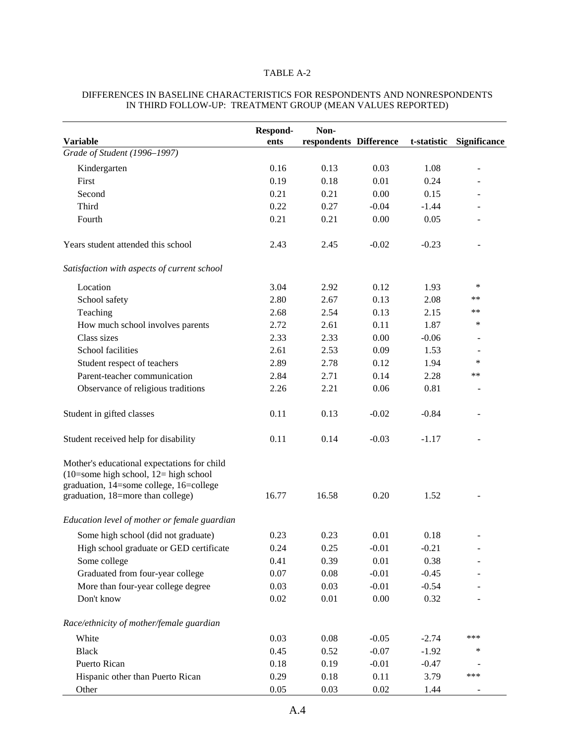TABLE A-2

DIFFERENCES IN BASELINE CHARACTERISTICS FOR RESPONDENTS AND NONRESPONDENTS IN THIRD FOLLOW-UP: TREATMENT GROUP (MEAN VALUES REPORTED)

| Variable | Respondents | Non-respondents | Difference | t-statistic | Significance |
|---|---|---|---|---|---|
| *Grade of Student (1996–1997)* | | | | | |
| Kindergarten | 0.16 | 0.13 | 0.03 | 1.08 | - |
| First | 0.19 | 0.18 | 0.01 | 0.24 | - |
| Second | 0.21 | 0.21 | 0.00 | 0.15 | - |
| Third | 0.22 | 0.27 | -0.04 | -1.44 | - |
| Fourth | 0.21 | 0.21 | 0.00 | 0.05 | - |
| Years student attended this school | 2.43 | 2.45 | -0.02 | -0.23 | - |
| *Satisfaction with aspects of current school* | | | | | |
| Location | 3.04 | 2.92 | 0.12 | 1.93 | * |
| School safety | 2.80 | 2.67 | 0.13 | 2.08 | ** |
| Teaching | 2.68 | 2.54 | 0.13 | 2.15 | ** |
| How much school involves parents | 2.72 | 2.61 | 0.11 | 1.87 | * |
| Class sizes | 2.33 | 2.33 | 0.00 | -0.06 | - |
| School facilities | 2.61 | 2.53 | 0.09 | 1.53 | - |
| Student respect of teachers | 2.89 | 2.78 | 0.12 | 1.94 | * |
| Parent-teacher communication | 2.84 | 2.71 | 0.14 | 2.28 | ** |
| Observance of religious traditions | 2.26 | 2.21 | 0.06 | 0.81 | - |
| Student in gifted classes | 0.11 | 0.13 | -0.02 | -0.84 | - |
| Student received help for disability | 0.11 | 0.14 | -0.03 | -1.17 | - |
| Mother's educational expectations for child (10=some high school, 12= high school graduation, 14=some college, 16=college graduation, 18=more than college) | 16.77 | 16.58 | 0.20 | 1.52 | - |
| *Education level of mother or female guardian* | | | | | |
| Some high school (did not graduate) | 0.23 | 0.23 | 0.01 | 0.18 | - |
| High school graduate or GED certificate | 0.24 | 0.25 | -0.01 | -0.21 | - |
| Some college | 0.41 | 0.39 | 0.01 | 0.38 | - |
| Graduated from four-year college | 0.07 | 0.08 | -0.01 | -0.45 | - |
| More than four-year college degree | 0.03 | 0.03 | -0.01 | -0.54 | - |
| Don't know | 0.02 | 0.01 | 0.00 | 0.32 | - |
| *Race/ethnicity of mother/female guardian* | | | | | |
| White | 0.03 | 0.08 | -0.05 | -2.74 | *** |
| Black | 0.45 | 0.52 | -0.07 | -1.92 | * |
| Puerto Rican | 0.18 | 0.19 | -0.01 | -0.47 | - |
| Hispanic other than Puerto Rican | 0.29 | 0.18 | 0.11 | 3.79 | *** |
| Other | 0.05 | 0.03 | 0.02 | 1.44 | - |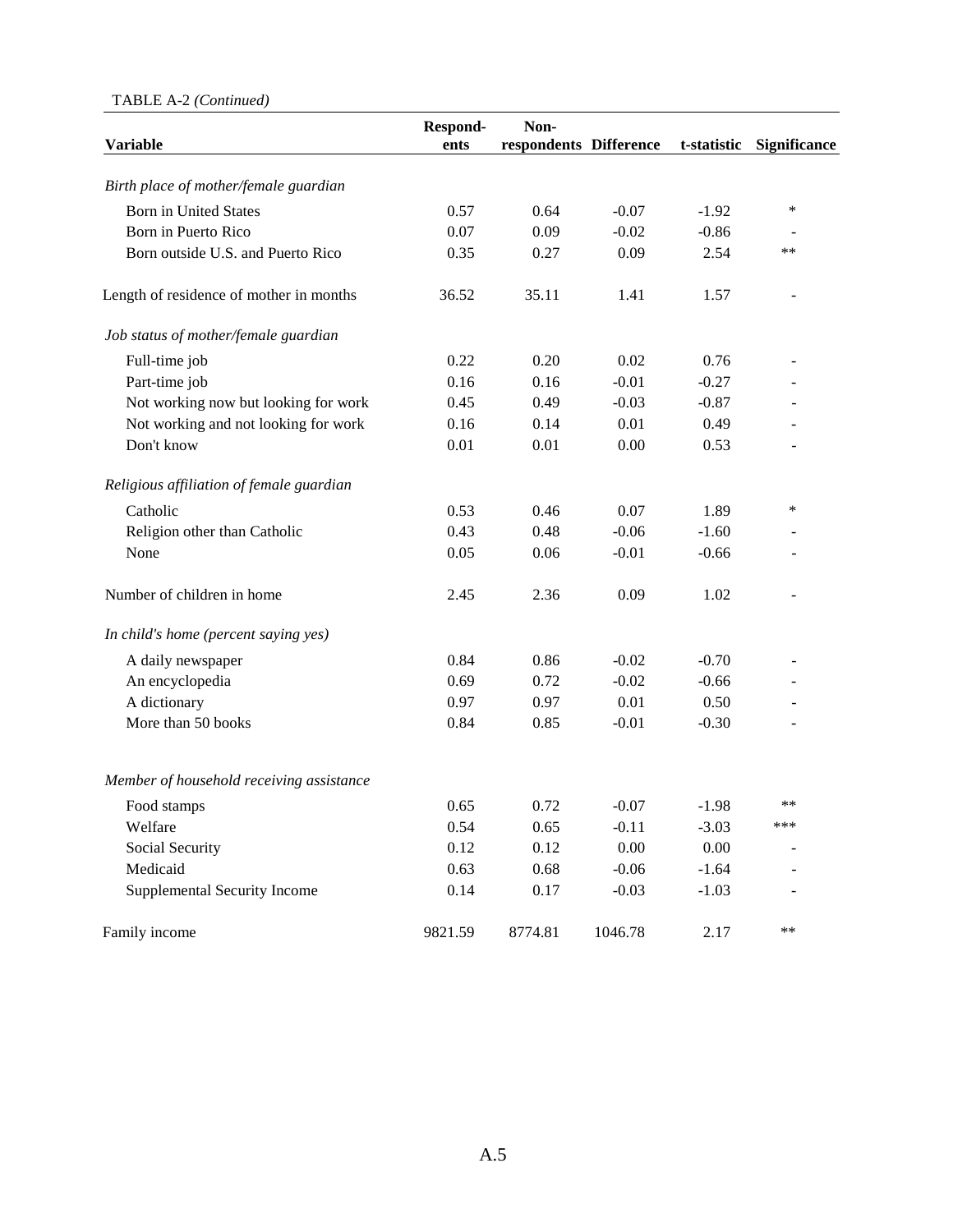TABLE A-2 *(Continued)*

| Variable | Respond-ents | Non-respondents | Difference | t-statistic | Significance |
|---|---|---|---|---|---|
| *Birth place of mother/female guardian* | | | | | |
| Born in United States | 0.57 | 0.64 | -0.07 | -1.92 | * |
| Born in Puerto Rico | 0.07 | 0.09 | -0.02 | -0.86 | - |
| Born outside U.S. and Puerto Rico | 0.35 | 0.27 | 0.09 | 2.54 | ** |
| Length of residence of mother in months | 36.52 | 35.11 | 1.41 | 1.57 | - |
| *Job status of mother/female guardian* | | | | | |
| Full-time job | 0.22 | 0.20 | 0.02 | 0.76 | - |
| Part-time job | 0.16 | 0.16 | -0.01 | -0.27 | - |
| Not working now but looking for work | 0.45 | 0.49 | -0.03 | -0.87 | - |
| Not working and not looking for work | 0.16 | 0.14 | 0.01 | 0.49 | - |
| Don't know | 0.01 | 0.01 | 0.00 | 0.53 | - |
| *Religious affiliation of female guardian* | | | | | |
| Catholic | 0.53 | 0.46 | 0.07 | 1.89 | * |
| Religion other than Catholic | 0.43 | 0.48 | -0.06 | -1.60 | - |
| None | 0.05 | 0.06 | -0.01 | -0.66 | - |
| Number of children in home | 2.45 | 2.36 | 0.09 | 1.02 | - |
| *In child's home (percent saying yes)* | | | | | |
| A daily newspaper | 0.84 | 0.86 | -0.02 | -0.70 | - |
| An encyclopedia | 0.69 | 0.72 | -0.02 | -0.66 | - |
| A dictionary | 0.97 | 0.97 | 0.01 | 0.50 | - |
| More than 50 books | 0.84 | 0.85 | -0.01 | -0.30 | - |
| *Member of household receiving assistance* | | | | | |
| Food stamps | 0.65 | 0.72 | -0.07 | -1.98 | ** |
| Welfare | 0.54 | 0.65 | -0.11 | -3.03 | *** |
| Social Security | 0.12 | 0.12 | 0.00 | 0.00 | - |
| Medicaid | 0.63 | 0.68 | -0.06 | -1.64 | - |
| Supplemental Security Income | 0.14 | 0.17 | -0.03 | -1.03 | - |
| Family income | 9821.59 | 8774.81 | 1046.78 | 2.17 | ** |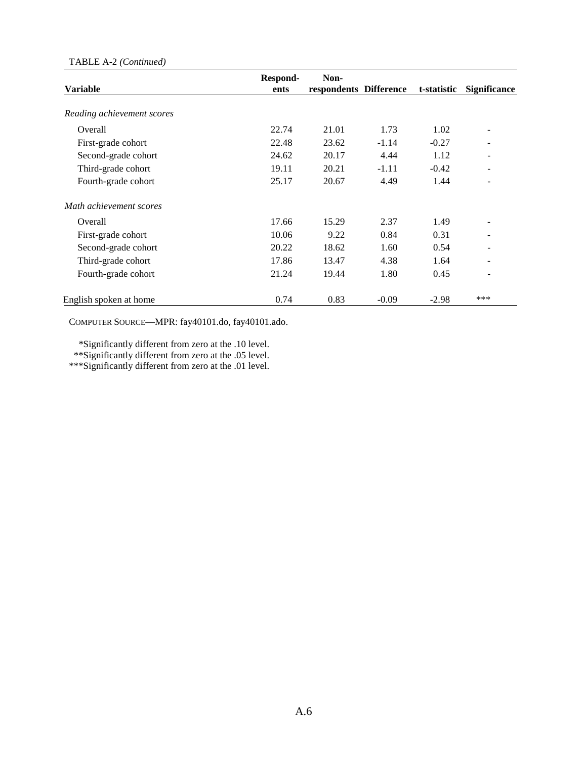TABLE A-2 *(Continued)*

| Variable | Respondents | Non-respondents | Difference | t-statistic | Significance |
|---|---|---|---|---|---|
| *Reading achievement scores* | | | | | |
| Overall | 22.74 | 21.01 | 1.73 | 1.02 | - |
| First-grade cohort | 22.48 | 23.62 | -1.14 | -0.27 | - |
| Second-grade cohort | 24.62 | 20.17 | 4.44 | 1.12 | - |
| Third-grade cohort | 19.11 | 20.21 | -1.11 | -0.42 | - |
| Fourth-grade cohort | 25.17 | 20.67 | 4.49 | 1.44 | - |
| *Math achievement scores* | | | | | |
| Overall | 17.66 | 15.29 | 2.37 | 1.49 | - |
| First-grade cohort | 10.06 | 9.22 | 0.84 | 0.31 | - |
| Second-grade cohort | 20.22 | 18.62 | 1.60 | 0.54 | - |
| Third-grade cohort | 17.86 | 13.47 | 4.38 | 1.64 | - |
| Fourth-grade cohort | 21.24 | 19.44 | 1.80 | 0.45 | - |
| English spoken at home | 0.74 | 0.83 | -0.09 | -2.98 | *** |

COMPUTER SOURCE—MPR: fay40101.do, fay40101.ado.

*Significantly different from zero at the .10 level.
**Significantly different from zero at the .05 level.
***Significantly different from zero at the .01 level.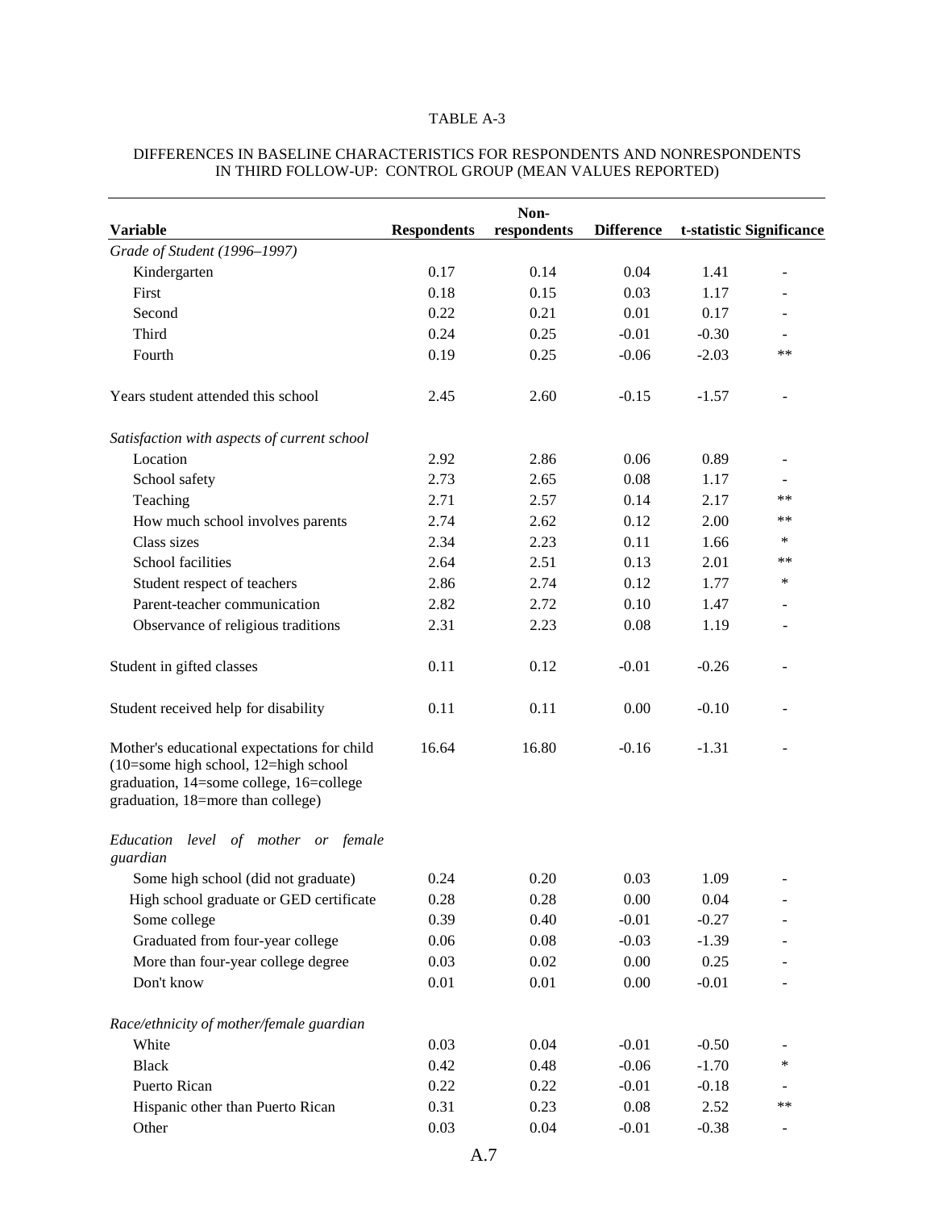TABLE A-3

DIFFERENCES IN BASELINE CHARACTERISTICS FOR RESPONDENTS AND NONRESPONDENTS IN THIRD FOLLOW-UP: CONTROL GROUP (MEAN VALUES REPORTED)

| Variable | Respondents | Non-respondents | Difference | t-statistic | Significance |
|---|---|---|---|---|---|
| *Grade of Student (1996–1997)* | | | | | |
| Kindergarten | 0.17 | 0.14 | 0.04 | 1.41 | - |
| First | 0.18 | 0.15 | 0.03 | 1.17 | - |
| Second | 0.22 | 0.21 | 0.01 | 0.17 | - |
| Third | 0.24 | 0.25 | -0.01 | -0.30 | - |
| Fourth | 0.19 | 0.25 | -0.06 | -2.03 | ** |
| Years student attended this school | 2.45 | 2.60 | -0.15 | -1.57 | - |
| *Satisfaction with aspects of current school* | | | | | |
| Location | 2.92 | 2.86 | 0.06 | 0.89 | - |
| School safety | 2.73 | 2.65 | 0.08 | 1.17 | - |
| Teaching | 2.71 | 2.57 | 0.14 | 2.17 | ** |
| How much school involves parents | 2.74 | 2.62 | 0.12 | 2.00 | ** |
| Class sizes | 2.34 | 2.23 | 0.11 | 1.66 | * |
| School facilities | 2.64 | 2.51 | 0.13 | 2.01 | ** |
| Student respect of teachers | 2.86 | 2.74 | 0.12 | 1.77 | * |
| Parent-teacher communication | 2.82 | 2.72 | 0.10 | 1.47 | - |
| Observance of religious traditions | 2.31 | 2.23 | 0.08 | 1.19 | - |
| Student in gifted classes | 0.11 | 0.12 | -0.01 | -0.26 | - |
| Student received help for disability | 0.11 | 0.11 | 0.00 | -0.10 | - |
| Mother's educational expectations for child (10=some high school, 12=high school graduation, 14=some college, 16=college graduation, 18=more than college) | 16.64 | 16.80 | -0.16 | -1.31 | - |
| *Education level of mother or female guardian* | | | | | |
| Some high school (did not graduate) | 0.24 | 0.20 | 0.03 | 1.09 | - |
| High school graduate or GED certificate | 0.28 | 0.28 | 0.00 | 0.04 | - |
| Some college | 0.39 | 0.40 | -0.01 | -0.27 | - |
| Graduated from four-year college | 0.06 | 0.08 | -0.03 | -1.39 | - |
| More than four-year college degree | 0.03 | 0.02 | 0.00 | 0.25 | - |
| Don't know | 0.01 | 0.01 | 0.00 | -0.01 | - |
| *Race/ethnicity of mother/female guardian* | | | | | |
| White | 0.03 | 0.04 | -0.01 | -0.50 | - |
| Black | 0.42 | 0.48 | -0.06 | -1.70 | * |
| Puerto Rican | 0.22 | 0.22 | -0.01 | -0.18 | - |
| Hispanic other than Puerto Rican | 0.31 | 0.23 | 0.08 | 2.52 | ** |
| Other | 0.03 | 0.04 | -0.01 | -0.38 | - |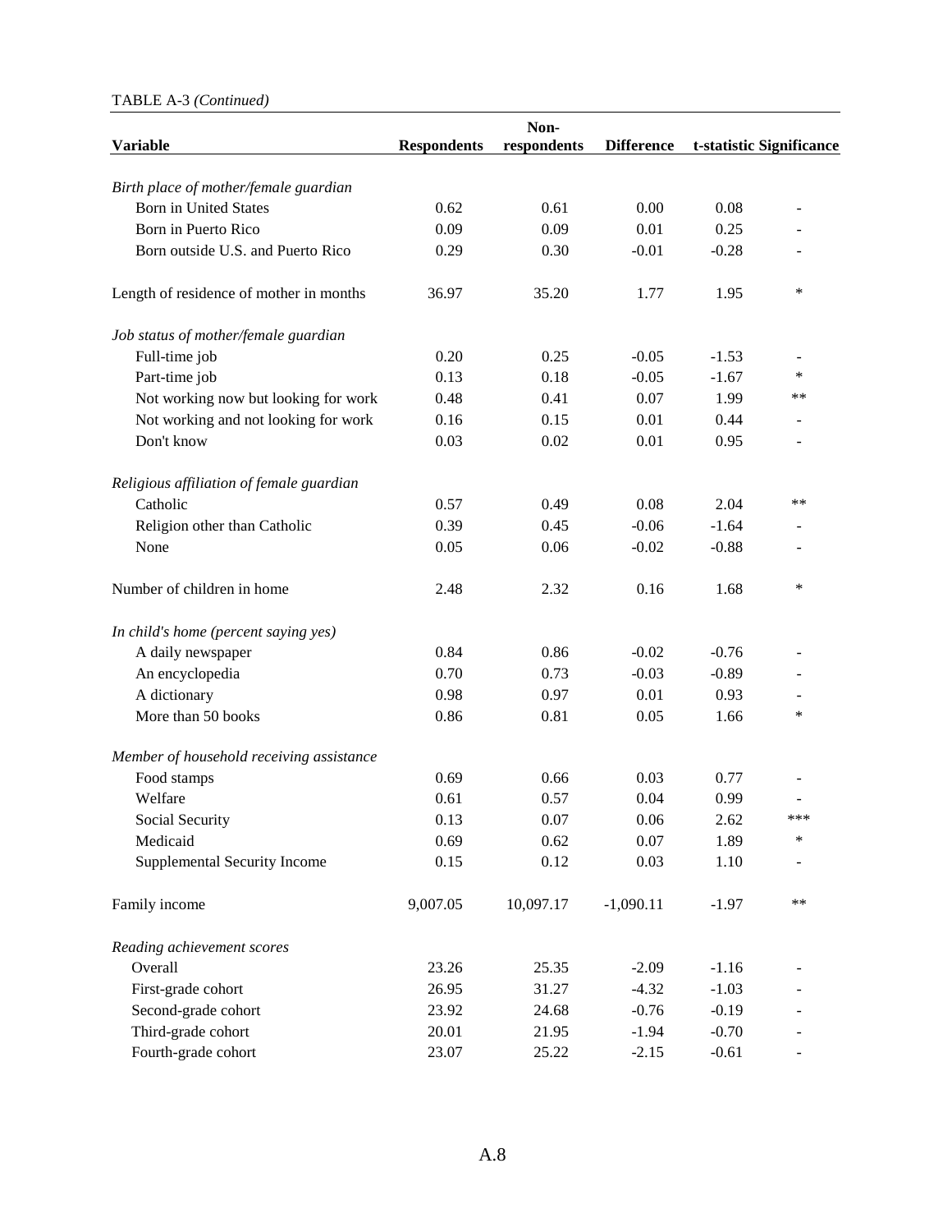TABLE A-3 *(Continued)*

| Variable | Respondents | Non-respondents | Difference | t-statistic | Significance |
|---|---|---|---|---|---|
| *Birth place of mother/female guardian* | | | | | |
| Born in United States | 0.62 | 0.61 | 0.00 | 0.08 | - |
| Born in Puerto Rico | 0.09 | 0.09 | 0.01 | 0.25 | - |
| Born outside U.S. and Puerto Rico | 0.29 | 0.30 | -0.01 | -0.28 | - |
| Length of residence of mother in months | 36.97 | 35.20 | 1.77 | 1.95 | * |
| *Job status of mother/female guardian* | | | | | |
| Full-time job | 0.20 | 0.25 | -0.05 | -1.53 | - |
| Part-time job | 0.13 | 0.18 | -0.05 | -1.67 | * |
| Not working now but looking for work | 0.48 | 0.41 | 0.07 | 1.99 | ** |
| Not working and not looking for work | 0.16 | 0.15 | 0.01 | 0.44 | - |
| Don't know | 0.03 | 0.02 | 0.01 | 0.95 | - |
| *Religious affiliation of female guardian* | | | | | |
| Catholic | 0.57 | 0.49 | 0.08 | 2.04 | ** |
| Religion other than Catholic | 0.39 | 0.45 | -0.06 | -1.64 | - |
| None | 0.05 | 0.06 | -0.02 | -0.88 | - |
| Number of children in home | 2.48 | 2.32 | 0.16 | 1.68 | * |
| *In child's home (percent saying yes)* | | | | | |
| A daily newspaper | 0.84 | 0.86 | -0.02 | -0.76 | - |
| An encyclopedia | 0.70 | 0.73 | -0.03 | -0.89 | - |
| A dictionary | 0.98 | 0.97 | 0.01 | 0.93 | - |
| More than 50 books | 0.86 | 0.81 | 0.05 | 1.66 | * |
| *Member of household receiving assistance* | | | | | |
| Food stamps | 0.69 | 0.66 | 0.03 | 0.77 | - |
| Welfare | 0.61 | 0.57 | 0.04 | 0.99 | - |
| Social Security | 0.13 | 0.07 | 0.06 | 2.62 | *** |
| Medicaid | 0.69 | 0.62 | 0.07 | 1.89 | * |
| Supplemental Security Income | 0.15 | 0.12 | 0.03 | 1.10 | - |
| Family income | 9,007.05 | 10,097.17 | -1,090.11 | -1.97 | ** |
| *Reading achievement scores* | | | | | |
| Overall | 23.26 | 25.35 | -2.09 | -1.16 | - |
| First-grade cohort | 26.95 | 31.27 | -4.32 | -1.03 | - |
| Second-grade cohort | 23.92 | 24.68 | -0.76 | -0.19 | - |
| Third-grade cohort | 20.01 | 21.95 | -1.94 | -0.70 | - |
| Fourth-grade cohort | 23.07 | 25.22 | -2.15 | -0.61 | - |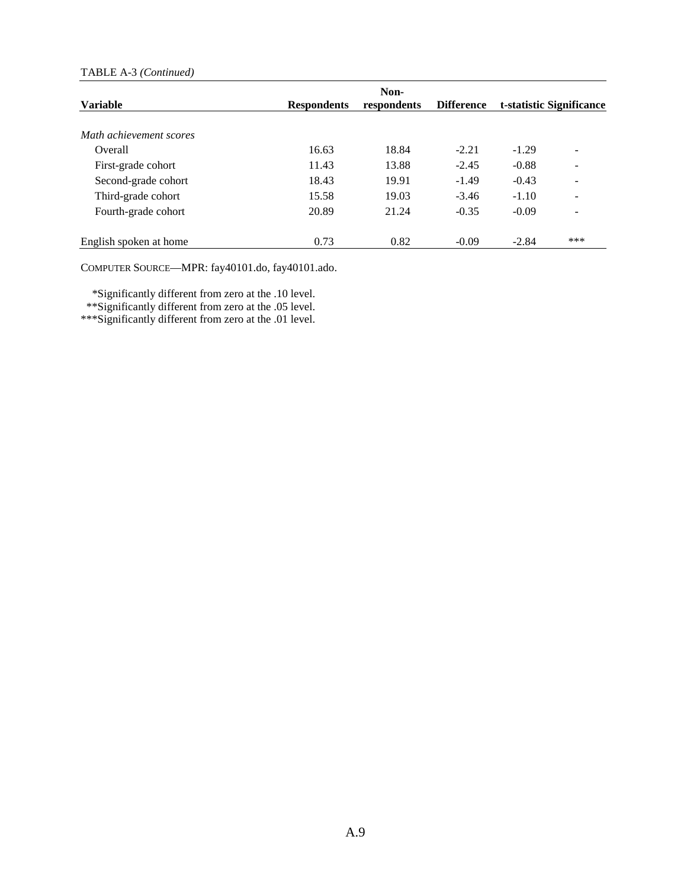TABLE A-3 *(Continued)*

| Variable | Respondents | Non-respondents | Difference | t-statistic | Significance |
|---|---|---|---|---|---|
| *Math achievement scores* | | | | | |
| Overall | 16.63 | 18.84 | -2.21 | -1.29 | - |
| First-grade cohort | 11.43 | 13.88 | -2.45 | -0.88 | - |
| Second-grade cohort | 18.43 | 19.91 | -1.49 | -0.43 | - |
| Third-grade cohort | 15.58 | 19.03 | -3.46 | -1.10 | - |
| Fourth-grade cohort | 20.89 | 21.24 | -0.35 | -0.09 | - |
| English spoken at home | 0.73 | 0.82 | -0.09 | -2.84 | *** |

COMPUTER SOURCE—MPR: fay40101.do, fay40101.ado.

*Significantly different from zero at the .10 level.
**Significantly different from zero at the .05 level.
***Significantly different from zero at the .01 level.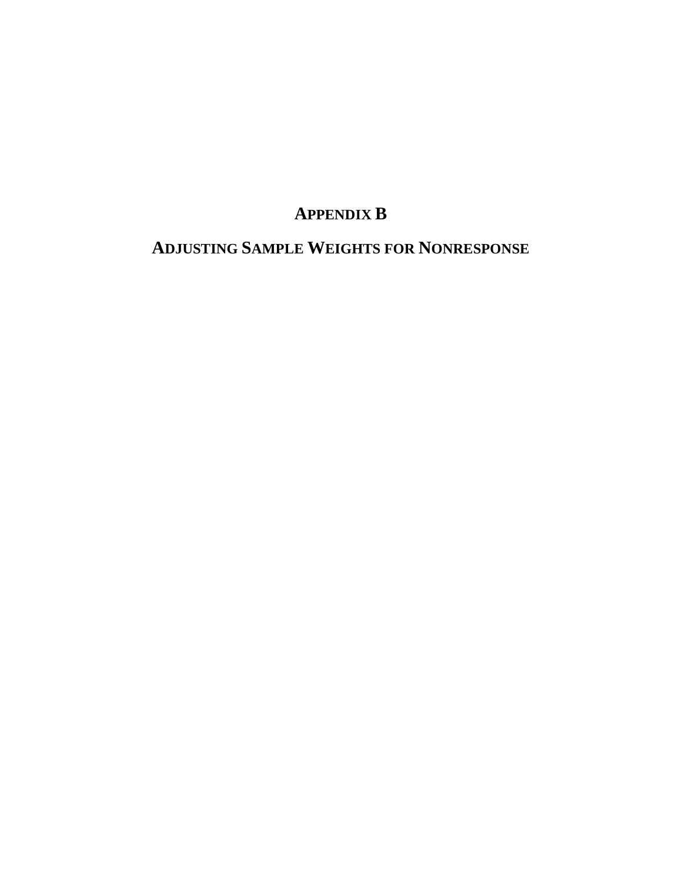# APPENDIX B

# ADJUSTING SAMPLE WEIGHTS FOR NONRESPONSE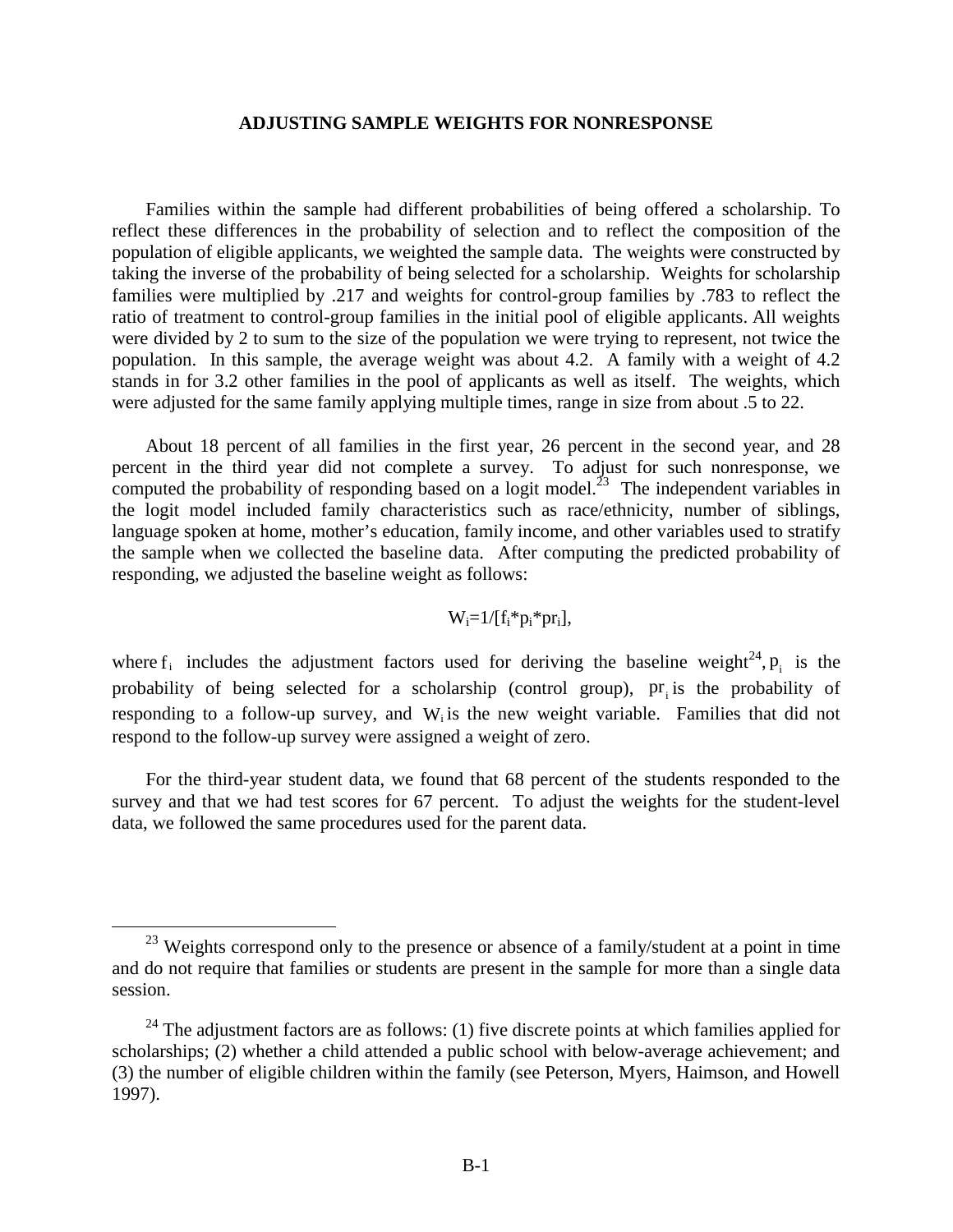## ADJUSTING SAMPLE WEIGHTS FOR NONRESPONSE

Families within the sample had different probabilities of being offered a scholarship. To reflect these differences in the probability of selection and to reflect the composition of the population of eligible applicants, we weighted the sample data. The weights were constructed by taking the inverse of the probability of being selected for a scholarship. Weights for scholarship families were multiplied by .217 and weights for control-group families by .783 to reflect the ratio of treatment to control-group families in the initial pool of eligible applicants. All weights were divided by 2 to sum to the size of the population we were trying to represent, not twice the population. In this sample, the average weight was about 4.2. A family with a weight of 4.2 stands in for 3.2 other families in the pool of applicants as well as itself. The weights, which were adjusted for the same family applying multiple times, range in size from about .5 to 22.

About 18 percent of all families in the first year, 26 percent in the second year, and 28 percent in the third year did not complete a survey. To adjust for such nonresponse, we computed the probability of responding based on a logit model.[23] The independent variables in the logit model included family characteristics such as race/ethnicity, number of siblings, language spoken at home, mother's education, family income, and other variables used to stratify the sample when we collected the baseline data. After computing the predicted probability of responding, we adjusted the baseline weight as follows:

$$W_i=1/[f_i*p_i*pr_i],$$

where $f_i$ includes the adjustment factors used for deriving the baseline weight[24], $p_i$ is the probability of being selected for a scholarship (control group), $pr_i$ is the probability of responding to a follow-up survey, and $W_i$ is the new weight variable. Families that did not respond to the follow-up survey were assigned a weight of zero.

For the third-year student data, we found that 68 percent of the students responded to the survey and that we had test scores for 67 percent. To adjust the weights for the student-level data, we followed the same procedures used for the parent data.

---

[23] Weights correspond only to the presence or absence of a family/student at a point in time and do not require that families or students are present in the sample for more than a single data session.

[24] The adjustment factors are as follows: (1) five discrete points at which families applied for scholarships; (2) whether a child attended a public school with below-average achievement; and (3) the number of eligible children within the family (see Peterson, Myers, Haimson, and Howell 1997).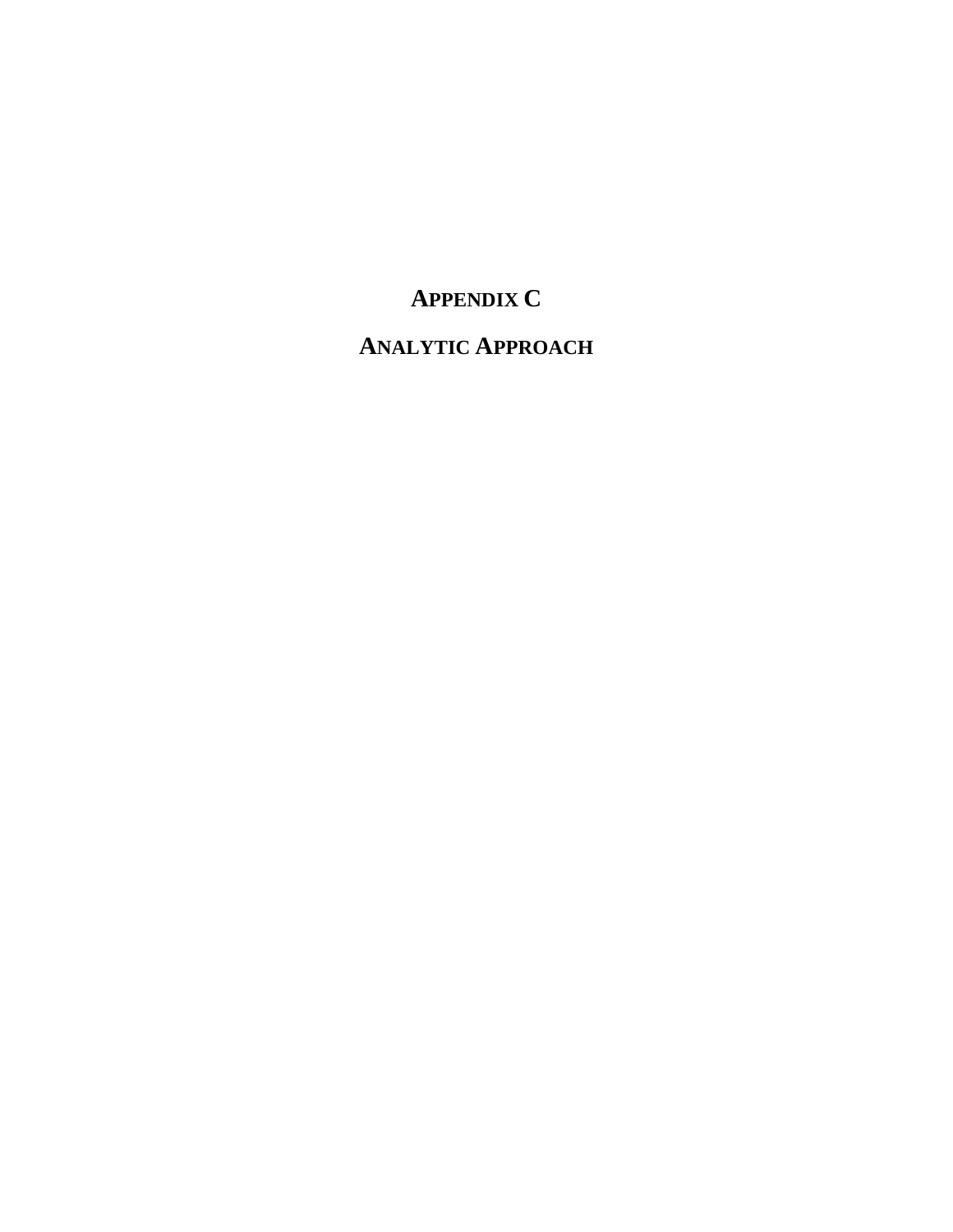# APPENDIX C

# ANALYTIC APPROACH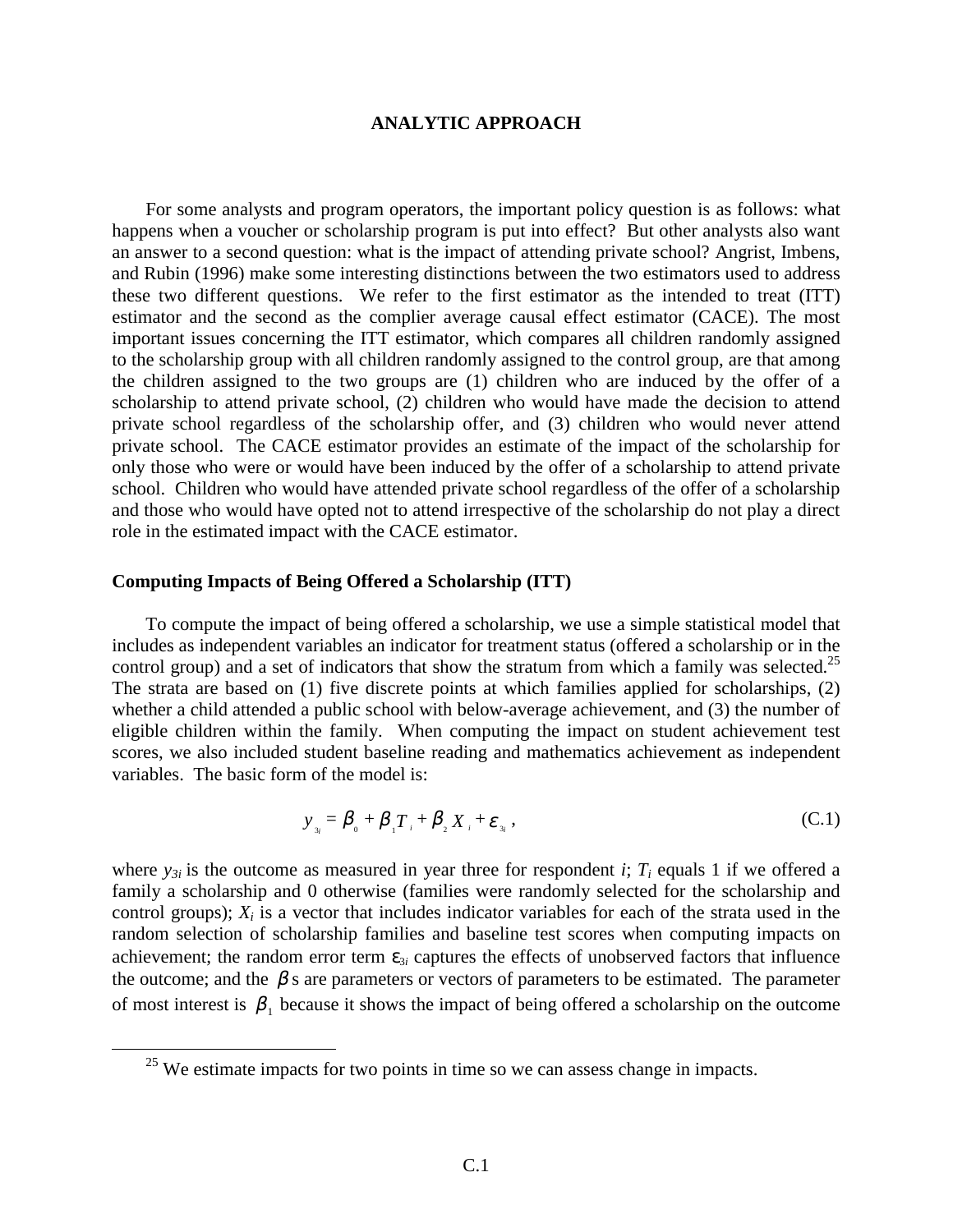# ANALYTIC APPROACH

For some analysts and program operators, the important policy question is as follows: what happens when a voucher or scholarship program is put into effect? But other analysts also want an answer to a second question: what is the impact of attending private school? Angrist, Imbens, and Rubin (1996) make some interesting distinctions between the two estimators used to address these two different questions. We refer to the first estimator as the intended to treat (ITT) estimator and the second as the complier average causal effect estimator (CACE). The most important issues concerning the ITT estimator, which compares all children randomly assigned to the scholarship group with all children randomly assigned to the control group, are that among the children assigned to the two groups are (1) children who are induced by the offer of a scholarship to attend private school, (2) children who would have made the decision to attend private school regardless of the scholarship offer, and (3) children who would never attend private school. The CACE estimator provides an estimate of the impact of the scholarship for only those who were or would have been induced by the offer of a scholarship to attend private school. Children who would have attended private school regardless of the offer of a scholarship and those who would have opted not to attend irrespective of the scholarship do not play a direct role in the estimated impact with the CACE estimator.

## Computing Impacts of Being Offered a Scholarship (ITT)

To compute the impact of being offered a scholarship, we use a simple statistical model that includes as independent variables an indicator for treatment status (offered a scholarship or in the control group) and a set of indicators that show the stratum from which a family was selected.[25] The strata are based on (1) five discrete points at which families applied for scholarships, (2) whether a child attended a public school with below-average achievement, and (3) the number of eligible children within the family. When computing the impact on student achievement test scores, we also included student baseline reading and mathematics achievement as independent variables. The basic form of the model is:

$$y_{3i} = \beta_0 + \beta_1 T_i + \beta_2 X_i + \varepsilon_{3i}\,, \tag{C.1}$$

where $y_{3i}$ is the outcome as measured in year three for respondent $i$; $T_i$ equals 1 if we offered a family a scholarship and 0 otherwise (families were randomly selected for the scholarship and control groups); $X_i$ is a vector that includes indicator variables for each of the strata used in the random selection of scholarship families and baseline test scores when computing impacts on achievement; the random error term $\varepsilon_{3i}$ captures the effects of unobserved factors that influence the outcome; and the $\beta$ s are parameters or vectors of parameters to be estimated. The parameter of most interest is $\beta_1$ because it shows the impact of being offered a scholarship on the outcome

[25] We estimate impacts for two points in time so we can assess change in impacts.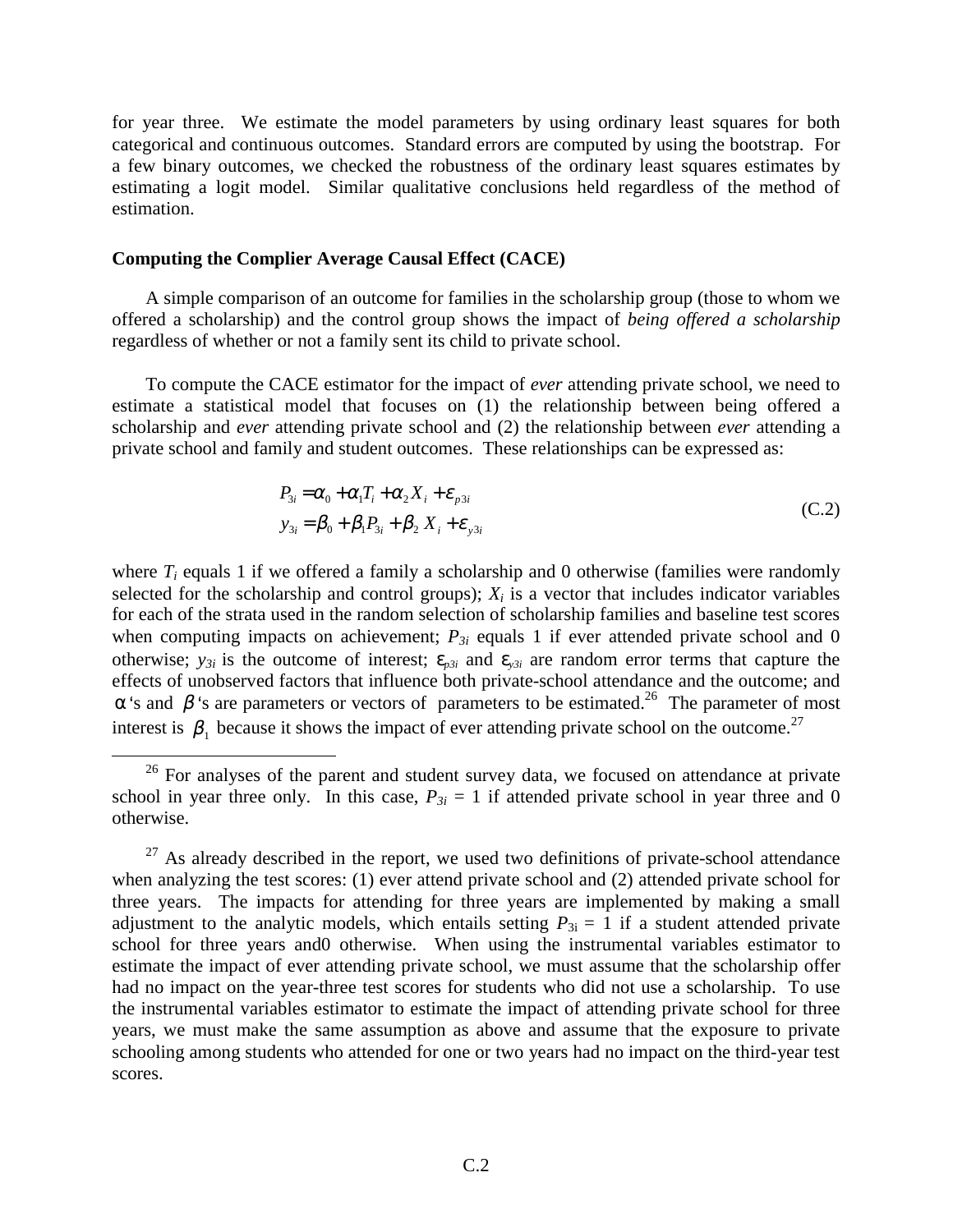for year three. We estimate the model parameters by using ordinary least squares for both categorical and continuous outcomes. Standard errors are computed by using the bootstrap. For a few binary outcomes, we checked the robustness of the ordinary least squares estimates by estimating a logit model. Similar qualitative conclusions held regardless of the method of estimation.

**Computing the Complier Average Causal Effect (CACE)**

A simple comparison of an outcome for families in the scholarship group (those to whom we offered a scholarship) and the control group shows the impact of *being offered a scholarship* regardless of whether or not a family sent its child to private school.

To compute the CACE estimator for the impact of *ever* attending private school, we need to estimate a statistical model that focuses on (1) the relationship between being offered a scholarship and *ever* attending private school and (2) the relationship between *ever* attending a private school and family and student outcomes. These relationships can be expressed as:

$$
\begin{aligned}
P_{3i} &= \alpha_0 + \alpha_1 T_i + \alpha_2 X_i + \varepsilon_{p3i} \\
y_{3i} &= \beta_0 + \beta_1 P_{3i} + \beta_2 X_i + \varepsilon_{y3i}
\end{aligned}
\tag{C.2}
$$

where $T_i$ equals 1 if we offered a family a scholarship and 0 otherwise (families were randomly selected for the scholarship and control groups); $X_i$ is a vector that includes indicator variables for each of the strata used in the random selection of scholarship families and baseline test scores when computing impacts on achievement; $P_{3i}$ equals 1 if ever attended private school and 0 otherwise; $y_{3i}$ is the outcome of interest; $\varepsilon_{p3i}$ and $\varepsilon_{y3i}$ are random error terms that capture the effects of unobserved factors that influence both private-school attendance and the outcome; and $\alpha$ 's and $\beta$ 's are parameters or vectors of parameters to be estimated.[26] The parameter of most interest is $\beta_1$ because it shows the impact of ever attending private school on the outcome.[27]

---

[26] For analyses of the parent and student survey data, we focused on attendance at private school in year three only. In this case, $P_{3i} = 1$ if attended private school in year three and 0 otherwise.

[27] As already described in the report, we used two definitions of private-school attendance when analyzing the test scores: (1) ever attend private school and (2) attended private school for three years. The impacts for attending for three years are implemented by making a small adjustment to the analytic models, which entails setting $P_{3i} = 1$ if a student attended private school for three years and0 otherwise. When using the instrumental variables estimator to estimate the impact of ever attending private school, we must assume that the scholarship offer had no impact on the year-three test scores for students who did not use a scholarship. To use the instrumental variables estimator to estimate the impact of attending private school for three years, we must make the same assumption as above and assume that the exposure to private schooling among students who attended for one or two years had no impact on the third-year test scores.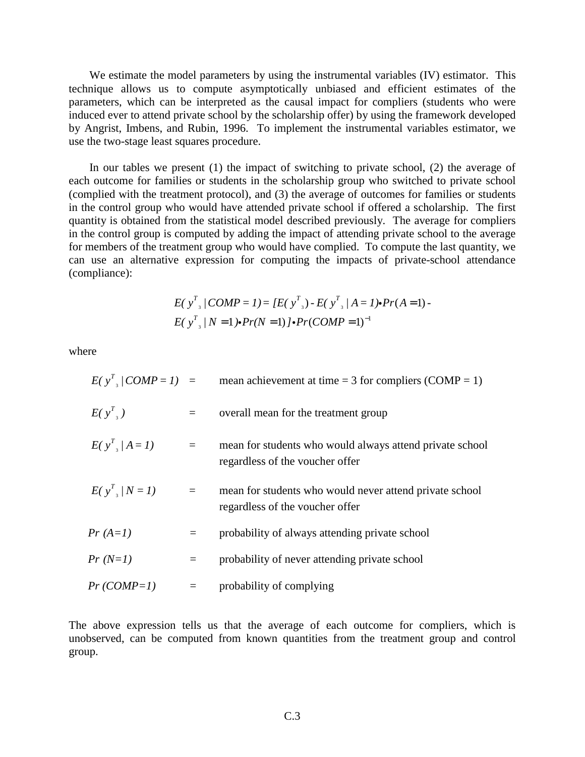We estimate the model parameters by using the instrumental variables (IV) estimator. This technique allows us to compute asymptotically unbiased and efficient estimates of the parameters, which can be interpreted as the causal impact for compliers (students who were induced ever to attend private school by the scholarship offer) by using the framework developed by Angrist, Imbens, and Rubin, 1996. To implement the instrumental variables estimator, we use the two-stage least squares procedure.

In our tables we present (1) the impact of switching to private school, (2) the average of each outcome for families or students in the scholarship group who switched to private school (complied with the treatment protocol), and (3) the average of outcomes for families or students in the control group who would have attended private school if offered a scholarship. The first quantity is obtained from the statistical model described previously. The average for compliers in the control group is computed by adding the impact of attending private school to the average for members of the treatment group who would have complied. To compute the last quantity, we can use an alternative expression for computing the impacts of private-school attendance (compliance):

$$E(y^T_3 \mid COMP = 1) = [E(y^T_3) - E(y^T_3 \mid A = 1) \bullet Pr(A = 1) - E(y^T_3 \mid N = 1) \bullet Pr(N = 1)] \bullet Pr(COMP = 1)^{-1}$$

where

| | | |
|---|---|---|
| $E(y^T_3 \mid COMP = 1)$ | = | mean achievement at time = 3 for compliers (COMP = 1) |
| $E(y^T_3)$ | = | overall mean for the treatment group |
| $E(y^T_3 \mid A = 1)$ | = | mean for students who would always attend private school regardless of the voucher offer |
| $E(y^T_3 \mid N = 1)$ | = | mean for students who would never attend private school regardless of the voucher offer |
| $Pr\ (A=1)$ | = | probability of always attending private school |
| $Pr\ (N=1)$ | = | probability of never attending private school |
| $Pr\ (COMP=1)$ | = | probability of complying |

The above expression tells us that the average of each outcome for compliers, which is unobserved, can be computed from known quantities from the treatment group and control group.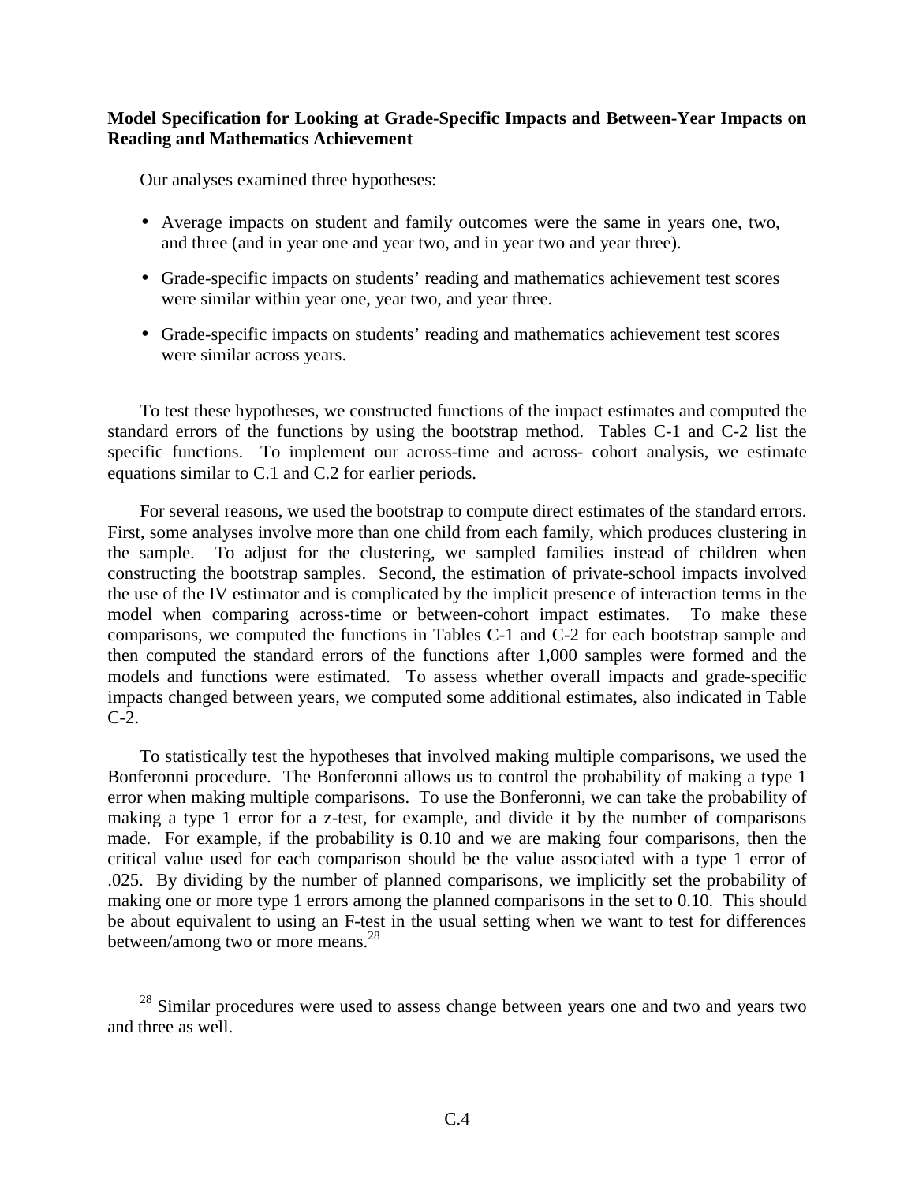**Model Specification for Looking at Grade-Specific Impacts and Between-Year Impacts on Reading and Mathematics Achievement**

Our analyses examined three hypotheses:

- Average impacts on student and family outcomes were the same in years one, two, and three (and in year one and year two, and in year two and year three).
- Grade-specific impacts on students' reading and mathematics achievement test scores were similar within year one, year two, and year three.
- Grade-specific impacts on students' reading and mathematics achievement test scores were similar across years.

To test these hypotheses, we constructed functions of the impact estimates and computed the standard errors of the functions by using the bootstrap method. Tables C-1 and C-2 list the specific functions. To implement our across-time and across- cohort analysis, we estimate equations similar to C.1 and C.2 for earlier periods.

For several reasons, we used the bootstrap to compute direct estimates of the standard errors. First, some analyses involve more than one child from each family, which produces clustering in the sample. To adjust for the clustering, we sampled families instead of children when constructing the bootstrap samples. Second, the estimation of private-school impacts involved the use of the IV estimator and is complicated by the implicit presence of interaction terms in the model when comparing across-time or between-cohort impact estimates. To make these comparisons, we computed the functions in Tables C-1 and C-2 for each bootstrap sample and then computed the standard errors of the functions after 1,000 samples were formed and the models and functions were estimated. To assess whether overall impacts and grade-specific impacts changed between years, we computed some additional estimates, also indicated in Table C-2.

To statistically test the hypotheses that involved making multiple comparisons, we used the Bonferonni procedure. The Bonferonni allows us to control the probability of making a type 1 error when making multiple comparisons. To use the Bonferonni, we can take the probability of making a type 1 error for a z-test, for example, and divide it by the number of comparisons made. For example, if the probability is 0.10 and we are making four comparisons, then the critical value used for each comparison should be the value associated with a type 1 error of .025. By dividing by the number of planned comparisons, we implicitly set the probability of making one or more type 1 errors among the planned comparisons in the set to 0.10. This should be about equivalent to using an F-test in the usual setting when we want to test for differences between/among two or more means.[28]

[28] Similar procedures were used to assess change between years one and two and years two and three as well.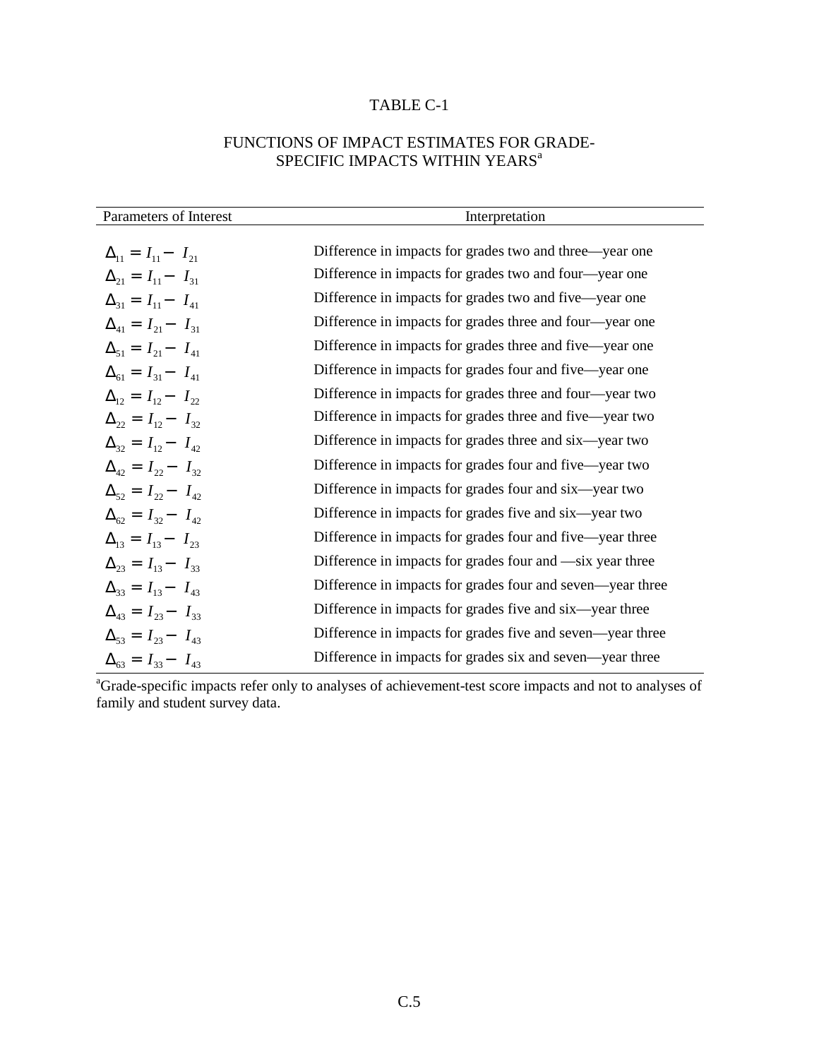TABLE C-1

FUNCTIONS OF IMPACT ESTIMATES FOR GRADE-SPECIFIC IMPACTS WITHIN YEARS[a]

| Parameters of Interest | Interpretation |
|---|---|
| $\Delta_{11} = I_{11} - I_{21}$ | Difference in impacts for grades two and three—year one |
| $\Delta_{21} = I_{11} - I_{31}$ | Difference in impacts for grades two and four—year one |
| $\Delta_{31} = I_{11} - I_{41}$ | Difference in impacts for grades two and five—year one |
| $\Delta_{41} = I_{21} - I_{31}$ | Difference in impacts for grades three and four—year one |
| $\Delta_{51} = I_{21} - I_{41}$ | Difference in impacts for grades three and five—year one |
| $\Delta_{61} = I_{31} - I_{41}$ | Difference in impacts for grades four and five—year one |
| $\Delta_{12} = I_{12} - I_{22}$ | Difference in impacts for grades three and four—year two |
| $\Delta_{22} = I_{12} - I_{32}$ | Difference in impacts for grades three and five—year two |
| $\Delta_{32} = I_{12} - I_{42}$ | Difference in impacts for grades three and six—year two |
| $\Delta_{42} = I_{22} - I_{32}$ | Difference in impacts for grades four and five—year two |
| $\Delta_{52} = I_{22} - I_{42}$ | Difference in impacts for grades four and six—year two |
| $\Delta_{62} = I_{32} - I_{42}$ | Difference in impacts for grades five and six—year two |
| $\Delta_{13} = I_{13} - I_{23}$ | Difference in impacts for grades four and five—year three |
| $\Delta_{23} = I_{13} - I_{33}$ | Difference in impacts for grades four and —six year three |
| $\Delta_{33} = I_{13} - I_{43}$ | Difference in impacts for grades four and seven—year three |
| $\Delta_{43} = I_{23} - I_{33}$ | Difference in impacts for grades five and six—year three |
| $\Delta_{53} = I_{23} - I_{43}$ | Difference in impacts for grades five and seven—year three |
| $\Delta_{63} = I_{33} - I_{43}$ | Difference in impacts for grades six and seven—year three |

[a]Grade-specific impacts refer only to analyses of achievement-test score impacts and not to analyses of family and student survey data.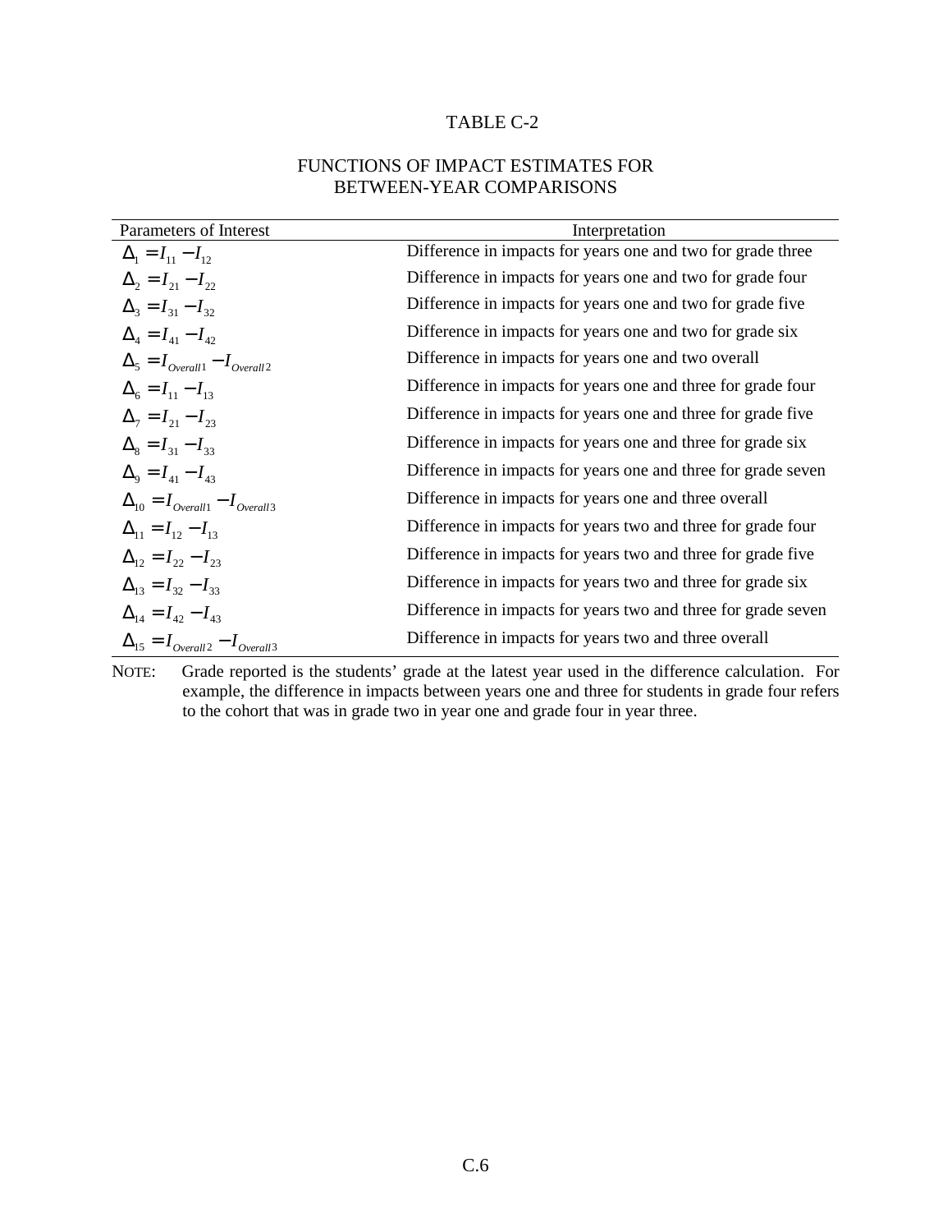# TABLE C-2

## FUNCTIONS OF IMPACT ESTIMATES FOR BETWEEN-YEAR COMPARISONS

| Parameters of Interest | Interpretation |
|---|---|
| $\Delta_1 = I_{11} - I_{12}$ | Difference in impacts for years one and two for grade three |
| $\Delta_2 = I_{21} - I_{22}$ | Difference in impacts for years one and two for grade four |
| $\Delta_3 = I_{31} - I_{32}$ | Difference in impacts for years one and two for grade five |
| $\Delta_4 = I_{41} - I_{42}$ | Difference in impacts for years one and two for grade six |
| $\Delta_5 = I_{Overall1} - I_{Overall2}$ | Difference in impacts for years one and two overall |
| $\Delta_6 = I_{11} - I_{13}$ | Difference in impacts for years one and three for grade four |
| $\Delta_7 = I_{21} - I_{23}$ | Difference in impacts for years one and three for grade five |
| $\Delta_8 = I_{31} - I_{33}$ | Difference in impacts for years one and three for grade six |
| $\Delta_9 = I_{41} - I_{43}$ | Difference in impacts for years one and three for grade seven |
| $\Delta_{10} = I_{Overall1} - I_{Overall3}$ | Difference in impacts for years one and three overall |
| $\Delta_{11} = I_{12} - I_{13}$ | Difference in impacts for years two and three for grade four |
| $\Delta_{12} = I_{22} - I_{23}$ | Difference in impacts for years two and three for grade five |
| $\Delta_{13} = I_{32} - I_{33}$ | Difference in impacts for years two and three for grade six |
| $\Delta_{14} = I_{42} - I_{43}$ | Difference in impacts for years two and three for grade seven |
| $\Delta_{15} = I_{Overall2} - I_{Overall3}$ | Difference in impacts for years two and three overall |

NOTE: Grade reported is the students' grade at the latest year used in the difference calculation. For example, the difference in impacts between years one and three for students in grade four refers to the cohort that was in grade two in year one and grade four in year three.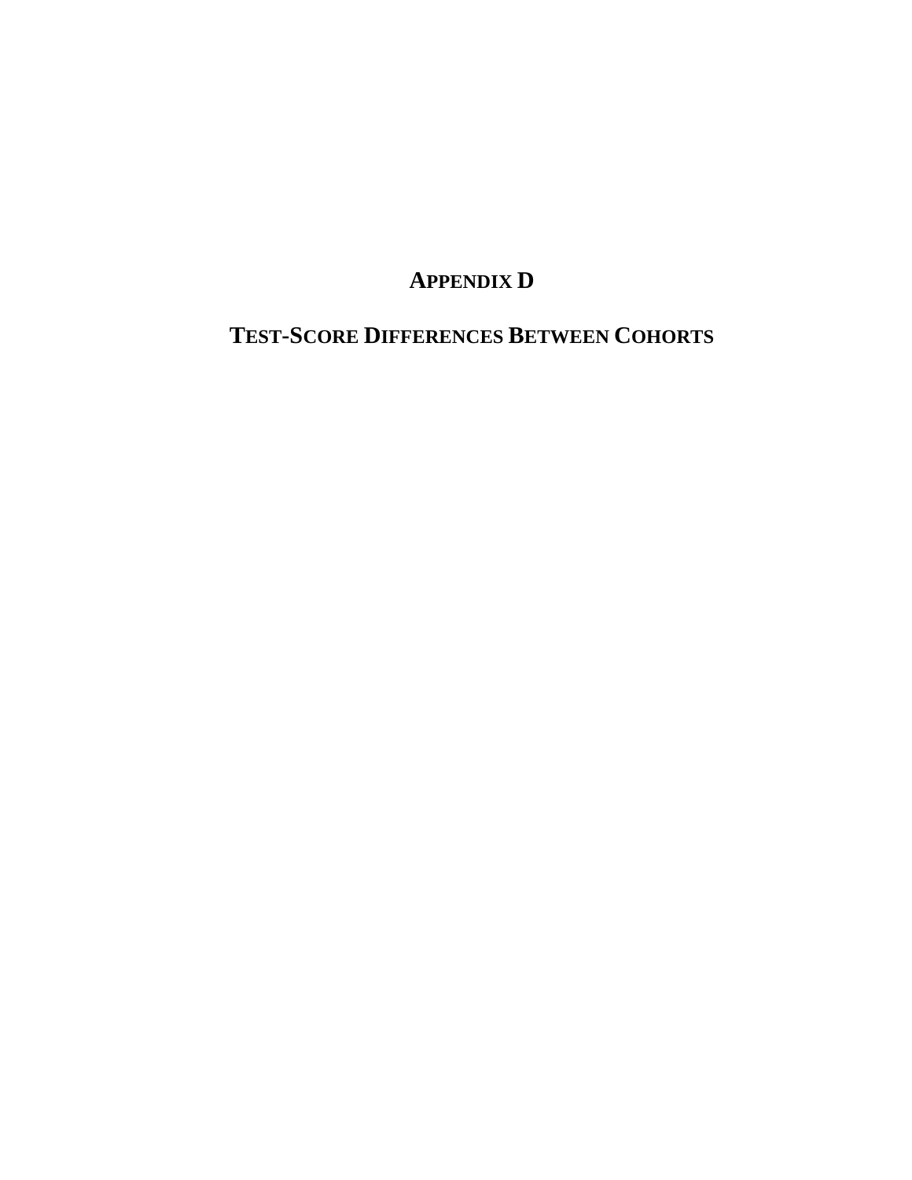# APPENDIX D

# TEST-SCORE DIFFERENCES BETWEEN COHORTS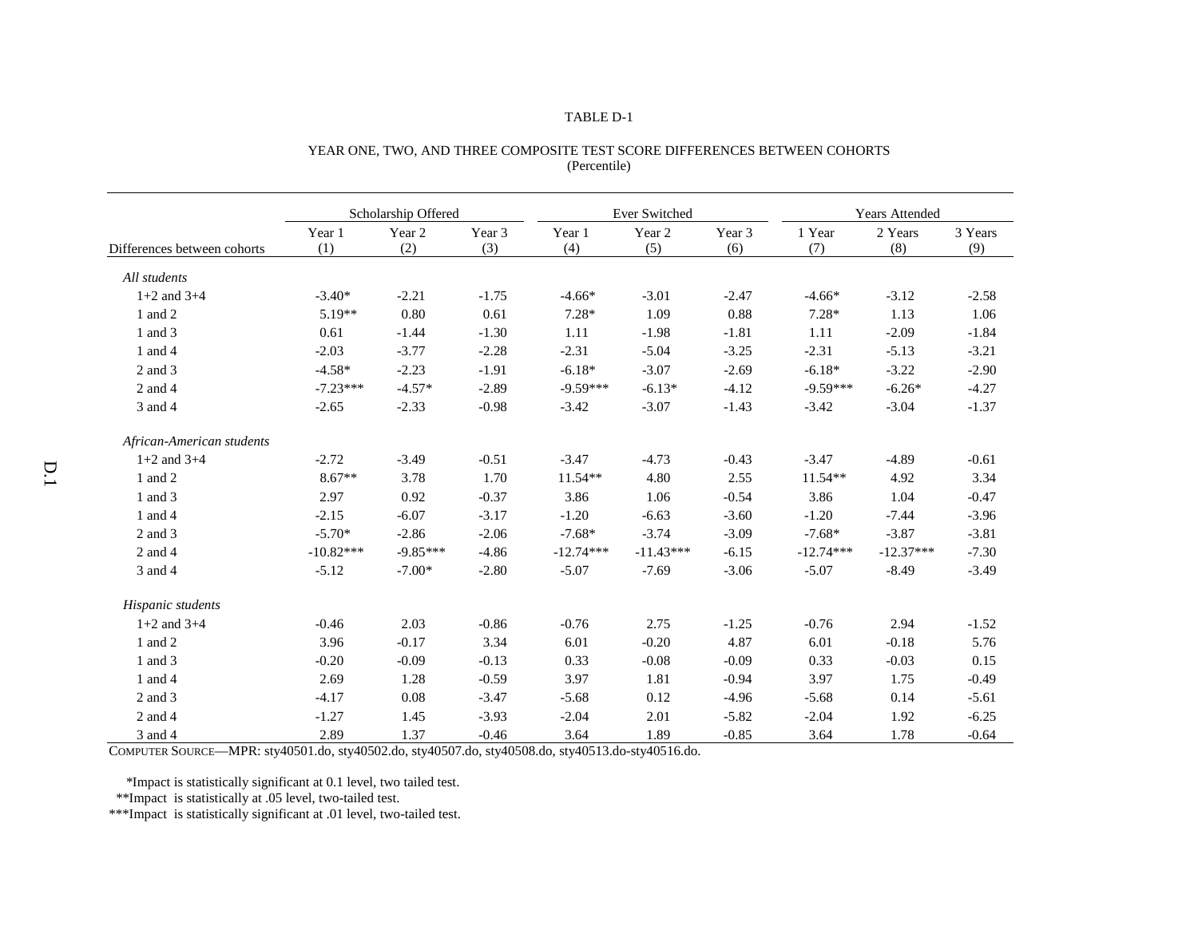TABLE D-1

YEAR ONE, TWO, AND THREE COMPOSITE TEST SCORE DIFFERENCES BETWEEN COHORTS
(Percentile)

| | Scholarship Offered | | | Ever Switched | | | Years Attended | | |
|---|---|---|---|---|---|---|---|---|---|
| Differences between cohorts | Year 1 (1) | Year 2 (2) | Year 3 (3) | Year 1 (4) | Year 2 (5) | Year 3 (6) | 1 Year (7) | 2 Years (8) | 3 Years (9) |
| *All students* | | | | | | | | | |
| 1+2 and 3+4 | -3.40* | -2.21 | -1.75 | -4.66* | -3.01 | -2.47 | -4.66* | -3.12 | -2.58 |
| 1 and 2 | 5.19** | 0.80 | 0.61 | 7.28* | 1.09 | 0.88 | 7.28* | 1.13 | 1.06 |
| 1 and 3 | 0.61 | -1.44 | -1.30 | 1.11 | -1.98 | -1.81 | 1.11 | -2.09 | -1.84 |
| 1 and 4 | -2.03 | -3.77 | -2.28 | -2.31 | -5.04 | -3.25 | -2.31 | -5.13 | -3.21 |
| 2 and 3 | -4.58* | -2.23 | -1.91 | -6.18* | -3.07 | -2.69 | -6.18* | -3.22 | -2.90 |
| 2 and 4 | -7.23*** | -4.57* | -2.89 | -9.59*** | -6.13* | -4.12 | -9.59*** | -6.26* | -4.27 |
| 3 and 4 | -2.65 | -2.33 | -0.98 | -3.42 | -3.07 | -1.43 | -3.42 | -3.04 | -1.37 |
| *African-American students* | | | | | | | | | |
| 1+2 and 3+4 | -2.72 | -3.49 | -0.51 | -3.47 | -4.73 | -0.43 | -3.47 | -4.89 | -0.61 |
| 1 and 2 | 8.67** | 3.78 | 1.70 | 11.54** | 4.80 | 2.55 | 11.54** | 4.92 | 3.34 |
| 1 and 3 | 2.97 | 0.92 | -0.37 | 3.86 | 1.06 | -0.54 | 3.86 | 1.04 | -0.47 |
| 1 and 4 | -2.15 | -6.07 | -3.17 | -1.20 | -6.63 | -3.60 | -1.20 | -7.44 | -3.96 |
| 2 and 3 | -5.70* | -2.86 | -2.06 | -7.68* | -3.74 | -3.09 | -7.68* | -3.87 | -3.81 |
| 2 and 4 | -10.82*** | -9.85*** | -4.86 | -12.74*** | -11.43*** | -6.15 | -12.74*** | -12.37*** | -7.30 |
| 3 and 4 | -5.12 | -7.00* | -2.80 | -5.07 | -7.69 | -3.06 | -5.07 | -8.49 | -3.49 |
| *Hispanic students* | | | | | | | | | |
| 1+2 and 3+4 | -0.46 | 2.03 | -0.86 | -0.76 | 2.75 | -1.25 | -0.76 | 2.94 | -1.52 |
| 1 and 2 | 3.96 | -0.17 | 3.34 | 6.01 | -0.20 | 4.87 | 6.01 | -0.18 | 5.76 |
| 1 and 3 | -0.20 | -0.09 | -0.13 | 0.33 | -0.08 | -0.09 | 0.33 | -0.03 | 0.15 |
| 1 and 4 | 2.69 | 1.28 | -0.59 | 3.97 | 1.81 | -0.94 | 3.97 | 1.75 | -0.49 |
| 2 and 3 | -4.17 | 0.08 | -3.47 | -5.68 | 0.12 | -4.96 | -5.68 | 0.14 | -5.61 |
| 2 and 4 | -1.27 | 1.45 | -3.93 | -2.04 | 2.01 | -5.82 | -2.04 | 1.92 | -6.25 |
| 3 and 4 | 2.89 | 1.37 | -0.46 | 3.64 | 1.89 | -0.85 | 3.64 | 1.78 | -0.64 |

COMPUTER SOURCE—MPR: sty40501.do, sty40502.do, sty40507.do, sty40508.do, sty40513.do-sty40516.do.

*Impact is statistically significant at 0.1 level, two tailed test.
**Impact is statistically at .05 level, two-tailed test.
***Impact is statistically significant at .01 level, two-tailed test.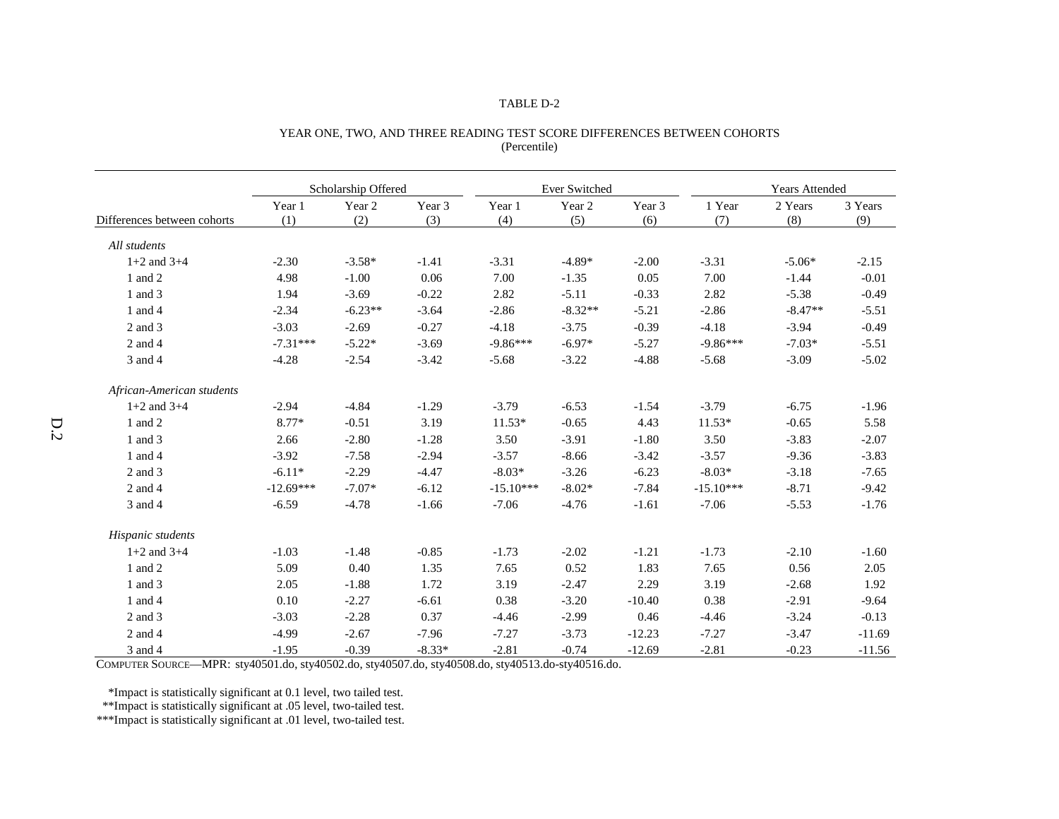TABLE D-2

YEAR ONE, TWO, AND THREE READING TEST SCORE DIFFERENCES BETWEEN COHORTS
(Percentile)

| | Scholarship Offered | | | Ever Switched | | | Years Attended | | |
|---|---|---|---|---|---|---|---|---|---|
| Differences between cohorts | Year 1 (1) | Year 2 (2) | Year 3 (3) | Year 1 (4) | Year 2 (5) | Year 3 (6) | 1 Year (7) | 2 Years (8) | 3 Years (9) |
| *All students* | | | | | | | | | |
| 1+2 and 3+4 | -2.30 | -3.58* | -1.41 | -3.31 | -4.89* | -2.00 | -3.31 | -5.06* | -2.15 |
| 1 and 2 | 4.98 | -1.00 | 0.06 | 7.00 | -1.35 | 0.05 | 7.00 | -1.44 | -0.01 |
| 1 and 3 | 1.94 | -3.69 | -0.22 | 2.82 | -5.11 | -0.33 | 2.82 | -5.38 | -0.49 |
| 1 and 4 | -2.34 | -6.23** | -3.64 | -2.86 | -8.32** | -5.21 | -2.86 | -8.47** | -5.51 |
| 2 and 3 | -3.03 | -2.69 | -0.27 | -4.18 | -3.75 | -0.39 | -4.18 | -3.94 | -0.49 |
| 2 and 4 | -7.31*** | -5.22* | -3.69 | -9.86*** | -6.97* | -5.27 | -9.86*** | -7.03* | -5.51 |
| 3 and 4 | -4.28 | -2.54 | -3.42 | -5.68 | -3.22 | -4.88 | -5.68 | -3.09 | -5.02 |
| *African-American students* | | | | | | | | | |
| 1+2 and 3+4 | -2.94 | -4.84 | -1.29 | -3.79 | -6.53 | -1.54 | -3.79 | -6.75 | -1.96 |
| 1 and 2 | 8.77* | -0.51 | 3.19 | 11.53* | -0.65 | 4.43 | 11.53* | -0.65 | 5.58 |
| 1 and 3 | 2.66 | -2.80 | -1.28 | 3.50 | -3.91 | -1.80 | 3.50 | -3.83 | -2.07 |
| 1 and 4 | -3.92 | -7.58 | -2.94 | -3.57 | -8.66 | -3.42 | -3.57 | -9.36 | -3.83 |
| 2 and 3 | -6.11* | -2.29 | -4.47 | -8.03* | -3.26 | -6.23 | -8.03* | -3.18 | -7.65 |
| 2 and 4 | -12.69*** | -7.07* | -6.12 | -15.10*** | -8.02* | -7.84 | -15.10*** | -8.71 | -9.42 |
| 3 and 4 | -6.59 | -4.78 | -1.66 | -7.06 | -4.76 | -1.61 | -7.06 | -5.53 | -1.76 |
| *Hispanic students* | | | | | | | | | |
| 1+2 and 3+4 | -1.03 | -1.48 | -0.85 | -1.73 | -2.02 | -1.21 | -1.73 | -2.10 | -1.60 |
| 1 and 2 | 5.09 | 0.40 | 1.35 | 7.65 | 0.52 | 1.83 | 7.65 | 0.56 | 2.05 |
| 1 and 3 | 2.05 | -1.88 | 1.72 | 3.19 | -2.47 | 2.29 | 3.19 | -2.68 | 1.92 |
| 1 and 4 | 0.10 | -2.27 | -6.61 | 0.38 | -3.20 | -10.40 | 0.38 | -2.91 | -9.64 |
| 2 and 3 | -3.03 | -2.28 | 0.37 | -4.46 | -2.99 | 0.46 | -4.46 | -3.24 | -0.13 |
| 2 and 4 | -4.99 | -2.67 | -7.96 | -7.27 | -3.73 | -12.23 | -7.27 | -3.47 | -11.69 |
| 3 and 4 | -1.95 | -0.39 | -8.33* | -2.81 | -0.74 | -12.69 | -2.81 | -0.23 | -11.56 |

COMPUTER SOURCE—MPR: sty40501.do, sty40502.do, sty40507.do, sty40508.do, sty40513.do-sty40516.do.

*Impact is statistically significant at 0.1 level, two tailed test.
**Impact is statistically significant at .05 level, two-tailed test.
***Impact is statistically significant at .01 level, two-tailed test.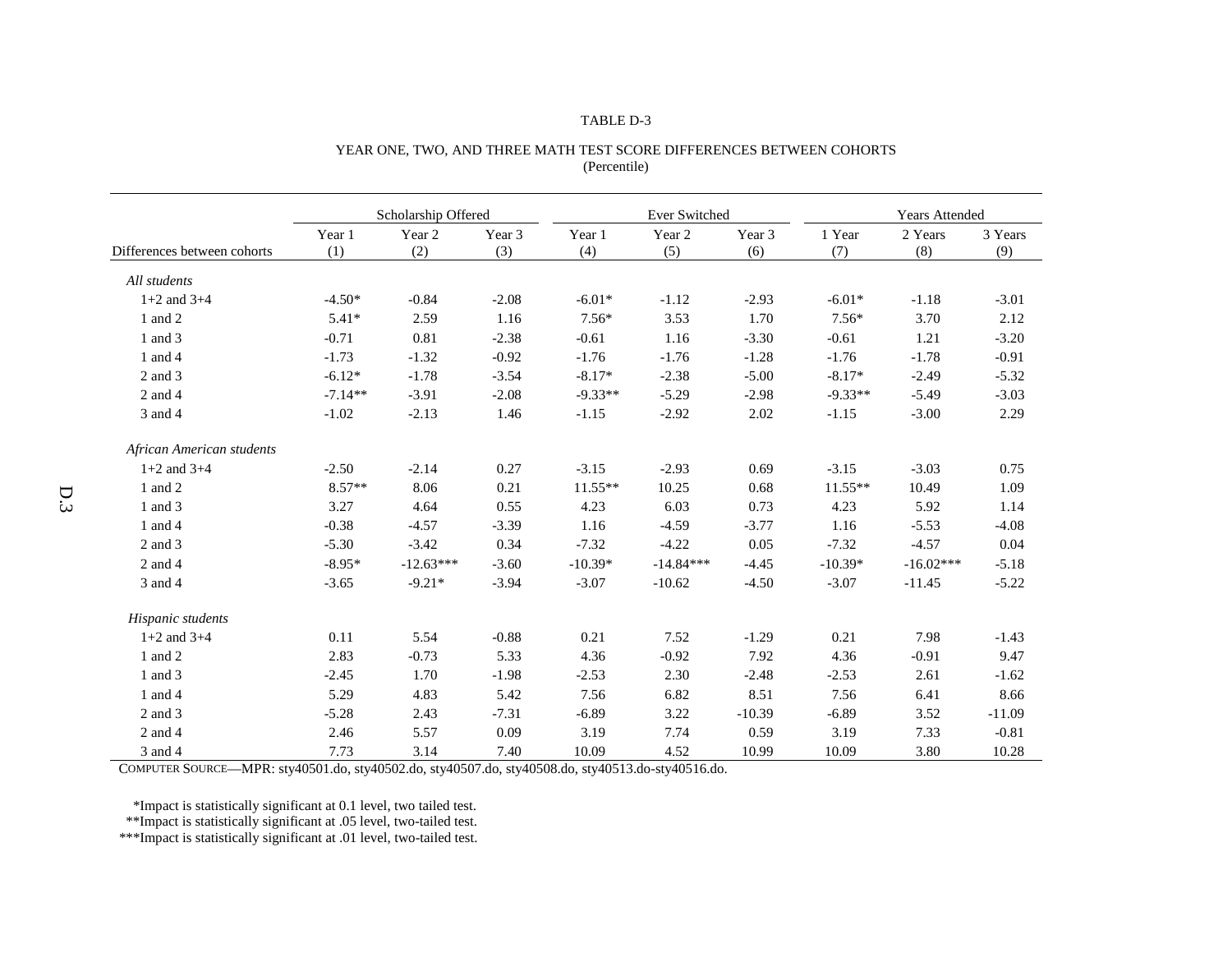TABLE D-3

YEAR ONE, TWO, AND THREE MATH TEST SCORE DIFFERENCES BETWEEN COHORTS
(Percentile)

| | Scholarship Offered | | | Ever Switched | | | Years Attended | | |
|---|---|---|---|---|---|---|---|---|---|
| Differences between cohorts | Year 1 (1) | Year 2 (2) | Year 3 (3) | Year 1 (4) | Year 2 (5) | Year 3 (6) | 1 Year (7) | 2 Years (8) | 3 Years (9) |
| *All students* | | | | | | | | | |
| 1+2 and 3+4 | -4.50* | -0.84 | -2.08 | -6.01* | -1.12 | -2.93 | -6.01* | -1.18 | -3.01 |
| 1 and 2 | 5.41* | 2.59 | 1.16 | 7.56* | 3.53 | 1.70 | 7.56* | 3.70 | 2.12 |
| 1 and 3 | -0.71 | 0.81 | -2.38 | -0.61 | 1.16 | -3.30 | -0.61 | 1.21 | -3.20 |
| 1 and 4 | -1.73 | -1.32 | -0.92 | -1.76 | -1.76 | -1.28 | -1.76 | -1.78 | -0.91 |
| 2 and 3 | -6.12* | -1.78 | -3.54 | -8.17* | -2.38 | -5.00 | -8.17* | -2.49 | -5.32 |
| 2 and 4 | -7.14** | -3.91 | -2.08 | -9.33** | -5.29 | -2.98 | -9.33** | -5.49 | -3.03 |
| 3 and 4 | -1.02 | -2.13 | 1.46 | -1.15 | -2.92 | 2.02 | -1.15 | -3.00 | 2.29 |
| *African American students* | | | | | | | | | |
| 1+2 and 3+4 | -2.50 | -2.14 | 0.27 | -3.15 | -2.93 | 0.69 | -3.15 | -3.03 | 0.75 |
| 1 and 2 | 8.57** | 8.06 | 0.21 | 11.55** | 10.25 | 0.68 | 11.55** | 10.49 | 1.09 |
| 1 and 3 | 3.27 | 4.64 | 0.55 | 4.23 | 6.03 | 0.73 | 4.23 | 5.92 | 1.14 |
| 1 and 4 | -0.38 | -4.57 | -3.39 | 1.16 | -4.59 | -3.77 | 1.16 | -5.53 | -4.08 |
| 2 and 3 | -5.30 | -3.42 | 0.34 | -7.32 | -4.22 | 0.05 | -7.32 | -4.57 | 0.04 |
| 2 and 4 | -8.95* | -12.63*** | -3.60 | -10.39* | -14.84*** | -4.45 | -10.39* | -16.02*** | -5.18 |
| 3 and 4 | -3.65 | -9.21* | -3.94 | -3.07 | -10.62 | -4.50 | -3.07 | -11.45 | -5.22 |
| *Hispanic students* | | | | | | | | | |
| 1+2 and 3+4 | 0.11 | 5.54 | -0.88 | 0.21 | 7.52 | -1.29 | 0.21 | 7.98 | -1.43 |
| 1 and 2 | 2.83 | -0.73 | 5.33 | 4.36 | -0.92 | 7.92 | 4.36 | -0.91 | 9.47 |
| 1 and 3 | -2.45 | 1.70 | -1.98 | -2.53 | 2.30 | -2.48 | -2.53 | 2.61 | -1.62 |
| 1 and 4 | 5.29 | 4.83 | 5.42 | 7.56 | 6.82 | 8.51 | 7.56 | 6.41 | 8.66 |
| 2 and 3 | -5.28 | 2.43 | -7.31 | -6.89 | 3.22 | -10.39 | -6.89 | 3.52 | -11.09 |
| 2 and 4 | 2.46 | 5.57 | 0.09 | 3.19 | 7.74 | 0.59 | 3.19 | 7.33 | -0.81 |
| 3 and 4 | 7.73 | 3.14 | 7.40 | 10.09 | 4.52 | 10.99 | 10.09 | 3.80 | 10.28 |

COMPUTER SOURCE—MPR: sty40501.do, sty40502.do, sty40507.do, sty40508.do, sty40513.do-sty40516.do.

*Impact is statistically significant at 0.1 level, two tailed test.
**Impact is statistically significant at .05 level, two-tailed test.
***Impact is statistically significant at .01 level, two-tailed test.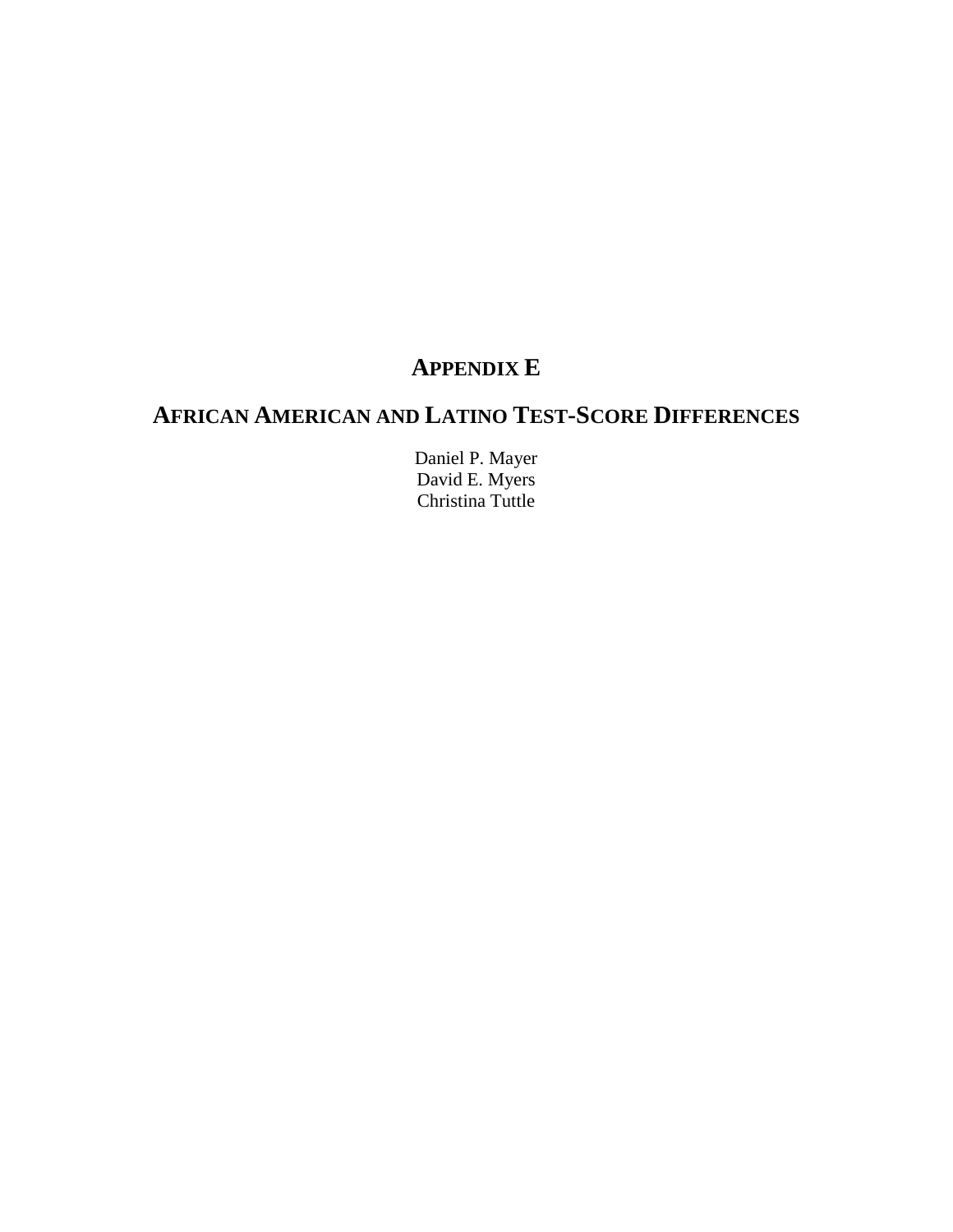# APPENDIX E

## AFRICAN AMERICAN AND LATINO TEST-SCORE DIFFERENCES

Daniel P. Mayer
David E. Myers
Christina Tuttle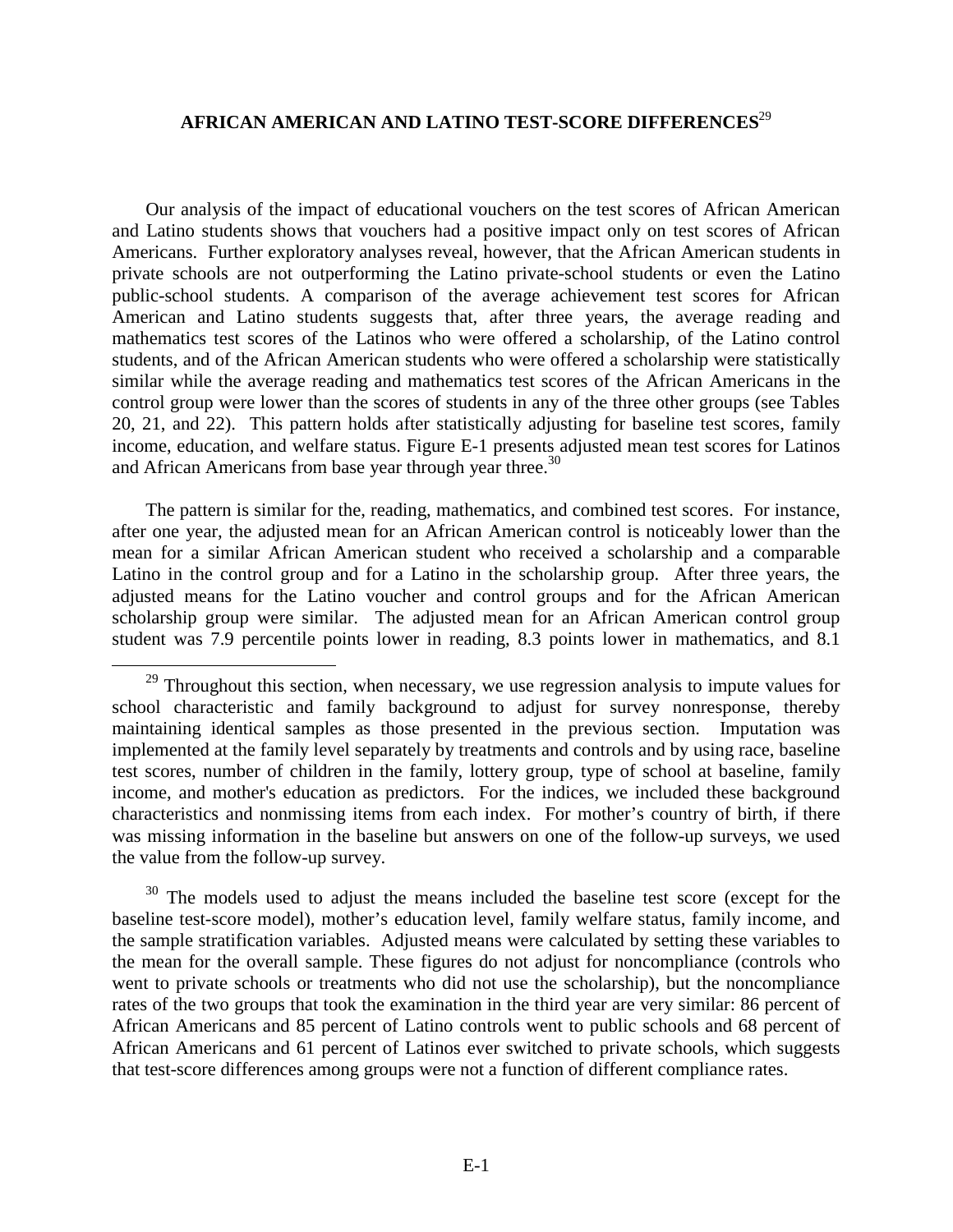## AFRICAN AMERICAN AND LATINO TEST-SCORE DIFFERENCES[29]

Our analysis of the impact of educational vouchers on the test scores of African American and Latino students shows that vouchers had a positive impact only on test scores of African Americans. Further exploratory analyses reveal, however, that the African American students in private schools are not outperforming the Latino private-school students or even the Latino public-school students. A comparison of the average achievement test scores for African American and Latino students suggests that, after three years, the average reading and mathematics test scores of the Latinos who were offered a scholarship, of the Latino control students, and of the African American students who were offered a scholarship were statistically similar while the average reading and mathematics test scores of the African Americans in the control group were lower than the scores of students in any of the three other groups (see Tables 20, 21, and 22). This pattern holds after statistically adjusting for baseline test scores, family income, education, and welfare status. Figure E-1 presents adjusted mean test scores for Latinos and African Americans from base year through year three.[30]

The pattern is similar for the, reading, mathematics, and combined test scores. For instance, after one year, the adjusted mean for an African American control is noticeably lower than the mean for a similar African American student who received a scholarship and a comparable Latino in the control group and for a Latino in the scholarship group. After three years, the adjusted means for the Latino voucher and control groups and for the African American scholarship group were similar. The adjusted mean for an African American control group student was 7.9 percentile points lower in reading, 8.3 points lower in mathematics, and 8.1

---

[29] Throughout this section, when necessary, we use regression analysis to impute values for school characteristic and family background to adjust for survey nonresponse, thereby maintaining identical samples as those presented in the previous section. Imputation was implemented at the family level separately by treatments and controls and by using race, baseline test scores, number of children in the family, lottery group, type of school at baseline, family income, and mother's education as predictors. For the indices, we included these background characteristics and nonmissing items from each index. For mother's country of birth, if there was missing information in the baseline but answers on one of the follow-up surveys, we used the value from the follow-up survey.

[30] The models used to adjust the means included the baseline test score (except for the baseline test-score model), mother's education level, family welfare status, family income, and the sample stratification variables. Adjusted means were calculated by setting these variables to the mean for the overall sample. These figures do not adjust for noncompliance (controls who went to private schools or treatments who did not use the scholarship), but the noncompliance rates of the two groups that took the examination in the third year are very similar: 86 percent of African Americans and 85 percent of Latino controls went to public schools and 68 percent of African Americans and 61 percent of Latinos ever switched to private schools, which suggests that test-score differences among groups were not a function of different compliance rates.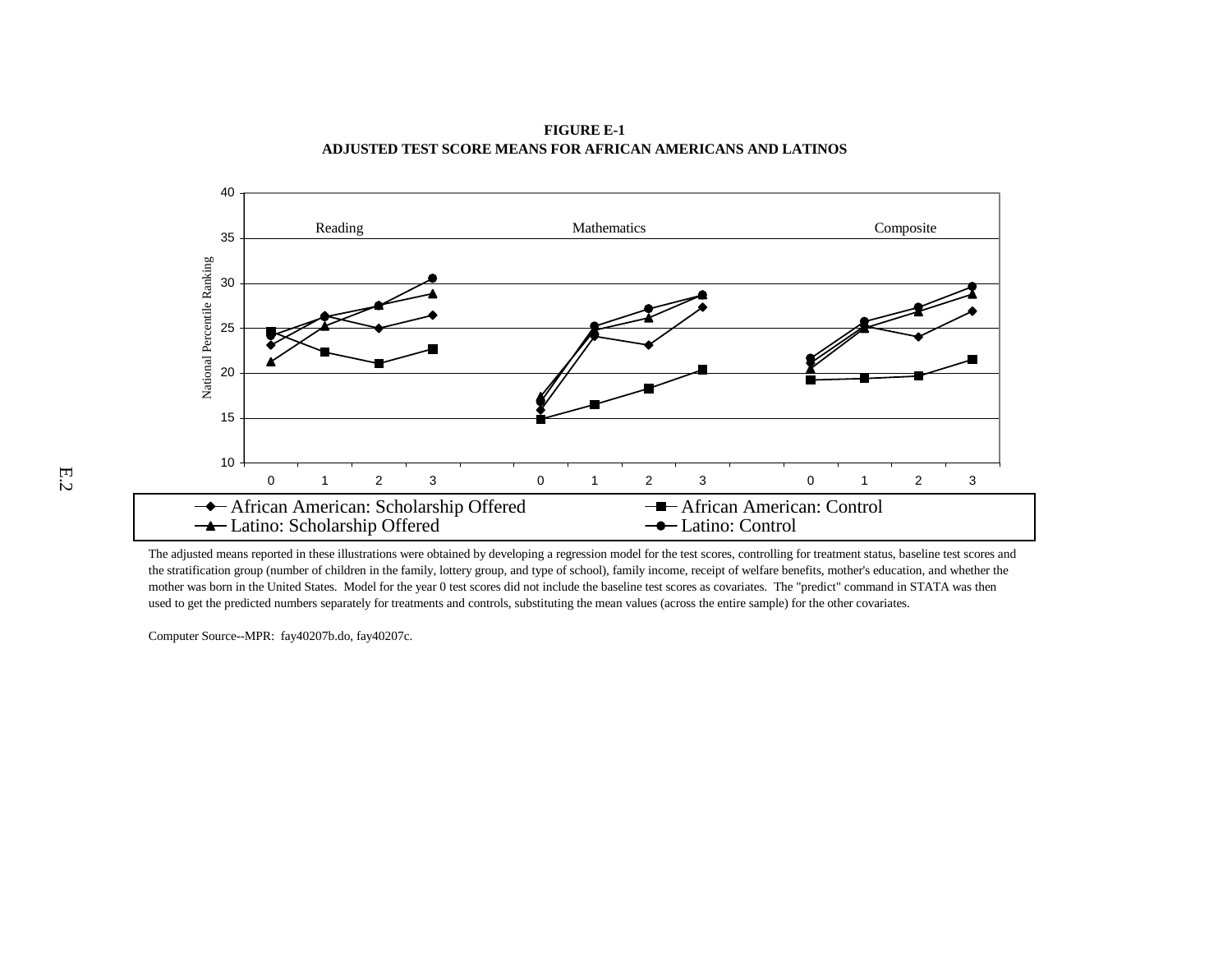**FIGURE E-1**
**ADJUSTED TEST SCORE MEANS FOR AFRICAN AMERICANS AND LATINOS**

The adjusted means reported in these illustrations were obtained by developing a regression model for the test scores, controlling for treatment status, baseline test scores and the stratification group (number of children in the family, lottery group, and type of school), family income, receipt of welfare benefits, mother's education, and whether the mother was born in the United States. Model for the year 0 test scores did not include the baseline test scores as covariates. The "predict" command in STATA was then used to get the predicted numbers separately for treatments and controls, substituting the mean values (across the entire sample) for the other covariates.

Computer Source--MPR: fay40207b.do, fay40207c.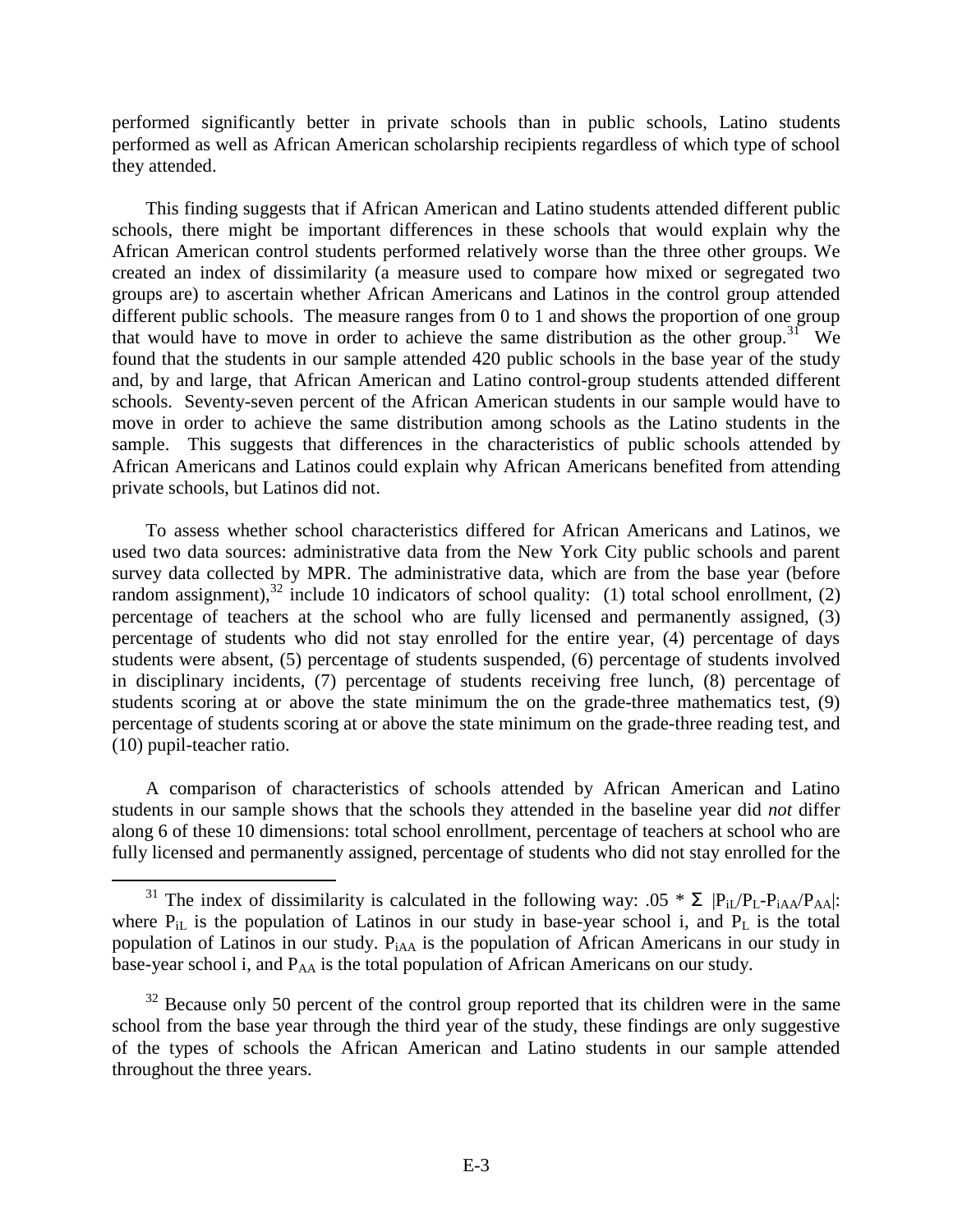performed significantly better in private schools than in public schools, Latino students performed as well as African American scholarship recipients regardless of which type of school they attended.

This finding suggests that if African American and Latino students attended different public schools, there might be important differences in these schools that would explain why the African American control students performed relatively worse than the three other groups. We created an index of dissimilarity (a measure used to compare how mixed or segregated two groups are) to ascertain whether African Americans and Latinos in the control group attended different public schools. The measure ranges from 0 to 1 and shows the proportion of one group that would have to move in order to achieve the same distribution as the other group.[31] We found that the students in our sample attended 420 public schools in the base year of the study and, by and large, that African American and Latino control-group students attended different schools. Seventy-seven percent of the African American students in our sample would have to move in order to achieve the same distribution among schools as the Latino students in the sample. This suggests that differences in the characteristics of public schools attended by African Americans and Latinos could explain why African Americans benefited from attending private schools, but Latinos did not.

To assess whether school characteristics differed for African Americans and Latinos, we used two data sources: administrative data from the New York City public schools and parent survey data collected by MPR. The administrative data, which are from the base year (before random assignment),[32] include 10 indicators of school quality: (1) total school enrollment, (2) percentage of teachers at the school who are fully licensed and permanently assigned, (3) percentage of students who did not stay enrolled for the entire year, (4) percentage of days students were absent, (5) percentage of students suspended, (6) percentage of students involved in disciplinary incidents, (7) percentage of students receiving free lunch, (8) percentage of students scoring at or above the state minimum the on the grade-three mathematics test, (9) percentage of students scoring at or above the state minimum on the grade-three reading test, and (10) pupil-teacher ratio.

A comparison of characteristics of schools attended by African American and Latino students in our sample shows that the schools they attended in the baseline year did *not* differ along 6 of these 10 dimensions: total school enrollment, percentage of teachers at school who are fully licensed and permanently assigned, percentage of students who did not stay enrolled for the

---

[31] The index of dissimilarity is calculated in the following way: $.05 * \Sigma \ |P_{iL}/P_L - P_{iAA}/P_{AA}|$: where $P_{iL}$ is the population of Latinos in our study in base-year school i, and $P_L$ is the total population of Latinos in our study. $P_{iAA}$ is the population of African Americans in our study in base-year school i, and $P_{AA}$ is the total population of African Americans on our study.

[32] Because only 50 percent of the control group reported that its children were in the same school from the base year through the third year of the study, these findings are only suggestive of the types of schools the African American and Latino students in our sample attended throughout the three years.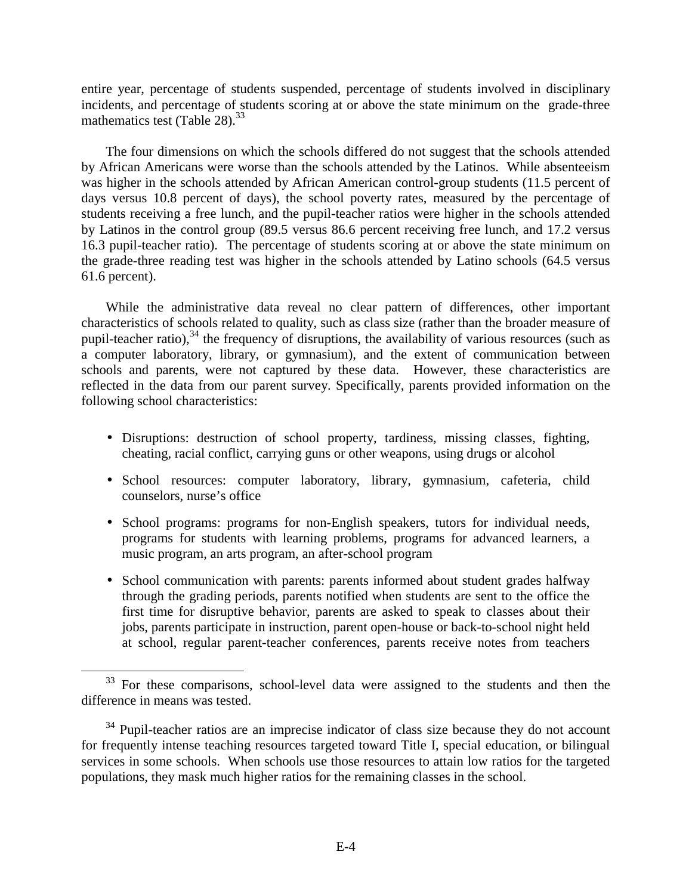entire year, percentage of students suspended, percentage of students involved in disciplinary incidents, and percentage of students scoring at or above the state minimum on the grade-three mathematics test (Table 28).[33]

The four dimensions on which the schools differed do not suggest that the schools attended by African Americans were worse than the schools attended by the Latinos. While absenteeism was higher in the schools attended by African American control-group students (11.5 percent of days versus 10.8 percent of days), the school poverty rates, measured by the percentage of students receiving a free lunch, and the pupil-teacher ratios were higher in the schools attended by Latinos in the control group (89.5 versus 86.6 percent receiving free lunch, and 17.2 versus 16.3 pupil-teacher ratio). The percentage of students scoring at or above the state minimum on the grade-three reading test was higher in the schools attended by Latino schools (64.5 versus 61.6 percent).

While the administrative data reveal no clear pattern of differences, other important characteristics of schools related to quality, such as class size (rather than the broader measure of pupil-teacher ratio),[34] the frequency of disruptions, the availability of various resources (such as a computer laboratory, library, or gymnasium), and the extent of communication between schools and parents, were not captured by these data. However, these characteristics are reflected in the data from our parent survey. Specifically, parents provided information on the following school characteristics:

- Disruptions: destruction of school property, tardiness, missing classes, fighting, cheating, racial conflict, carrying guns or other weapons, using drugs or alcohol
- School resources: computer laboratory, library, gymnasium, cafeteria, child counselors, nurse's office
- School programs: programs for non-English speakers, tutors for individual needs, programs for students with learning problems, programs for advanced learners, a music program, an arts program, an after-school program
- School communication with parents: parents informed about student grades halfway through the grading periods, parents notified when students are sent to the office the first time for disruptive behavior, parents are asked to speak to classes about their jobs, parents participate in instruction, parent open-house or back-to-school night held at school, regular parent-teacher conferences, parents receive notes from teachers

[33] For these comparisons, school-level data were assigned to the students and then the difference in means was tested.

[34] Pupil-teacher ratios are an imprecise indicator of class size because they do not account for frequently intense teaching resources targeted toward Title I, special education, or bilingual services in some schools. When schools use those resources to attain low ratios for the targeted populations, they mask much higher ratios for the remaining classes in the school.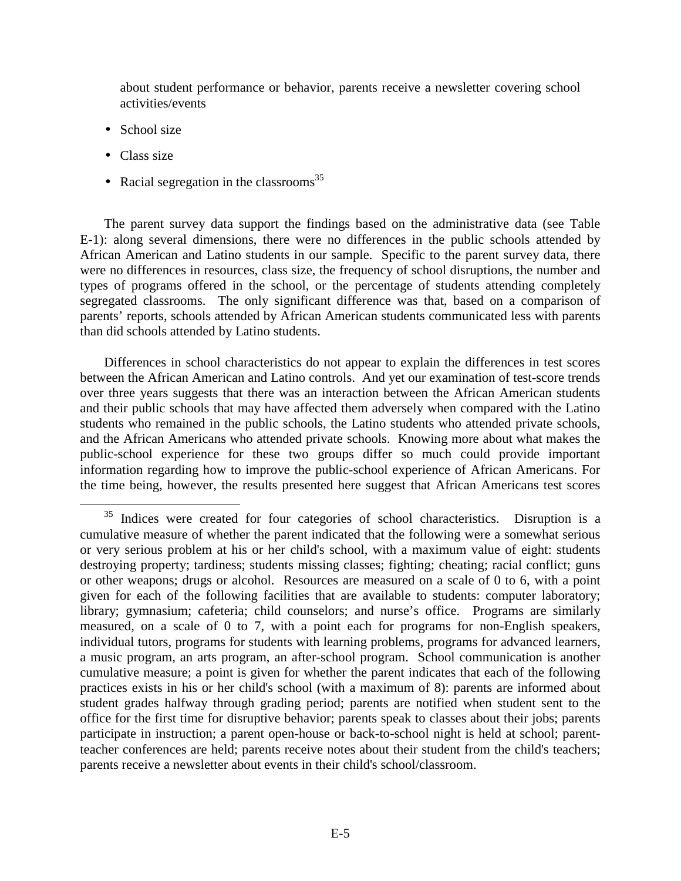about student performance or behavior, parents receive a newsletter covering school activities/events

- School size
- Class size
- Racial segregation in the classrooms[35]

The parent survey data support the findings based on the administrative data (see Table E-1): along several dimensions, there were no differences in the public schools attended by African American and Latino students in our sample. Specific to the parent survey data, there were no differences in resources, class size, the frequency of school disruptions, the number and types of programs offered in the school, or the percentage of students attending completely segregated classrooms. The only significant difference was that, based on a comparison of parents' reports, schools attended by African American students communicated less with parents than did schools attended by Latino students.

Differences in school characteristics do not appear to explain the differences in test scores between the African American and Latino controls. And yet our examination of test-score trends over three years suggests that there was an interaction between the African American students and their public schools that may have affected them adversely when compared with the Latino students who remained in the public schools, the Latino students who attended private schools, and the African Americans who attended private schools. Knowing more about what makes the public-school experience for these two groups differ so much could provide important information regarding how to improve the public-school experience of African Americans. For the time being, however, the results presented here suggest that African Americans test scores

---

[35] Indices were created for four categories of school characteristics. Disruption is a cumulative measure of whether the parent indicated that the following were a somewhat serious or very serious problem at his or her child's school, with a maximum value of eight: students destroying property; tardiness; students missing classes; fighting; cheating; racial conflict; guns or other weapons; drugs or alcohol. Resources are measured on a scale of 0 to 6, with a point given for each of the following facilities that are available to students: computer laboratory; library; gymnasium; cafeteria; child counselors; and nurse's office. Programs are similarly measured, on a scale of 0 to 7, with a point each for programs for non-English speakers, individual tutors, programs for students with learning problems, programs for advanced learners, a music program, an arts program, an after-school program. School communication is another cumulative measure; a point is given for whether the parent indicates that each of the following practices exists in his or her child's school (with a maximum of 8): parents are informed about student grades halfway through grading period; parents are notified when student sent to the office for the first time for disruptive behavior; parents speak to classes about their jobs; parents participate in instruction; a parent open-house or back-to-school night is held at school; parent-teacher conferences are held; parents receive notes about their student from the child's teachers; parents receive a newsletter about events in their child's school/classroom.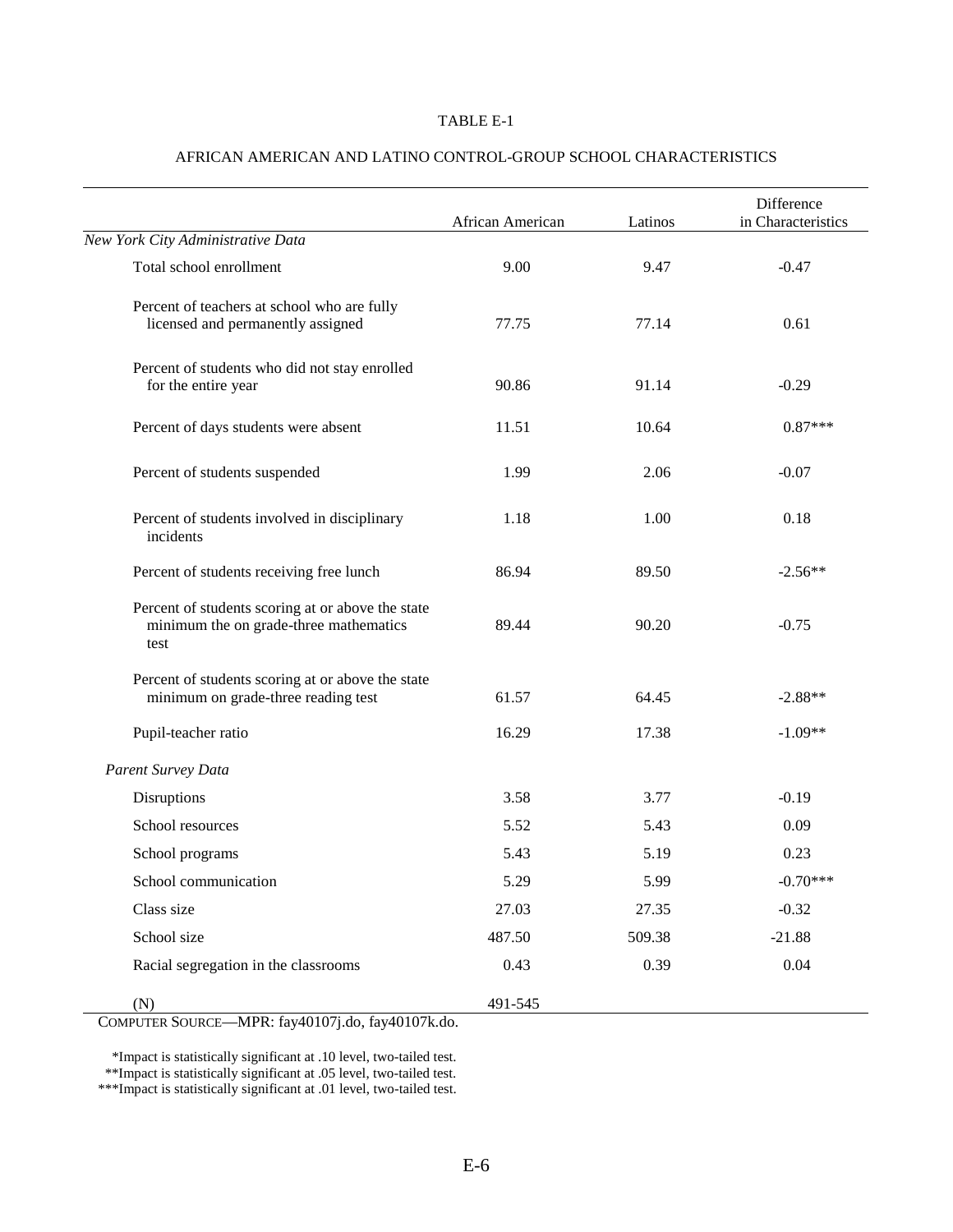TABLE E-1

AFRICAN AMERICAN AND LATINO CONTROL-GROUP SCHOOL CHARACTERISTICS

| | African American | Latinos | Difference in Characteristics |
|---|---|---|---|
| *New York City Administrative Data* | | | |
| Total school enrollment | 9.00 | 9.47 | -0.47 |
| Percent of teachers at school who are fully licensed and permanently assigned | 77.75 | 77.14 | 0.61 |
| Percent of students who did not stay enrolled for the entire year | 90.86 | 91.14 | -0.29 |
| Percent of days students were absent | 11.51 | 10.64 | 0.87*** |
| Percent of students suspended | 1.99 | 2.06 | -0.07 |
| Percent of students involved in disciplinary incidents | 1.18 | 1.00 | 0.18 |
| Percent of students receiving free lunch | 86.94 | 89.50 | -2.56** |
| Percent of students scoring at or above the state minimum the on grade-three mathematics test | 89.44 | 90.20 | -0.75 |
| Percent of students scoring at or above the state minimum on grade-three reading test | 61.57 | 64.45 | -2.88** |
| Pupil-teacher ratio | 16.29 | 17.38 | -1.09** |
| *Parent Survey Data* | | | |
| Disruptions | 3.58 | 3.77 | -0.19 |
| School resources | 5.52 | 5.43 | 0.09 |
| School programs | 5.43 | 5.19 | 0.23 |
| School communication | 5.29 | 5.99 | -0.70*** |
| Class size | 27.03 | 27.35 | -0.32 |
| School size | 487.50 | 509.38 | -21.88 |
| Racial segregation in the classrooms | 0.43 | 0.39 | 0.04 |
| (N) | 491-545 | | |

COMPUTER SOURCE—MPR: fay40107j.do, fay40107k.do.

*Impact is statistically significant at .10 level, two-tailed test.
**Impact is statistically significant at .05 level, two-tailed test.
***Impact is statistically significant at .01 level, two-tailed test.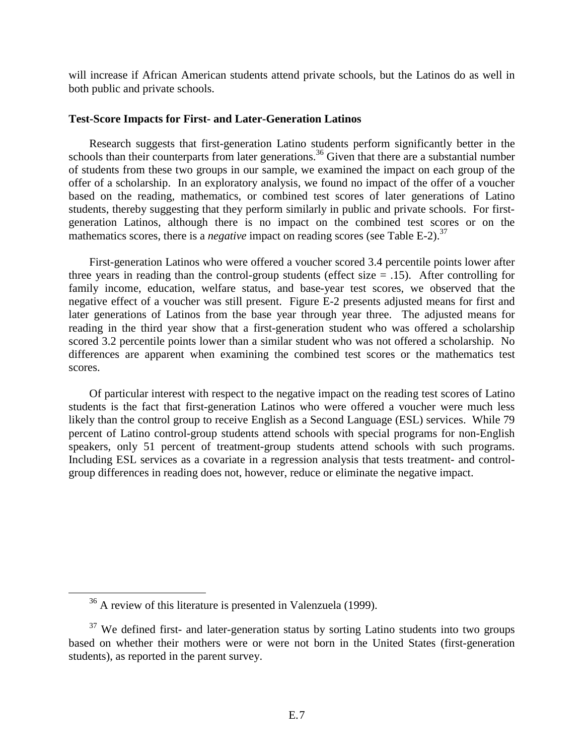will increase if African American students attend private schools, but the Latinos do as well in both public and private schools.

**Test-Score Impacts for First- and Later-Generation Latinos**

Research suggests that first-generation Latino students perform significantly better in the schools than their counterparts from later generations.[36] Given that there are a substantial number of students from these two groups in our sample, we examined the impact on each group of the offer of a scholarship. In an exploratory analysis, we found no impact of the offer of a voucher based on the reading, mathematics, or combined test scores of later generations of Latino students, thereby suggesting that they perform similarly in public and private schools. For first-generation Latinos, although there is no impact on the combined test scores or on the mathematics scores, there is a *negative* impact on reading scores (see Table E-2).[37]

First-generation Latinos who were offered a voucher scored 3.4 percentile points lower after three years in reading than the control-group students (effect size = .15). After controlling for family income, education, welfare status, and base-year test scores, we observed that the negative effect of a voucher was still present. Figure E-2 presents adjusted means for first and later generations of Latinos from the base year through year three. The adjusted means for reading in the third year show that a first-generation student who was offered a scholarship scored 3.2 percentile points lower than a similar student who was not offered a scholarship. No differences are apparent when examining the combined test scores or the mathematics test scores.

Of particular interest with respect to the negative impact on the reading test scores of Latino students is the fact that first-generation Latinos who were offered a voucher were much less likely than the control group to receive English as a Second Language (ESL) services. While 79 percent of Latino control-group students attend schools with special programs for non-English speakers, only 51 percent of treatment-group students attend schools with such programs. Including ESL services as a covariate in a regression analysis that tests treatment- and control-group differences in reading does not, however, reduce or eliminate the negative impact.

---

[36] A review of this literature is presented in Valenzuela (1999).

[37] We defined first- and later-generation status by sorting Latino students into two groups based on whether their mothers were or were not born in the United States (first-generation students), as reported in the parent survey.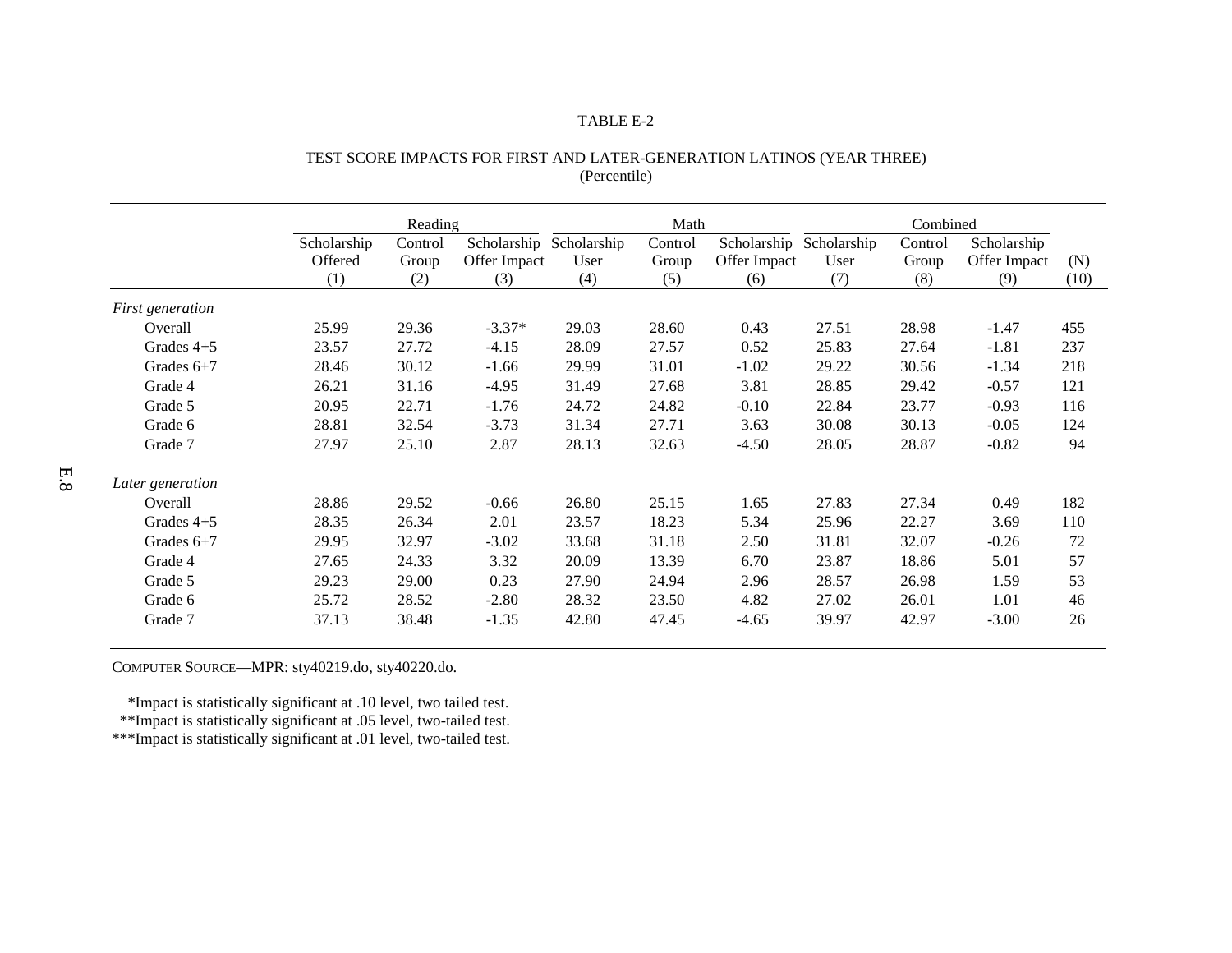TABLE E-2

TEST SCORE IMPACTS FOR FIRST AND LATER-GENERATION LATINOS (YEAR THREE)
(Percentile)

| | Reading | | | Math | | | Combined | | | |
|---|---|---|---|---|---|---|---|---|---|---|
| | Scholarship Offered (1) | Control Group (2) | Scholarship Offer Impact (3) | Scholarship User (4) | Control Group (5) | Scholarship Offer Impact (6) | Scholarship User (7) | Control Group (8) | Scholarship Offer Impact (9) | (N) (10) |
| *First generation* | | | | | | | | | | |
| Overall | 25.99 | 29.36 | -3.37* | 29.03 | 28.60 | 0.43 | 27.51 | 28.98 | -1.47 | 455 |
| Grades 4+5 | 23.57 | 27.72 | -4.15 | 28.09 | 27.57 | 0.52 | 25.83 | 27.64 | -1.81 | 237 |
| Grades 6+7 | 28.46 | 30.12 | -1.66 | 29.99 | 31.01 | -1.02 | 29.22 | 30.56 | -1.34 | 218 |
| Grade 4 | 26.21 | 31.16 | -4.95 | 31.49 | 27.68 | 3.81 | 28.85 | 29.42 | -0.57 | 121 |
| Grade 5 | 20.95 | 22.71 | -1.76 | 24.72 | 24.82 | -0.10 | 22.84 | 23.77 | -0.93 | 116 |
| Grade 6 | 28.81 | 32.54 | -3.73 | 31.34 | 27.71 | 3.63 | 30.08 | 30.13 | -0.05 | 124 |
| Grade 7 | 27.97 | 25.10 | 2.87 | 28.13 | 32.63 | -4.50 | 28.05 | 28.87 | -0.82 | 94 |
| *Later generation* | | | | | | | | | | |
| Overall | 28.86 | 29.52 | -0.66 | 26.80 | 25.15 | 1.65 | 27.83 | 27.34 | 0.49 | 182 |
| Grades 4+5 | 28.35 | 26.34 | 2.01 | 23.57 | 18.23 | 5.34 | 25.96 | 22.27 | 3.69 | 110 |
| Grades 6+7 | 29.95 | 32.97 | -3.02 | 33.68 | 31.18 | 2.50 | 31.81 | 32.07 | -0.26 | 72 |
| Grade 4 | 27.65 | 24.33 | 3.32 | 20.09 | 13.39 | 6.70 | 23.87 | 18.86 | 5.01 | 57 |
| Grade 5 | 29.23 | 29.00 | 0.23 | 27.90 | 24.94 | 2.96 | 28.57 | 26.98 | 1.59 | 53 |
| Grade 6 | 25.72 | 28.52 | -2.80 | 28.32 | 23.50 | 4.82 | 27.02 | 26.01 | 1.01 | 46 |
| Grade 7 | 37.13 | 38.48 | -1.35 | 42.80 | 47.45 | -4.65 | 39.97 | 42.97 | -3.00 | 26 |

COMPUTER SOURCE—MPR: sty40219.do, sty40220.do.

*Impact is statistically significant at .10 level, two tailed test.
**Impact is statistically significant at .05 level, two-tailed test.
***Impact is statistically significant at .01 level, two-tailed test.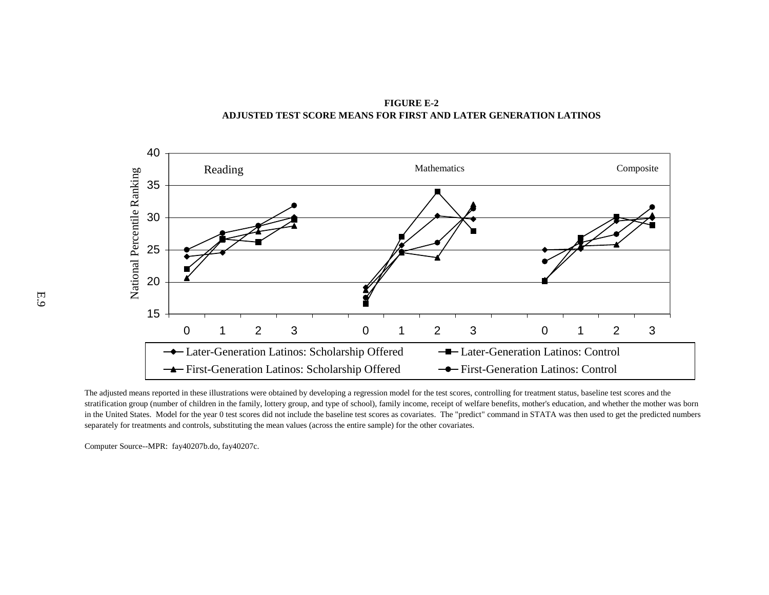**FIGURE E-2**
**ADJUSTED TEST SCORE MEANS FOR FIRST AND LATER GENERATION LATINOS**

The adjusted means reported in these illustrations were obtained by developing a regression model for the test scores, controlling for treatment status, baseline test scores and the stratification group (number of children in the family, lottery group, and type of school), family income, receipt of welfare benefits, mother's education, and whether the mother was born in the United States. Model for the year 0 test scores did not include the baseline test scores as covariates. The "predict" command in STATA was then used to get the predicted numbers separately for treatments and controls, substituting the mean values (across the entire sample) for the other covariates.

Computer Source--MPR: fay40207b.do, fay40207c.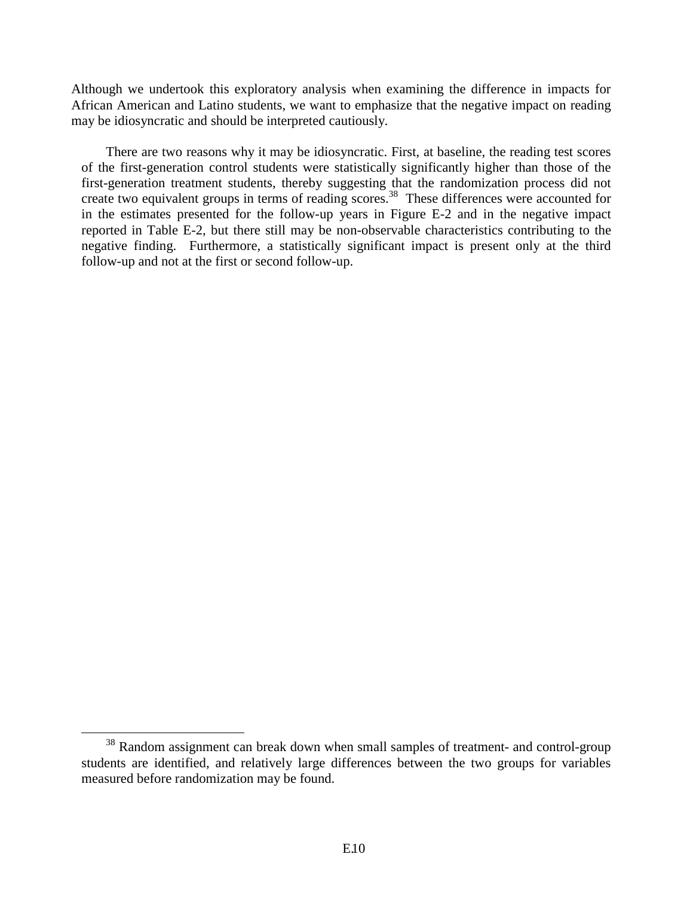Although we undertook this exploratory analysis when examining the difference in impacts for African American and Latino students, we want to emphasize that the negative impact on reading may be idiosyncratic and should be interpreted cautiously.

There are two reasons why it may be idiosyncratic. First, at baseline, the reading test scores of the first-generation control students were statistically significantly higher than those of the first-generation treatment students, thereby suggesting that the randomization process did not create two equivalent groups in terms of reading scores.[38] These differences were accounted for in the estimates presented for the follow-up years in Figure E-2 and in the negative impact reported in Table E-2, but there still may be non-observable characteristics contributing to the negative finding. Furthermore, a statistically significant impact is present only at the third follow-up and not at the first or second follow-up.

[38] Random assignment can break down when small samples of treatment- and control-group students are identified, and relatively large differences between the two groups for variables measured before randomization may be found.